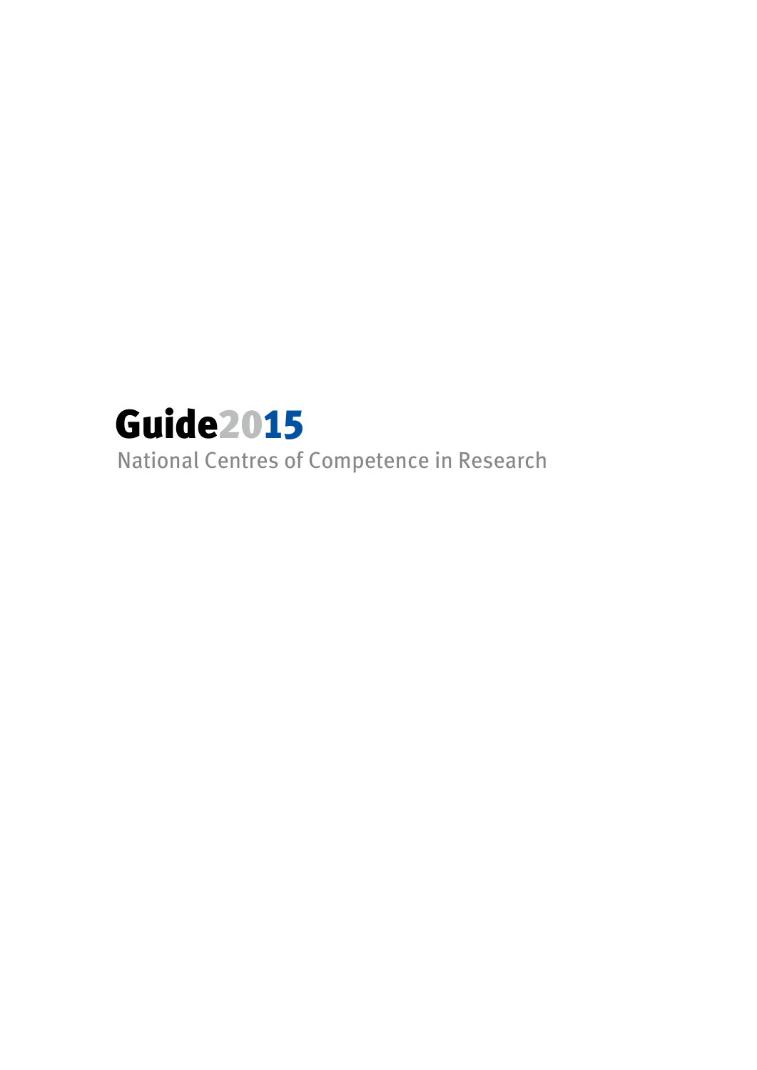# Guide2015

National Centres of Competence in Research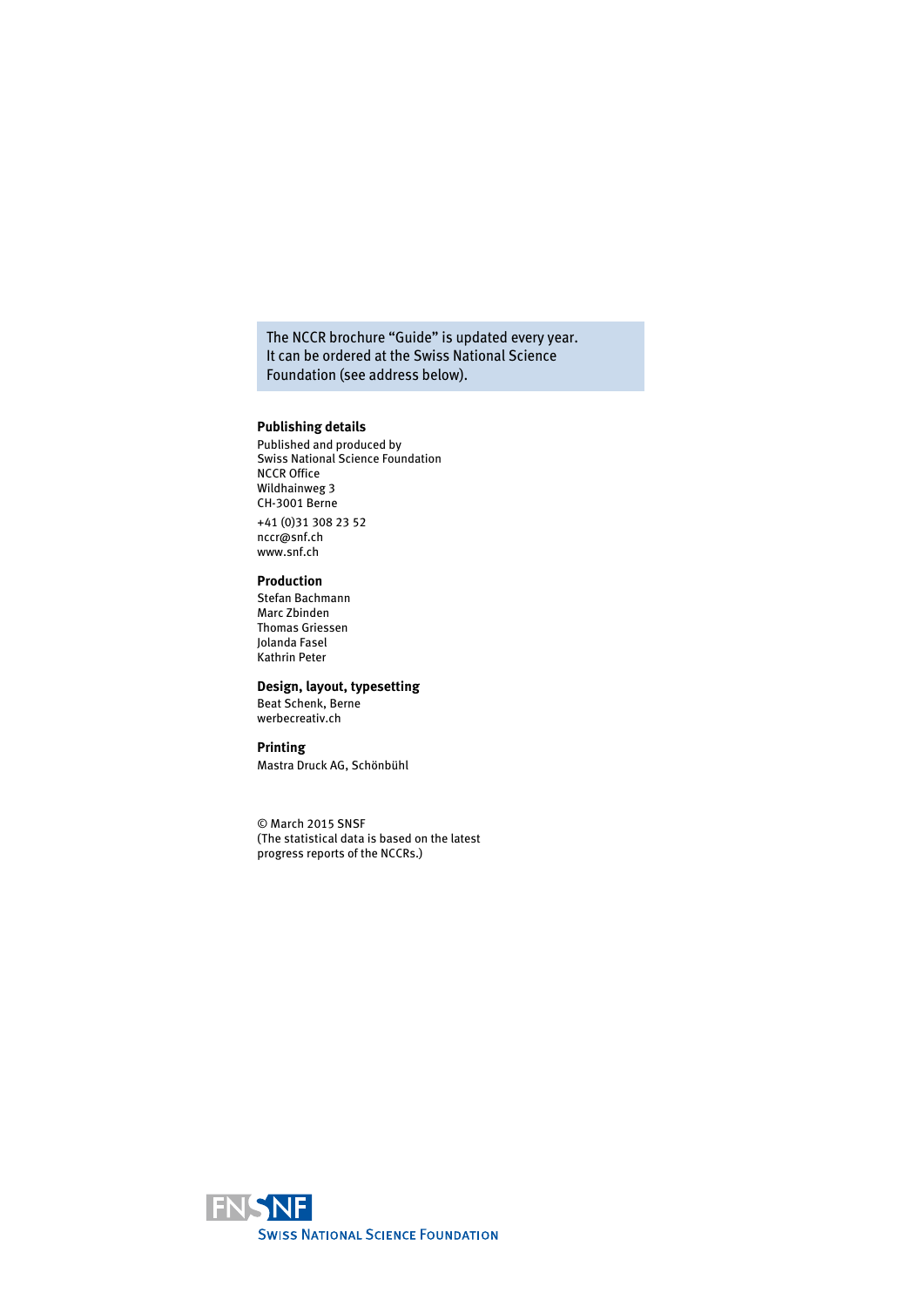The NCCR brochure "Guide" is updated every year. It can be ordered at the Swiss National Science Foundation (see address below).

**Publishing details**

Published and produced by
Swiss National Science Foundation
NCCR Office
Wildhainweg 3
CH-3001 Berne

+41 (0)31 308 23 52
nccr@snf.ch
www.snf.ch

**Production**

Stefan Bachmann
Marc Zbinden
Thomas Griessen
Jolanda Fasel
Kathrin Peter

**Design, layout, typesetting**

Beat Schenk, Berne
werbecreativ.ch

**Printing**

Mastra Druck AG, Schönbühl

© March 2015 SNSF
(The statistical data is based on the latest progress reports of the NCCRs.)

FNSNF
SWISS NATIONAL SCIENCE FOUNDATION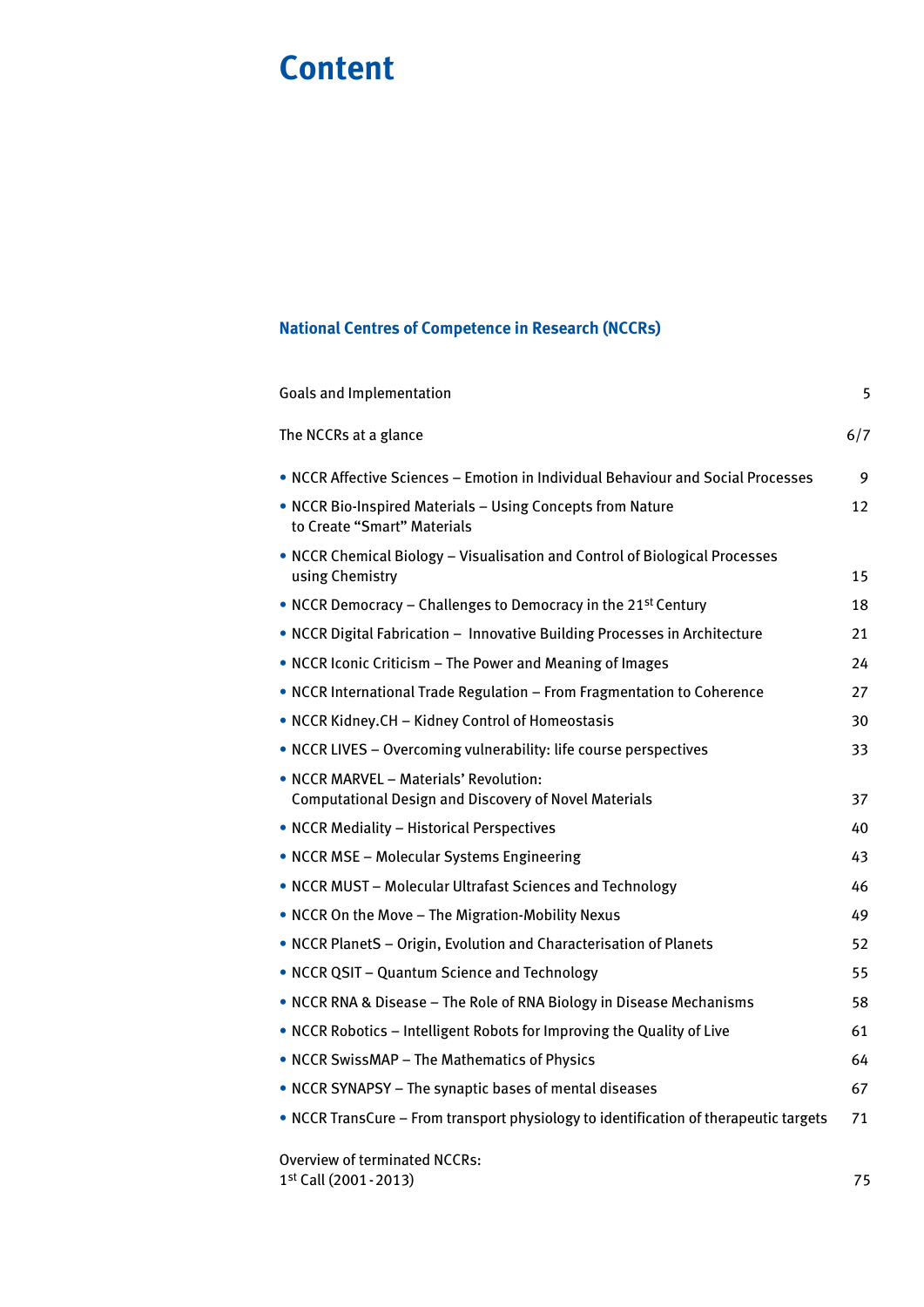# Content

## National Centres of Competence in Research (NCCRs)

| | |
|---|---|
| Goals and Implementation | 5 |
| The NCCRs at a glance | 6/7 |
| • NCCR Affective Sciences – Emotion in Individual Behaviour and Social Processes | 9 |
| • NCCR Bio-Inspired Materials – Using Concepts from Nature to Create "Smart" Materials | 12 |
| • NCCR Chemical Biology – Visualisation and Control of Biological Processes using Chemistry | 15 |
| • NCCR Democracy – Challenges to Democracy in the 21st Century | 18 |
| • NCCR Digital Fabrication – Innovative Building Processes in Architecture | 21 |
| • NCCR Iconic Criticism – The Power and Meaning of Images | 24 |
| • NCCR International Trade Regulation – From Fragmentation to Coherence | 27 |
| • NCCR Kidney.CH – Kidney Control of Homeostasis | 30 |
| • NCCR LIVES – Overcoming vulnerability: life course perspectives | 33 |
| • NCCR MARVEL – Materials' Revolution: Computational Design and Discovery of Novel Materials | 37 |
| • NCCR Mediality – Historical Perspectives | 40 |
| • NCCR MSE – Molecular Systems Engineering | 43 |
| • NCCR MUST – Molecular Ultrafast Sciences and Technology | 46 |
| • NCCR On the Move – The Migration-Mobility Nexus | 49 |
| • NCCR PlanetS – Origin, Evolution and Characterisation of Planets | 52 |
| • NCCR QSIT – Quantum Science and Technology | 55 |
| • NCCR RNA & Disease – The Role of RNA Biology in Disease Mechanisms | 58 |
| • NCCR Robotics – Intelligent Robots for Improving the Quality of Live | 61 |
| • NCCR SwissMAP – The Mathematics of Physics | 64 |
| • NCCR SYNAPSY – The synaptic bases of mental diseases | 67 |
| • NCCR TransCure – From transport physiology to identification of therapeutic targets | 71 |
| Overview of terminated NCCRs: 1st Call (2001 - 2013) | 75 |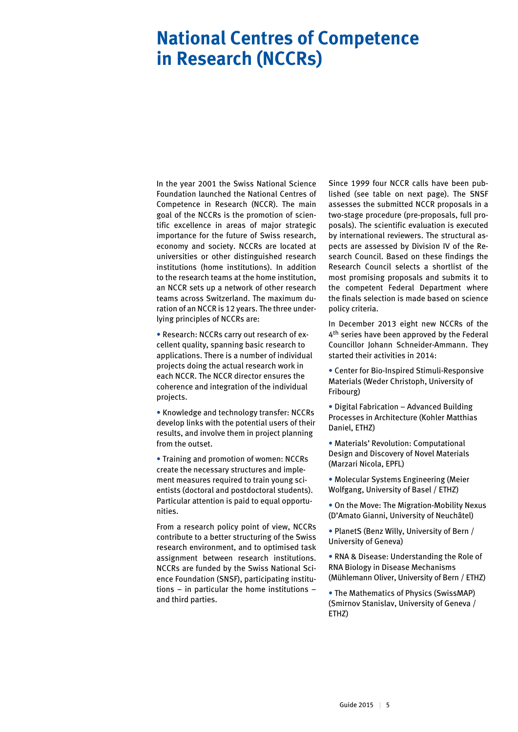# National Centres of Competence in Research (NCCRs)

In the year 2001 the Swiss National Science Foundation launched the National Centres of Competence in Research (NCCR). The main goal of the NCCRs is the promotion of scientific excellence in areas of major strategic importance for the future of Swiss research, economy and society. NCCRs are located at universities or other distinguished research institutions (home institutions). In addition to the research teams at the home institution, an NCCR sets up a network of other research teams across Switzerland. The maximum duration of an NCCR is 12 years. The three underlying principles of NCCRs are:

- Research: NCCRs carry out research of excellent quality, spanning basic research to applications. There is a number of individual projects doing the actual research work in each NCCR. The NCCR director ensures the coherence and integration of the individual projects.

- Knowledge and technology transfer: NCCRs develop links with the potential users of their results, and involve them in project planning from the outset.

- Training and promotion of women: NCCRs create the necessary structures and implement measures required to train young scientists (doctoral and postdoctoral students). Particular attention is paid to equal opportunities.

From a research policy point of view, NCCRs contribute to a better structuring of the Swiss research environment, and to optimised task assignment between research institutions. NCCRs are funded by the Swiss National Science Foundation (SNSF), participating institutions – in particular the home institutions – and third parties.

Since 1999 four NCCR calls have been published (see table on next page). The SNSF assesses the submitted NCCR proposals in a two-stage procedure (pre-proposals, full proposals). The scientific evaluation is executed by international reviewers. The structural aspects are assessed by Division IV of the Research Council. Based on these findings the Research Council selects a shortlist of the most promising proposals and submits it to the competent Federal Department where the finals selection is made based on science policy criteria.

In December 2013 eight new NCCRs of the 4$^{th}$ series have been approved by the Federal Councillor Johann Schneider-Ammann. They started their activities in 2014:

- Center for Bio-Inspired Stimuli-Responsive Materials (Weder Christoph, University of Fribourg)

- Digital Fabrication – Advanced Building Processes in Architecture (Kohler Matthias Daniel, ETHZ)

- Materials' Revolution: Computational Design and Discovery of Novel Materials (Marzari Nicola, EPFL)

- Molecular Systems Engineering (Meier Wolfgang, University of Basel / ETHZ)

- On the Move: The Migration-Mobility Nexus (D'Amato Gianni, University of Neuchâtel)

- PlanetS (Benz Willy, University of Bern / University of Geneva)

- RNA & Disease: Understanding the Role of RNA Biology in Disease Mechanisms (Mühlemann Oliver, University of Bern / ETHZ)

- The Mathematics of Physics (SwissMAP) (Smirnov Stanislav, University of Geneva / ETHZ)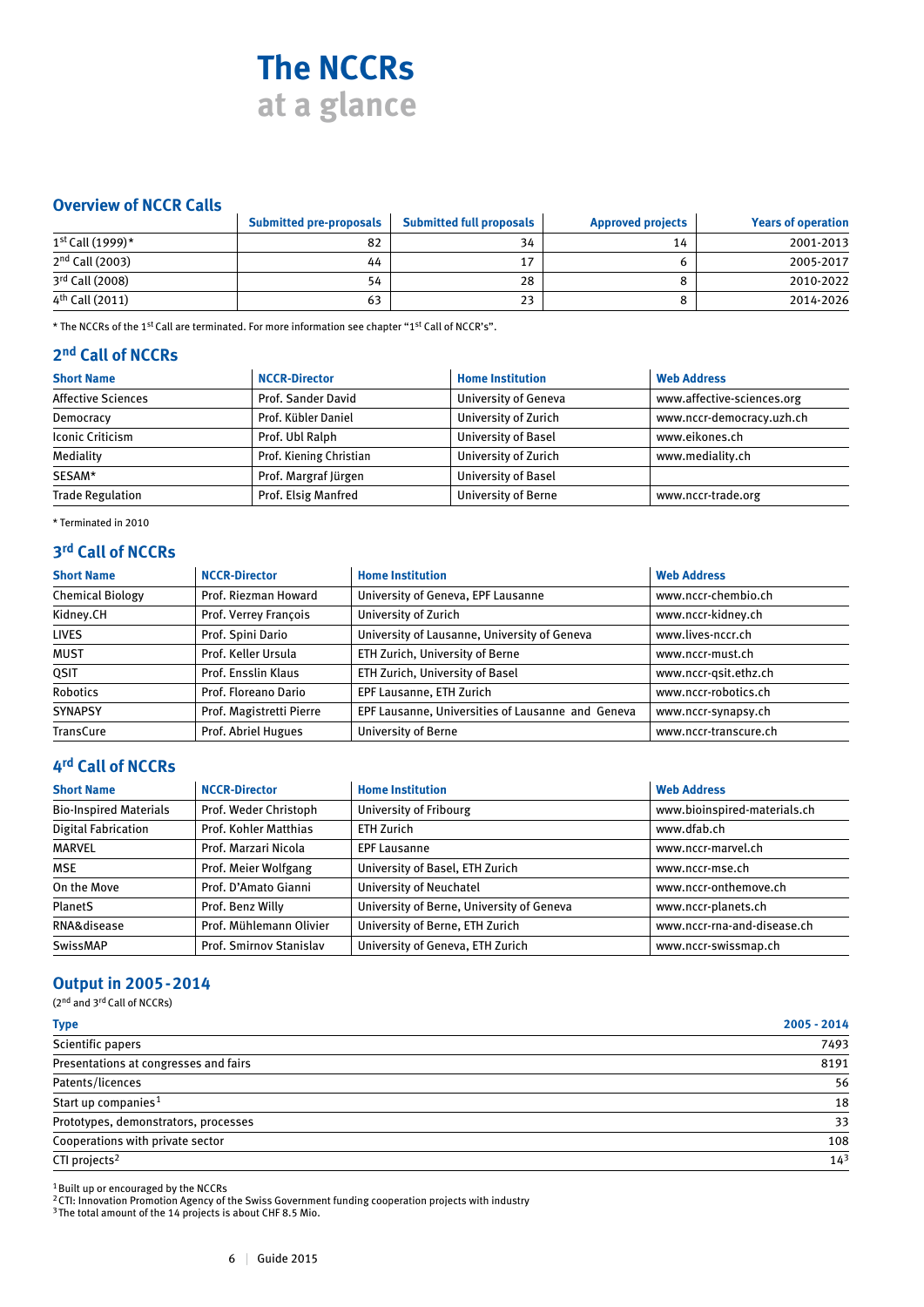# The NCCRs at a glance

## Overview of NCCR Calls

| | Submitted pre-proposals | Submitted full proposals | Approved projects | Years of operation |
|---|---|---|---|---|
| 1st Call (1999)* | 82 | 34 | 14 | 2001-2013 |
| 2nd Call (2003) | 44 | 17 | 6 | 2005-2017 |
| 3rd Call (2008) | 54 | 28 | 8 | 2010-2022 |
| 4th Call (2011) | 63 | 23 | 8 | 2014-2026 |

* The NCCRs of the 1st Call are terminated. For more information see chapter "1st Call of NCCR's".

## 2nd Call of NCCRs

| Short Name | NCCR-Director | Home Institution | Web Address |
|---|---|---|---|
| Affective Sciences | Prof. Sander David | University of Geneva | www.affective-sciences.org |
| Democracy | Prof. Kübler Daniel | University of Zurich | www.nccr-democracy.uzh.ch |
| Iconic Criticism | Prof. Ubl Ralph | University of Basel | www.eikones.ch |
| Mediality | Prof. Kiening Christian | University of Zurich | www.mediality.ch |
| SESAM* | Prof. Margraf Jürgen | University of Basel | |
| Trade Regulation | Prof. Elsig Manfred | University of Berne | www.nccr-trade.org |

* Terminated in 2010

## 3rd Call of NCCRs

| Short Name | NCCR-Director | Home Institution | Web Address |
|---|---|---|---|
| Chemical Biology | Prof. Riezman Howard | University of Geneva, EPF Lausanne | www.nccr-chembio.ch |
| Kidney.CH | Prof. Verrey François | University of Zurich | www.nccr-kidney.ch |
| LIVES | Prof. Spini Dario | University of Lausanne, University of Geneva | www.lives-nccr.ch |
| MUST | Prof. Keller Ursula | ETH Zurich, University of Berne | www.nccr-must.ch |
| QSIT | Prof. Ensslin Klaus | ETH Zurich, University of Basel | www.nccr-qsit.ethz.ch |
| Robotics | Prof. Floreano Dario | EPF Lausanne, ETH Zurich | www.nccr-robotics.ch |
| SYNAPSY | Prof. Magistretti Pierre | EPF Lausanne, Universities of Lausanne and Geneva | www.nccr-synapsy.ch |
| TransCure | Prof. Abriel Hugues | University of Berne | www.nccr-transcure.ch |

## 4rd Call of NCCRs

| Short Name | NCCR-Director | Home Institution | Web Address |
|---|---|---|---|
| Bio-Inspired Materials | Prof. Weder Christoph | University of Fribourg | www.bioinspired-materials.ch |
| Digital Fabrication | Prof. Kohler Matthias | ETH Zurich | www.dfab.ch |
| MARVEL | Prof. Marzari Nicola | EPF Lausanne | www.nccr-marvel.ch |
| MSE | Prof. Meier Wolfgang | University of Basel, ETH Zurich | www.nccr-mse.ch |
| On the Move | Prof. D'Amato Gianni | University of Neuchatel | www.nccr-onthemove.ch |
| PlanetS | Prof. Benz Willy | University of Berne, University of Geneva | www.nccr-planets.ch |
| RNA&disease | Prof. Mühlemann Olivier | University of Berne, ETH Zurich | www.nccr-rna-and-disease.ch |
| SwissMAP | Prof. Smirnov Stanislav | University of Geneva, ETH Zurich | www.nccr-swissmap.ch |

## Output in 2005-2014

(2nd and 3rd Call of NCCRs)

| Type | 2005 - 2014 |
|---|---|
| Scientific papers | 7493 |
| Presentations at congresses and fairs | 8191 |
| Patents/licences | 56 |
| Start up companies[1] | 18 |
| Prototypes, demonstrators, processes | 33 |
| Cooperations with private sector | 108 |
| CTI projects[2] | 14[3] |

[1] Built up or encouraged by the NCCRs
[2] CTI: Innovation Promotion Agency of the Swiss Government funding cooperation projects with industry
[3] The total amount of the 14 projects is about CHF 8.5 Mio.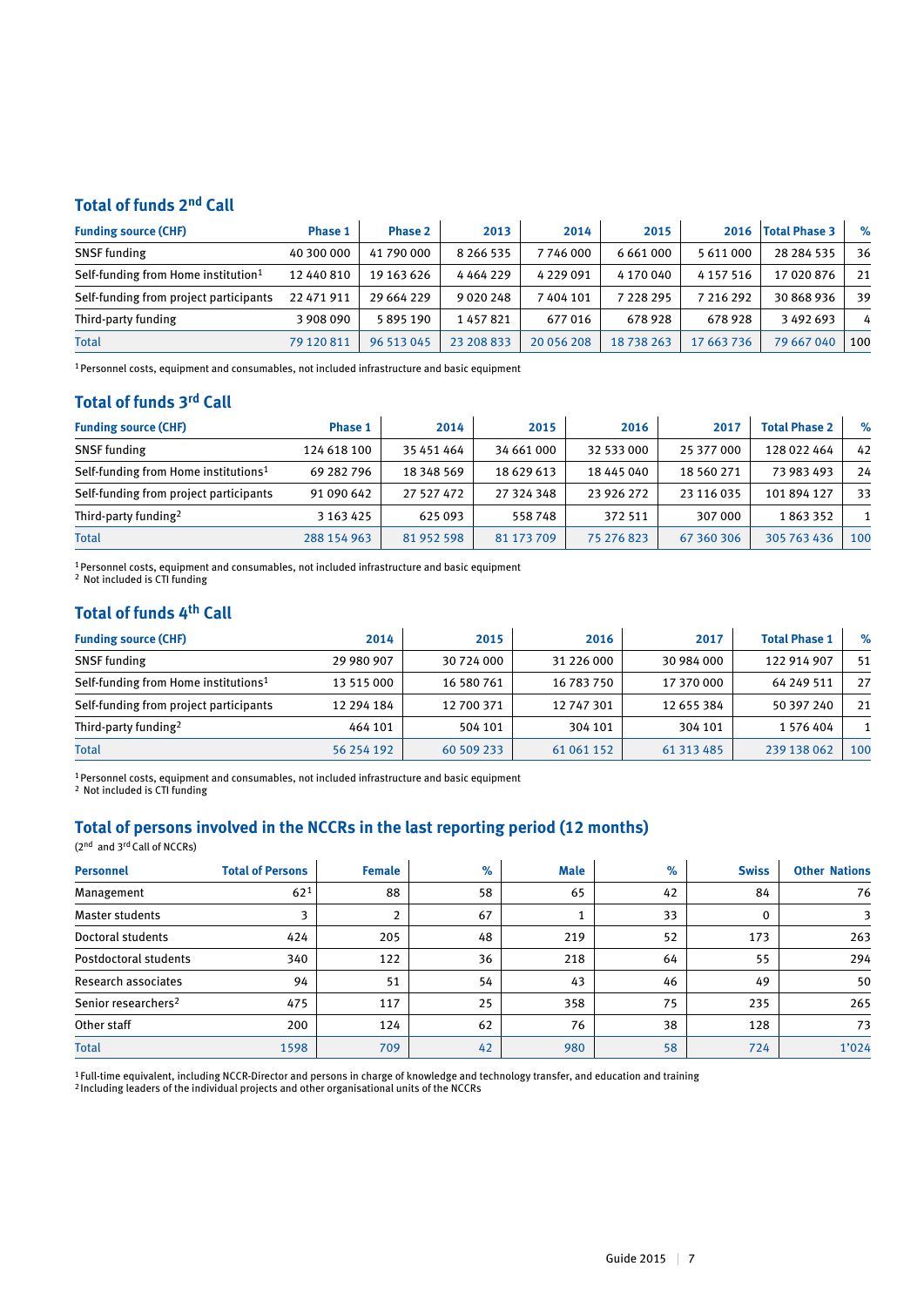## Total of funds 2nd Call

| Funding source (CHF) | Phase 1 | Phase 2 | 2013 | 2014 | 2015 | 2016 | Total Phase 3 | % |
|---|---|---|---|---|---|---|---|---|
| SNSF funding | 40 300 000 | 41 790 000 | 8 266 535 | 7 746 000 | 6 661 000 | 5 611 000 | 28 284 535 | 36 |
| Self-funding from Home institution[1] | 12 440 810 | 19 163 626 | 4 464 229 | 4 229 091 | 4 170 040 | 4 157 516 | 17 020 876 | 21 |
| Self-funding from project participants | 22 471 911 | 29 664 229 | 9 020 248 | 7 404 101 | 7 228 295 | 7 216 292 | 30 868 936 | 39 |
| Third-party funding | 3 908 090 | 5 895 190 | 1 457 821 | 677 016 | 678 928 | 678 928 | 3 492 693 | 4 |
| Total | 79 120 811 | 96 513 045 | 23 208 833 | 20 056 208 | 18 738 263 | 17 663 736 | 79 667 040 | 100 |

[1] Personnel costs, equipment and consumables, not included infrastructure and basic equipment

## Total of funds 3rd Call

| Funding source (CHF) | Phase 1 | 2014 | 2015 | 2016 | 2017 | Total Phase 2 | % |
|---|---|---|---|---|---|---|---|
| SNSF funding | 124 618 100 | 35 451 464 | 34 661 000 | 32 533 000 | 25 377 000 | 128 022 464 | 42 |
| Self-funding from Home institutions[1] | 69 282 796 | 18 348 569 | 18 629 613 | 18 445 040 | 18 560 271 | 73 983 493 | 24 |
| Self-funding from project participants | 91 090 642 | 27 527 472 | 27 324 348 | 23 926 272 | 23 116 035 | 101 894 127 | 33 |
| Third-party funding[2] | 3 163 425 | 625 093 | 558 748 | 372 511 | 307 000 | 1 863 352 | 1 |
| Total | 288 154 963 | 81 952 598 | 81 173 709 | 75 276 823 | 67 360 306 | 305 763 436 | 100 |

[1] Personnel costs, equipment and consumables, not included infrastructure and basic equipment
[2] Not included is CTI funding

## Total of funds 4th Call

| Funding source (CHF) | 2014 | 2015 | 2016 | 2017 | Total Phase 1 | % |
|---|---|---|---|---|---|---|
| SNSF funding | 29 980 907 | 30 724 000 | 31 226 000 | 30 984 000 | 122 914 907 | 51 |
| Self-funding from Home institutions[1] | 13 515 000 | 16 580 761 | 16 783 750 | 17 370 000 | 64 249 511 | 27 |
| Self-funding from project participants | 12 294 184 | 12 700 371 | 12 747 301 | 12 655 384 | 50 397 240 | 21 |
| Third-party funding[2] | 464 101 | 504 101 | 304 101 | 304 101 | 1 576 404 | 1 |
| Total | 56 254 192 | 60 509 233 | 61 061 152 | 61 313 485 | 239 138 062 | 100 |

[1] Personnel costs, equipment and consumables, not included infrastructure and basic equipment
[2] Not included is CTI funding

## Total of persons involved in the NCCRs in the last reporting period (12 months)

(2nd and 3rd Call of NCCRs)

| Personnel | Total of Persons | Female | % | Male | % | Swiss | Other Nations |
|---|---|---|---|---|---|---|---|
| Management | 62[1] | 88 | 58 | 65 | 42 | 84 | 76 |
| Master students | 3 | 2 | 67 | 1 | 33 | 0 | 3 |
| Doctoral students | 424 | 205 | 48 | 219 | 52 | 173 | 263 |
| Postdoctoral students | 340 | 122 | 36 | 218 | 64 | 55 | 294 |
| Research associates | 94 | 51 | 54 | 43 | 46 | 49 | 50 |
| Senior researchers[2] | 475 | 117 | 25 | 358 | 75 | 235 | 265 |
| Other staff | 200 | 124 | 62 | 76 | 38 | 128 | 73 |
| Total | 1598 | 709 | 42 | 980 | 58 | 724 | 1'024 |

[1] Full-time equivalent, including NCCR-Director and persons in charge of knowledge and technology transfer, and education and training
[2] Including leaders of the individual projects and other organisational units of the NCCRs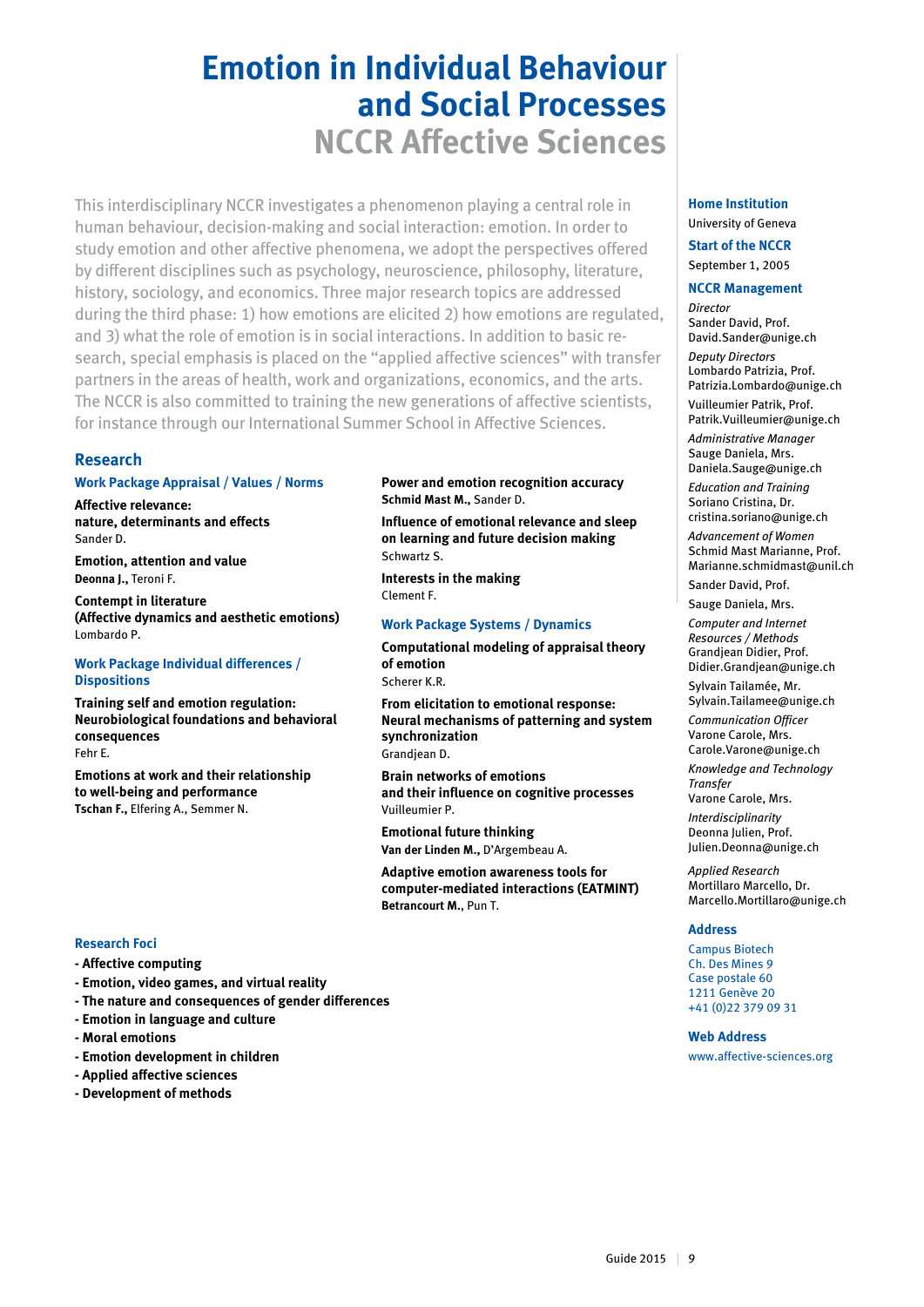# Emotion in Individual Behaviour and Social Processes

## NCCR Affective Sciences

This interdisciplinary NCCR investigates a phenomenon playing a central role in human behaviour, decision-making and social interaction: emotion. In order to study emotion and other affective phenomena, we adopt the perspectives offered by different disciplines such as psychology, neuroscience, philosophy, literature, history, sociology, and economics. Three major research topics are addressed during the third phase: 1) how emotions are elicited 2) how emotions are regulated, and 3) what the role of emotion is in social interactions. In addition to basic research, special emphasis is placed on the "applied affective sciences" with transfer partners in the areas of health, work and organizations, economics, and the arts. The NCCR is also committed to training the new generations of affective scientists, for instance through our International Summer School in Affective Sciences.

## Research

### Work Package Appraisal / Values / Norms

**Affective relevance: nature, determinants and effects**
Sander D.

**Emotion, attention and value**
**Deonna J.,** Teroni F.

**Contempt in literature (Affective dynamics and aesthetic emotions)**
Lombardo P.

### Work Package Individual differences / Dispositions

**Training self and emotion regulation: Neurobiological foundations and behavioral consequences**
Fehr E.

**Emotions at work and their relationship to well-being and performance**
**Tschan F.,** Elfering A., Semmer N.

**Power and emotion recognition accuracy**
**Schmid Mast M.,** Sander D.

**Influence of emotional relevance and sleep on learning and future decision making**
Schwartz S.

**Interests in the making**
Clement F.

### Work Package Systems / Dynamics

**Computational modeling of appraisal theory of emotion**
Scherer K.R.

**From elicitation to emotional response: Neural mechanisms of patterning and system synchronization**
Grandjean D.

**Brain networks of emotions and their influence on cognitive processes**
Vuilleumier P.

**Emotional future thinking**
**Van der Linden M.,** D'Argembeau A.

**Adaptive emotion awareness tools for computer-mediated interactions (EATMINT)**
**Betrancourt M.,** Pun T.

### Research Foci

- Affective computing
- Emotion, video games, and virtual reality
- The nature and consequences of gender differences
- Emotion in language and culture
- Moral emotions
- Emotion development in children
- Applied affective sciences
- Development of methods

### Home Institution

University of Geneva

### Start of the NCCR

September 1, 2005

### NCCR Management

*Director*
Sander David, Prof.
David.Sander@unige.ch

*Deputy Directors*
Lombardo Patrizia, Prof.
Patrizia.Lombardo@unige.ch

Vuilleumier Patrik, Prof.
Patrik.Vuilleumier@unige.ch

*Administrative Manager*
Sauge Daniela, Mrs.
Daniela.Sauge@unige.ch

*Education and Training*
Soriano Cristina, Dr.
cristina.soriano@unige.ch

*Advancement of Women*
Schmid Mast Marianne, Prof.
Marianne.schmidmast@unil.ch

Sander David, Prof.

Sauge Daniela, Mrs.

*Computer and Internet Resources / Methods*
Grandjean Didier, Prof.
Didier.Grandjean@unige.ch

Sylvain Tailamée, Mr.
Sylvain.Tailamee@unige.ch

*Communication Officer*
Varone Carole, Mrs.
Carole.Varone@unige.ch

*Knowledge and Technology Transfer*
Varone Carole, Mrs.

*Interdisciplinarity*
Deonna Julien, Prof.
Julien.Deonna@unige.ch

*Applied Research*
Mortillaro Marcello, Dr.
Marcello.Mortillaro@unige.ch

### Address

Campus Biotech
Ch. Des Mines 9
Case postale 60
1211 Genève 20
+41 (0)22 379 09 31

### Web Address

www.affective-sciences.org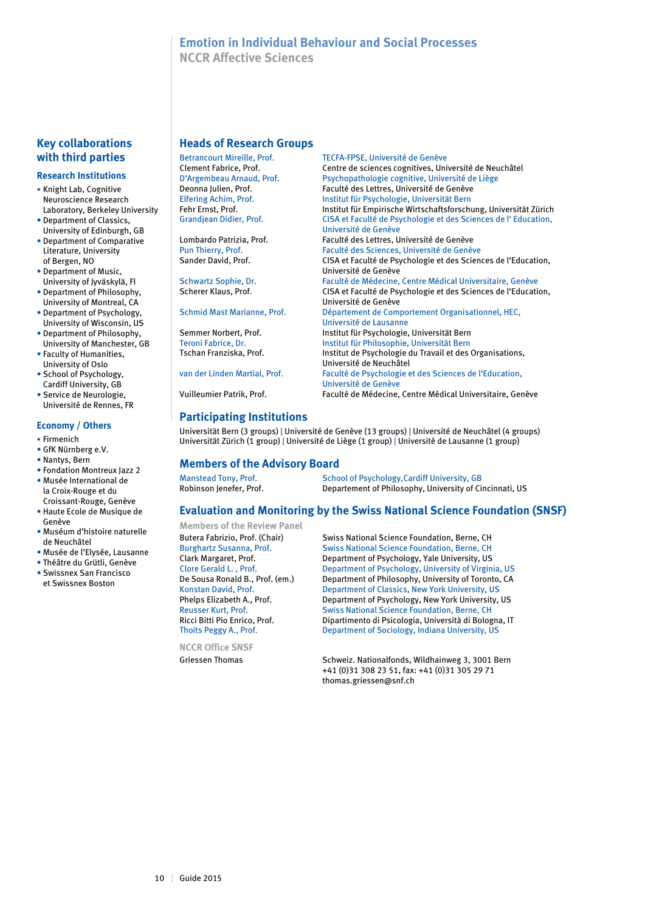# Emotion in Individual Behaviour and Social Processes

## NCCR Affective Sciences

## Key collaborations with third parties

### Research Institutions

- Knight Lab, Cognitive Neuroscience Research Laboratory, Berkeley University
- Department of Classics, University of Edinburgh, GB
- Department of Comparative Literature, University of Bergen, NO
- Department of Music, University of Jyväskylä, FI
- Department of Philosophy, University of Montreal, CA
- Department of Psychology, University of Wisconsin, US
- Department of Philosophy, University of Manchester, GB
- Faculty of Humanities, University of Oslo
- School of Psychology, Cardiff University, GB
- Service de Neurologie, Université de Rennes, FR

### Economy / Others

- Firmenich
- GfK Nürnberg e.V.
- Nantys, Bern
- Fondation Montreux Jazz 2
- Musée International de la Croix-Rouge et du Croissant-Rouge, Genève
- Haute Ecole de Musique de Genève
- Muséum d'histoire naturelle de Neuchâtel
- Musée de l'Elysée, Lausanne
- Théâtre du Grütli, Genève
- Swissnex San Francisco et Swissnex Boston

## Heads of Research Groups

| Name | Institution |
|---|---|
| Betrancourt Mireille, Prof. | TECFA-FPSE, Université de Genève |
| Clement Fabrice, Prof. | Centre de sciences cognitives, Université de Neuchâtel |
| D'Argembeau Arnaud, Prof. | Psychopathologie cognitive, Université de Liège |
| Deonna Julien, Prof. | Faculté des Lettres, Université de Genève |
| Elfering Achim, Prof. | Institut für Psychologie, Universität Bern |
| Fehr Ernst, Prof. | Institut für Empirische Wirtschaftsforschung, Universität Zürich |
| Grandjean Didier, Prof. | CISA et Faculté de Psychologie et des Sciences de l' Education, Université de Genève |
| Lombardo Patrizia, Prof. | Faculté des Lettres, Université de Genève |
| Pun Thierry, Prof. | Faculté des Sciences, Université de Genève |
| Sander David, Prof. | CISA et Faculté de Psychologie et des Sciences de l'Education, Université de Genève |
| Schwartz Sophie, Dr. | Faculté de Médecine, Centre Médical Universitaire, Genève |
| Scherer Klaus, Prof. | CISA et Faculté de Psychologie et des Sciences de l'Education, Université de Genève |
| Schmid Mast Marianne, Prof. | Département de Comportement Organisationnel, HEC, Université de Lausanne |
| Semmer Norbert, Prof. | Institut für Psychologie, Universität Bern |
| Teroni Fabrice, Dr. | Institut für Philosophie, Universität Bern |
| Tschan Franziska, Prof. | Institut de Psychologie du Travail et des Organisations, Université de Neuchâtel |
| van der Linden Martial, Prof. | Faculté de Psychologie et des Sciences de l'Education, Université de Genève |
| Vuilleumier Patrik, Prof. | Faculté de Médecine, Centre Médical Universitaire, Genève |

## Participating Institutions

Universität Bern (3 groups) | Université de Genève (13 groups) | Université de Neuchâtel (4 groups) | Universität Zürich (1 group) | Université de Liège (1 group) | Université de Lausanne (1 group)

## Members of the Advisory Board

| Name | Institution |
|---|---|
| Manstead Tony, Prof. | School of Psychology,Cardiff University, GB |
| Robinson Jenefer, Prof. | Departement of Philosophy, University of Cincinnati, US |

## Evaluation and Monitoring by the Swiss National Science Foundation (SNSF)

### Members of the Review Panel

| Name | Institution |
|---|---|
| Butera Fabrizio, Prof. (Chair) | Swiss National Science Foundation, Berne, CH |
| Burghartz Susanna, Prof. | Swiss National Science Foundation, Berne, CH |
| Clark Margaret, Prof. | Department of Psychology, Yale University, US |
| Clore Gerald L., Prof. | Department of Psychology, University of Virginia, US |
| De Sousa Ronald B., Prof. (em.) | Department of Philosophy, University of Toronto, CA |
| Konstan David, Prof. | Department of Classics, New York University, US |
| Phelps Elizabeth A., Prof. | Department of Psychology, New York University, US |
| Reusser Kurt, Prof. | Swiss National Science Foundation, Berne, CH |
| Ricci Bitti Pio Enrico, Prof. | Dipartimento di Psicologia, Università di Bologna, IT |
| Thoits Peggy A., Prof. | Department of Sociology, Indiana University, US |

### NCCR Office SNSF

Griessen Thomas

Schweiz. Nationalfonds, Wildhainweg 3, 3001 Bern
+41 (0)31 308 23 51, fax: +41 (0)31 305 29 71
thomas.griessen@snf.ch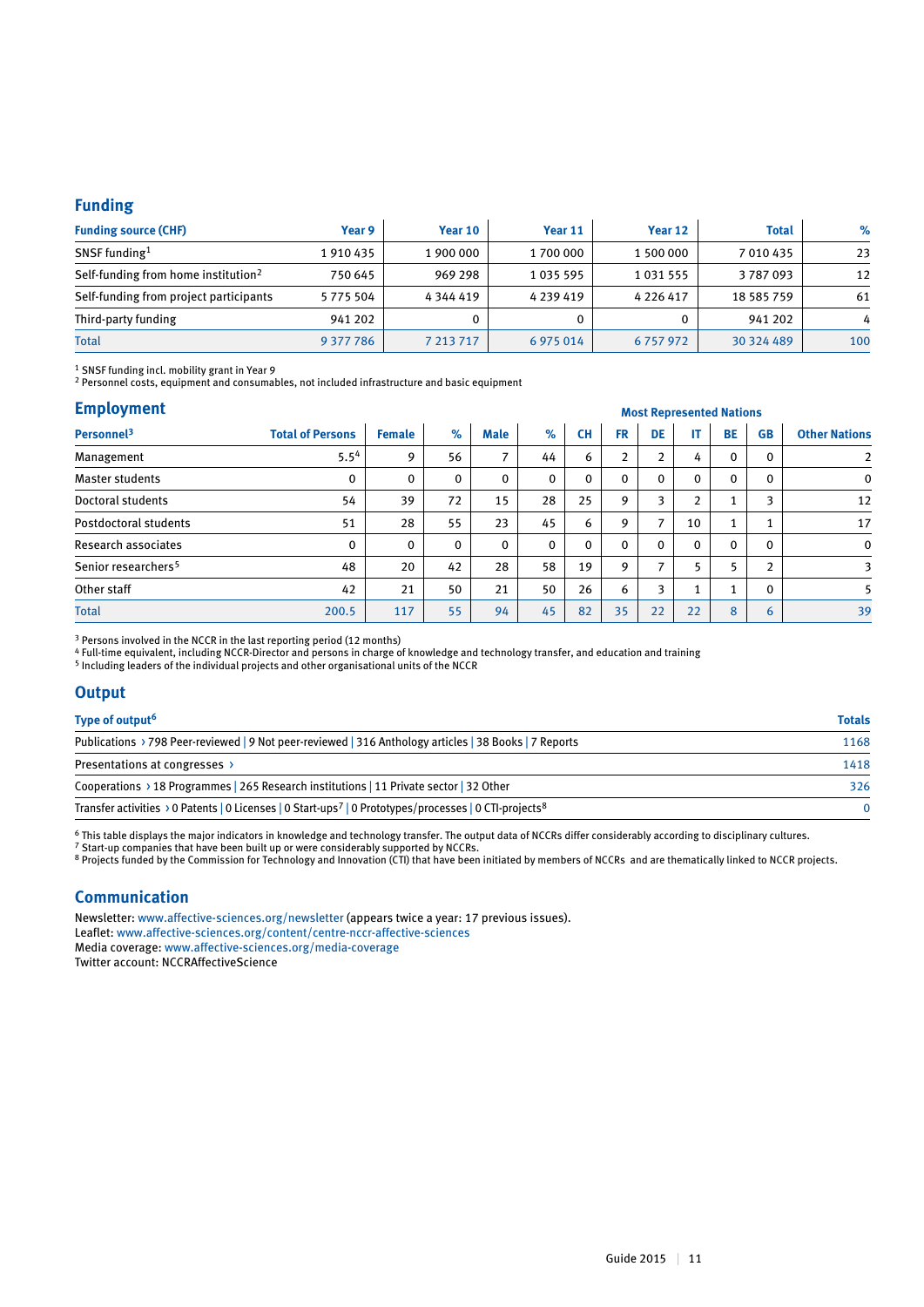## Funding

| Funding source (CHF) | Year 9 | Year 10 | Year 11 | Year 12 | Total | % |
|---|---|---|---|---|---|---|
| SNSF funding[1] | 1 910 435 | 1 900 000 | 1 700 000 | 1 500 000 | 7 010 435 | 23 |
| Self-funding from home institution[2] | 750 645 | 969 298 | 1 035 595 | 1 031 555 | 3 787 093 | 12 |
| Self-funding from project participants | 5 775 504 | 4 344 419 | 4 239 419 | 4 226 417 | 18 585 759 | 61 |
| Third-party funding | 941 202 | 0 | 0 | 0 | 941 202 | 4 |
| Total | 9 377 786 | 7 213 717 | 6 975 014 | 6 757 972 | 30 324 489 | 100 |

[1] SNSF funding incl. mobility grant in Year 9
[2] Personnel costs, equipment and consumables, not included infrastructure and basic equipment

## Employment

| Personnel[3] | Total of Persons | Female | % | Male | % | Most Represented Nations: CH | FR | DE | IT | BE | GB | Other Nations |
|---|---|---|---|---|---|---|---|---|---|---|---|---|
| Management | 5.5[4] | 9 | 56 | 7 | 44 | 6 | 2 | 2 | 4 | 0 | 0 | 2 |
| Master students | 0 | 0 | 0 | 0 | 0 | 0 | 0 | 0 | 0 | 0 | 0 | 0 |
| Doctoral students | 54 | 39 | 72 | 15 | 28 | 25 | 9 | 3 | 2 | 1 | 3 | 12 |
| Postdoctoral students | 51 | 28 | 55 | 23 | 45 | 6 | 9 | 7 | 10 | 1 | 1 | 17 |
| Research associates | 0 | 0 | 0 | 0 | 0 | 0 | 0 | 0 | 0 | 0 | 0 | 0 |
| Senior researchers[5] | 48 | 20 | 42 | 28 | 58 | 19 | 9 | 7 | 5 | 5 | 2 | 3 |
| Other staff | 42 | 21 | 50 | 21 | 50 | 26 | 6 | 3 | 1 | 1 | 0 | 5 |
| Total | 200.5 | 117 | 55 | 94 | 45 | 82 | 35 | 22 | 22 | 8 | 6 | 39 |

[3] Persons involved in the NCCR in the last reporting period (12 months)
[4] Full-time equivalent, including NCCR-Director and persons in charge of knowledge and technology transfer, and education and training
[5] Including leaders of the individual projects and other organisational units of the NCCR

## Output

| Type of output[6] | Totals |
|---|---|
| Publications › 798 Peer-reviewed \| 9 Not peer-reviewed \| 316 Anthology articles \| 38 Books \| 7 Reports | 1168 |
| Presentations at congresses › | 1418 |
| Cooperations › 18 Programmes \| 265 Research institutions \| 11 Private sector \| 32 Other | 326 |
| Transfer activities › 0 Patents \| 0 Licenses \| 0 Start-ups[7] \| 0 Prototypes/processes \| 0 CTI-projects[8] | 0 |

[6] This table displays the major indicators in knowledge and technology transfer. The output data of NCCRs differ considerably according to disciplinary cultures.
[7] Start-up companies that have been built up or were considerably supported by NCCRs.
[8] Projects funded by the Commission for Technology and Innovation (CTI) that have been initiated by members of NCCRs and are thematically linked to NCCR projects.

## Communication

Newsletter: www.affective-sciences.org/newsletter (appears twice a year: 17 previous issues).
Leaflet: www.affective-sciences.org/content/centre-nccr-affective-sciences
Media coverage: www.affective-sciences.org/media-coverage
Twitter account: NCCRAffectiveScience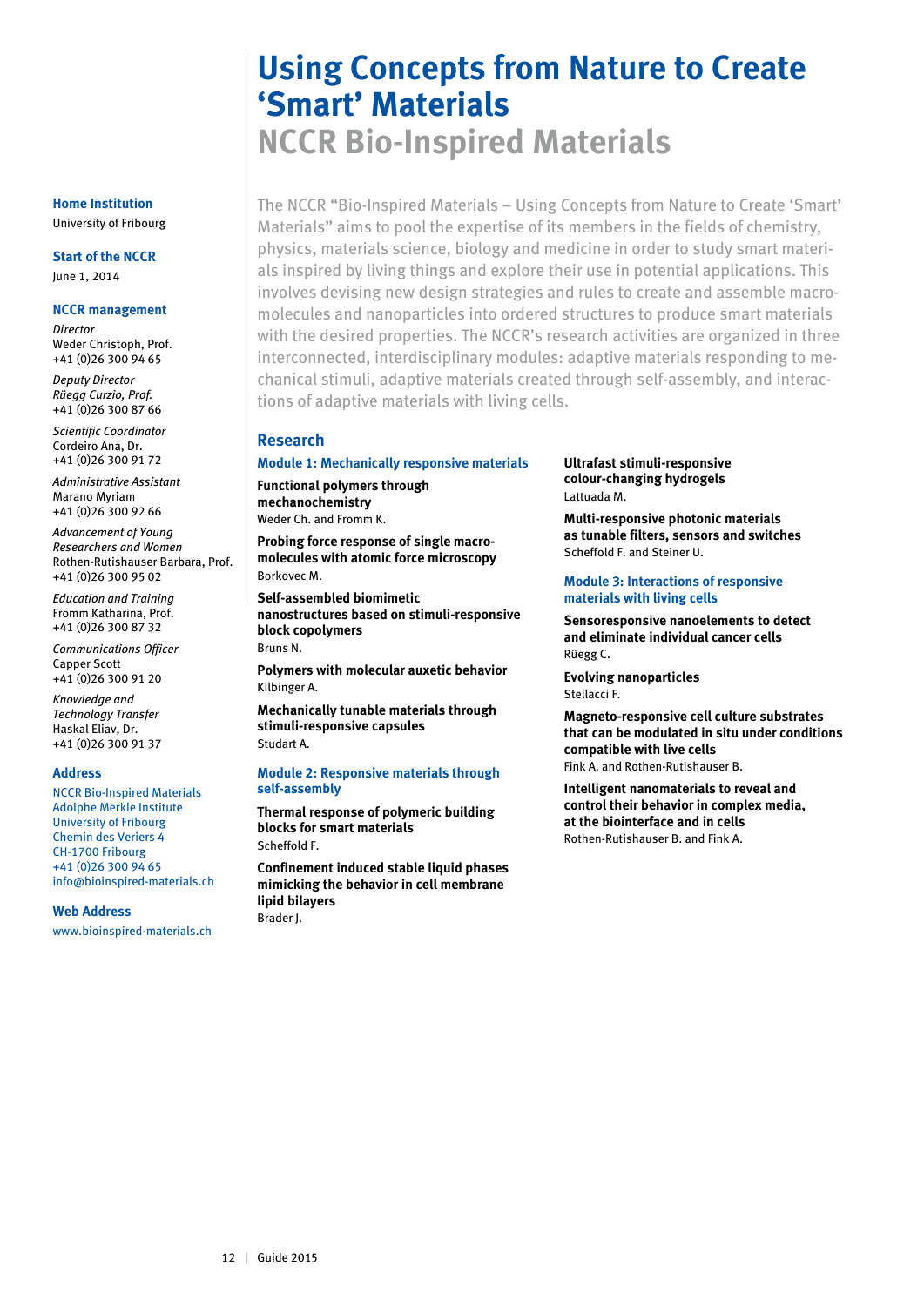# Using Concepts from Nature to Create 'Smart' Materials

## NCCR Bio-Inspired Materials

**Home Institution**
University of Fribourg

**Start of the NCCR**
June 1, 2014

**NCCR management**

*Director*
Weder Christoph, Prof.
+41 (0)26 300 94 65

*Deputy Director*
*Rüegg Curzio, Prof.*
+41 (0)26 300 87 66

*Scientific Coordinator*
Cordeiro Ana, Dr.
+41 (0)26 300 91 72

*Administrative Assistant*
Marano Myriam
+41 (0)26 300 92 66

*Advancement of Young Researchers and Women*
Rothen-Rutishauser Barbara, Prof.
+41 (0)26 300 95 02

*Education and Training*
Fromm Katharina, Prof.
+41 (0)26 300 87 32

*Communications Officer*
Capper Scott
+41 (0)26 300 91 20

*Knowledge and Technology Transfer*
Haskal Eliav, Dr.
+41 (0)26 300 91 37

**Address**
NCCR Bio-Inspired Materials
Adolphe Merkle Institute
University of Fribourg
Chemin des Veriers 4
CH-1700 Fribourg
+41 (0)26 300 94 65
info@bioinspired-materials.ch

**Web Address**
www.bioinspired-materials.ch

The NCCR "Bio-Inspired Materials – Using Concepts from Nature to Create 'Smart' Materials" aims to pool the expertise of its members in the fields of chemistry, physics, materials science, biology and medicine in order to study smart materials inspired by living things and explore their use in potential applications. This involves devising new design strategies and rules to create and assemble macromolecules and nanoparticles into ordered structures to produce smart materials with the desired properties. The NCCR's research activities are organized in three interconnected, interdisciplinary modules: adaptive materials responding to mechanical stimuli, adaptive materials created through self-assembly, and interactions of adaptive materials with living cells.

## Research

### Module 1: Mechanically responsive materials

**Functional polymers through mechanochemistry**
Weder Ch. and Fromm K.

**Probing force response of single macromolecules with atomic force microscopy**
Borkovec M.

**Self-assembled biomimetic nanostructures based on stimuli-responsive block copolymers**
Bruns N.

**Polymers with molecular auxetic behavior**
Kilbinger A.

**Mechanically tunable materials through stimuli-responsive capsules**
Studart A.

### Module 2: Responsive materials through self-assembly

**Thermal response of polymeric building blocks for smart materials**
Scheffold F.

**Confinement induced stable liquid phases mimicking the behavior in cell membrane lipid bilayers**
Brader J.

**Ultrafast stimuli-responsive colour-changing hydrogels**
Lattuada M.

**Multi-responsive photonic materials as tunable filters, sensors and switches**
Scheffold F. and Steiner U.

### Module 3: Interactions of responsive materials with living cells

**Sensoresponsive nanoelements to detect and eliminate individual cancer cells**
Rüegg C.

**Evolving nanoparticles**
Stellacci F.

**Magneto-responsive cell culture substrates that can be modulated in situ under conditions compatible with live cells**
Fink A. and Rothen-Rutishauser B.

**Intelligent nanomaterials to reveal and control their behavior in complex media, at the biointerface and in cells**
Rothen-Rutishauser B. and Fink A.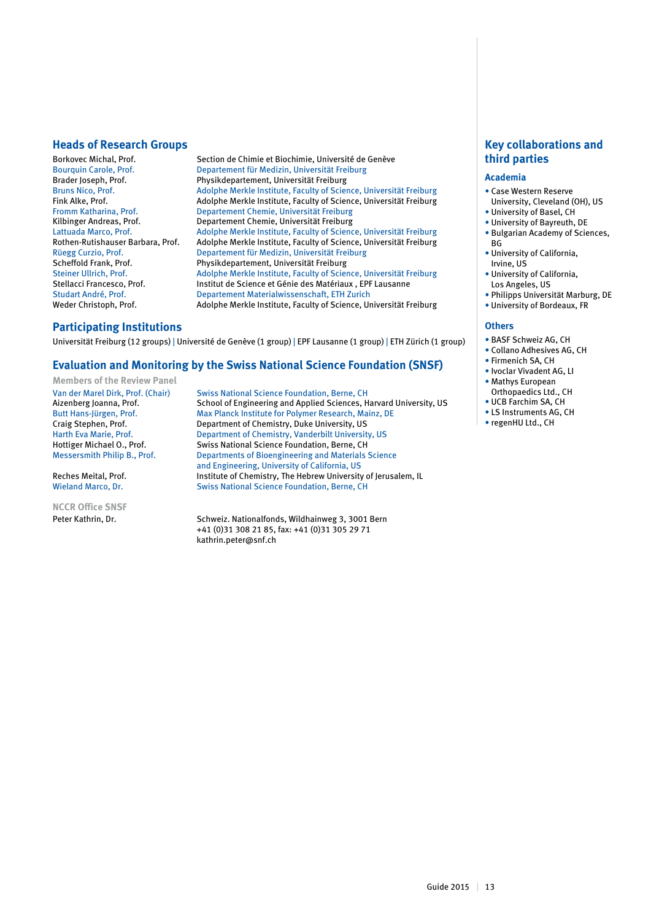## Heads of Research Groups

| | |
|---|---|
| Borkovec Michal, Prof. | Section de Chimie et Biochimie, Université de Genève |
| Bourquin Carole, Prof. | Departement für Medizin, Universität Freiburg |
| Brader Joseph, Prof. | Physikdepartement, Universität Freiburg |
| Bruns Nico, Prof. | Adolphe Merkle Institute, Faculty of Science, Universität Freiburg |
| Fink Alke, Prof. | Adolphe Merkle Institute, Faculty of Science, Universität Freiburg |
| Fromm Katharina, Prof. | Departement Chemie, Universität Freiburg |
| Kilbinger Andreas, Prof. | Departement Chemie, Universität Freiburg |
| Lattuada Marco, Prof. | Adolphe Merkle Institute, Faculty of Science, Universität Freiburg |
| Rothen-Rutishauser Barbara, Prof. | Adolphe Merkle Institute, Faculty of Science, Universität Freiburg |
| Rüegg Curzio, Prof. | Departement für Medizin, Universität Freiburg |
| Scheffold Frank, Prof. | Physikdepartement, Universität Freiburg |
| Steiner Ullrich, Prof. | Adolphe Merkle Institute, Faculty of Science, Universität Freiburg |
| Stellacci Francesco, Prof. | Institut de Science et Génie des Matériaux , EPF Lausanne |
| Studart André, Prof. | Departement Materialwissenschaft, ETH Zurich |
| Weder Christoph, Prof. | Adolphe Merkle Institute, Faculty of Science, Universität Freiburg |

## Participating Institutions

Universität Freiburg (12 groups) | Université de Genève (1 group) | EPF Lausanne (1 group) | ETH Zürich (1 group)

## Evaluation and Monitoring by the Swiss National Science Foundation (SNSF)

### Members of the Review Panel

| | |
|---|---|
| Van der Marel Dirk, Prof. (Chair) | Swiss National Science Foundation, Berne, CH |
| Aizenberg Joanna, Prof. | School of Engineering and Applied Sciences, Harvard University, US |
| Butt Hans-Jürgen, Prof. | Max Planck Institute for Polymer Research, Mainz, DE |
| Craig Stephen, Prof. | Department of Chemistry, Duke University, US |
| Harth Eva Marie, Prof. | Department of Chemistry, Vanderbilt University, US |
| Hottiger Michael O., Prof. | Swiss National Science Foundation, Berne, CH |
| Messersmith Philip B., Prof. | Departments of Bioengineering and Materials Science and Engineering, University of California, US |
| Reches Meital, Prof. | Institute of Chemistry, The Hebrew University of Jerusalem, IL |
| Wieland Marco, Dr. | Swiss National Science Foundation, Berne, CH |

### NCCR Office SNSF

Peter Kathrin, Dr.

Schweiz. Nationalfonds, Wildhainweg 3, 3001 Bern
+41 (0)31 308 21 85, fax: +41 (0)31 305 29 71
kathrin.peter@snf.ch

## Key collaborations and third parties

### Academia

- Case Western Reserve University, Cleveland (OH), US
- University of Basel, CH
- University of Bayreuth, DE
- Bulgarian Academy of Sciences, BG
- University of California, Irvine, US
- University of California, Los Angeles, US
- Philipps Universität Marburg, DE
- University of Bordeaux, FR

### Others

- BASF Schweiz AG, CH
- Collano Adhesives AG, CH
- Firmenich SA, CH
- Ivoclar Vivadent AG, LI
- Mathys European Orthopaedics Ltd., CH
- UCB Farchim SA, CH
- LS Instruments AG, CH
- regenHU Ltd., CH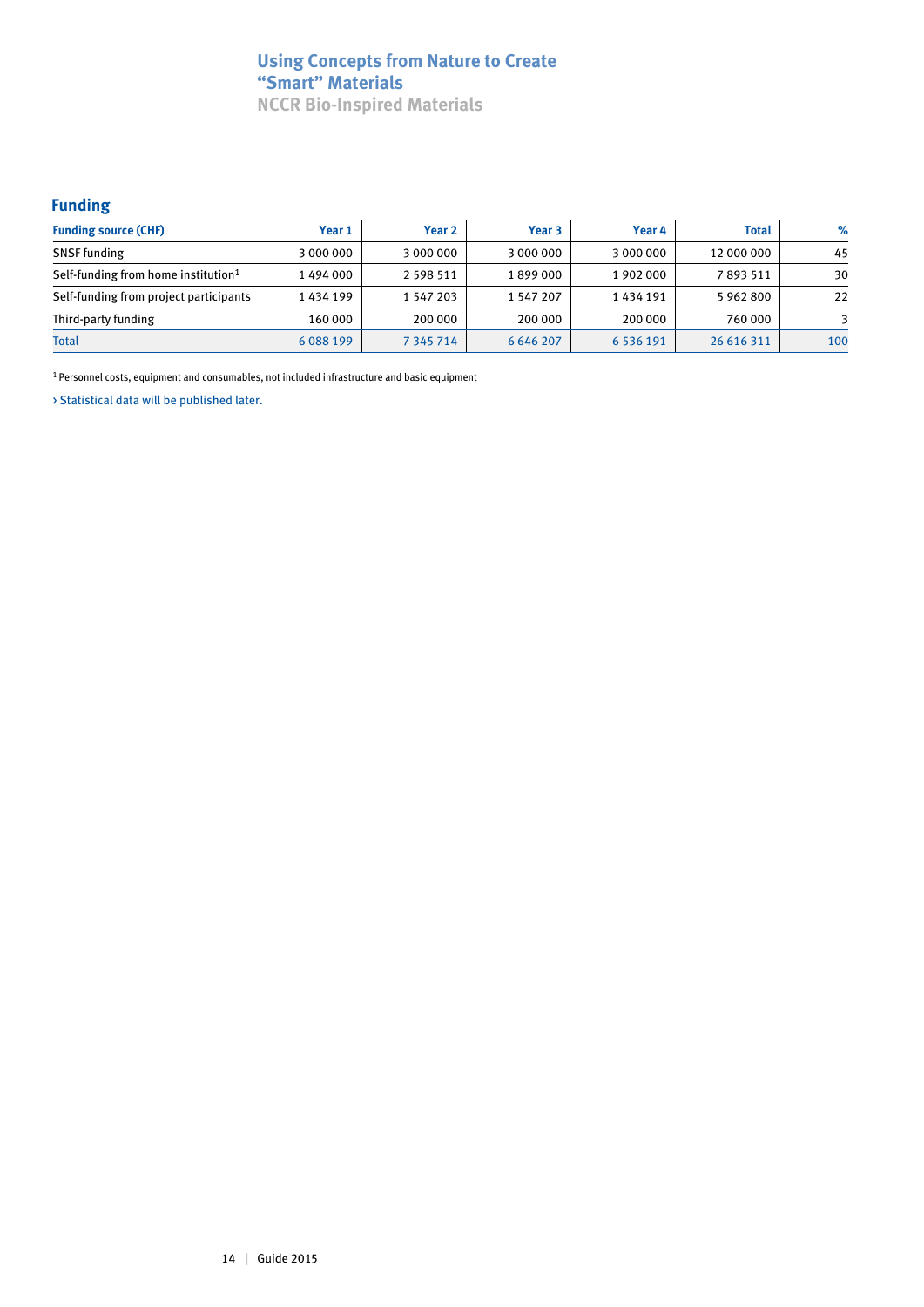# Using Concepts from Nature to Create "Smart" Materials

NCCR Bio-Inspired Materials

## Funding

| Funding source (CHF) | Year 1 | Year 2 | Year 3 | Year 4 | Total | % |
|---|---|---|---|---|---|---|
| SNSF funding | 3 000 000 | 3 000 000 | 3 000 000 | 3 000 000 | 12 000 000 | 45 |
| Self-funding from home institution[1] | 1 494 000 | 2 598 511 | 1 899 000 | 1 902 000 | 7 893 511 | 30 |
| Self-funding from project participants | 1 434 199 | 1 547 203 | 1 547 207 | 1 434 191 | 5 962 800 | 22 |
| Third-party funding | 160 000 | 200 000 | 200 000 | 200 000 | 760 000 | 3 |
| Total | 6 088 199 | 7 345 714 | 6 646 207 | 6 536 191 | 26 616 311 | 100 |

[1] Personnel costs, equipment and consumables, not included infrastructure and basic equipment

› Statistical data will be published later.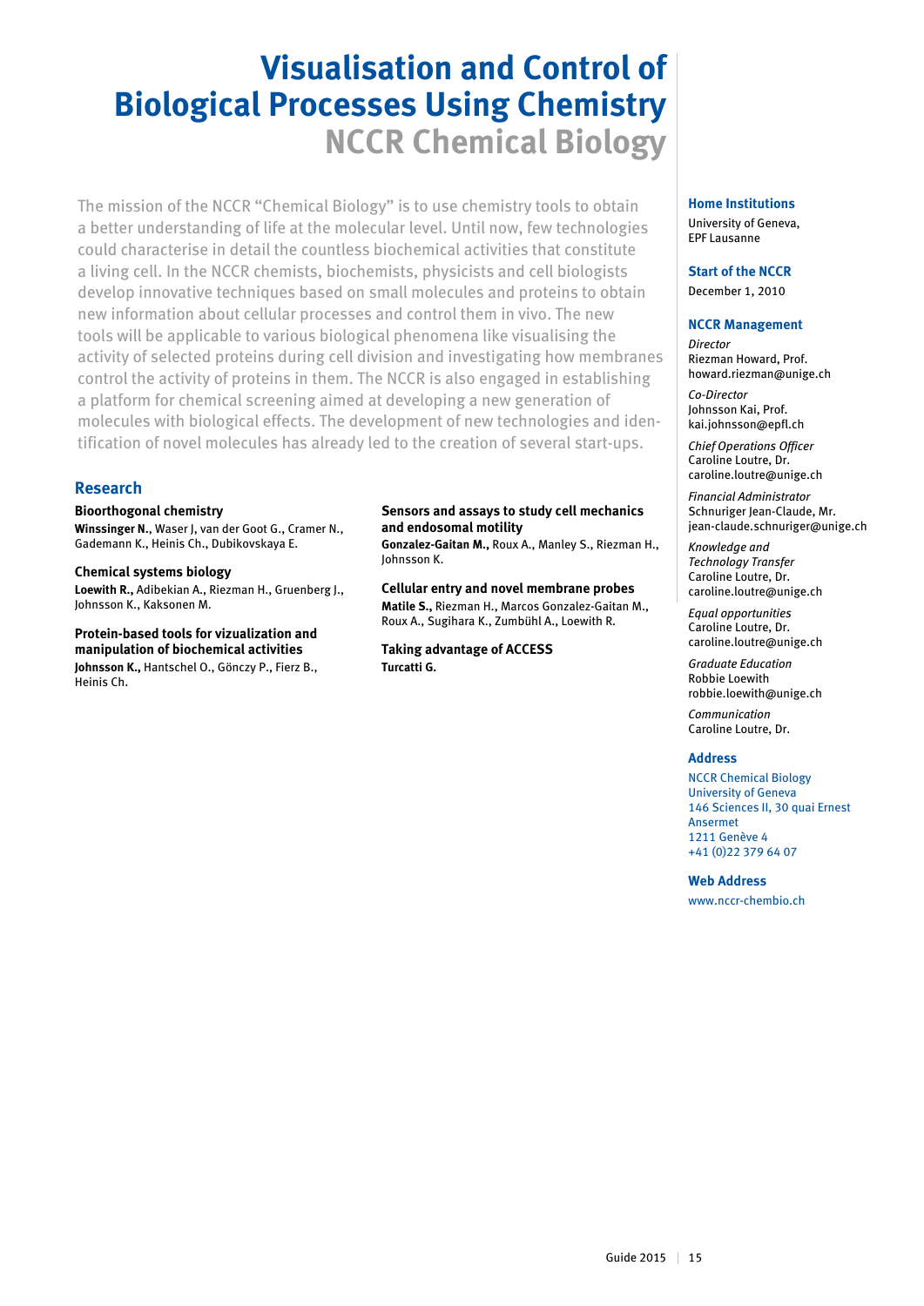# Visualisation and Control of Biological Processes Using Chemistry

## NCCR Chemical Biology

The mission of the NCCR "Chemical Biology" is to use chemistry tools to obtain a better understanding of life at the molecular level. Until now, few technologies could characterise in detail the countless biochemical activities that constitute a living cell. In the NCCR chemists, biochemists, physicists and cell biologists develop innovative techniques based on small molecules and proteins to obtain new information about cellular processes and control them in vivo. The new tools will be applicable to various biological phenomena like visualising the activity of selected proteins during cell division and investigating how membranes control the activity of proteins in them. The NCCR is also engaged in establishing a platform for chemical screening aimed at developing a new generation of molecules with biological effects. The development of new technologies and identification of novel molecules has already led to the creation of several start-ups.

### Research

**Bioorthogonal chemistry**
**Winssinger N.**, Waser J, van der Goot G., Cramer N., Gademann K., Heinis Ch., Dubikovskaya E.

**Chemical systems biology**
**Loewith R.,** Adibekian A., Riezman H., Gruenberg J., Johnsson K., Kaksonen M.

**Protein-based tools for vizualization and manipulation of biochemical activities**
**Johnsson K.,** Hantschel O., Gönczy P., Fierz B., Heinis Ch.

**Sensors and assays to study cell mechanics and endosomal motility**
**Gonzalez-Gaitan M.,** Roux A., Manley S., Riezman H., Johnsson K.

**Cellular entry and novel membrane probes**
**Matile S.,** Riezman H., Marcos Gonzalez-Gaitan M., Roux A., Sugihara K., Zumbühl A., Loewith R.

**Taking advantage of ACCESS**
**Turcatti G.**

### Home Institutions
University of Geneva,
EPF Lausanne

### Start of the NCCR
December 1, 2010

### NCCR Management

*Director*
Riezman Howard, Prof.
howard.riezman@unige.ch

*Co-Director*
Johnsson Kai, Prof.
kai.johnsson@epfl.ch

*Chief Operations Officer*
Caroline Loutre, Dr.
caroline.loutre@unige.ch

*Financial Administrator*
Schnuriger Jean-Claude, Mr.
jean-claude.schnuriger@unige.ch

*Knowledge and Technology Transfer*
Caroline Loutre, Dr.
caroline.loutre@unige.ch

*Equal opportunities*
Caroline Loutre, Dr.
caroline.loutre@unige.ch

*Graduate Education*
Robbie Loewith
robbie.loewith@unige.ch

*Communication*
Caroline Loutre, Dr.

### Address
NCCR Chemical Biology
University of Geneva
146 Sciences II, 30 quai Ernest Ansermet
1211 Genève 4
+41 (0)22 379 64 07

### Web Address
www.nccr-chembio.ch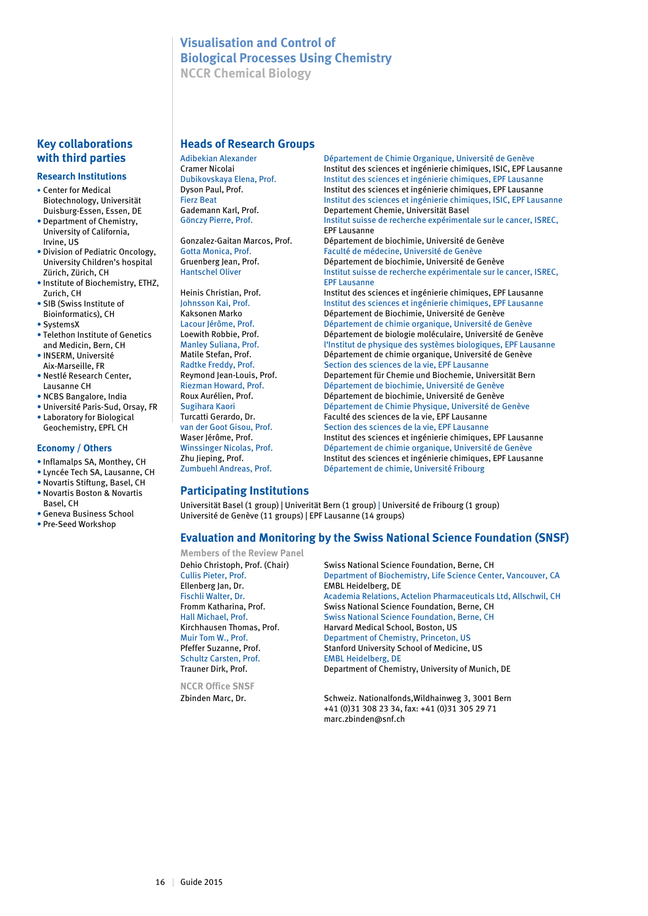# Visualisation and Control of Biological Processes Using Chemistry

## NCCR Chemical Biology

## Heads of Research Groups

| | |
|---|---|
| Adibekian Alexander | Département de Chimie Organique, Université de Genève |
| Cramer Nicolai | Institut des sciences et ingénierie chimiques, ISIC, EPF Lausanne |
| Dubikovskaya Elena, Prof. | Institut des sciences et ingénierie chimiques, EPF Lausanne |
| Dyson Paul, Prof. | Institut des sciences et ingénierie chimiques, EPF Lausanne |
| Fierz Beat | Institut des sciences et ingénierie chimiques, ISIC, EPF Lausanne |
| Gademann Karl, Prof. | Departement Chemie, Universität Basel |
| Gönczy Pierre, Prof. | Institut suisse de recherche expérimentale sur le cancer, ISREC, EPF Lausanne |
| Gonzalez-Gaitan Marcos, Prof. | Département de biochimie, Université de Genève |
| Gotta Monica, Prof. | Faculté de médecine, Université de Genève |
| Gruenberg Jean, Prof. | Département de biochimie, Université de Genève |
| Hantschel Oliver | Institut suisse de recherche expérimentale sur le cancer, ISREC, EPF Lausanne |
| Heinis Christian, Prof. | Institut des sciences et ingénierie chimiques, EPF Lausanne |
| Johnsson Kai, Prof. | Institut des sciences et ingénierie chimiques, EPF Lausanne |
| Kaksonen Marko | Département de Biochimie, Université de Genève |
| Lacour Jérôme, Prof. | Département de chimie organique, Université de Genève |
| Loewith Robbie, Prof. | Département de biologie moléculaire, Université de Genève |
| Manley Suliana, Prof. | l'Institut de physique des systèmes biologiques, EPF Lausanne |
| Matile Stefan, Prof. | Département de chimie organique, Université de Genève |
| Radtke Freddy, Prof. | Section des sciences de la vie, EPF Lausanne |
| Reymond Jean-Louis, Prof. | Departement für Chemie und Biochemie, Universität Bern |
| Riezman Howard, Prof. | Département de biochimie, Université de Genève |
| Roux Aurélien, Prof. | Département de biochimie, Université de Genève |
| Sugihara Kaori | Département de Chimie Physique, Université de Genève |
| Turcatti Gerardo, Dr. | Faculté des sciences de la vie, EPF Lausanne |
| van der Goot Gisou, Prof. | Section des sciences de la vie, EPF Lausanne |
| Waser Jérôme, Prof. | Institut des sciences et ingénierie chimiques, EPF Lausanne |
| Winssinger Nicolas, Prof. | Département de chimie organique, Université de Genève |
| Zhu Jieping, Prof. | Institut des sciences et ingénierie chimiques, EPF Lausanne |
| Zumbuehl Andreas, Prof. | Département de chimie, Université Fribourg |

## Participating Institutions

Universität Basel (1 group) | Univeritát Bern (1 group) | Université de Fribourg (1 group)
Université de Genève (11 groups) | EPF Lausanne (14 groups)

## Evaluation and Monitoring by the Swiss National Science Foundation (SNSF)

### Members of the Review Panel

| | |
|---|---|
| Dehio Christoph, Prof. (Chair) | Swiss National Science Foundation, Berne, CH |
| Cullis Pieter, Prof. | Department of Biochemistry, Life Science Center, Vancouver, CA |
| Ellenberg Jan, Dr. | EMBL Heidelberg, DE |
| Fischli Walter, Dr. | Academia Relations, Actelion Pharmaceuticals Ltd, Allschwil, CH |
| Fromm Katharina, Prof. | Swiss National Science Foundation, Berne, CH |
| Hall Michael, Prof. | Swiss National Science Foundation, Berne, CH |
| Kirchhausen Thomas, Prof. | Harvard Medical School, Boston, US |
| Muir Tom W., Prof. | Department of Chemistry, Princeton, US |
| Pfeffer Suzanne, Prof. | Stanford University School of Medicine, US |
| Schultz Carsten, Prof. | EMBL Heidelberg, DE |
| Trauner Dirk, Prof. | Department of Chemistry, University of Munich, DE |

### NCCR Office SNSF

Zbinden Marc, Dr.
Schweiz. Nationalfonds,Wildhainweg 3, 3001 Bern
+41 (0)31 308 23 34, fax: +41 (0)31 305 29 71
marc.zbinden@snf.ch

## Key collaborations with third parties

### Research Institutions

- Center for Medical Biotechnology, Universität Duisburg-Essen, Essen, DE
- Department of Chemistry, University of California, Irvine, US
- Division of Pediatric Oncology, University Children's hospital Zürich, Zürich, CH
- Institute of Biochemistry, ETHZ, Zurich, CH
- SIB (Swiss Institute of Bioinformatics), CH
- SystemsX
- Telethon Institute of Genetics and Medicin, Bern, CH
- INSERM, Université Aix-Marseille, FR
- Nestlé Research Center, Lausanne CH
- NCBS Bangalore, India
- Université Paris-Sud, Orsay, FR
- Laboratory for Biological Geochemistry, EPFL CH

### Economy / Others

- Inflamalps SA, Monthey, CH
- Lyncée Tech SA, Lausanne, CH
- Novartis Stiftung, Basel, CH
- Novartis Boston & Novartis Basel, CH
- Geneva Business School
- Pre-Seed Workshop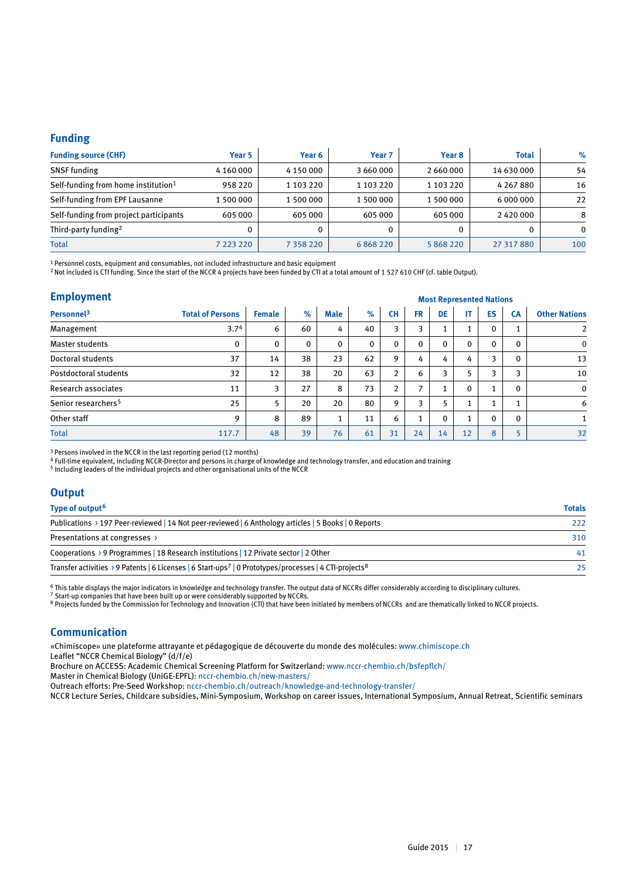## Funding

| Funding source (CHF) | Year 5 | Year 6 | Year 7 | Year 8 | Total | % |
|---|---|---|---|---|---|---|
| SNSF funding | 4 160 000 | 4 150 000 | 3 660 000 | 2 660 000 | 14 630 000 | 54 |
| Self-funding from home institution[1] | 958 220 | 1 103 220 | 1 103 220 | 1 103 220 | 4 267 880 | 16 |
| Self-funding from EPF Lausanne | 1 500 000 | 1 500 000 | 1 500 000 | 1 500 000 | 6 000 000 | 22 |
| Self-funding from project participants | 605 000 | 605 000 | 605 000 | 605 000 | 2 420 000 | 8 |
| Third-party funding[2] | 0 | 0 | 0 | 0 | 0 | 0 |
| Total | 7 223 220 | 7 358 220 | 6 868 220 | 5 868 220 | 27 317 880 | 100 |

[1] Personnel costs, equipment and consumables, not included infrastructure and basic equipment
[2] Not included is CTI funding. Since the start of the NCCR 4 projects have been funded by CTI at a total amount of 1 527 610 CHF (cf. table Output).

## Employment

| Personnel[3] | Total of Persons | Female | % | Male | % | Most Represented Nations: CH | FR | DE | IT | ES | CA | Other Nations |
|---|---|---|---|---|---|---|---|---|---|---|---|---|
| Management | 3.7[4] | 6 | 60 | 4 | 40 | 3 | 3 | 1 | 1 | 0 | 1 | 2 |
| Master students | 0 | 0 | 0 | 0 | 0 | 0 | 0 | 0 | 0 | 0 | 0 | 0 |
| Doctoral students | 37 | 14 | 38 | 23 | 62 | 9 | 4 | 4 | 4 | 3 | 0 | 13 |
| Postdoctoral students | 32 | 12 | 38 | 20 | 63 | 2 | 6 | 3 | 5 | 3 | 3 | 10 |
| Research associates | 11 | 3 | 27 | 8 | 73 | 2 | 7 | 1 | 0 | 1 | 0 | 0 |
| Senior researchers[5] | 25 | 5 | 20 | 20 | 80 | 9 | 3 | 5 | 1 | 1 | 1 | 6 |
| Other staff | 9 | 8 | 89 | 1 | 11 | 6 | 1 | 0 | 1 | 0 | 0 | 1 |
| Total | 117.7 | 48 | 39 | 76 | 61 | 31 | 24 | 14 | 12 | 8 | 5 | 32 |

[3] Persons involved in the NCCR in the last reporting period (12 months)
[4] Full-time equivalent, including NCCR-Director and persons in charge of knowledge and technology transfer, and education and training
[5] Including leaders of the individual projects and other organisational units of the NCCR

## Output

| Type of output[6] | Totals |
|---|---|
| Publications › 197 Peer-reviewed \| 14 Not peer-reviewed \| 6 Anthology articles \| 5 Books \| 0 Reports | 222 |
| Presentations at congresses › | 310 |
| Cooperations › 9 Programmes \| 18 Research institutions \| 12 Private sector \| 2 Other | 41 |
| Transfer activities › 9 Patents \| 6 Licenses \| 6 Start-ups[7] \| 0 Prototypes/processes \| 4 CTI-projects[8] | 25 |

[6] This table displays the major indicators in knowledge and technology transfer. The output data of NCCRs differ considerably according to disciplinary cultures.
[7] Start-up companies that have been built up or were considerably supported by NCCRs.
[8] Projects funded by the Commission for Technology and Innovation (CTI) that have been initiated by members of NCCRs and are thematically linked to NCCR projects.

## Communication

«Chimiscope» une plateforme attrayante et pédagogique de découverte du monde des molécules: www.chimiscope.ch
Leaflet "NCCR Chemical Biology" (d/f/e)
Brochure on ACCESS: Academic Chemical Screening Platform for Switzerland: www.nccr-chembio.ch/bsfepflch/
Master in Chemical Biology (UniGE-EPFL): nccr-chembio.ch/new-masters/
Outreach efforts: Pre-Seed Workshop: nccr-chembio.ch/outreach/knowledge-and-technology-transfer/
NCCR Lecture Series, Childcare subsidies, Mini-Symposium, Workshop on career issues, International Symposium, Annual Retreat, Scientific seminars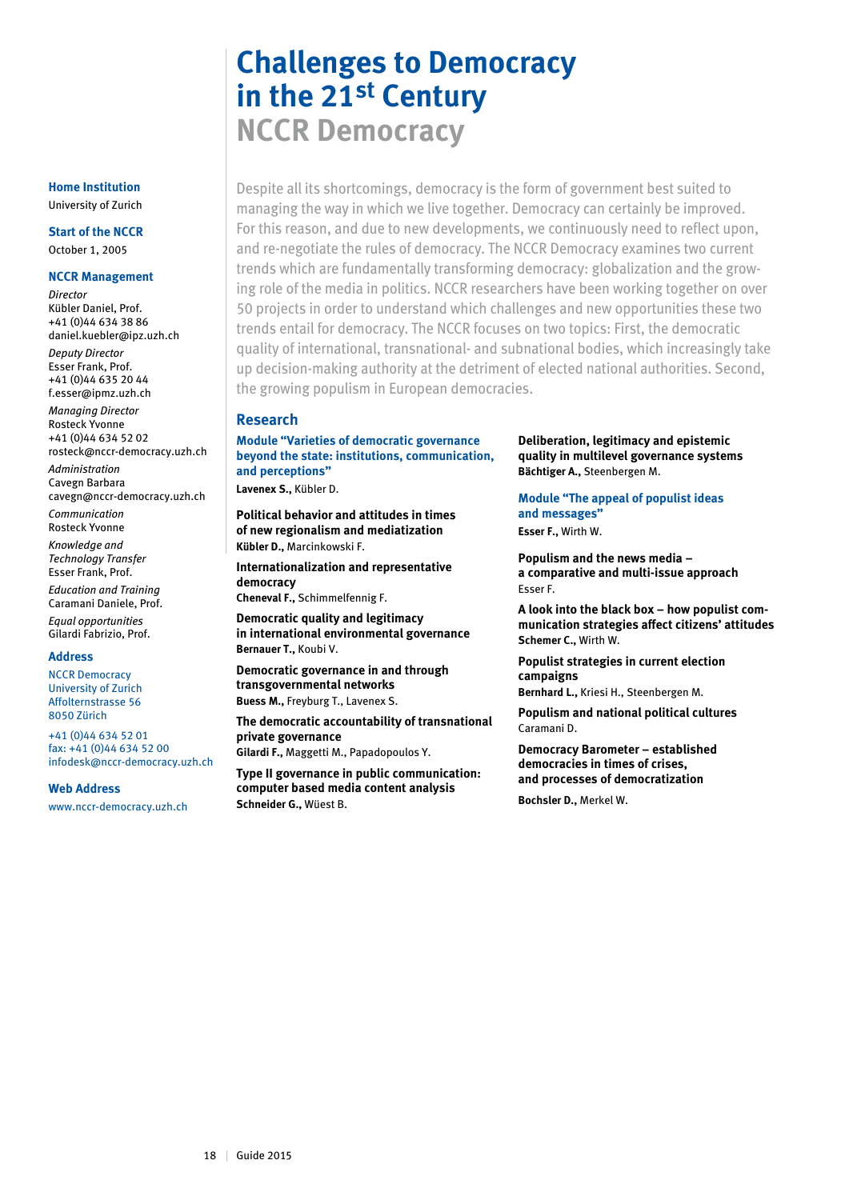# Challenges to Democracy in the 21st Century

## NCCR Democracy

**Home Institution**
University of Zurich

**Start of the NCCR**
October 1, 2005

**NCCR Management**

*Director*
Kübler Daniel, Prof.
+41 (0)44 634 38 86
daniel.kuebler@ipz.uzh.ch

*Deputy Director*
Esser Frank, Prof.
+41 (0)44 635 20 44
f.esser@ipmz.uzh.ch

*Managing Director*
Rosteck Yvonne
+41 (0)44 634 52 02
rosteck@nccr-democracy.uzh.ch

*Administration*
Cavegn Barbara
cavegn@nccr-democracy.uzh.ch

*Communication*
Rosteck Yvonne

*Knowledge and Technology Transfer*
Esser Frank, Prof.

*Education and Training*
Caramani Daniele, Prof.

*Equal opportunities*
Gilardi Fabrizio, Prof.

**Address**
NCCR Democracy
University of Zurich
Affolternstrasse 56
8050 Zürich

+41 (0)44 634 52 01
fax: +41 (0)44 634 52 00
infodesk@nccr-democracy.uzh.ch

**Web Address**
www.nccr-democracy.uzh.ch

Despite all its shortcomings, democracy is the form of government best suited to managing the way in which we live together. Democracy can certainly be improved. For this reason, and due to new developments, we continuously need to reflect upon, and re-negotiate the rules of democracy. The NCCR Democracy examines two current trends which are fundamentally transforming democracy: globalization and the growing role of the media in politics. NCCR researchers have been working together on over 50 projects in order to understand which challenges and new opportunities these two trends entail for democracy. The NCCR focuses on two topics: First, the democratic quality of international, transnational- and subnational bodies, which increasingly take up decision-making authority at the detriment of elected national authorities. Second, the growing populism in European democracies.

### Research

**Module "Varieties of democratic governance beyond the state: institutions, communication, and perceptions"**
**Lavenex S.,** Kübler D.

**Political behavior and attitudes in times of new regionalism and mediatization**
**Kübler D.,** Marcinkowski F.

**Internationalization and representative democracy**
**Cheneval F.,** Schimmelfennig F.

**Democratic quality and legitimacy in international environmental governance**
**Bernauer T.,** Koubi V.

**Democratic governance in and through transgovernmental networks**
**Buess M.,** Freyburg T., Lavenex S.

**The democratic accountability of transnational private governance**
**Gilardi F.,** Maggetti M., Papadopoulos Y.

**Type II governance in public communication: computer based media content analysis**
**Schneider G.,** Wüest B.

**Deliberation, legitimacy and epistemic quality in multilevel governance systems**
**Bächtiger A.,** Steenbergen M.

**Module "The appeal of populist ideas and messages"**
**Esser F.,** Wirth W.

**Populism and the news media – a comparative and multi-issue approach**
Esser F.

**A look into the black box – how populist communication strategies affect citizens' attitudes**
**Schemer C.,** Wirth W.

**Populist strategies in current election campaigns**
**Bernhard L.,** Kriesi H., Steenbergen M.

**Populism and national political cultures**
Caramani D.

**Democracy Barometer – established democracies in times of crises, and processes of democratization**
**Bochsler D.,** Merkel W.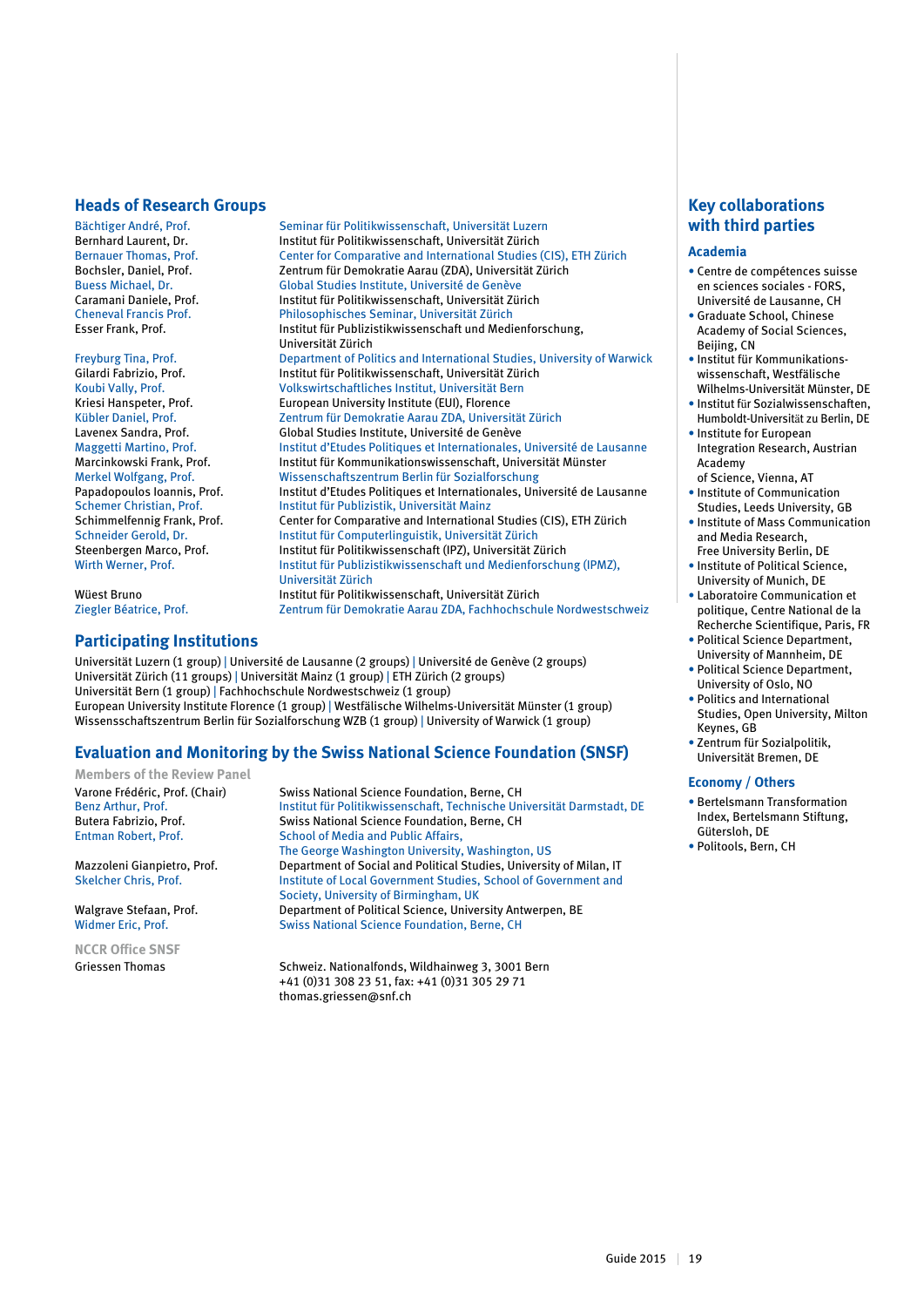## Heads of Research Groups

| | |
|---|---|
| Bächtiger André, Prof. | Seminar für Politikwissenschaft, Universität Luzern |
| Bernhard Laurent, Dr. | Institut für Politikwissenschaft, Universität Zürich |
| Bernauer Thomas, Prof. | Center for Comparative and International Studies (CIS), ETH Zürich |
| Bochsler, Daniel, Prof. | Zentrum für Demokratie Aarau (ZDA), Universität Zürich |
| Buess Michael, Dr. | Global Studies Institute, Université de Genève |
| Caramani Daniele, Prof. | Institut für Politikwissenschaft, Universität Zürich |
| Cheneval Francis Prof. | Philosophisches Seminar, Universität Zürich |
| Esser Frank, Prof. | Institut für Publizistikwissenschaft und Medienforschung, Universität Zürich |
| Freyburg Tina, Prof. | Department of Politics and International Studies, University of Warwick |
| Gilardi Fabrizio, Prof. | Institut für Politikwissenschaft, Universität Zürich |
| Koubi Vally, Prof. | Volkswirtschaftliches Institut, Universität Bern |
| Kriesi Hanspeter, Prof. | European University Institute (EUI), Florence |
| Kübler Daniel, Prof. | Zentrum für Demokratie Aarau ZDA, Universität Zürich |
| Lavenex Sandra, Prof. | Global Studies Institute, Université de Genève |
| Maggetti Martino, Prof. | Institut d'Etudes Politiques et Internationales, Université de Lausanne |
| Marcinkowski Frank, Prof. | Institut für Kommunikationswissenschaft, Universität Münster |
| Merkel Wolfgang, Prof. | Wissenschaftszentrum Berlin für Sozialforschung |
| Papadopoulos Ioannis, Prof. | Institut d'Etudes Politiques et Internationales, Université de Lausanne |
| Schemer Christian, Prof. | Institut für Publizistik, Universität Mainz |
| Schimmelfennig Frank, Prof. | Center for Comparative and International Studies (CIS), ETH Zürich |
| Schneider Gerold, Dr. | Institut für Computerlinguistik, Universität Zürich |
| Steenbergen Marco, Prof. | Institut für Politikwissenschaft (IPZ), Universität Zürich |
| Wirth Werner, Prof. | Institut für Publizistikwissenschaft und Medienforschung (IPMZ), Universität Zürich |
| Wüest Bruno | Institut für Politikwissenschaft, Universität Zürich |
| Ziegler Béatrice, Prof. | Zentrum für Demokratie Aarau ZDA, Fachhochschule Nordwestschweiz |

## Participating Institutions

Universität Luzern (1 group) | Université de Lausanne (2 groups) | Université de Genève (2 groups)
Universität Zürich (11 groups) | Universität Mainz (1 group) | ETH Zürich (2 groups)
Universität Bern (1 group) | Fachhochschule Nordwestschweiz (1 group)
European University Institute Florence (1 group) | Westfälische Wilhelms-Universität Münster (1 group)
Wissensschaftszentrum Berlin für Sozialforschung WZB (1 group) | University of Warwick (1 group)

## Evaluation and Monitoring by the Swiss National Science Foundation (SNSF)

### Members of the Review Panel

| | |
|---|---|
| Varone Frédéric, Prof. (Chair) | Swiss National Science Foundation, Berne, CH |
| Benz Arthur, Prof. | Institut für Politikwissenschaft, Technische Universität Darmstadt, DE |
| Butera Fabrizio, Prof. | Swiss National Science Foundation, Berne, CH |
| Entman Robert, Prof. | School of Media and Public Affairs, The George Washington University, Washington, US |
| Mazzoleni Gianpietro, Prof. | Department of Social and Political Studies, University of Milan, IT |
| Skelcher Chris, Prof. | Institute of Local Government Studies, School of Government and Society, University of Birmingham, UK |
| Walgrave Stefaan, Prof. | Department of Political Science, University Antwerpen, BE |
| Widmer Eric, Prof. | Swiss National Science Foundation, Berne, CH |

### NCCR Office SNSF

| | |
|---|---|
| Griessen Thomas | Schweiz. Nationalfonds, Wildhainweg 3, 3001 Bern<br>+41 (0)31 308 23 51, fax: +41 (0)31 305 29 71<br>thomas.griessen@snf.ch |

## Key collaborations with third parties

### Academia

- Centre de compétences suisse en sciences sociales - FORS, Université de Lausanne, CH
- Graduate School, Chinese Academy of Social Sciences, Beijing, CN
- Institut für Kommunikationswissenschaft, Westfälische Wilhelms-Universität Münster, DE
- Institut für Sozialwissenschaften, Humboldt-Universität zu Berlin, DE
- Institute for European Integration Research, Austrian Academy of Science, Vienna, AT
- Institute of Communication Studies, Leeds University, GB
- Institute of Mass Communication and Media Research, Free University Berlin, DE
- Institute of Political Science, University of Munich, DE
- Laboratoire Communication et politique, Centre National de la Recherche Scientifique, Paris, FR
- Political Science Department, University of Mannheim, DE
- Political Science Department, University of Oslo, NO
- Politics and International Studies, Open University, Milton Keynes, GB
- Zentrum für Sozialpolitik, Universität Bremen, DE

### Economy / Others

- Bertelsmann Transformation Index, Bertelsmann Stiftung, Gütersloh, DE
- Politools, Bern, CH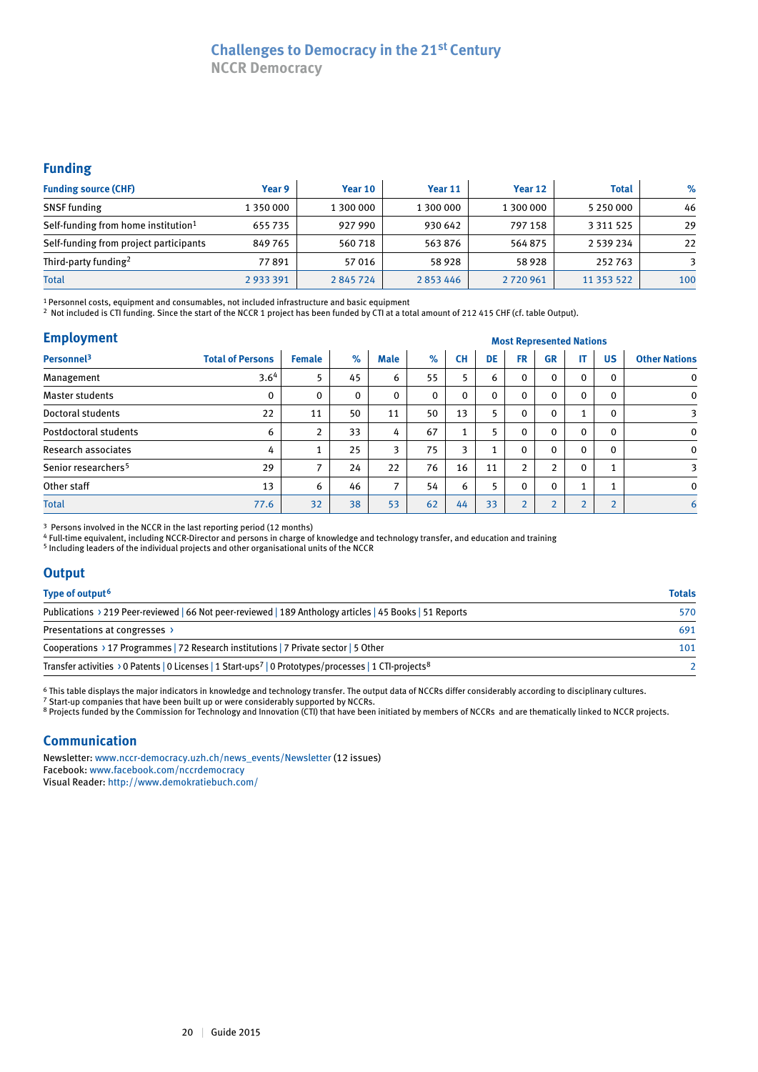# Challenges to Democracy in the 21st Century

NCCR Democracy

## Funding

| Funding source (CHF) | Year 9 | Year 10 | Year 11 | Year 12 | Total | % |
|---|---|---|---|---|---|---|
| SNSF funding | 1 350 000 | 1 300 000 | 1 300 000 | 1 300 000 | 5 250 000 | 46 |
| Self-funding from home institution[1] | 655 735 | 927 990 | 930 642 | 797 158 | 3 311 525 | 29 |
| Self-funding from project participants | 849 765 | 560 718 | 563 876 | 564 875 | 2 539 234 | 22 |
| Third-party funding[2] | 77 891 | 57 016 | 58 928 | 58 928 | 252 763 | 3 |
| Total | 2 933 391 | 2 845 724 | 2 853 446 | 2 720 961 | 11 353 522 | 100 |

[1] Personnel costs, equipment and consumables, not included infrastructure and basic equipment
[2] Not included is CTI funding. Since the start of the NCCR 1 project has been funded by CTI at a total amount of 212 415 CHF (cf. table Output).

## Employment

| Personnel[3] | Total of Persons | Female | % | Male | % | Most Represented Nations: CH | DE | FR | GR | IT | US | Other Nations |
|---|---|---|---|---|---|---|---|---|---|---|---|---|
| Management | 3.6[4] | 5 | 45 | 6 | 55 | 5 | 6 | 0 | 0 | 0 | 0 | 0 |
| Master students | 0 | 0 | 0 | 0 | 0 | 0 | 0 | 0 | 0 | 0 | 0 | 0 |
| Doctoral students | 22 | 11 | 50 | 11 | 50 | 13 | 5 | 0 | 0 | 1 | 0 | 3 |
| Postdoctoral students | 6 | 2 | 33 | 4 | 67 | 1 | 5 | 0 | 0 | 0 | 0 | 0 |
| Research associates | 4 | 1 | 25 | 3 | 75 | 3 | 1 | 0 | 0 | 0 | 0 | 0 |
| Senior researchers[5] | 29 | 7 | 24 | 22 | 76 | 16 | 11 | 2 | 2 | 0 | 1 | 3 |
| Other staff | 13 | 6 | 46 | 7 | 54 | 6 | 5 | 0 | 0 | 1 | 1 | 0 |
| Total | 77.6 | 32 | 38 | 53 | 62 | 44 | 33 | 2 | 2 | 2 | 2 | 6 |

[3] Persons involved in the NCCR in the last reporting period (12 months)
[4] Full-time equivalent, including NCCR-Director and persons in charge of knowledge and technology transfer, and education and training
[5] Including leaders of the individual projects and other organisational units of the NCCR

## Output

| Type of output[6] | Totals |
|---|---|
| Publications › 219 Peer-reviewed \| 66 Not peer-reviewed \| 189 Anthology articles \| 45 Books \| 51 Reports | 570 |
| Presentations at congresses › | 691 |
| Cooperations › 17 Programmes \| 72 Research institutions \| 7 Private sector \| 5 Other | 101 |
| Transfer activities › 0 Patents \| 0 Licenses \| 1 Start-ups[7] \| 0 Prototypes/processes \| 1 CTI-projects[8] | 2 |

[6] This table displays the major indicators in knowledge and technology transfer. The output data of NCCRs differ considerably according to disciplinary cultures.
[7] Start-up companies that have been built up or were considerably supported by NCCRs.
[8] Projects funded by the Commission for Technology and Innovation (CTI) that have been initiated by members of NCCRs and are thematically linked to NCCR projects.

## Communication

Newsletter: www.nccr-democracy.uzh.ch/news_events/Newsletter (12 issues)
Facebook: www.facebook.com/nccrdemocracy
Visual Reader: http://www.demokratiebuch.com/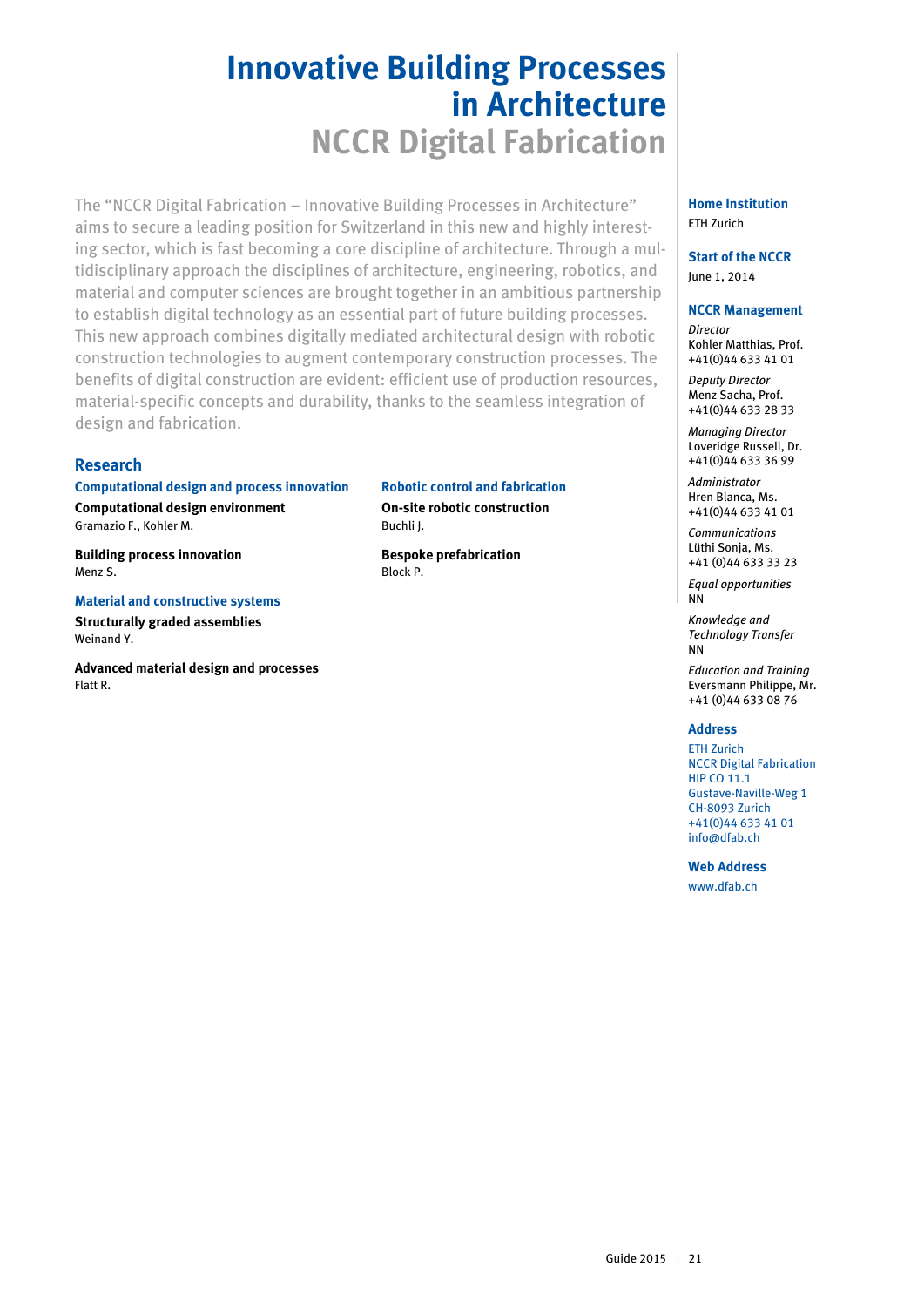# Innovative Building Processes in Architecture
## NCCR Digital Fabrication

The "NCCR Digital Fabrication – Innovative Building Processes in Architecture" aims to secure a leading position for Switzerland in this new and highly interesting sector, which is fast becoming a core discipline of architecture. Through a multidisciplinary approach the disciplines of architecture, engineering, robotics, and material and computer sciences are brought together in an ambitious partnership to establish digital technology as an essential part of future building processes. This new approach combines digitally mediated architectural design with robotic construction technologies to augment contemporary construction processes. The benefits of digital construction are evident: efficient use of production resources, material-specific concepts and durability, thanks to the seamless integration of design and fabrication.

### Research

#### Computational design and process innovation

**Computational design environment**
Gramazio F., Kohler M.

**Building process innovation**
Menz S.

#### Material and constructive systems

**Structurally graded assemblies**
Weinand Y.

**Advanced material design and processes**
Flatt R.

#### Robotic control and fabrication

**On-site robotic construction**
Buchli J.

**Bespoke prefabrication**
Block P.

### Home Institution
ETH Zurich

### Start of the NCCR
June 1, 2014

### NCCR Management

*Director*
Kohler Matthias, Prof.
+41(0)44 633 41 01

*Deputy Director*
Menz Sacha, Prof.
+41(0)44 633 28 33

*Managing Director*
Loveridge Russell, Dr.
+41(0)44 633 36 99

*Administrator*
Hren Blanca, Ms.
+41(0)44 633 41 01

*Communications*
Lüthi Sonja, Ms.
+41 (0)44 633 33 23

*Equal opportunities*
NN

*Knowledge and Technology Transfer*
NN

*Education and Training*
Eversmann Philippe, Mr.
+41 (0)44 633 08 76

### Address
ETH Zurich
NCCR Digital Fabrication
HIP CO 11.1
Gustave-Naville-Weg 1
CH-8093 Zurich
+41(0)44 633 41 01
info@dfab.ch

### Web Address
www.dfab.ch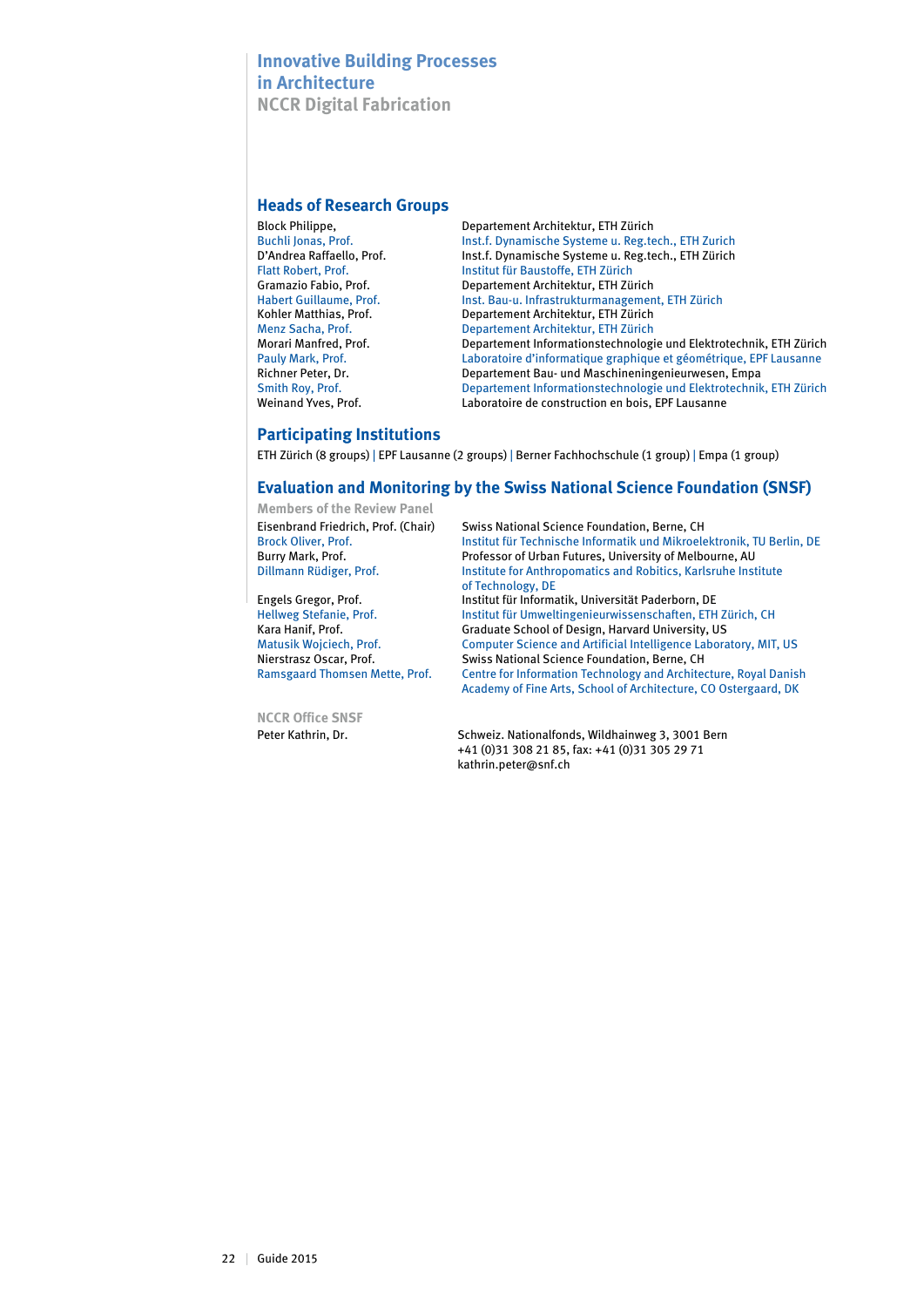# Innovative Building Processes in Architecture
## NCCR Digital Fabrication

### Heads of Research Groups

| | |
|---|---|
| Block Philippe, | Departement Architektur, ETH Zürich |
| Buchli Jonas, Prof. | Inst.f. Dynamische Systeme u. Reg.tech., ETH Zurich |
| D'Andrea Raffaello, Prof. | Inst.f. Dynamische Systeme u. Reg.tech., ETH Zürich |
| Flatt Robert, Prof. | Institut für Baustoffe, ETH Zürich |
| Gramazio Fabio, Prof. | Departement Architektur, ETH Zürich |
| Habert Guillaume, Prof. | Inst. Bau-u. Infrastrukturmanagement, ETH Zürich |
| Kohler Matthias, Prof. | Departement Architektur, ETH Zürich |
| Menz Sacha, Prof. | Departement Architektur, ETH Zürich |
| Morari Manfred, Prof. | Departement Informationstechnologie und Elektrotechnik, ETH Zürich |
| Pauly Mark, Prof. | Laboratoire d'informatique graphique et géométrique, EPF Lausanne |
| Richner Peter, Dr. | Departement Bau- und Maschineningenieurwesen, Empa |
| Smith Roy, Prof. | Departement Informationstechnologie und Elektrotechnik, ETH Zürich |
| Weinand Yves, Prof. | Laboratoire de construction en bois, EPF Lausanne |

### Participating Institutions

ETH Zürich (8 groups) | EPF Lausanne (2 groups) | Berner Fachhochschule (1 group) | Empa (1 group)

### Evaluation and Monitoring by the Swiss National Science Foundation (SNSF)

#### Members of the Review Panel

| | |
|---|---|
| Eisenbrand Friedrich, Prof. (Chair) | Swiss National Science Foundation, Berne, CH |
| Brock Oliver, Prof. | Institut für Technische Informatik und Mikroelektronik, TU Berlin, DE |
| Burry Mark, Prof. | Professor of Urban Futures, University of Melbourne, AU |
| Dillmann Rüdiger, Prof. | Institute for Anthropomatics and Robitics, Karlsruhe Institute of Technology, DE |
| Engels Gregor, Prof. | Institut für Informatik, Universität Paderborn, DE |
| Hellweg Stefanie, Prof. | Institut für Umweltingenieurwissenschaften, ETH Zürich, CH |
| Kara Hanif, Prof. | Graduate School of Design, Harvard University, US |
| Matusik Wojciech, Prof. | Computer Science and Artificial Intelligence Laboratory, MIT, US |
| Nierstrasz Oscar, Prof. | Swiss National Science Foundation, Berne, CH |
| Ramsgaard Thomsen Mette, Prof. | Centre for Information Technology and Architecture, Royal Danish Academy of Fine Arts, School of Architecture, CO Ostergaard, DK |

#### NCCR Office SNSF

| | |
|---|---|
| Peter Kathrin, Dr. | Schweiz. Nationalfonds, Wildhainweg 3, 3001 Bern<br>+41 (0)31 308 21 85, fax: +41 (0)31 305 29 71<br>kathrin.peter@snf.ch |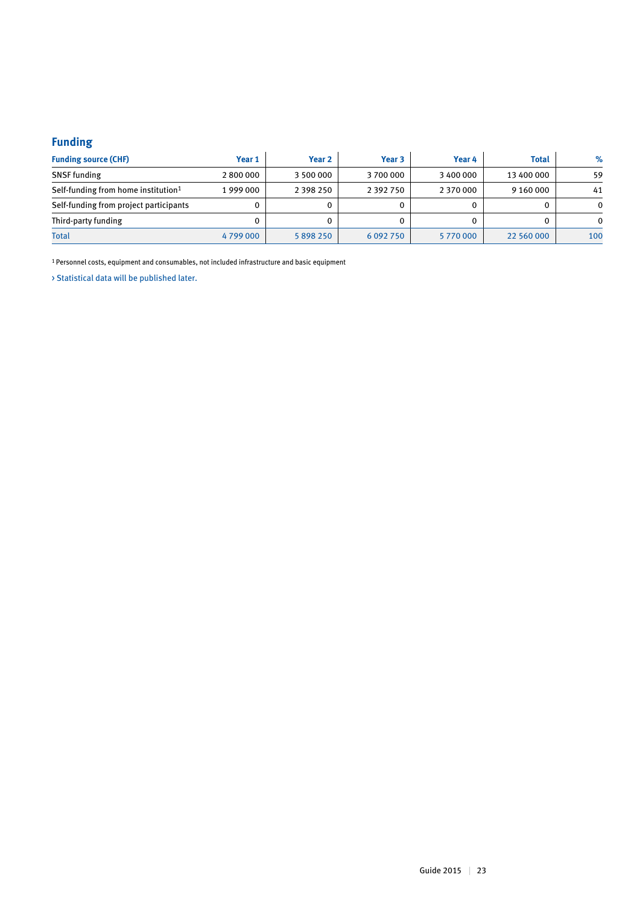## Funding

| Funding source (CHF) | Year 1 | Year 2 | Year 3 | Year 4 | Total | % |
|---|---|---|---|---|---|---|
| SNSF funding | 2 800 000 | 3 500 000 | 3 700 000 | 3 400 000 | 13 400 000 | 59 |
| Self-funding from home institution[1] | 1 999 000 | 2 398 250 | 2 392 750 | 2 370 000 | 9 160 000 | 41 |
| Self-funding from project participants | 0 | 0 | 0 | 0 | 0 | 0 |
| Third-party funding | 0 | 0 | 0 | 0 | 0 | 0 |
| Total | 4 799 000 | 5 898 250 | 6 092 750 | 5 770 000 | 22 560 000 | 100 |

[1] Personnel costs, equipment and consumables, not included infrastructure and basic equipment

› Statistical data will be published later.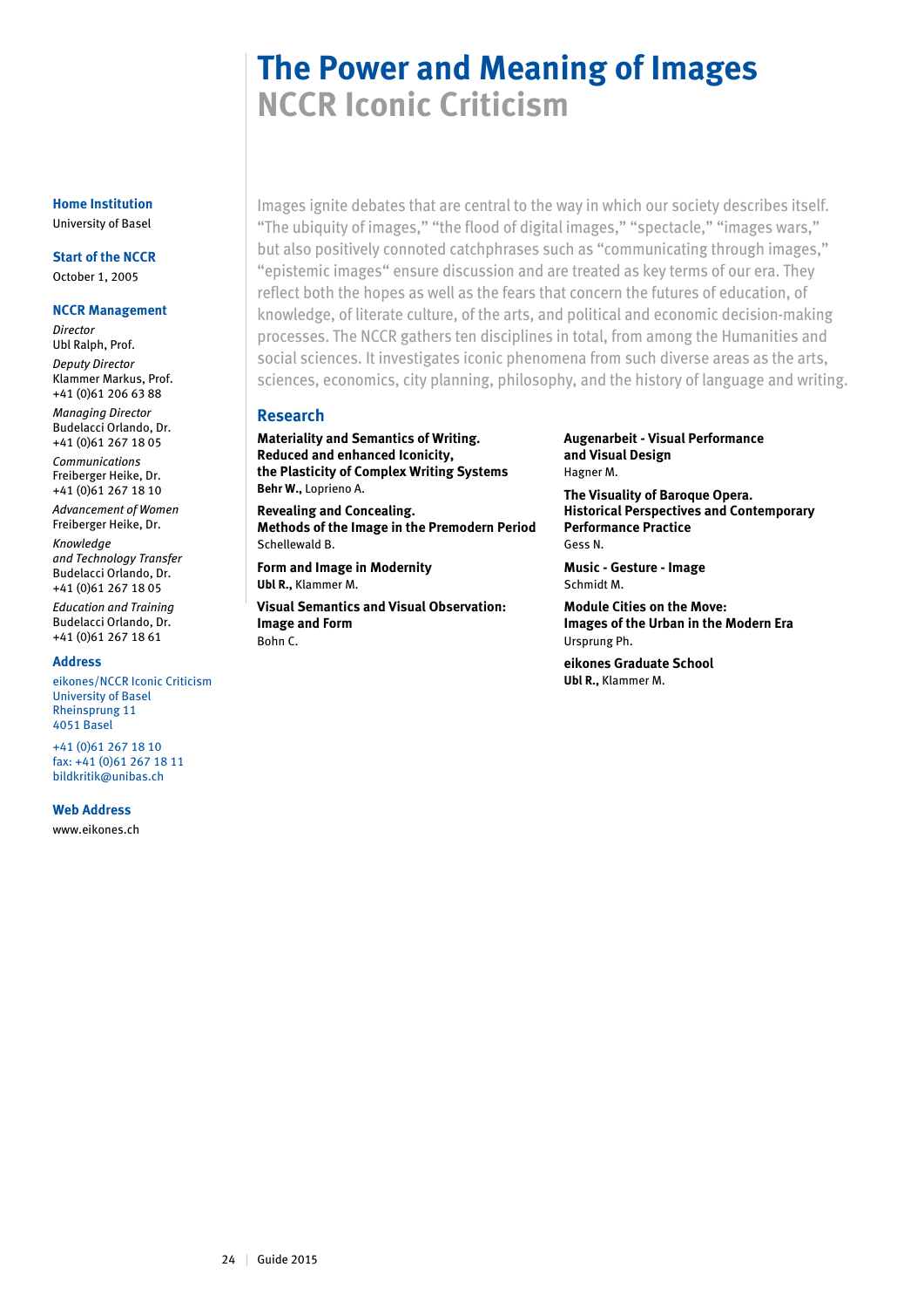# The Power and Meaning of Images

## NCCR Iconic Criticism

Images ignite debates that are central to the way in which our society describes itself. “The ubiquity of images,” “the flood of digital images,” “spectacle,” “images wars,” but also positively connoted catchphrases such as “communicating through images,” “epistemic images“ ensure discussion and are treated as key terms of our era. They reflect both the hopes as well as the fears that concern the futures of education, of knowledge, of literate culture, of the arts, and political and economic decision-making processes. The NCCR gathers ten disciplines in total, from among the Humanities and social sciences. It investigates iconic phenomena from such diverse areas as the arts, sciences, economics, city planning, philosophy, and the history of language and writing.

### Research

**Materiality and Semantics of Writing. Reduced and enhanced Iconicity, the Plasticity of Complex Writing Systems**
**Behr W.,** Loprieno A.

**Revealing and Concealing. Methods of the Image in the Premodern Period**
Schellewald B.

**Form and Image in Modernity**
**Ubl R.,** Klammer M.

**Visual Semantics and Visual Observation: Image and Form**
Bohn C.

**Augenarbeit - Visual Performance and Visual Design**
Hagner M.

**The Visuality of Baroque Opera. Historical Perspectives and Contemporary Performance Practice**
Gess N.

**Music - Gesture - Image**
Schmidt M.

**Module Cities on the Move: Images of the Urban in the Modern Era**
Ursprung Ph.

**eikones Graduate School**
**Ubl R.,** Klammer M.

### Home Institution

University of Basel

### Start of the NCCR

October 1, 2005

### NCCR Management

*Director*
Ubl Ralph, Prof.

*Deputy Director*
Klammer Markus, Prof.
+41 (0)61 206 63 88

*Managing Director*
Budelacci Orlando, Dr.
+41 (0)61 267 18 05

*Communications*
Freiberger Heike, Dr.
+41 (0)61 267 18 10

*Advancement of Women*
Freiberger Heike, Dr.

*Knowledge and Technology Transfer*
Budelacci Orlando, Dr.
+41 (0)61 267 18 05

*Education and Training*
Budelacci Orlando, Dr.
+41 (0)61 267 18 61

### Address

eikones/NCCR Iconic Criticism
University of Basel
Rheinsprung 11
4051 Basel

+41 (0)61 267 18 10
fax: +41 (0)61 267 18 11
bildkritik@unibas.ch

### Web Address

www.eikones.ch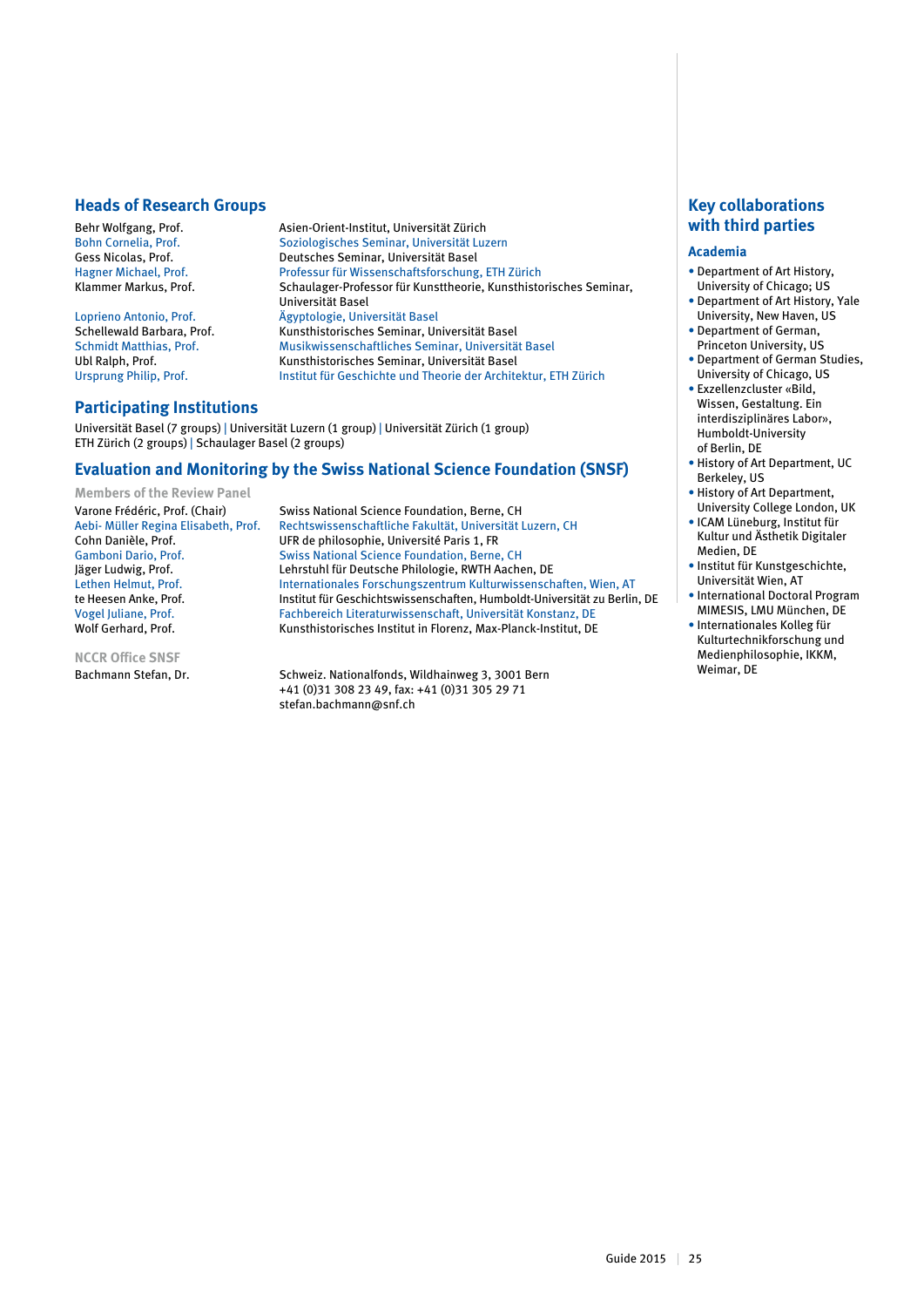## Heads of Research Groups

| | |
|---|---|
| Behr Wolfgang, Prof. | Asien-Orient-Institut, Universität Zürich |
| Bohn Cornelia, Prof. | Soziologisches Seminar, Universität Luzern |
| Gess Nicolas, Prof. | Deutsches Seminar, Universität Basel |
| Hagner Michael, Prof. | Professur für Wissenschaftsforschung, ETH Zürich |
| Klammer Markus, Prof. | Schaulager-Professor für Kunsttheorie, Kunsthistorisches Seminar, Universität Basel |
| Loprieno Antonio, Prof. | Ägyptologie, Universität Basel |
| Schellewald Barbara, Prof. | Kunsthistorisches Seminar, Universität Basel |
| Schmidt Matthias, Prof. | Musikwissenschaftliches Seminar, Universität Basel |
| Ubl Ralph, Prof. | Kunsthistorisches Seminar, Universität Basel |
| Ursprung Philip, Prof. | Institut für Geschichte und Theorie der Architektur, ETH Zürich |

## Participating Institutions

Universität Basel (7 groups) | Universität Luzern (1 group) | Universität Zürich (1 group) ETH Zürich (2 groups) | Schaulager Basel (2 groups)

## Evaluation and Monitoring by the Swiss National Science Foundation (SNSF)

### Members of the Review Panel

| | |
|---|---|
| Varone Frédéric, Prof. (Chair) | Swiss National Science Foundation, Berne, CH |
| Aebi- Müller Regina Elisabeth, Prof. | Rechtswissenschaftliche Fakultät, Universität Luzern, CH |
| Cohn Danièle, Prof. | UFR de philosophie, Université Paris 1, FR |
| Gamboni Dario, Prof. | Swiss National Science Foundation, Berne, CH |
| Jäger Ludwig, Prof. | Lehrstuhl für Deutsche Philologie, RWTH Aachen, DE |
| Lethen Helmut, Prof. | Internationales Forschungszentrum Kulturwissenschaften, Wien, AT |
| te Heesen Anke, Prof. | Institut für Geschichtswissenschaften, Humboldt-Universität zu Berlin, DE |
| Vogel Juliane, Prof. | Fachbereich Literaturwissenschaft, Universität Konstanz, DE |
| Wolf Gerhard, Prof. | Kunsthistorisches Institut in Florenz, Max-Planck-Institut, DE |

### NCCR Office SNSF

| | |
|---|---|
| Bachmann Stefan, Dr. | Schweiz. Nationalfonds, Wildhainweg 3, 3001 Bern<br>+41 (0)31 308 23 49, fax: +41 (0)31 305 29 71<br>stefan.bachmann@snf.ch |

## Key collaborations with third parties

### Academia

- Department of Art History, University of Chicago; US
- Department of Art History, Yale University, New Haven, US
- Department of German, Princeton University, US
- Department of German Studies, University of Chicago, US
- Exzellenzcluster «Bild, Wissen, Gestaltung. Ein interdisziplinäres Labor», Humboldt-University of Berlin, DE
- History of Art Department, UC Berkeley, US
- History of Art Department, University College London, UK
- ICAM Lüneburg, Institut für Kultur und Ästhetik Digitaler Medien, DE
- Institut für Kunstgeschichte, Universität Wien, AT
- International Doctoral Program MIMESIS, LMU München, DE
- Internationales Kolleg für Kulturtechnikforschung und Medienphilosophie, IKKM, Weimar, DE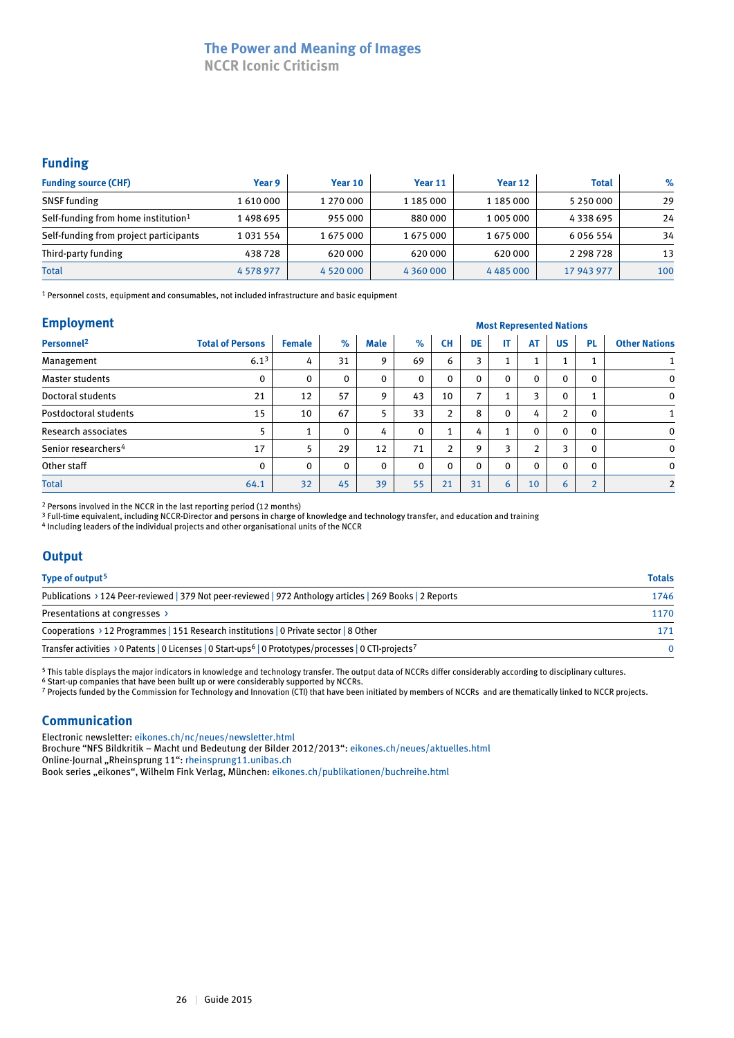# The Power and Meaning of Images
## NCCR Iconic Criticism

## Funding

| Funding source (CHF) | Year 9 | Year 10 | Year 11 | Year 12 | Total | % |
|---|---|---|---|---|---|---|
| SNSF funding | 1 610 000 | 1 270 000 | 1 185 000 | 1 185 000 | 5 250 000 | 29 |
| Self-funding from home institution[1] | 1 498 695 | 955 000 | 880 000 | 1 005 000 | 4 338 695 | 24 |
| Self-funding from project participants | 1 031 554 | 1 675 000 | 1 675 000 | 1 675 000 | 6 056 554 | 34 |
| Third-party funding | 438 728 | 620 000 | 620 000 | 620 000 | 2 298 728 | 13 |
| Total | 4 578 977 | 4 520 000 | 4 360 000 | 4 485 000 | 17 943 977 | 100 |

[1] Personnel costs, equipment and consumables, not included infrastructure and basic equipment

## Employment

| Personnel[2] | Total of Persons | Female | % | Male | % | Most Represented Nations CH | DE | IT | AT | US | PL | Other Nations |
|---|---|---|---|---|---|---|---|---|---|---|---|---|
| Management | 6.1[3] | 4 | 31 | 9 | 69 | 6 | 3 | 1 | 1 | 1 | 1 | 1 |
| Master students | 0 | 0 | 0 | 0 | 0 | 0 | 0 | 0 | 0 | 0 | 0 | 0 |
| Doctoral students | 21 | 12 | 57 | 9 | 43 | 10 | 7 | 1 | 3 | 0 | 1 | 0 |
| Postdoctoral students | 15 | 10 | 67 | 5 | 33 | 2 | 8 | 0 | 4 | 2 | 0 | 1 |
| Research associates | 5 | 1 | 0 | 4 | 0 | 1 | 4 | 1 | 0 | 0 | 0 | 0 |
| Senior researchers[4] | 17 | 5 | 29 | 12 | 71 | 2 | 9 | 3 | 2 | 3 | 0 | 0 |
| Other staff | 0 | 0 | 0 | 0 | 0 | 0 | 0 | 0 | 0 | 0 | 0 | 0 |
| Total | 64.1 | 32 | 45 | 39 | 55 | 21 | 31 | 6 | 10 | 6 | 2 | 2 |

[2] Persons involved in the NCCR in the last reporting period (12 months)
[3] Full-time equivalent, including NCCR-Director and persons in charge of knowledge and technology transfer, and education and training
[4] Including leaders of the individual projects and other organisational units of the NCCR

## Output

| Type of output[5] | Totals |
|---|---|
| Publications › 124 Peer-reviewed \| 379 Not peer-reviewed \| 972 Anthology articles \| 269 Books \| 2 Reports | 1746 |
| Presentations at congresses › | 1170 |
| Cooperations › 12 Programmes \| 151 Research institutions \| 0 Private sector \| 8 Other | 171 |
| Transfer activities › 0 Patents \| 0 Licenses \| 0 Start-ups[6] \| 0 Prototypes/processes \| 0 CTI-projects[7] | 0 |

[5] This table displays the major indicators in knowledge and technology transfer. The output data of NCCRs differ considerably according to disciplinary cultures.
[6] Start-up companies that have been built up or were considerably supported by NCCRs.
[7] Projects funded by the Commission for Technology and Innovation (CTI) that have been initiated by members of NCCRs and are thematically linked to NCCR projects.

## Communication

Electronic newsletter: eikones.ch/nc/neues/newsletter.html
Brochure "NFS Bildkritik – Macht und Bedeutung der Bilder 2012/2013": eikones.ch/neues/aktuelles.html
Online-Journal „Rheinsprung 11": rheinsprung11.unibas.ch
Book series „eikones", Wilhelm Fink Verlag, München: eikones.ch/publikationen/buchreihe.html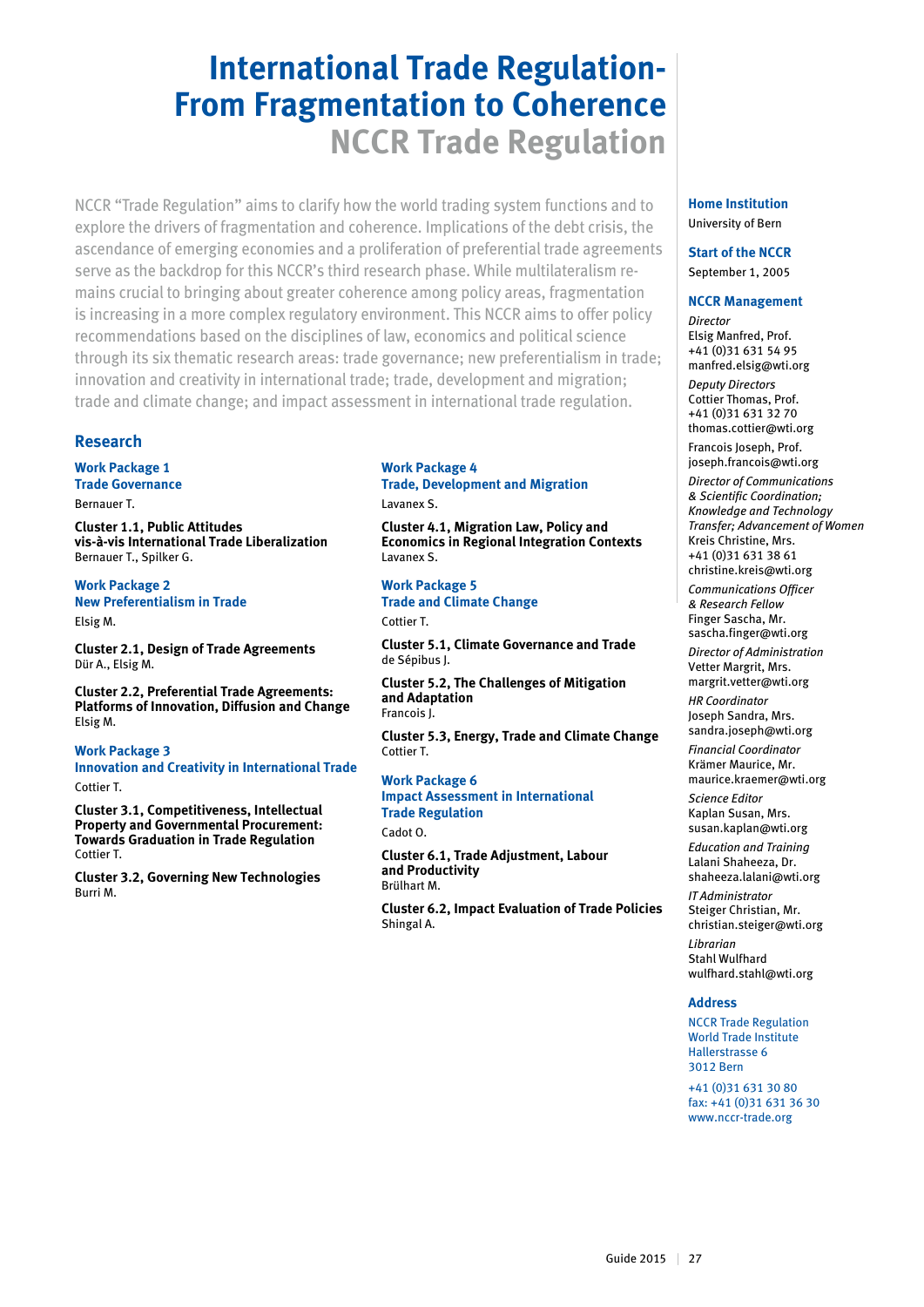# International Trade Regulation-From Fragmentation to Coherence

## NCCR Trade Regulation

NCCR "Trade Regulation" aims to clarify how the world trading system functions and to explore the drivers of fragmentation and coherence. Implications of the debt crisis, the ascendance of emerging economies and a proliferation of preferential trade agreements serve as the backdrop for this NCCR's third research phase. While multilateralism remains crucial to bringing about greater coherence among policy areas, fragmentation is increasing in a more complex regulatory environment. This NCCR aims to offer policy recommendations based on the disciplines of law, economics and political science through its six thematic research areas: trade governance; new preferentialism in trade; innovation and creativity in international trade; trade, development and migration; trade and climate change; and impact assessment in international trade regulation.

## Research

### Work Package 1
### Trade Governance
Bernauer T.

**Cluster 1.1, Public Attitudes vis-à-vis International Trade Liberalization**
Bernauer T., Spilker G.

### Work Package 2
### New Preferentialism in Trade
Elsig M.

**Cluster 2.1, Design of Trade Agreements**
Dür A., Elsig M.

**Cluster 2.2, Preferential Trade Agreements: Platforms of Innovation, Diffusion and Change**
Elsig M.

### Work Package 3
### Innovation and Creativity in International Trade
Cottier T.

**Cluster 3.1, Competitiveness, Intellectual Property and Governmental Procurement: Towards Graduation in Trade Regulation**
Cottier T.

**Cluster 3.2, Governing New Technologies**
Burri M.

### Work Package 4
### Trade, Development and Migration
Lavanex S.

**Cluster 4.1, Migration Law, Policy and Economics in Regional Integration Contexts**
Lavanex S.

### Work Package 5
### Trade and Climate Change
Cottier T.

**Cluster 5.1, Climate Governance and Trade**
de Sépibus J.

**Cluster 5.2, The Challenges of Mitigation and Adaptation**
Francois J.

**Cluster 5.3, Energy, Trade and Climate Change**
Cottier T.

### Work Package 6
### Impact Assessment in International Trade Regulation
Cadot O.

**Cluster 6.1, Trade Adjustment, Labour and Productivity**
Brülhart M.

**Cluster 6.2, Impact Evaluation of Trade Policies**
Shingal A.

### Home Institution
University of Bern

### Start of the NCCR
September 1, 2005

### NCCR Management

*Director*
Elsig Manfred, Prof.
+41 (0)31 631 54 95
manfred.elsig@wti.org

*Deputy Directors*
Cottier Thomas, Prof.
+41 (0)31 631 32 70
thomas.cottier@wti.org

Francois Joseph, Prof.
joseph.francois@wti.org

*Director of Communications & Scientific Coordination; Knowledge and Technology Transfer; Advancement of Women*
Kreis Christine, Mrs.
+41 (0)31 631 38 61
christine.kreis@wti.org

*Communications Officer & Research Fellow*
Finger Sascha, Mr.
sascha.finger@wti.org

*Director of Administration*
Vetter Margrit, Mrs.
margrit.vetter@wti.org

*HR Coordinator*
Joseph Sandra, Mrs.
sandra.joseph@wti.org

*Financial Coordinator*
Krämer Maurice, Mr.
maurice.kraemer@wti.org

*Science Editor*
Kaplan Susan, Mrs.
susan.kaplan@wti.org

*Education and Training*
Lalani Shaheeza, Dr.
shaheeza.lalani@wti.org

*IT Administrator*
Steiger Christian, Mr.
christian.steiger@wti.org

*Librarian*
Stahl Wulfhard
wulfhard.stahl@wti.org

### Address
NCCR Trade Regulation
World Trade Institute
Hallerstrasse 6
3012 Bern

+41 (0)31 631 30 80
fax: +41 (0)31 631 36 30
www.nccr-trade.org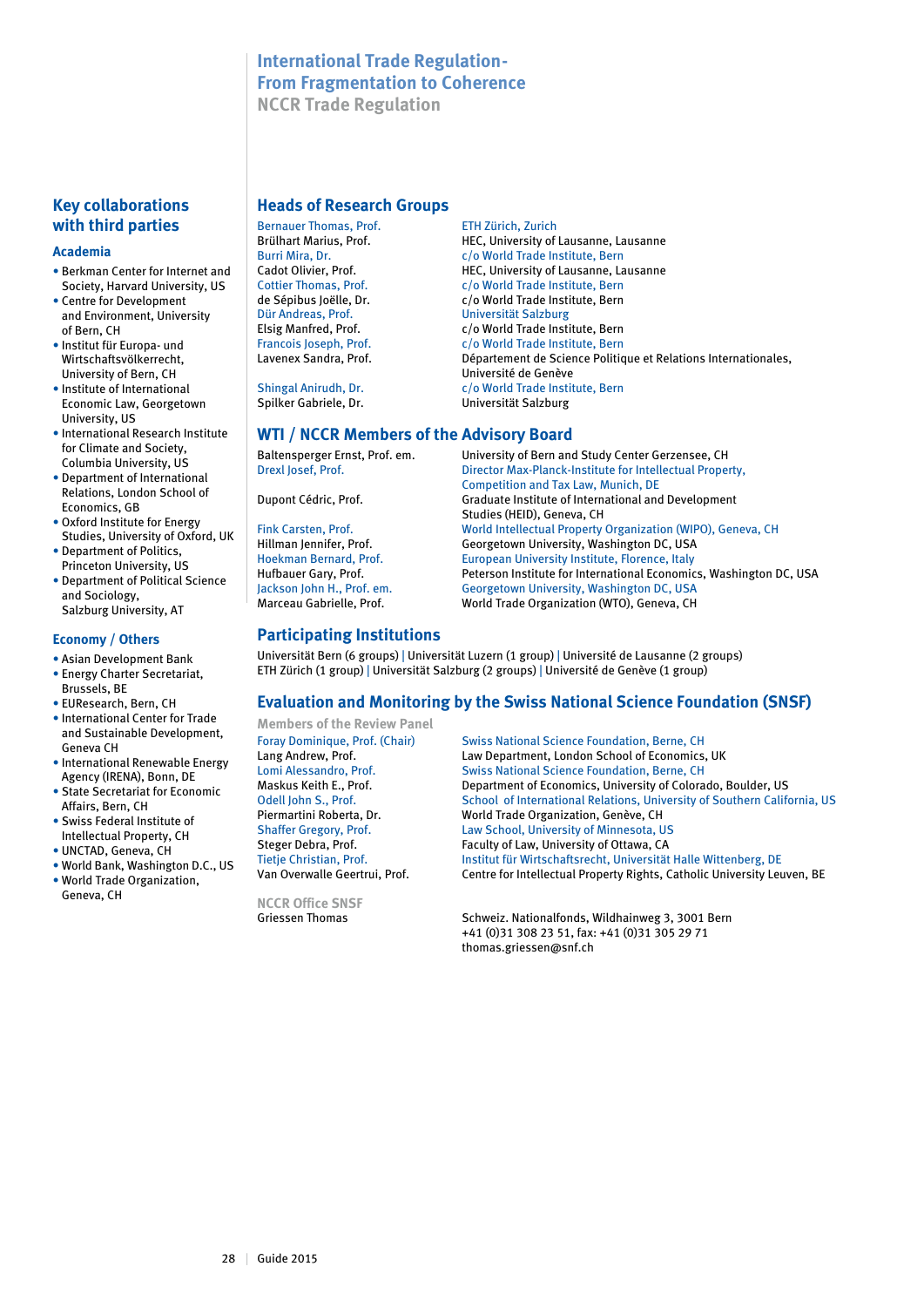# International Trade Regulation-
# From Fragmentation to Coherence

## NCCR Trade Regulation

### Key collaborations with third parties

#### Academia

- Berkman Center for Internet and Society, Harvard University, US
- Centre for Development and Environment, University of Bern, CH
- Institut für Europa- und Wirtschaftsvölkerrecht, University of Bern, CH
- Institute of International Economic Law, Georgetown University, US
- International Research Institute for Climate and Society, Columbia University, US
- Department of International Relations, London School of Economics, GB
- Oxford Institute for Energy Studies, University of Oxford, UK
- Department of Politics, Princeton University, US
- Department of Political Science and Sociology, Salzburg University, AT

#### Economy / Others

- Asian Development Bank
- Energy Charter Secretariat, Brussels, BE
- EUResearch, Bern, CH
- International Center for Trade and Sustainable Development, Geneva CH
- International Renewable Energy Agency (IRENA), Bonn, DE
- State Secretariat for Economic Affairs, Bern, CH
- Swiss Federal Institute of Intellectual Property, CH
- UNCTAD, Geneva, CH
- World Bank, Washington D.C., US
- World Trade Organization, Geneva, CH

### Heads of Research Groups

| | |
|---|---|
| Bernauer Thomas, Prof. | ETH Zürich, Zurich |
| Brülhart Marius, Prof. | HEC, University of Lausanne, Lausanne |
| Burri Mira, Dr. | c/o World Trade Institute, Bern |
| Cadot Olivier, Prof. | HEC, University of Lausanne, Lausanne |
| Cottier Thomas, Prof. | c/o World Trade Institute, Bern |
| de Sépibus Joëlle, Dr. | c/o World Trade Institute, Bern |
| Dür Andreas, Prof. | Universität Salzburg |
| Elsig Manfred, Prof. | c/o World Trade Institute, Bern |
| Francois Joseph, Prof. | c/o World Trade Institute, Bern |
| Lavenex Sandra, Prof. | Département de Science Politique et Relations Internationales, Université de Genève |
| Shingal Anirudh, Dr. | c/o World Trade Institute, Bern |
| Spilker Gabriele, Dr. | Universität Salzburg |

### WTI / NCCR Members of the Advisory Board

| | |
|---|---|
| Baltensperger Ernst, Prof. em. | University of Bern and Study Center Gerzensee, CH |
| Drexl Josef, Prof. | Director Max-Planck-Institute for Intellectual Property, Competition and Tax Law, Munich, DE |
| Dupont Cédric, Prof. | Graduate Institute of International and Development Studies (HEID), Geneva, CH |
| Fink Carsten, Prof. | World Intellectual Property Organization (WIPO), Geneva, CH |
| Hillman Jennifer, Prof. | Georgetown University, Washington DC, USA |
| Hoekman Bernard, Prof. | European University Institute, Florence, Italy |
| Hufbauer Gary, Prof. | Peterson Institute for International Economics, Washington DC, USA |
| Jackson John H., Prof. em. | Georgetown University, Washington DC, USA |
| Marceau Gabrielle, Prof. | World Trade Organization (WTO), Geneva, CH |

### Participating Institutions

Universität Bern (6 groups) | Universität Luzern (1 group) | Université de Lausanne (2 groups)
ETH Zürich (1 group) | Universität Salzburg (2 groups) | Université de Genève (1 group)

### Evaluation and Monitoring by the Swiss National Science Foundation (SNSF)

#### Members of the Review Panel

| | |
|---|---|
| Foray Dominique, Prof. (Chair) | Swiss National Science Foundation, Berne, CH |
| Lang Andrew, Prof. | Law Department, London School of Economics, UK |
| Lomi Alessandro, Prof. | Swiss National Science Foundation, Berne, CH |
| Maskus Keith E., Prof. | Department of Economics, University of Colorado, Boulder, US |
| Odell John S., Prof. | School of International Relations, University of Southern California, US |
| Piermartini Roberta, Dr. | World Trade Organization, Genève, CH |
| Shaffer Gregory, Prof. | Law School, University of Minnesota, US |
| Steger Debra, Prof. | Faculty of Law, University of Ottawa, CA |
| Tietje Christian, Prof. | Institut für Wirtschaftsrecht, Universität Halle Wittenberg, DE |
| Van Overwalle Geertrui, Prof. | Centre for Intellectual Property Rights, Catholic University Leuven, BE |

#### NCCR Office SNSF

| | |
|---|---|
| Griessen Thomas | Schweiz. Nationalfonds, Wildhainweg 3, 3001 Bern<br>+41 (0)31 308 23 51, fax: +41 (0)31 305 29 71<br>thomas.griessen@snf.ch |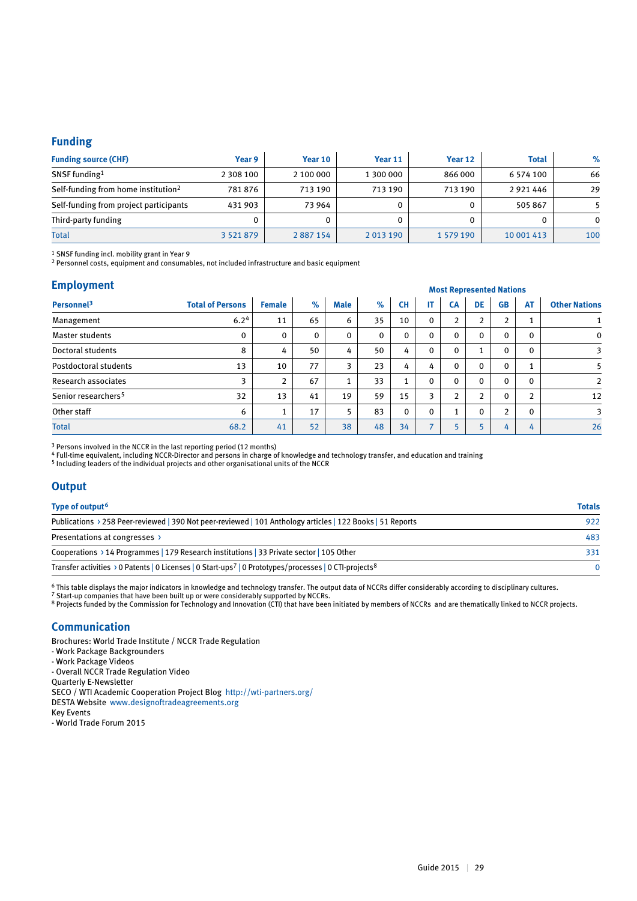## Funding

| Funding source (CHF) | Year 9 | Year 10 | Year 11 | Year 12 | Total | % |
|---|---|---|---|---|---|---|
| SNSF funding[1] | 2 308 100 | 2 100 000 | 1 300 000 | 866 000 | 6 574 100 | 66 |
| Self-funding from home institution[2] | 781 876 | 713 190 | 713 190 | 713 190 | 2 921 446 | 29 |
| Self-funding from project participants | 431 903 | 73 964 | 0 | 0 | 505 867 | 5 |
| Third-party funding | 0 | 0 | 0 | 0 | 0 | 0 |
| Total | 3 521 879 | 2 887 154 | 2 013 190 | 1 579 190 | 10 001 413 | 100 |

[1] SNSF funding incl. mobility grant in Year 9
[2] Personnel costs, equipment and consumables, not included infrastructure and basic equipment

## Employment

| | | | | | | Most Represented Nations | | | | | | |
|---|---|---|---|---|---|---|---|---|---|---|---|---|
| Personnel[3] | Total of Persons | Female | % | Male | % | CH | IT | CA | DE | GB | AT | Other Nations |
| Management | 6.2[4] | 11 | 65 | 6 | 35 | 10 | 0 | 2 | 2 | 2 | 1 | 1 |
| Master students | 0 | 0 | 0 | 0 | 0 | 0 | 0 | 0 | 0 | 0 | 0 | 0 |
| Doctoral students | 8 | 4 | 50 | 4 | 50 | 4 | 0 | 0 | 1 | 0 | 0 | 3 |
| Postdoctoral students | 13 | 10 | 77 | 3 | 23 | 4 | 4 | 0 | 0 | 0 | 1 | 5 |
| Research associates | 3 | 2 | 67 | 1 | 33 | 1 | 0 | 0 | 0 | 0 | 0 | 2 |
| Senior researchers[5] | 32 | 13 | 41 | 19 | 59 | 15 | 3 | 2 | 2 | 0 | 2 | 12 |
| Other staff | 6 | 1 | 17 | 5 | 83 | 0 | 0 | 1 | 0 | 2 | 0 | 3 |
| Total | 68.2 | 41 | 52 | 38 | 48 | 34 | 7 | 5 | 5 | 4 | 4 | 26 |

[3] Persons involved in the NCCR in the last reporting period (12 months)
[4] Full-time equivalent, including NCCR-Director and persons in charge of knowledge and technology transfer, and education and training
[5] Including leaders of the individual projects and other organisational units of the NCCR

## Output

| Type of output[6] | Totals |
|---|---|
| Publications › 258 Peer-reviewed \| 390 Not peer-reviewed \| 101 Anthology articles \| 122 Books \| 51 Reports | 922 |
| Presentations at congresses › | 483 |
| Cooperations › 14 Programmes \| 179 Research institutions \| 33 Private sector \| 105 Other | 331 |
| Transfer activities › 0 Patents \| 0 Licenses \| 0 Start-ups[7] \| 0 Prototypes/processes \| 0 CTI-projects[8] | 0 |

[6] This table displays the major indicators in knowledge and technology transfer. The output data of NCCRs differ considerably according to disciplinary cultures.
[7] Start-up companies that have been built up or were considerably supported by NCCRs.
[8] Projects funded by the Commission for Technology and Innovation (CTI) that have been initiated by members of NCCRs and are thematically linked to NCCR projects.

## Communication

Brochures: World Trade Institute / NCCR Trade Regulation
- Work Package Backgrounders
- Work Package Videos
- Overall NCCR Trade Regulation Video

Quarterly E-Newsletter
SECO / WTI Academic Cooperation Project Blog http://wti-partners.org/
DESTA Website www.designoftradeagreements.org
Key Events
- World Trade Forum 2015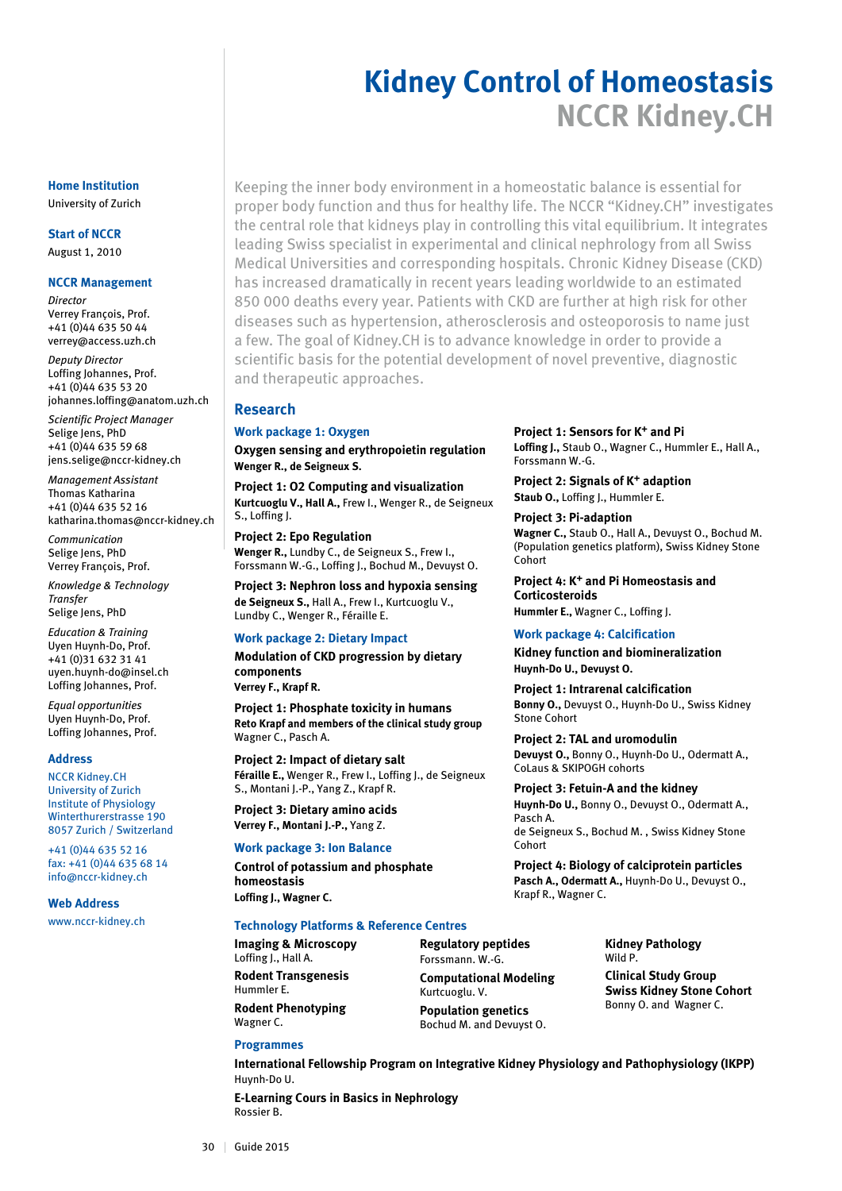# Kidney Control of Homeostasis

## NCCR Kidney.CH

**Home Institution**
University of Zurich

**Start of NCCR**
August 1, 2010

**NCCR Management**

*Director*
Verrey François, Prof.
+41 (0)44 635 50 44
verrey@access.uzh.ch

*Deputy Director*
Loffing Johannes, Prof.
+41 (0)44 635 53 20
johannes.loffing@anatom.uzh.ch

*Scientific Project Manager*
Selige Jens, PhD
+41 (0)44 635 59 68
jens.selige@nccr-kidney.ch

*Management Assistant*
Thomas Katharina
+41 (0)44 635 52 16
katharina.thomas@nccr-kidney.ch

*Communication*
Selige Jens, PhD
Verrey François, Prof.

*Knowledge & Technology Transfer*
Selige Jens, PhD

*Education & Training*
Uyen Huynh-Do, Prof.
+41 (0)31 632 31 41
uyen.huynh-do@insel.ch
Loffing Johannes, Prof.

*Equal opportunities*
Uyen Huynh-Do, Prof.
Loffing Johannes, Prof.

**Address**
NCCR Kidney.CH
University of Zurich
Institute of Physiology
Winterthurerstrasse 190
8057 Zurich / Switzerland

+41 (0)44 635 52 16
fax: +41 (0)44 635 68 14
info@nccr-kidney.ch

**Web Address**
www.nccr-kidney.ch

Keeping the inner body environment in a homeostatic balance is essential for proper body function and thus for healthy life. The NCCR "Kidney.CH" investigates the central role that kidneys play in controlling this vital equilibrium. It integrates leading Swiss specialist in experimental and clinical nephrology from all Swiss Medical Universities and corresponding hospitals. Chronic Kidney Disease (CKD) has increased dramatically in recent years leading worldwide to an estimated 850 000 deaths every year. Patients with CKD are further at high risk for other diseases such as hypertension, atherosclerosis and osteoporosis to name just a few. The goal of Kidney.CH is to advance knowledge in order to provide a scientific basis for the potential development of novel preventive, diagnostic and therapeutic approaches.

### Research

#### Work package 1: Oxygen

**Oxygen sensing and erythropoietin regulation**
**Wenger R., de Seigneux S.**

**Project 1: O2 Computing and visualization**
**Kurtcuoglu V., Hall A.,** Frew I., Wenger R., de Seigneux S., Loffing J.

**Project 2: Epo Regulation**
**Wenger R.,** Lundby C., de Seigneux S., Frew I., Forssmann W.-G., Loffing J., Bochud M., Devuyst O.

**Project 3: Nephron loss and hypoxia sensing**
**de Seigneux S.,** Hall A., Frew I., Kurtcuoglu V., Lundby C., Wenger R., Féraille E.

#### Work package 2: Dietary Impact

**Modulation of CKD progression by dietary components**
**Verrey F., Krapf R.**

**Project 1: Phosphate toxicity in humans**
**Reto Krapf and members of the clinical study group**
Wagner C., Pasch A.

**Project 2: Impact of dietary salt**
**Féraille E.,** Wenger R., Frew I., Loffing J., de Seigneux S., Montani J.-P., Yang Z., Krapf R.

**Project 3: Dietary amino acids**
**Verrey F., Montani J.-P.,** Yang Z.

#### Work package 3: Ion Balance

**Control of potassium and phosphate homeostasis**
**Loffing J., Wagner C.**

**Project 1: Sensors for $K^+$ and Pi**
**Loffing J.,** Staub O., Wagner C., Hummler E., Hall A., Forssmann W.-G.

**Project 2: Signals of $K^+$ adaption**
**Staub O.,** Loffing J., Hummler E.

**Project 3: Pi-adaption**
**Wagner C.,** Staub O., Hall A., Devuyst O., Bochud M. (Population genetics platform), Swiss Kidney Stone Cohort

**Project 4: $K^+$ and Pi Homeostasis and Corticosteroids**
**Hummler E.,** Wagner C., Loffing J.

#### Work package 4: Calcification

**Kidney function and biomineralization**
**Huynh-Do U., Devuyst O.**

**Project 1: Intrarenal calcification**
**Bonny O.,** Devuyst O., Huynh-Do U., Swiss Kidney Stone Cohort

**Project 2: TAL and uromodulin**
**Devuyst O.,** Bonny O., Huynh-Do U., Odermatt A., CoLaus & SKIPOGH cohorts

**Project 3: Fetuin-A and the kidney**
**Huynh-Do U.,** Bonny O., Devuyst O., Odermatt A., Pasch A.
de Seigneux S., Bochud M. , Swiss Kidney Stone Cohort

**Project 4: Biology of calciprotein particles**
**Pasch A., Odermatt A.,** Huynh-Do U., Devuyst O., Krapf R., Wagner C.

#### Technology Platforms & Reference Centres

**Imaging & Microscopy**
Loffing J., Hall A.

**Rodent Transgenesis**
Hummler E.

**Rodent Phenotyping**
Wagner C.

**Regulatory peptides**
Forssmann. W.-G.

**Computational Modeling**
Kurtcuoglu. V.

**Population genetics**
Bochud M. and Devuyst O.

**Kidney Pathology**
Wild P.

**Clinical Study Group**
**Swiss Kidney Stone Cohort**
Bonny O. and Wagner C.

#### Programmes

**International Fellowship Program on Integrative Kidney Physiology and Pathophysiology (IKPP)**
Huynh-Do U.

**E-Learning Cours in Basics in Nephrology**
Rossier B.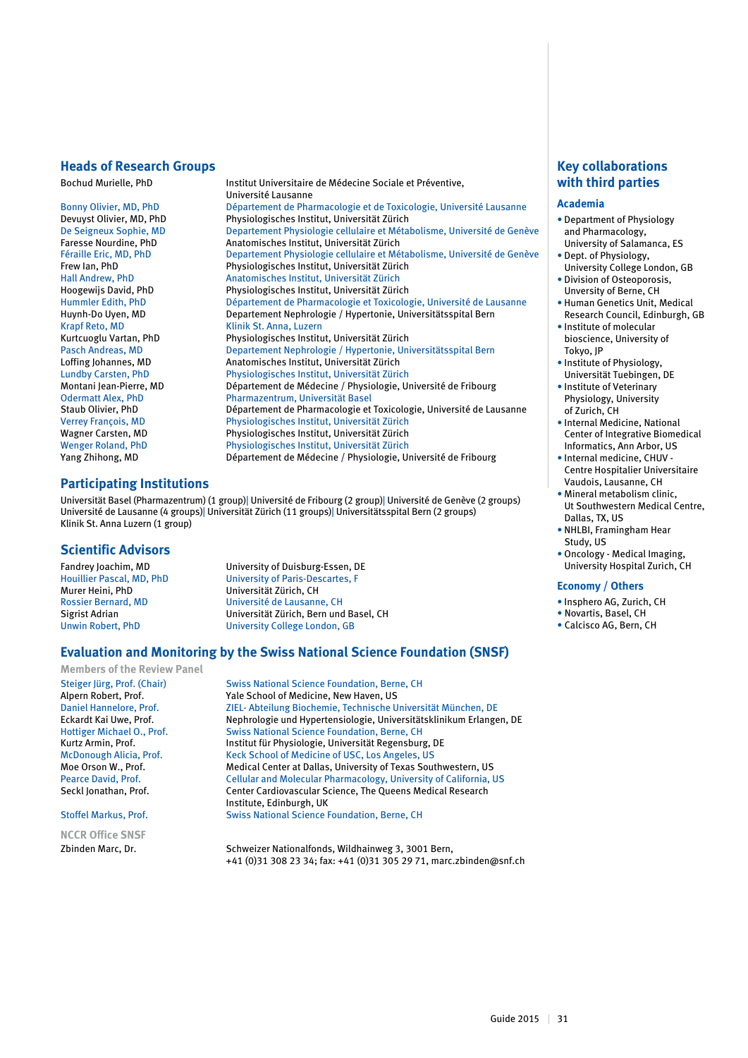## Heads of Research Groups

| | |
|---|---|
| Bochud Murielle, PhD | Institut Universitaire de Médecine Sociale et Préventive, Université Lausanne |
| Bonny Olivier, MD, PhD | Département de Pharmacologie et de Toxicologie, Université Lausanne |
| Devuyst Olivier, MD, PhD | Physiologisches Institut, Universität Zürich |
| De Seigneux Sophie, MD | Departement Physiologie cellulaire et Métabolisme, Université de Genève |
| Faresse Nourdine, PhD | Anatomisches Institut, Universität Zürich |
| Féraille Eric, MD, PhD | Departement Physiologie cellulaire et Métabolisme, Université de Genève |
| Frew Ian, PhD | Physiologisches Institut, Universität Zürich |
| Hall Andrew, PhD | Anatomisches Institut, Universität Zürich |
| Hoogewijs David, PhD | Physiologisches Institut, Universität Zürich |
| Hummler Edith, PhD | Département de Pharmacologie et de Toxicologie, Université de Lausanne |
| Huynh-Do Uyen, MD | Departement Nephrologie / Hypertonie, Universitätsspital Bern |
| Krapf Reto, MD | Klinik St. Anna, Luzern |
| Kurtcuoglu Vartan, PhD | Physiologisches Institut, Universität Zürich |
| Pasch Andreas, MD | Departement Nephrologie / Hypertonie, Universitätsspital Bern |
| Loffing Johannes, MD | Anatomisches Institut, Universität Zürich |
| Lundby Carsten, PhD | Physiologisches Institut, Universität Zürich |
| Montani Jean-Pierre, MD | Département de Médecine / Physiologie, Université de Fribourg |
| Odermatt Alex, PhD | Pharmazentrum, Universität Basel |
| Staub Olivier, PhD | Département de Pharmacologie et Toxicologie, Université de Lausanne |
| Verrey François, MD | Physiologisches Institut, Universität Zürich |
| Wagner Carsten, MD | Physiologisches Institut, Universität Zürich |
| Wenger Roland, PhD | Physiologisches Institut, Universität Zürich |
| Yang Zhihong, MD | Département de Médecine / Physiologie, Université de Fribourg |

## Participating Institutions

Universität Basel (Pharmazentrum) (1 group)| Université de Fribourg (2 group)| Université de Genève (2 groups) Université de Lausanne (4 groups)| Universität Zürich (11 groups)| Universitätsspital Bern (2 groups) Klinik St. Anna Luzern (1 group)

## Scientific Advisors

| | |
|---|---|
| Fandrey Joachim, MD | University of Duisburg-Essen, DE |
| Houillier Pascal, MD, PhD | University of Paris-Descartes, F |
| Murer Heini, PhD | Universität Zürich, CH |
| Rossier Bernard, MD | Université de Lausanne, CH |
| Sigrist Adrian | Universität Zürich, Bern und Basel, CH |
| Unwin Robert, PhD | University College London, GB |

## Evaluation and Monitoring by the Swiss National Science Foundation (SNSF)

### Members of the Review Panel

| | |
|---|---|
| Steiger Jürg, Prof. (Chair) | Swiss National Science Foundation, Berne, CH |
| Alpern Robert, Prof. | Yale School of Medicine, New Haven, US |
| Daniel Hannelore, Prof. | ZIEL- Abteilung Biochemie, Technische Universität München, DE |
| Eckardt Kai Uwe, Prof. | Nephrologie und Hypertensiologie, Universitätsklinikum Erlangen, DE |
| Hottiger Michael O., Prof. | Swiss National Science Foundation, Berne, CH |
| Kurtz Armin, Prof. | Institut für Physiologie, Universität Regensburg, DE |
| McDonough Alicia, Prof. | Keck School of Medicine of USC, Los Angeles, US |
| Moe Orson W., Prof. | Medical Center at Dallas, University of Texas Southwestern, US |
| Pearce David, Prof. | Cellular and Molecular Pharmacology, University of California, US |
| Seckl Jonathan, Prof. | Center Cardiovascular Science, The Queens Medical Research Institute, Edinburgh, UK |
| Stoffel Markus, Prof. | Swiss National Science Foundation, Berne, CH |

### NCCR Office SNSF

| | |
|---|---|
| Zbinden Marc, Dr. | Schweizer Nationalfonds, Wildhainweg 3, 3001 Bern, +41 (0)31 308 23 34; fax: +41 (0)31 305 29 71, marc.zbinden@snf.ch |

## Key collaborations with third parties

### Academia

- Department of Physiology and Pharmacology, University of Salamanca, ES
- Dept. of Physiology, University College London, GB
- Division of Osteoporosis, University of Berne, CH
- Human Genetics Unit, Medical Research Council, Edinburgh, GB
- Institute of molecular bioscience, University of Tokyo, JP
- Institute of Physiology, Universität Tuebingen, DE
- Institute of Veterinary Physiology, University of Zurich, CH
- Internal Medicine, National Center of Integrative Biomedical Informatics, Ann Arbor, US
- Internal medicine, CHUV - Centre Hospitalier Universitaire Vaudois, Lausanne, CH
- Mineral metabolism clinic, Ut Southwestern Medical Centre, Dallas, TX, US
- NHLBI, Framingham Hear Study, US
- Oncology - Medical Imaging, University Hospital Zurich, CH

### Economy / Others

- Insphero AG, Zurich, CH
- Novartis, Basel, CH
- Calcisco AG, Bern, CH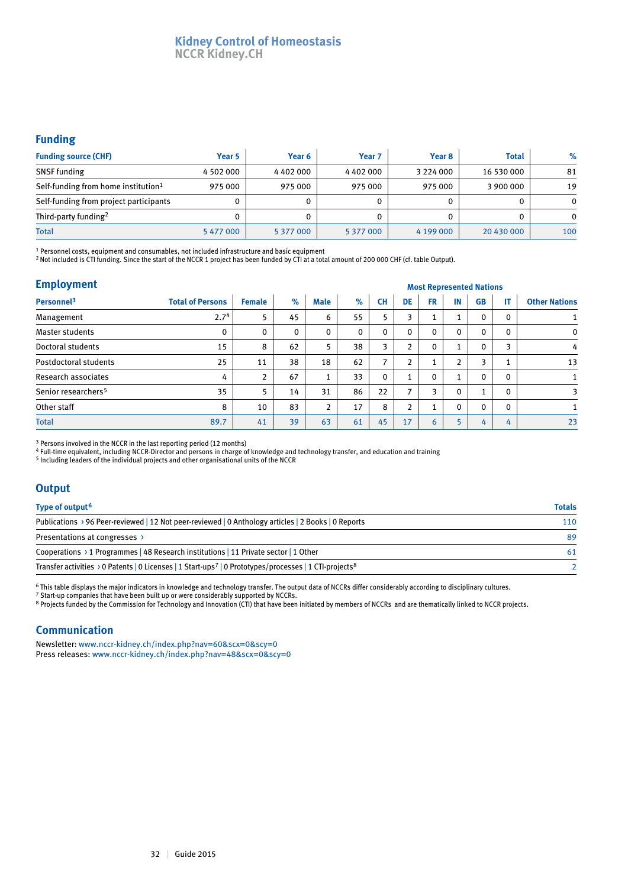# Kidney Control of Homeostasis
## NCCR Kidney.CH

## Funding

| Funding source (CHF) | Year 5 | Year 6 | Year 7 | Year 8 | Total | % |
|---|---|---|---|---|---|---|
| SNSF funding | 4 502 000 | 4 402 000 | 4 402 000 | 3 224 000 | 16 530 000 | 81 |
| Self-funding from home institution[1] | 975 000 | 975 000 | 975 000 | 975 000 | 3 900 000 | 19 |
| Self-funding from project participants | 0 | 0 | 0 | 0 | 0 | 0 |
| Third-party funding[2] | 0 | 0 | 0 | 0 | 0 | 0 |
| Total | 5 477 000 | 5 377 000 | 5 377 000 | 4 199 000 | 20 430 000 | 100 |

[1] Personnel costs, equipment and consumables, not included infrastructure and basic equipment
[2] Not included is CTI funding. Since the start of the NCCR 1 project has been funded by CTI at a total amount of 200 000 CHF (cf. table Output).

## Employment

| Personnel[3] | Total of Persons | Female | % | Male | % | Most Represented Nations: CH | DE | FR | IN | GB | IT | Other Nations |
|---|---|---|---|---|---|---|---|---|---|---|---|---|
| Management | 2.7[4] | 5 | 45 | 6 | 55 | 5 | 3 | 1 | 1 | 0 | 0 | 1 |
| Master students | 0 | 0 | 0 | 0 | 0 | 0 | 0 | 0 | 0 | 0 | 0 | 0 |
| Doctoral students | 15 | 8 | 62 | 5 | 38 | 3 | 2 | 0 | 1 | 0 | 3 | 4 |
| Postdoctoral students | 25 | 11 | 38 | 18 | 62 | 7 | 2 | 1 | 2 | 3 | 1 | 13 |
| Research associates | 4 | 2 | 67 | 1 | 33 | 0 | 1 | 0 | 1 | 0 | 0 | 1 |
| Senior researchers[5] | 35 | 5 | 14 | 31 | 86 | 22 | 7 | 3 | 0 | 1 | 0 | 3 |
| Other staff | 8 | 10 | 83 | 2 | 17 | 8 | 2 | 1 | 0 | 0 | 0 | 1 |
| Total | 89.7 | 41 | 39 | 63 | 61 | 45 | 17 | 6 | 5 | 4 | 4 | 23 |

[3] Persons involved in the NCCR in the last reporting period (12 months)
[4] Full-time equivalent, including NCCR-Director and persons in charge of knowledge and technology transfer, and education and training
[5] Including leaders of the individual projects and other organisational units of the NCCR

## Output

| Type of output[6] | Totals |
|---|---|
| Publications › 96 Peer-reviewed \| 12 Not peer-reviewed \| 0 Anthology articles \| 2 Books \| 0 Reports | 110 |
| Presentations at congresses › | 89 |
| Cooperations › 1 Programmes \| 48 Research institutions \| 11 Private sector \| 1 Other | 61 |
| Transfer activities › 0 Patents \| 0 Licenses \| 1 Start-ups[7] \| 0 Prototypes/processes \| 1 CTI-projects[8] | 2 |

[6] This table displays the major indicators in knowledge and technology transfer. The output data of NCCRs differ considerably according to disciplinary cultures.
[7] Start-up companies that have been built up or were considerably supported by NCCRs.
[8] Projects funded by the Commission for Technology and Innovation (CTI) that have been initiated by members of NCCRs and are thematically linked to NCCR projects.

## Communication

Newsletter: www.nccr-kidney.ch/index.php?nav=60&scx=0&scy=0
Press releases: www.nccr-kidney.ch/index.php?nav=48&scx=0&scy=0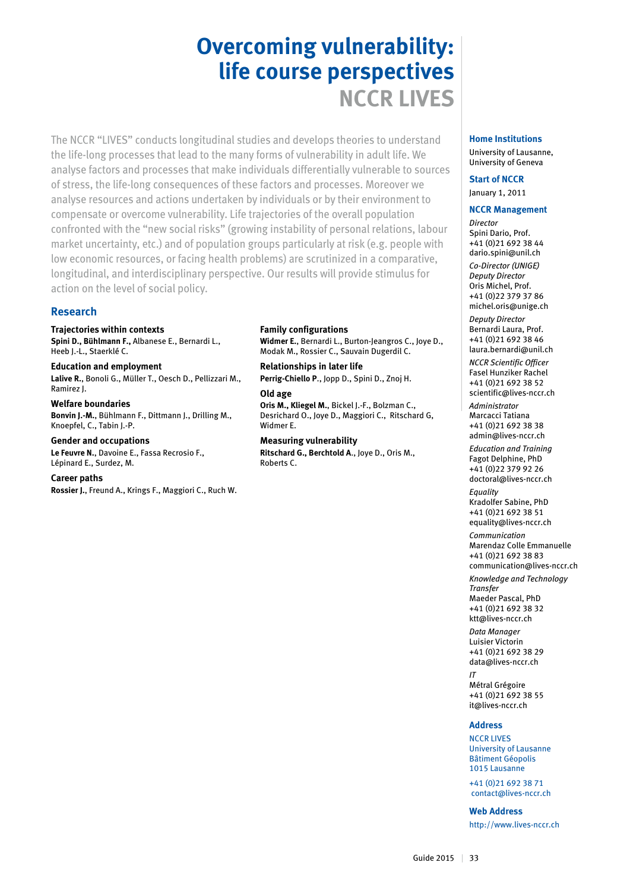# Overcoming vulnerability: life course perspectives

## NCCR LIVES

The NCCR "LIVES" conducts longitudinal studies and develops theories to understand the life-long processes that lead to the many forms of vulnerability in adult life. We analyse factors and processes that make individuals differentially vulnerable to sources of stress, the life-long consequences of these factors and processes. Moreover we analyse resources and actions undertaken by individuals or by their environment to compensate or overcome vulnerability. Life trajectories of the overall population confronted with the "new social risks" (growing instability of personal relations, labour market uncertainty, etc.) and of population groups particularly at risk (e.g. people with low economic resources, or facing health problems) are scrutinized in a comparative, longitudinal, and interdisciplinary perspective. Our results will provide stimulus for action on the level of social policy.

### Research

**Trajectories within contexts**
**Spini D., Bühlmann F.,** Albanese E., Bernardi L., Heeb J.-L., Staerklé C.

**Education and employment**
**Lalive R.**, Bonoli G., Müller T., Oesch D., Pellizzari M., Ramirez J.

**Welfare boundaries**
**Bonvin J.-M.**, Bühlmann F., Dittmann J., Drilling M., Knoepfel, C., Tabin J.-P.

**Gender and occupations**
**Le Feuvre N.**, Davoine E., Fassa Recrosio F., Lépinard E., Surdez, M.

**Career paths**
**Rossier J.**, Freund A., Krings F., Maggiori C., Ruch W.

**Family configurations**
**Widmer E.**, Bernardi L., Burton-Jeangros C., Joye D., Modak M., Rossier C., Sauvain Dugerdil C.

**Relationships in later life**
**Perrig-Chiello P.**, Jopp D., Spini D., Znoj H.

**Old age**
**Oris M., Kliegel M.**, Bickel J.-F., Bolzman C., Desrichard O., Joye D., Maggiori C., Ritschard G, Widmer E.

**Measuring vulnerability**
**Ritschard G., Berchtold A.**, Joye D., Oris M., Roberts C.

### Home Institutions

University of Lausanne, University of Geneva

### Start of NCCR

January 1, 2011

### NCCR Management

*Director*
Spini Dario, Prof.
+41 (0)21 692 38 44
dario.spini@unil.ch

*Co-Director (UNIGE)*
*Deputy Director*
Oris Michel, Prof.
+41 (0)22 379 37 86
michel.oris@unige.ch

*Deputy Director*
Bernardi Laura, Prof.
+41 (0)21 692 38 46
laura.bernardi@unil.ch

*NCCR Scientific Officer*
Fasel Hunziker Rachel
+41 (0)21 692 38 52
scientific@lives-nccr.ch

*Administrator*
Marcacci Tatiana
+41 (0)21 692 38 38
admin@lives-nccr.ch

*Education and Training*
Fagot Delphine, PhD
+41 (0)22 379 92 26
doctoral@lives-nccr.ch

*Equality*
Kradolfer Sabine, PhD
+41 (0)21 692 38 51
equality@lives-nccr.ch

*Communication*
Marendaz Colle Emmanuelle
+41 (0)21 692 38 83
communication@lives-nccr.ch

*Knowledge and Technology Transfer*
Maeder Pascal, PhD
+41 (0)21 692 38 32
ktt@lives-nccr.ch

*Data Manager*
Luisier Victorin
+41 (0)21 692 38 29
data@lives-nccr.ch

*IT*
Métral Grégoire
+41 (0)21 692 38 55
it@lives-nccr.ch

### Address

NCCR LIVES
University of Lausanne
Bâtiment Géopolis
1015 Lausanne

+41 (0)21 692 38 71
contact@lives-nccr.ch

### Web Address

http://www.lives-nccr.ch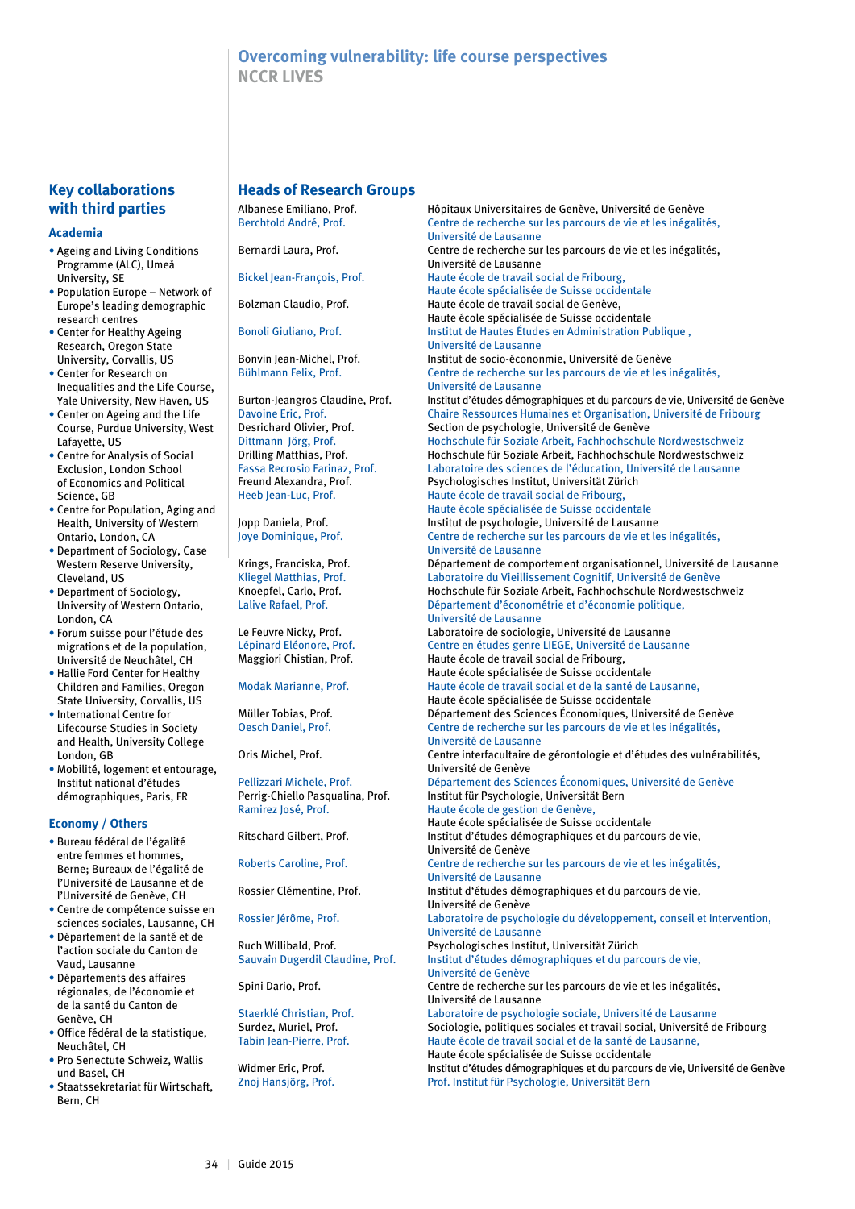# Overcoming vulnerability: life course perspectives
## NCCR LIVES

## Key collaborations with third parties

### Academia

- Ageing and Living Conditions Programme (ALC), Umeå University, SE
- Population Europe – Network of Europe's leading demographic research centres
- Center for Healthy Ageing Research, Oregon State University, Corvallis, US
- Center for Research on Inequalities and the Life Course, Yale University, New Haven, US
- Center on Ageing and the Life Course, Purdue University, West Lafayette, US
- Centre for Analysis of Social Exclusion, London School of Economics and Political Science, GB
- Centre for Population, Aging and Health, University of Western Ontario, London, CA
- Department of Sociology, Case Western Reserve University, Cleveland, US
- Department of Sociology, University of Western Ontario, London, CA
- Forum suisse pour l'étude des migrations et de la population, Université de Neuchâtel, CH
- Hallie Ford Center for Healthy Children and Families, Oregon State University, Corvallis, US
- International Centre for Lifecourse Studies in Society and Health, University College London, GB
- Mobilité, logement et entourage, Institut national d'études démographiques, Paris, FR

### Economy / Others

- Bureau fédéral de l'égalité entre femmes et hommes, Berne; Bureaux de l'égalité de l'Université de Lausanne et de l'Université de Genève, CH
- Centre de compétence suisse en sciences sociales, Lausanne, CH
- Département de la santé et de l'action sociale du Canton de Vaud, Lausanne
- Départements des affaires régionales, de l'économie et de la santé du Canton de Genève, CH
- Office fédéral de la statistique, Neuchâtel, CH
- Pro Senectute Schweiz, Wallis und Basel, CH
- Staatssekretariat für Wirtschaft, Bern, CH

## Heads of Research Groups

| | |
|---|---|
| Albanese Emiliano, Prof. | Hôpitaux Universitaires de Genève, Université de Genève |
| Berchtold André, Prof. | Centre de recherche sur les parcours de vie et les inégalités, Université de Lausanne |
| Bernardi Laura, Prof. | Centre de recherche sur les parcours de vie et les inégalités, Université de Lausanne |
| Bickel Jean-François, Prof. | Haute école de travail social de Fribourg, Haute école spécialisée de Suisse occidentale |
| Bolzman Claudio, Prof. | Haute école de travail social de Genève, Haute école spécialisée de Suisse occidentale |
| Bonoli Giuliano, Prof. | Institut de Hautes Études en Administration Publique , Université de Lausanne |
| Bonvin Jean-Michel, Prof. | Institut de socio-économnie, Université de Genève |
| Bühlmann Felix, Prof. | Centre de recherche sur les parcours de vie et les inégalités, Université de Lausanne |
| Burton-Jeangros Claudine, Prof. | Institut d'études démographiques et du parcours de vie, Université de Genève |
| Davoine Eric, Prof. | Chaire Ressources Humaines et Organisation, Université de Fribourg |
| Desrichard Olivier, Prof. | Section de psychologie, Université de Genève |
| Dittmann Jörg, Prof. | Hochschule für Soziale Arbeit, Fachhochschule Nordwestschweiz |
| Drilling Matthias, Prof. | Hochschule für Soziale Arbeit, Fachhochschule Nordwestschweiz |
| Fassa Recrosio Farinaz, Prof. | Laboratoire des sciences de l'éducation, Université de Lausanne |
| Freund Alexandra, Prof. | Psychologisches Institut, Universität Zürich |
| Heeb Jean-Luc, Prof. | Haute école de travail social de Fribourg, Haute école spécialisée de Suisse occidentale |
| Jopp Daniela, Prof. | Institut de psychologie, Université de Lausanne |
| Joye Dominique, Prof. | Centre de recherche sur les parcours de vie et les inégalités, Université de Lausanne |
| Krings, Franciska, Prof. | Département de comportement organisationnel, Université de Lausanne |
| Kliegel Matthias, Prof. | Laboratoire du Vieillissement Cognitif, Université de Genève |
| Knoepfel, Carlo, Prof. | Hochschule für Soziale Arbeit, Fachhochschule Nordwestschweiz |
| Lalive Rafael, Prof. | Département d'économétrie et d'économie politique, Université de Lausanne |
| Le Feuvre Nicky, Prof. | Laboratoire de sociologie, Université de Lausanne |
| Lépinard Eléonore, Prof. | Centre en études genre LIEGE, Université de Lausanne |
| Maggiori Chistian, Prof. | Haute école de travail social de Fribourg, Haute école spécialisée de Suisse occidentale |
| Modak Marianne, Prof. | Haute école de travail social et de la santé de Lausanne, Haute école spécialisée de Suisse occidentale |
| Müller Tobias, Prof. | Département des Sciences Économiques, Université de Genève |
| Oesch Daniel, Prof. | Centre de recherche sur les parcours de vie et les inégalités, Université de Lausanne |
| Oris Michel, Prof. | Centre interfacultaire de gérontologie et d'études des vulnérabilités, Université de Genève |
| Pellizzari Michele, Prof. | Département des Sciences Économiques, Université de Genève |
| Perrig-Chiello Pasqualina, Prof. | Institut für Psychologie, Universität Bern |
| Ramirez José, Prof. | Haute école de gestion de Genève, Haute école spécialisée de Suisse occidentale |
| Ritschard Gilbert, Prof. | Institut d'études démographiques et du parcours de vie, Université de Genève |
| Roberts Caroline, Prof. | Centre de recherche sur les parcours de vie et les inégalités, Université de Lausanne |
| Rossier Clémentine, Prof. | Institut d'études démographiques et du parcours de vie, Université de Genève |
| Rossier Jérôme, Prof. | Laboratoire de psychologie du développement, conseil et Intervention, Université de Lausanne |
| Ruch Willibald, Prof. | Psychologisches Institut, Universität Zürich |
| Sauvain Dugerdil Claudine, Prof. | Institut d'études démographiques et du parcours de vie, Université de Genève |
| Spini Dario, Prof. | Centre de recherche sur les parcours de vie et les inégalités, Université de Lausanne |
| Staerklé Christian, Prof. | Laboratoire de psychologie sociale, Université de Lausanne |
| Surdez, Muriel, Prof. | Sociologie, politiques sociales et travail social, Université de Fribourg |
| Tabin Jean-Pierre, Prof. | Haute école de travail social et de la santé de Lausanne, Haute école spécialisée de Suisse occidentale |
| Widmer Eric, Prof. | Institut d'études démographiques et du parcours de vie, Université de Genève |
| Znoj Hansjörg, Prof. | Prof. Institut für Psychologie, Universität Bern |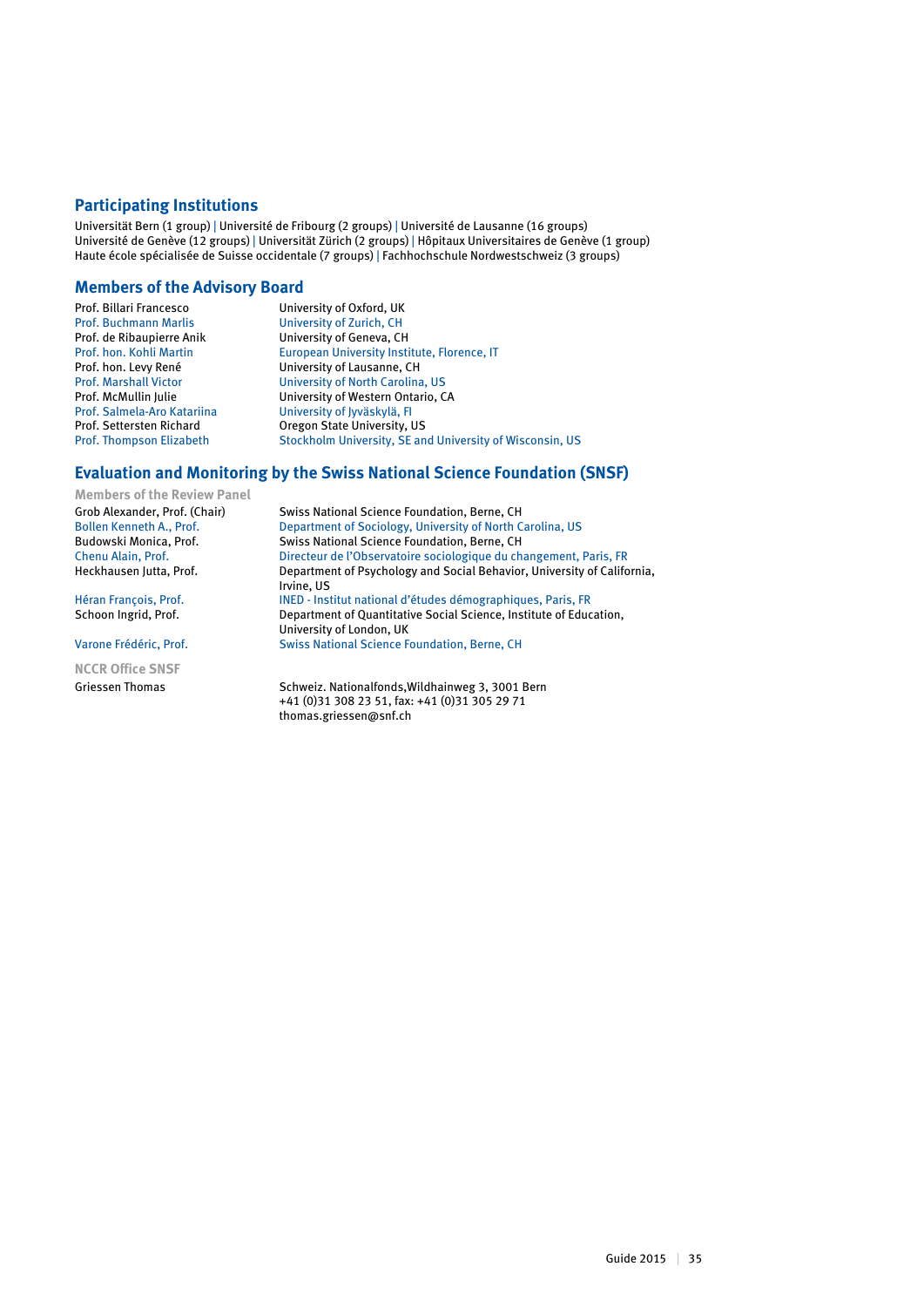## Participating Institutions

Universität Bern (1 group) | Université de Fribourg (2 groups) | Université de Lausanne (16 groups) Université de Genève (12 groups) | Universität Zürich (2 groups) | Hôpitaux Universitaires de Genève (1 group) Haute école spécialisée de Suisse occidentale (7 groups) | Fachhochschule Nordwestschweiz (3 groups)

## Members of the Advisory Board

| | |
|---|---|
| Prof. Billari Francesco | University of Oxford, UK |
| Prof. Buchmann Marlis | University of Zurich, CH |
| Prof. de Ribaupierre Anik | University of Geneva, CH |
| Prof. hon. Kohli Martin | European University Institute, Florence, IT |
| Prof. hon. Levy René | University of Lausanne, CH |
| Prof. Marshall Victor | University of North Carolina, US |
| Prof. McMullin Julie | University of Western Ontario, CA |
| Prof. Salmela-Aro Katariina | University of Jyväskylä, FI |
| Prof. Settersten Richard | Oregon State University, US |
| Prof. Thompson Elizabeth | Stockholm University, SE and University of Wisconsin, US |

## Evaluation and Monitoring by the Swiss National Science Foundation (SNSF)

### Members of the Review Panel

| | |
|---|---|
| Grob Alexander, Prof. (Chair) | Swiss National Science Foundation, Berne, CH |
| Bollen Kenneth A., Prof. | Department of Sociology, University of North Carolina, US |
| Budowski Monica, Prof. | Swiss National Science Foundation, Berne, CH |
| Chenu Alain, Prof. | Directeur de l'Observatoire sociologique du changement, Paris, FR |
| Heckhausen Jutta, Prof. | Department of Psychology and Social Behavior, University of California, Irvine, US |
| Héran François, Prof. | INED - Institut national d'études démographiques, Paris, FR |
| Schoon Ingrid, Prof. | Department of Quantitative Social Science, Institute of Education, University of London, UK |
| Varone Frédéric, Prof. | Swiss National Science Foundation, Berne, CH |

### NCCR Office SNSF

| | |
|---|---|
| Griessen Thomas | Schweiz. Nationalfonds,Wildhainweg 3, 3001 Bern<br>+41 (0)31 308 23 51, fax: +41 (0)31 305 29 71<br>thomas.griessen@snf.ch |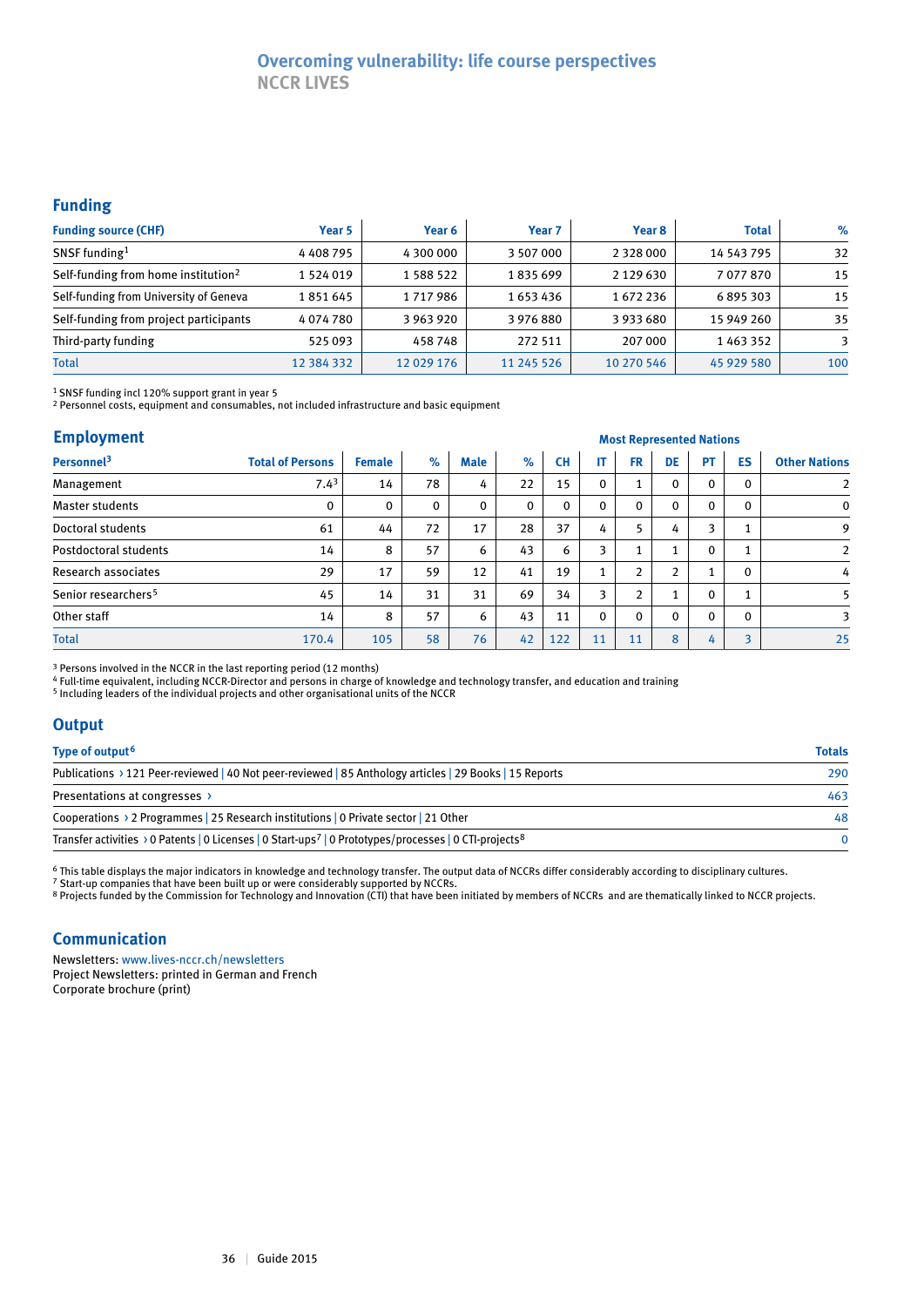# Overcoming vulnerability: life course perspectives
## NCCR LIVES

## Funding

| Funding source (CHF) | Year 5 | Year 6 | Year 7 | Year 8 | Total | % |
|---|---|---|---|---|---|---|
| SNSF funding[1] | 4 408 795 | 4 300 000 | 3 507 000 | 2 328 000 | 14 543 795 | 32 |
| Self-funding from home institution[2] | 1 524 019 | 1 588 522 | 1 835 699 | 2 129 630 | 7 077 870 | 15 |
| Self-funding from University of Geneva | 1 851 645 | 1 717 986 | 1 653 436 | 1 672 236 | 6 895 303 | 15 |
| Self-funding from project participants | 4 074 780 | 3 963 920 | 3 976 880 | 3 933 680 | 15 949 260 | 35 |
| Third-party funding | 525 093 | 458 748 | 272 511 | 207 000 | 1 463 352 | 3 |
| Total | 12 384 332 | 12 029 176 | 11 245 526 | 10 270 546 | 45 929 580 | 100 |

[1] SNSF funding incl 120% support grant in year 5
[2] Personnel costs, equipment and consumables, not included infrastructure and basic equipment

## Employment

| Personnel[3] | Total of Persons | Female | % | Male | % | Most Represented Nations: CH | IT | FR | DE | PT | ES | Other Nations |
|---|---|---|---|---|---|---|---|---|---|---|---|---|
| Management | 7.4[3] | 14 | 78 | 4 | 22 | 15 | 0 | 1 | 0 | 0 | 0 | 2 |
| Master students | 0 | 0 | 0 | 0 | 0 | 0 | 0 | 0 | 0 | 0 | 0 | 0 |
| Doctoral students | 61 | 44 | 72 | 17 | 28 | 37 | 4 | 5 | 4 | 3 | 1 | 9 |
| Postdoctoral students | 14 | 8 | 57 | 6 | 43 | 6 | 3 | 1 | 1 | 0 | 1 | 2 |
| Research associates | 29 | 17 | 59 | 12 | 41 | 19 | 1 | 2 | 2 | 1 | 0 | 4 |
| Senior researchers[5] | 45 | 14 | 31 | 31 | 69 | 34 | 3 | 2 | 1 | 0 | 1 | 5 |
| Other staff | 14 | 8 | 57 | 6 | 43 | 11 | 0 | 0 | 0 | 0 | 0 | 3 |
| Total | 170.4 | 105 | 58 | 76 | 42 | 122 | 11 | 11 | 8 | 4 | 3 | 25 |

[3] Persons involved in the NCCR in the last reporting period (12 months)
[4] Full-time equivalent, including NCCR-Director and persons in charge of knowledge and technology transfer, and education and training
[5] Including leaders of the individual projects and other organisational units of the NCCR

## Output

| Type of output[6] | Totals |
|---|---|
| Publications › 121 Peer-reviewed \| 40 Not peer-reviewed \| 85 Anthology articles \| 29 Books \| 15 Reports | 290 |
| Presentations at congresses › | 463 |
| Cooperations › 2 Programmes \| 25 Research institutions \| 0 Private sector \| 21 Other | 48 |
| Transfer activities › 0 Patents \| 0 Licenses \| 0 Start-ups[7] \| 0 Prototypes/processes \| 0 CTI-projects[8] | 0 |

[6] This table displays the major indicators in knowledge and technology transfer. The output data of NCCRs differ considerably according to disciplinary cultures.
[7] Start-up companies that have been built up or were considerably supported by NCCRs.
[8] Projects funded by the Commission for Technology and Innovation (CTI) that have been initiated by members of NCCRs and are thematically linked to NCCR projects.

## Communication

Newsletters: www.lives-nccr.ch/newsletters
Project Newsletters: printed in German and French
Corporate brochure (print)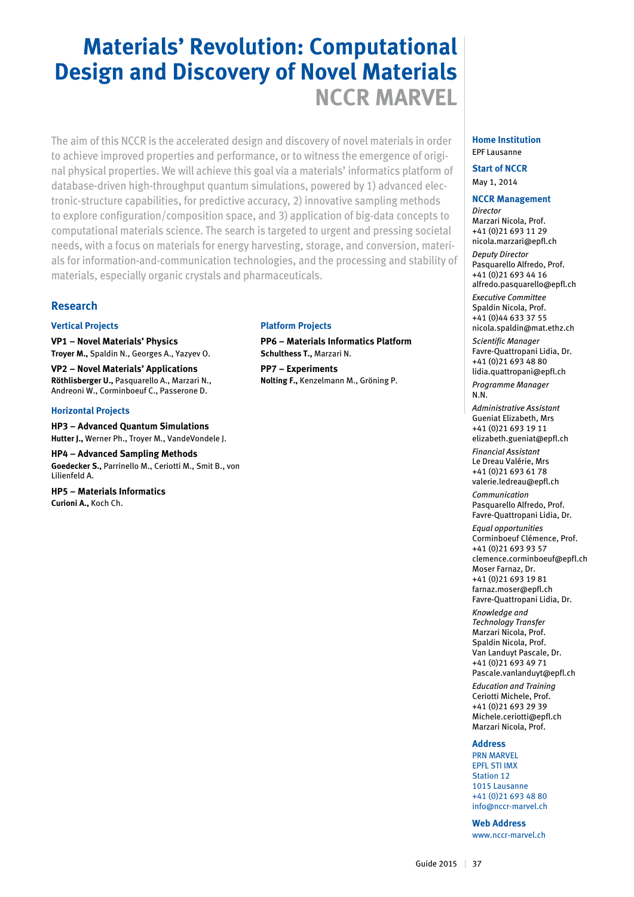# Materials' Revolution: Computational Design and Discovery of Novel Materials

## NCCR MARVEL

The aim of this NCCR is the accelerated design and discovery of novel materials in order to achieve improved properties and performance, or to witness the emergence of original physical properties. We will achieve this goal via a materials' informatics platform of database-driven high-throughput quantum simulations, powered by 1) advanced electronic-structure capabilities, for predictive accuracy, 2) innovative sampling methods to explore configuration/composition space, and 3) application of big-data concepts to computational materials science. The search is targeted to urgent and pressing societal needs, with a focus on materials for energy harvesting, storage, and conversion, materials for information-and-communication technologies, and the processing and stability of materials, especially organic crystals and pharmaceuticals.

## Research

### Vertical Projects

**VP1 – Novel Materials' Physics**
**Troyer M.,** Spaldin N., Georges A., Yazyev O.

**VP2 – Novel Materials' Applications**
**Röthlisberger U.,** Pasquarello A., Marzari N., Andreoni W., Corminboeuf C., Passerone D.

### Horizontal Projects

**HP3 – Advanced Quantum Simulations**
**Hutter J.,** Werner Ph., Troyer M., VandeVondele J.

**HP4 – Advanced Sampling Methods**
**Goedecker S.,** Parrinello M., Ceriotti M., Smit B., von Lilienfeld A.

**HP5 – Materials Informatics**
**Curioni A.,** Koch Ch.

### Platform Projects

**PP6 – Materials Informatics Platform**
**Schulthess T.,** Marzari N.

**PP7 – Experiments**
**Nolting F.,** Kenzelmann M., Gröning P.

---

**Home Institution**
EPF Lausanne

**Start of NCCR**
May 1, 2014

**NCCR Management**

*Director*
Marzari Nicola, Prof.
+41 (0)21 693 11 29
nicola.marzari@epfl.ch

*Deputy Director*
Pasquarello Alfredo, Prof.
+41 (0)21 693 44 16
alfredo.pasquarello@epfl.ch

*Executive Committee*
Spaldin Nicola, Prof.
+41 (0)44 633 37 55
nicola.spaldin@mat.ethz.ch

*Scientific Manager*
Favre-Quattropani Lidia, Dr.
+41 (0)21 693 48 80
lidia.quattropani@epfl.ch

*Programme Manager*
N.N.

*Administrative Assistant*
Gueniat Elizabeth, Mrs
+41 (0)21 693 19 11
elizabeth.gueniat@epfl.ch

*Financial Assistant*
Le Dreau Valérie, Mrs
+41 (0)21 693 61 78
valerie.ledreau@epfl.ch

*Communication*
Pasquarello Alfredo, Prof.
Favre-Quattropani Lidia, Dr.

*Equal opportunities*
Corminboeuf Clémence, Prof.
+41 (0)21 693 93 57
clemence.corminboeuf@epfl.ch
Moser Farnaz, Dr.
+41 (0)21 693 19 81
farnaz.moser@epfl.ch
Favre-Quattropani Lidia, Dr.

*Knowledge and Technology Transfer*
Marzari Nicola, Prof.
Spaldin Nicola, Prof.
Van Landuyt Pascale, Dr.
+41 (0)21 693 49 71
Pascale.vanlanduyt@epfl.ch

*Education and Training*
Ceriotti Michele, Prof.
+41 (0)21 693 29 39
Michele.ceriotti@epfl.ch
Marzari Nicola, Prof.

**Address**
PRN MARVEL
EPFL STI IMX
Station 12
1015 Lausanne
+41 (0)21 693 48 80
info@nccr-marvel.ch

**Web Address**
www.nccr-marvel.ch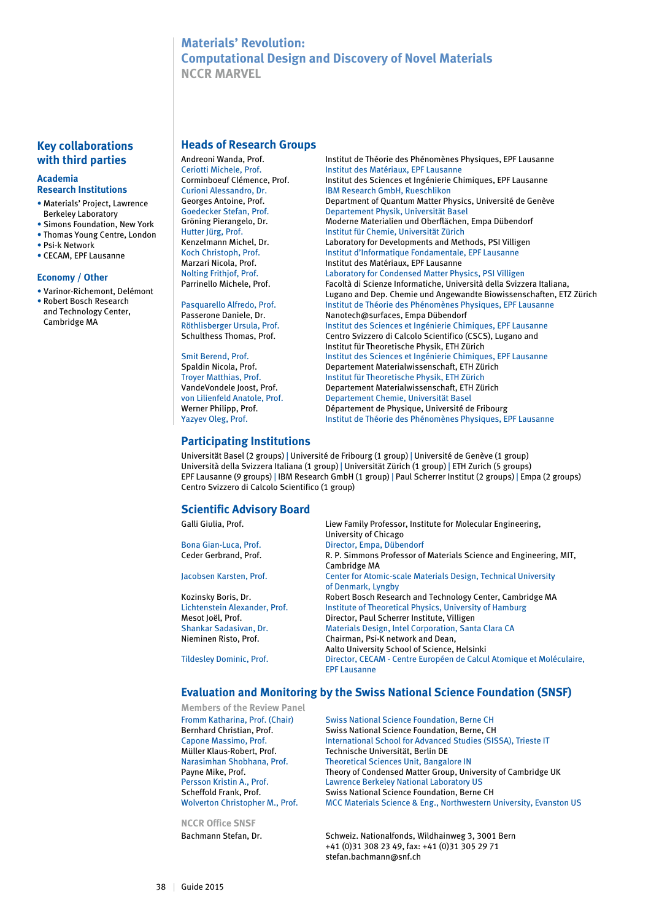# Materials' Revolution: Computational Design and Discovery of Novel Materials

## NCCR MARVEL

## Key collaborations with third parties

### Academia Research Institutions

- Materials' Project, Lawrence Berkeley Laboratory
- Simons Foundation, New York
- Thomas Young Centre, London
- Psi-k Network
- CECAM, EPF Lausanne

### Economy / Other

- Varinor-Richemont, Delémont
- Robert Bosch Research and Technology Center, Cambridge MA

## Heads of Research Groups

| | |
|---|---|
| Andreoni Wanda, Prof. | Institut de Théorie des Phénomènes Physiques, EPF Lausanne |
| Ceriotti Michele, Prof. | Institut des Matériaux, EPF Lausanne |
| Corminboeuf Clémence, Prof. | Institut des Sciences et Ingénierie Chimiques, EPF Lausanne |
| Curioni Alessandro, Dr. | IBM Research GmbH, Rueschlikon |
| Georges Antoine, Prof. | Department of Quantum Matter Physics, Université de Genève |
| Goedecker Stefan, Prof. | Departement Physik, Universität Basel |
| Gröning Pierangelo, Dr. | Moderne Materialien und Oberflächen, Empa Dübendorf |
| Hutter Jürg, Prof. | Institut für Chemie, Universität Zürich |
| Kenzelmann Michel, Dr. | Laboratory for Developments and Methods, PSI Villigen |
| Koch Christoph, Prof. | Institut d'Informatique Fondamentale, EPF Lausanne |
| Marzari Nicola, Prof. | Institut des Matériaux, EPF Lausanne |
| Nolting Frithjof, Prof. | Laboratory for Condensed Matter Physics, PSI Villigen |
| Parrinello Michele, Prof. | Facoltà di Scienze Informatiche, Università della Svizzera Italiana, Lugano and Dep. Chemie und Angewandte Biowissenschaften, ETZ Zürich |
| Pasquarello Alfredo, Prof. | Institut de Théorie des Phénomènes Physiques, EPF Lausanne |
| Passerone Daniele, Dr. | Nanotech@surfaces, Empa Dübendorf |
| Röthlisberger Ursula, Prof. | Institut des Sciences et Ingénierie Chimiques, EPF Lausanne |
| Schulthess Thomas, Prof. | Centro Svizzero di Calcolo Scientifico (CSCS), Lugano and Institut für Theoretische Physik, ETH Zürich |
| Smit Berend, Prof. | Institut des Sciences et Ingénierie Chimiques, EPF Lausanne |
| Spaldin Nicola, Prof. | Departement Materialwissenschaft, ETH Zürich |
| Troyer Matthias, Prof. | Institut für Theoretische Physik, ETH Zürich |
| VandeVondele Joost, Prof. | Departement Materialwissenschaft, ETH Zürich |
| von Lilienfeld Anatole, Prof. | Departement Chemie, Universität Basel |
| Werner Philipp, Prof. | Département de Physique, Université de Fribourg |
| Yazyev Oleg, Prof. | Institut de Théorie des Phénomènes Physiques, EPF Lausanne |

## Participating Institutions

Universität Basel (2 groups) | Université de Fribourg (1 group) | Université de Genève (1 group) | Università della Svizzera Italiana (1 group) | Universität Zürich (1 group) | ETH Zurich (5 groups) | EPF Lausanne (9 groups) | IBM Research GmbH (1 group) | Paul Scherrer Institut (2 groups) | Empa (2 groups) | Centro Svizzero di Calcolo Scientifico (1 group)

## Scientific Advisory Board

| | |
|---|---|
| Galli Giulia, Prof. | Liew Family Professor, Institute for Molecular Engineering, University of Chicago |
| Bona Gian-Luca, Prof. | Director, Empa, Dübendorf |
| Ceder Gerbrand, Prof. | R. P. Simmons Professor of Materials Science and Engineering, MIT, Cambridge MA |
| Jacobsen Karsten, Prof. | Center for Atomic-scale Materials Design, Technical University of Denmark, Lyngby |
| Kozinsky Boris, Dr. | Robert Bosch Research and Technology Center, Cambridge MA |
| Lichtenstein Alexander, Prof. | Institute of Theoretical Physics, University of Hamburg |
| Mesot Joël, Prof. | Director, Paul Scherrer Institute, Villigen |
| Shankar Sadasivan, Dr. | Materials Design, Intel Corporation, Santa Clara CA |
| Nieminen Risto, Prof. | Chairman, Psi-K network and Dean, Aalto University School of Science, Helsinki |
| Tildesley Dominic, Prof. | Director, CECAM - Centre Européen de Calcul Atomique et Moléculaire, EPF Lausanne |

## Evaluation and Monitoring by the Swiss National Science Foundation (SNSF)

### Members of the Review Panel

| | |
|---|---|
| Fromm Katharina, Prof. (Chair) | Swiss National Science Foundation, Berne CH |
| Bernhard Christian, Prof. | Swiss National Science Foundation, Berne, CH |
| Capone Massimo, Prof. | International School for Advanced Studies (SISSA), Trieste IT |
| Müller Klaus-Robert, Prof. | Technische Universität, Berlin DE |
| Narasimhan Shobhana, Prof. | Theoretical Sciences Unit, Bangalore IN |
| Payne Mike, Prof. | Theory of Condensed Matter Group, University of Cambridge UK |
| Persson Kristin A., Prof. | Lawrence Berkeley National Laboratory US |
| Scheffold Frank, Prof. | Swiss National Science Foundation, Berne CH |
| Wolverton Christopher M., Prof. | MCC Materials Science & Eng., Northwestern University, Evanston US |

### NCCR Office SNSF

| | |
|---|---|
| Bachmann Stefan, Dr. | Schweiz. Nationalfonds, Wildhainweg 3, 3001 Bern<br>+41 (0)31 308 23 49, fax: +41 (0)31 305 29 71<br>stefan.bachmann@snf.ch |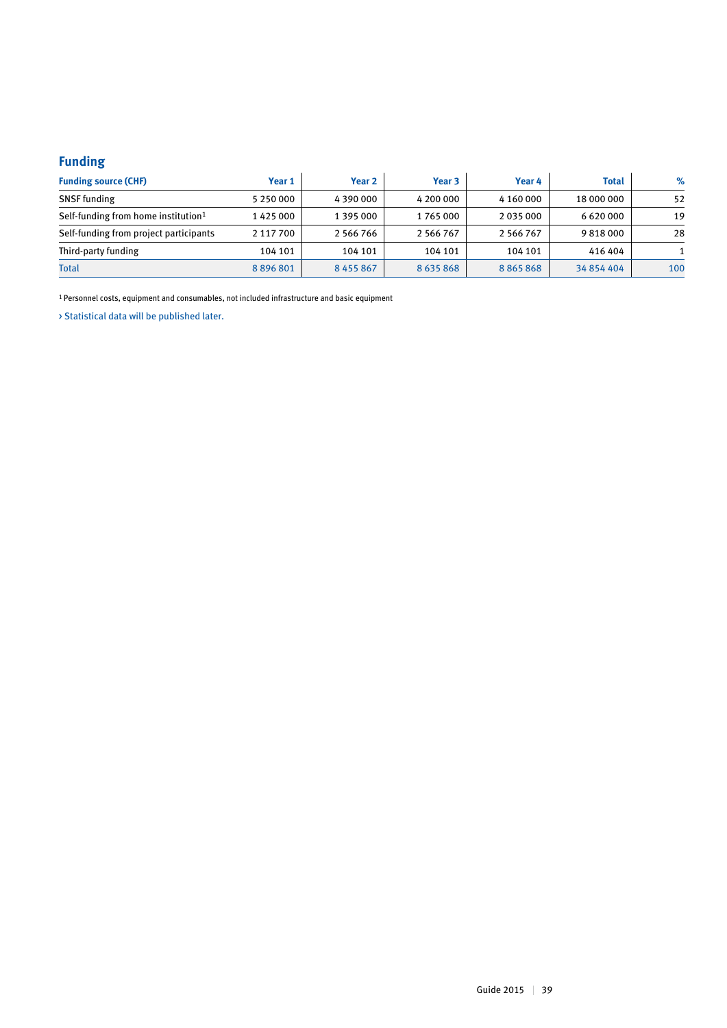## Funding

| Funding source (CHF) | Year 1 | Year 2 | Year 3 | Year 4 | Total | % |
|---|---|---|---|---|---|---|
| SNSF funding | 5 250 000 | 4 390 000 | 4 200 000 | 4 160 000 | 18 000 000 | 52 |
| Self-funding from home institution[1] | 1 425 000 | 1 395 000 | 1 765 000 | 2 035 000 | 6 620 000 | 19 |
| Self-funding from project participants | 2 117 700 | 2 566 766 | 2 566 767 | 2 566 767 | 9 818 000 | 28 |
| Third-party funding | 104 101 | 104 101 | 104 101 | 104 101 | 416 404 | 1 |
| Total | 8 896 801 | 8 455 867 | 8 635 868 | 8 865 868 | 34 854 404 | 100 |

[1] Personnel costs, equipment and consumables, not included infrastructure and basic equipment

› Statistical data will be published later.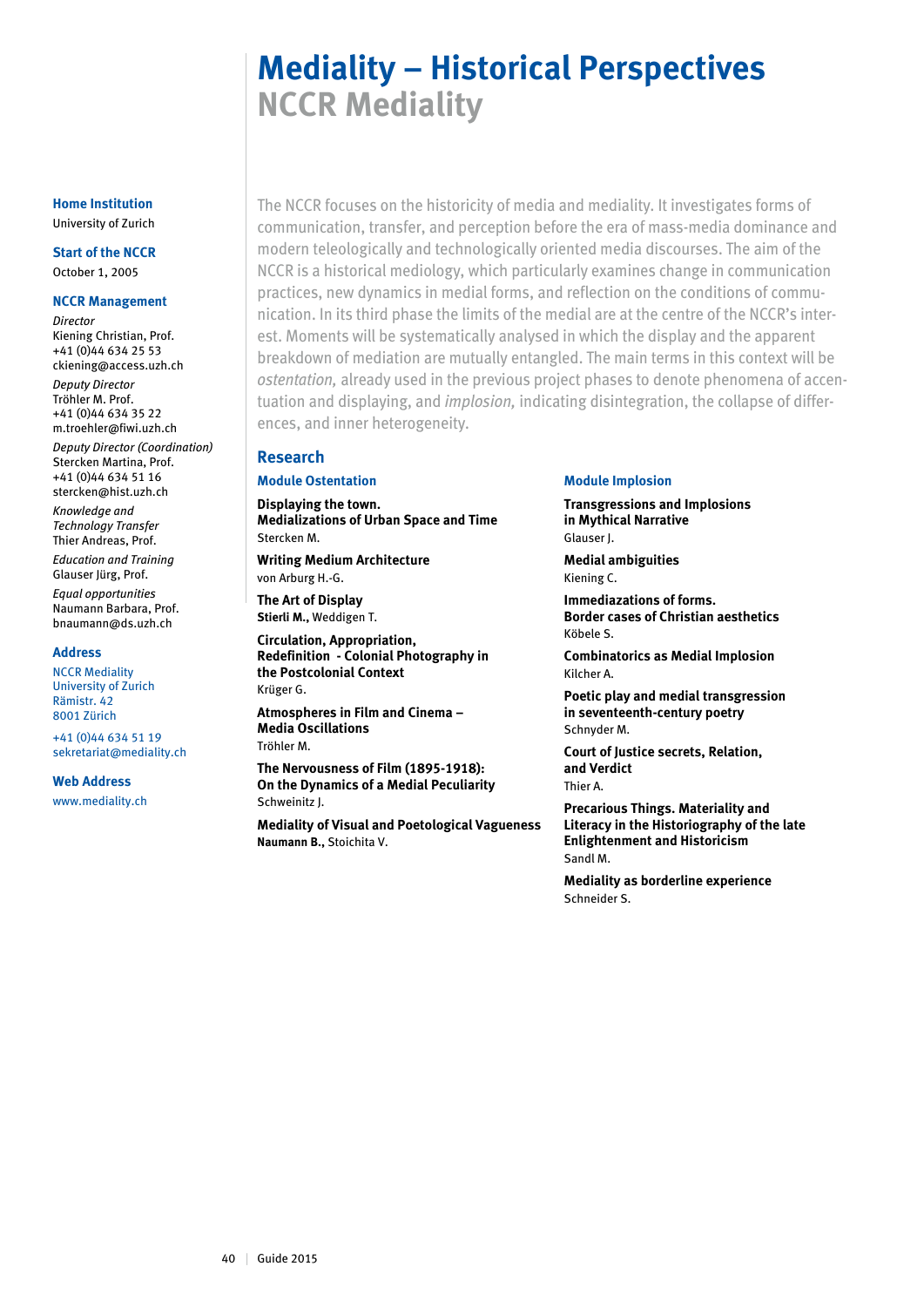# Mediality – Historical Perspectives
## NCCR Mediality

**Home Institution**
University of Zurich

**Start of the NCCR**
October 1, 2005

**NCCR Management**

*Director*
Kiening Christian, Prof.
+41 (0)44 634 25 53
ckiening@access.uzh.ch

*Deputy Director*
Tröhler M. Prof.
+41 (0)44 634 35 22
m.troehler@fiwi.uzh.ch

*Deputy Director (Coordination)*
Stercken Martina, Prof.
+41 (0)44 634 51 16
stercken@hist.uzh.ch

*Knowledge and Technology Transfer*
Thier Andreas, Prof.

*Education and Training*
Glauser Jürg, Prof.

*Equal opportunities*
Naumann Barbara, Prof.
bnaumann@ds.uzh.ch

**Address**
NCCR Mediality
University of Zurich
Rämistr. 42
8001 Zürich

+41 (0)44 634 51 19
sekretariat@mediality.ch

**Web Address**
www.mediality.ch

The NCCR focuses on the historicity of media and mediality. It investigates forms of communication, transfer, and perception before the era of mass-media dominance and modern teleologically and technologically oriented media discourses. The aim of the NCCR is a historical mediology, which particularly examines change in communication practices, new dynamics in medial forms, and reflection on the conditions of communication. In its third phase the limits of the medial are at the centre of the NCCR's interest. Moments will be systematically analysed in which the display and the apparent breakdown of mediation are mutually entangled. The main terms in this context will be *ostentation,* already used in the previous project phases to denote phenomena of accentuation and displaying, and *implosion,* indicating disintegration, the collapse of differences, and inner heterogeneity.

## Research

### Module Ostentation

**Displaying the town. Medializations of Urban Space and Time**
Stercken M.

**Writing Medium Architecture**
von Arburg H.-G.

**The Art of Display**
**Stierli M.,** Weddigen T.

**Circulation, Appropriation, Redefinition - Colonial Photography in the Postcolonial Context**
Krüger G.

**Atmospheres in Film and Cinema – Media Oscillations**
Tröhler M.

**The Nervousness of Film (1895-1918): On the Dynamics of a Medial Peculiarity**
Schweinitz J.

**Mediality of Visual and Poetological Vagueness**
**Naumann B.,** Stoichita V.

### Module Implosion

**Transgressions and Implosions in Mythical Narrative**
Glauser J.

**Medial ambiguities**
Kiening C.

**Immediazations of forms. Border cases of Christian aesthetics**
Köbele S.

**Combinatorics as Medial Implosion**
Kilcher A.

**Poetic play and medial transgression in seventeenth-century poetry**
Schnyder M.

**Court of Justice secrets, Relation, and Verdict**
Thier A.

**Precarious Things. Materiality and Literacy in the Historiography of the late Enlightenment and Historicism**
Sandl M.

**Mediality as borderline experience**
Schneider S.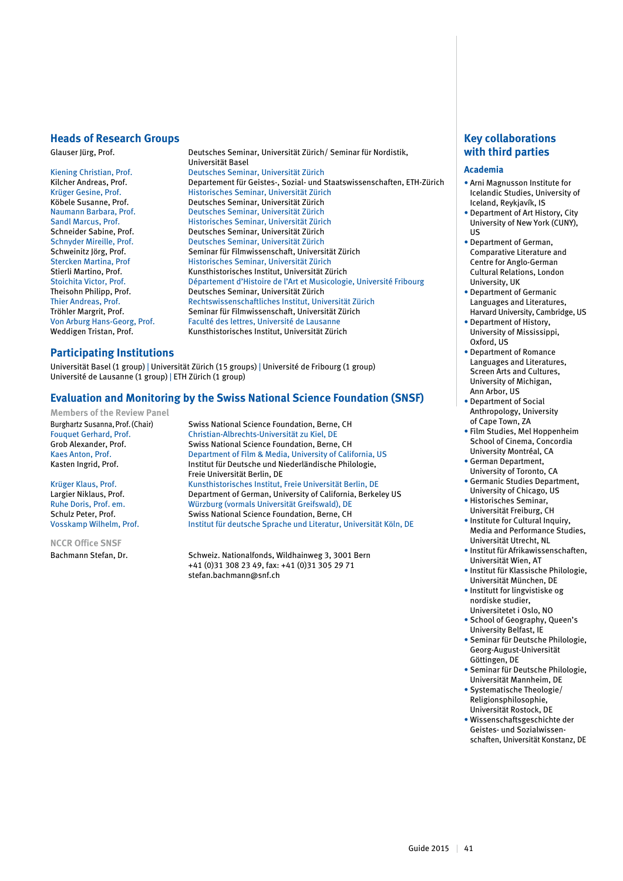## Heads of Research Groups

| | |
|---|---|
| Glauser Jürg, Prof. | Deutsches Seminar, Universität Zürich/ Seminar für Nordistik, Universität Basel |
| Kiening Christian, Prof. | Deutsches Seminar, Universität Zürich |
| Kilcher Andreas, Prof. | Departement für Geistes-, Sozial- und Staatswissenschaften, ETH-Zürich |
| Krüger Gesine, Prof. | Historisches Seminar, Universität Zürich |
| Köbele Susanne, Prof. | Deutsches Seminar, Universität Zürich |
| Naumann Barbara, Prof. | Deutsches Seminar, Universität Zürich |
| Sandl Marcus, Prof. | Historisches Seminar, Universität Zürich |
| Schneider Sabine, Prof. | Deutsches Seminar, Universität Zürich |
| Schnyder Mireille, Prof. | Deutsches Seminar, Universität Zürich |
| Schweinitz Jörg, Prof. | Seminar für Filmwissenschaft, Universität Zürich |
| Stercken Martina, Prof | Historisches Seminar, Universität Zürich |
| Stierli Martino, Prof. | Kunsthistorisches Institut, Universität Zürich |
| Stoichita Victor, Prof. | Département d'Histoire de l'Art et Musicologie, Université Fribourg |
| Theisohn Philipp, Prof. | Deutsches Seminar, Universität Zürich |
| Thier Andreas, Prof. | Rechtswissenschaftliches Institut, Universität Zürich |
| Tröhler Margrit, Prof. | Seminar für Filmwissenschaft, Universität Zürich |
| Von Arburg Hans-Georg, Prof. | Faculté des lettres, Université de Lausanne |
| Weddigen Tristan, Prof. | Kunsthistorisches Institut, Universität Zürich |

## Participating Institutions

Universität Basel (1 group) | Universität Zürich (15 groups) | Université de Fribourg (1 group)
Université de Lausanne (1 group) | ETH Zürich (1 group)

## Evaluation and Monitoring by the Swiss National Science Foundation (SNSF)

### Members of the Review Panel

| | |
|---|---|
| Burghartz Susanna, Prof. (Chair) | Swiss National Science Foundation, Berne, CH |
| Fouquet Gerhard, Prof. | Christian-Albrechts-Universität zu Kiel, DE |
| Grob Alexander, Prof. | Swiss National Science Foundation, Berne, CH |
| Kaes Anton, Prof. | Department of Film & Media, University of California, US |
| Kasten Ingrid, Prof. | Institut für Deutsche und Niederländische Philologie, Freie Universität Berlin, DE |
| Krüger Klaus, Prof. | Kunsthistorisches Institut, Freie Universität Berlin, DE |
| Largier Niklaus, Prof. | Department of German, University of California, Berkeley US |
| Ruhe Doris, Prof. em. | Würzburg (vormals Universität Greifswald), DE |
| Schulz Peter, Prof. | Swiss National Science Foundation, Berne, CH |
| Vosskamp Wilhelm, Prof. | Institut für deutsche Sprache und Literatur, Universität Köln, DE |

### NCCR Office SNSF

| | |
|---|---|
| Bachmann Stefan, Dr. | Schweiz. Nationalfonds, Wildhainweg 3, 3001 Bern<br>+41 (0)31 308 23 49, fax: +41 (0)31 305 29 71<br>stefan.bachmann@snf.ch |

## Key collaborations with third parties

### Academia

- Arni Magnusson Institute for Icelandic Studies, University of Iceland, Reykjavík, IS
- Department of Art History, City University of New York (CUNY), US
- Department of German, Comparative Literature and Centre for Anglo-German Cultural Relations, London University, UK
- Department of Germanic Languages and Literatures, Harvard University, Cambridge, US
- Department of History, University of Mississippi, Oxford, US
- Department of Romance Languages and Literatures, Screen Arts and Cultures, University of Michigan, Ann Arbor, US
- Department of Social Anthropology, University of Cape Town, ZA
- Film Studies, Mel Hoppenheim School of Cinema, Concordia University Montréal, CA
- German Department, University of Toronto, CA
- Germanic Studies Department, University of Chicago, US
- Historisches Seminar, Universität Freiburg, CH
- Institute for Cultural Inquiry, Media and Performance Studies, Universität Utrecht, NL
- Institut für Afrikawissenschaften, Universität Wien, AT
- Institut für Klassische Philologie, Universität München, DE
- Institutt for lingvistiske og nordiske studier, Universitetet i Oslo, NO
- School of Geography, Queen's University Belfast, IE
- Seminar für Deutsche Philologie, Georg-August-Universität Göttingen, DE
- Seminar für Deutsche Philologie, Universität Mannheim, DE
- Systematische Theologie/ Religionsphilosophie, Universität Rostock, DE
- Wissenschaftsgeschichte der Geistes- und Sozialwissenschaften, Universität Konstanz, DE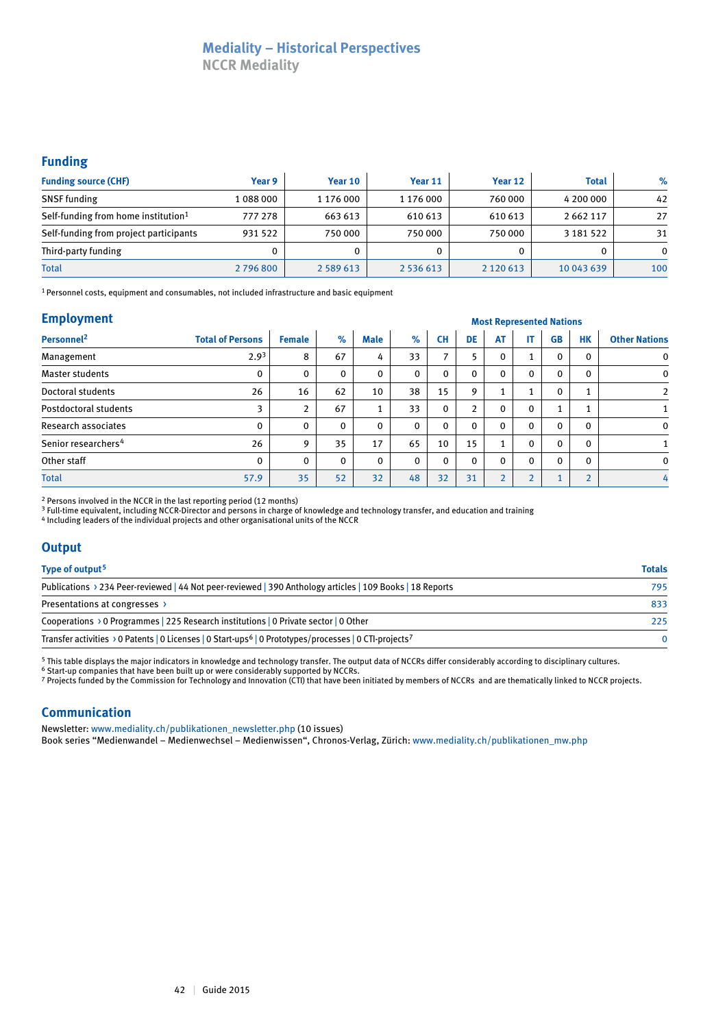## Mediality – Historical Perspectives
NCCR Mediality

## Funding

| Funding source (CHF) | Year 9 | Year 10 | Year 11 | Year 12 | Total | % |
|---|---|---|---|---|---|---|
| SNSF funding | 1 088 000 | 1 176 000 | 1 176 000 | 760 000 | 4 200 000 | 42 |
| Self-funding from home institution[1] | 777 278 | 663 613 | 610 613 | 610 613 | 2 662 117 | 27 |
| Self-funding from project participants | 931 522 | 750 000 | 750 000 | 750 000 | 3 181 522 | 31 |
| Third-party funding | 0 | 0 | 0 | 0 | 0 | 0 |
| Total | 2 796 800 | 2 589 613 | 2 536 613 | 2 120 613 | 10 043 639 | 100 |

[1] Personnel costs, equipment and consumables, not included infrastructure and basic equipment

## Employment

| | | | | | | Most Represented Nations | | | | | | |
|---|---|---|---|---|---|---|---|---|---|---|---|---|
| Personnel[2] | Total of Persons | Female | % | Male | % | CH | DE | AT | IT | GB | HK | Other Nations |
| Management | 2.9[3] | 8 | 67 | 4 | 33 | 7 | 5 | 0 | 1 | 0 | 0 | 0 |
| Master students | 0 | 0 | 0 | 0 | 0 | 0 | 0 | 0 | 0 | 0 | 0 | 0 |
| Doctoral students | 26 | 16 | 62 | 10 | 38 | 15 | 9 | 1 | 1 | 0 | 1 | 2 |
| Postdoctoral students | 3 | 2 | 67 | 1 | 33 | 0 | 2 | 0 | 0 | 1 | 1 | 1 |
| Research associates | 0 | 0 | 0 | 0 | 0 | 0 | 0 | 0 | 0 | 0 | 0 | 0 |
| Senior researchers[4] | 26 | 9 | 35 | 17 | 65 | 10 | 15 | 1 | 0 | 0 | 0 | 1 |
| Other staff | 0 | 0 | 0 | 0 | 0 | 0 | 0 | 0 | 0 | 0 | 0 | 0 |
| Total | 57.9 | 35 | 52 | 32 | 48 | 32 | 31 | 2 | 2 | 1 | 2 | 4 |

[2] Persons involved in the NCCR in the last reporting period (12 months)
[3] Full-time equivalent, including NCCR-Director and persons in charge of knowledge and technology transfer, and education and training
[4] Including leaders of the individual projects and other organisational units of the NCCR

## Output

| Type of output[5] | Totals |
|---|---|
| Publications › 234 Peer-reviewed \| 44 Not peer-reviewed \| 390 Anthology articles \| 109 Books \| 18 Reports | 795 |
| Presentations at congresses › | 833 |
| Cooperations › 0 Programmes \| 225 Research institutions \| 0 Private sector \| 0 Other | 225 |
| Transfer activities › 0 Patents \| 0 Licenses \| 0 Start-ups[6] \| 0 Prototypes/processes \| 0 CTI-projects[7] | 0 |

[5] This table displays the major indicators in knowledge and technology transfer. The output data of NCCRs differ considerably according to disciplinary cultures.
[6] Start-up companies that have been built up or were considerably supported by NCCRs.
[7] Projects funded by the Commission for Technology and Innovation (CTI) that have been initiated by members of NCCRs and are thematically linked to NCCR projects.

## Communication

Newsletter: www.mediality.ch/publikationen_newsletter.php (10 issues)
Book series "Medienwandel – Medienwechsel – Medienwissen", Chronos-Verlag, Zürich: www.mediality.ch/publikationen_mw.php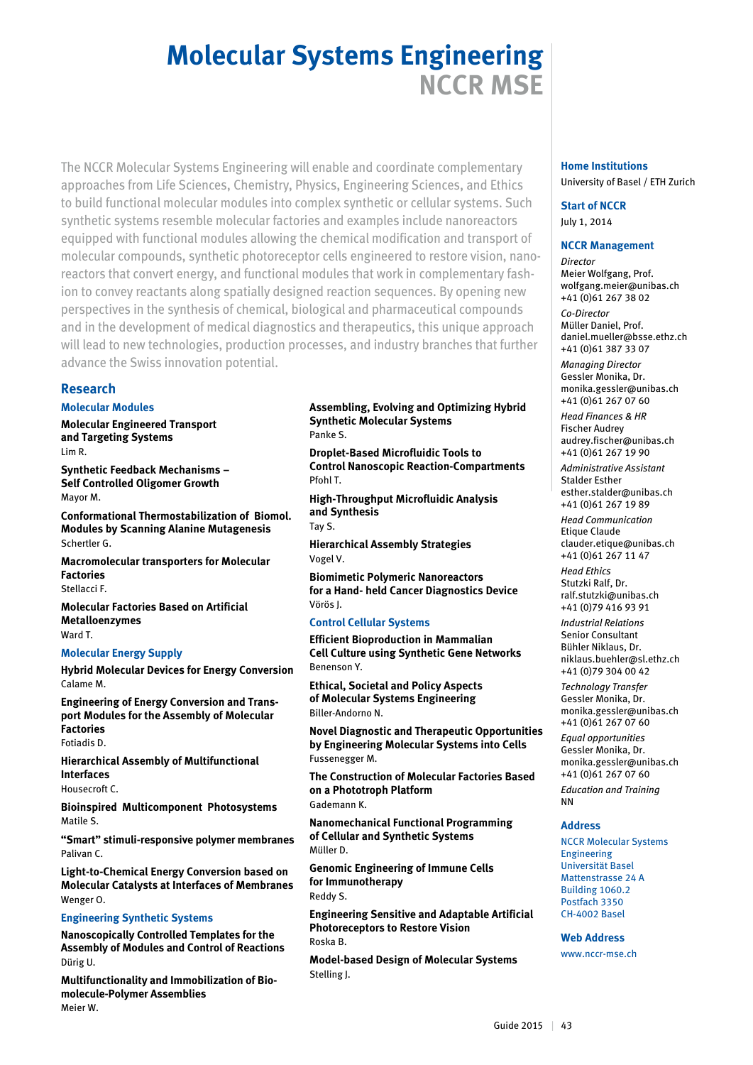# Molecular Systems Engineering
## NCCR MSE

The NCCR Molecular Systems Engineering will enable and coordinate complementary approaches from Life Sciences, Chemistry, Physics, Engineering Sciences, and Ethics to build functional molecular modules into complex synthetic or cellular systems. Such synthetic systems resemble molecular factories and examples include nanoreactors equipped with functional modules allowing the chemical modification and transport of molecular compounds, synthetic photoreceptor cells engineered to restore vision, nanoreactors that convert energy, and functional modules that work in complementary fashion to convey reactants along spatially designed reaction sequences. By opening new perspectives in the synthesis of chemical, biological and pharmaceutical compounds and in the development of medical diagnostics and therapeutics, this unique approach will lead to new technologies, production processes, and industry branches that further advance the Swiss innovation potential.

## Research

### Molecular Modules

**Molecular Engineered Transport and Targeting Systems**
Lim R.

**Synthetic Feedback Mechanisms – Self Controlled Oligomer Growth**
Mayor M.

**Conformational Thermostabilization of Biomol. Modules by Scanning Alanine Mutagenesis**
Schertler G.

**Macromolecular transporters for Molecular Factories**
Stellacci F.

**Molecular Factories Based on Artificial Metalloenzymes**
Ward T.

### Molecular Energy Supply

**Hybrid Molecular Devices for Energy Conversion**
Calame M.

**Engineering of Energy Conversion and Transport Modules for the Assembly of Molecular Factories**
Fotiadis D.

**Hierarchical Assembly of Multifunctional Interfaces**
Housecroft C.

**Bioinspired Multicomponent Photosystems**
Matile S.

**"Smart" stimuli-responsive polymer membranes**
Palivan C.

**Light-to-Chemical Energy Conversion based on Molecular Catalysts at Interfaces of Membranes**
Wenger O.

### Engineering Synthetic Systems

**Nanoscopically Controlled Templates for the Assembly of Modules and Control of Reactions**
Dürig U.

**Multifunctionality and Immobilization of Biomolecule-Polymer Assemblies**
Meier W.

**Assembling, Evolving and Optimizing Hybrid Synthetic Molecular Systems**
Panke S.

**Droplet-Based Microfluidic Tools to Control Nanoscopic Reaction-Compartments**
Pfohl T.

**High-Throughput Microfluidic Analysis and Synthesis**
Tay S.

**Hierarchical Assembly Strategies**
Vogel V.

**Biomimetic Polymeric Nanoreactors for a Hand- held Cancer Diagnostics Device**
Vörös J.

### Control Cellular Systems

**Efficient Bioproduction in Mammalian Cell Culture using Synthetic Gene Networks**
Benenson Y.

**Ethical, Societal and Policy Aspects of Molecular Systems Engineering**
Biller-Andorno N.

**Novel Diagnostic and Therapeutic Opportunities by Engineering Molecular Systems into Cells**
Fussenegger M.

**The Construction of Molecular Factories Based on a Phototroph Platform**
Gademann K.

**Nanomechanical Functional Programming of Cellular and Synthetic Systems**
Müller D.

**Genomic Engineering of Immune Cells for Immunotherapy**
Reddy S.

**Engineering Sensitive and Adaptable Artificial Photoreceptors to Restore Vision**
Roska B.

**Model-based Design of Molecular Systems**
Stelling J.

### Home Institutions
University of Basel / ETH Zurich

### Start of NCCR
July 1, 2014

### NCCR Management

*Director*
Meier Wolfgang, Prof.
wolfgang.meier@unibas.ch
+41 (0)61 267 38 02

*Co-Director*
Müller Daniel, Prof.
daniel.mueller@bsse.ethz.ch
+41 (0)61 387 33 07

*Managing Director*
Gessler Monika, Dr.
monika.gessler@unibas.ch
+41 (0)61 267 07 60

*Head Finances & HR*
Fischer Audrey
audrey.fischer@unibas.ch
+41 (0)61 267 19 90

*Administrative Assistant*
Stalder Esther
esther.stalder@unibas.ch
+41 (0)61 267 19 89

*Head Communication*
Etique Claude
clauder.etique@unibas.ch
+41 (0)61 267 11 47

*Head Ethics*
Stutzki Ralf, Dr.
ralf.stutzki@unibas.ch
+41 (0)79 416 93 91

*Industrial Relations*
Senior Consultant
Bühler Niklaus, Dr.
niklaus.buehler@sl.ethz.ch
+41 (0)79 304 00 42

*Technology Transfer*
Gessler Monika, Dr.
monika.gessler@unibas.ch
+41 (0)61 267 07 60

*Equal opportunities*
Gessler Monika, Dr.
monika.gessler@unibas.ch
+41 (0)61 267 07 60

*Education and Training*
NN

### Address
NCCR Molecular Systems Engineering
Universität Basel
Mattenstrasse 24 A
Building 1060.2
Postfach 3350
CH-4002 Basel

### Web Address
www.nccr-mse.ch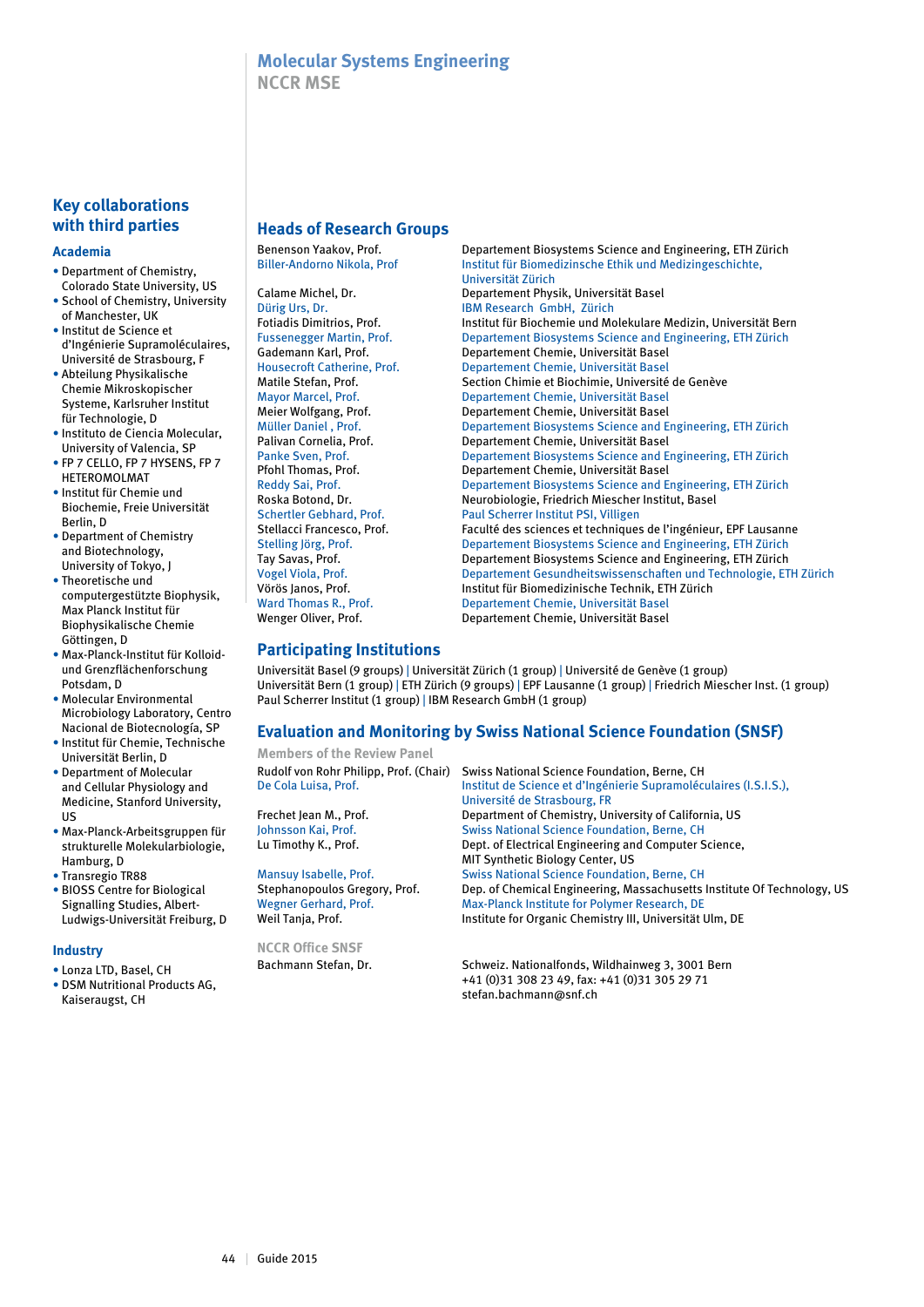# Molecular Systems Engineering
## NCCR MSE

## Key collaborations with third parties

### Academia

- Department of Chemistry, Colorado State University, US
- School of Chemistry, University of Manchester, UK
- Institut de Science et d'Ingénierie Supramoléculaires, Université de Strasbourg, F
- Abteilung Physikalische Chemie Mikroskopischer Systeme, Karlsruher Institut für Technologie, D
- Instituto de Ciencia Molecular, University of Valencia, SP
- FP 7 CELLO, FP 7 HYSENS, FP 7 HETEROMOLMAT
- Institut für Chemie und Biochemie, Freie Universität Berlin, D
- Department of Chemistry and Biotechnology, University of Tokyo, J
- Theoretische und computergestützte Biophysik, Max Planck Institut für Biophysikalische Chemie Göttingen, D
- Max-Planck-Institut für Kolloid- und Grenzflächenforschung Potsdam, D
- Molecular Environmental Microbiology Laboratory, Centro Nacional de Biotecnología, SP
- Institut für Chemie, Technische Universität Berlin, D
- Department of Molecular and Cellular Physiology and Medicine, Stanford University, US
- Max-Planck-Arbeitsgruppen für strukturelle Molekularbiologie, Hamburg, D
- Transregio TR88
- BIOSS Centre for Biological Signalling Studies, Albert-Ludwigs-Universität Freiburg, D

### Industry

- Lonza LTD, Basel, CH
- DSM Nutritional Products AG, Kaiseraugst, CH

## Heads of Research Groups

| | |
|---|---|
| Benenson Yaakov, Prof. | Departement Biosystems Science and Engineering, ETH Zürich |
| Biller-Andorno Nikola, Prof | Institut für Biomedizinsche Ethik und Medizingeschichte, Universität Zürich |
| Calame Michel, Dr. | Departement Physik, Universität Basel |
| Dürig Urs, Dr. | IBM Research GmbH, Zürich |
| Fotiadis Dimitrios, Prof. | Institut für Biochemie und Molekulare Medizin, Universität Bern |
| Fussenegger Martin, Prof. | Departement Biosystems Science and Engineering, ETH Zürich |
| Gademann Karl, Prof. | Departement Chemie, Universität Basel |
| Housecroft Catherine, Prof. | Departement Chemie, Universität Basel |
| Matile Stefan, Prof. | Section Chimie et Biochimie, Université de Genève |
| Mayor Marcel, Prof. | Departement Chemie, Universität Basel |
| Meier Wolfgang, Prof. | Departement Chemie, Universität Basel |
| Müller Daniel , Prof. | Departement Biosystems Science and Engineering, ETH Zürich |
| Palivan Cornelia, Prof. | Departement Chemie, Universität Basel |
| Panke Sven, Prof. | Departement Biosystems Science and Engineering, ETH Zürich |
| Pfohl Thomas, Prof. | Departement Chemie, Universität Basel |
| Reddy Sai, Prof. | Departement Biosystems Science and Engineering, ETH Zürich |
| Roska Botond, Dr. | Neurobiologie, Friedrich Miescher Institut, Basel |
| Schertler Gebhard, Prof. | Paul Scherrer Institut PSI, Villigen |
| Stellacci Francesco, Prof. | Faculté des sciences et techniques de l'ingénieur, EPF Lausanne |
| Stelling Jörg, Prof. | Departement Biosystems Science and Engineering, ETH Zürich |
| Tay Savas, Prof. | Departement Biosystems Science and Engineering, ETH Zürich |
| Vogel Viola, Prof. | Departement Gesundheitswissenschaften und Technologie, ETH Zürich |
| Vörös Janos, Prof. | Institut für Biomedizinische Technik, ETH Zürich |
| Ward Thomas R., Prof. | Departement Chemie, Universität Basel |
| Wenger Oliver, Prof. | Departement Chemie, Universität Basel |

## Participating Institutions

Universität Basel (9 groups) | Universität Zürich (1 group) | Université de Genève (1 group)
Universität Bern (1 group) | ETH Zürich (9 groups) | EPF Lausanne (1 group) | Friedrich Miescher Inst. (1 group)
Paul Scherrer Institut (1 group) | IBM Research GmbH (1 group)

## Evaluation and Monitoring by Swiss National Science Foundation (SNSF)

### Members of the Review Panel

| | |
|---|---|
| Rudolf von Rohr Philipp, Prof. (Chair) | Swiss National Science Foundation, Berne, CH |
| De Cola Luisa, Prof. | Institut de Science et d'Ingénierie Supramoléculaires (I.S.I.S.), Université de Strasbourg, FR |
| Frechet Jean M., Prof. | Department of Chemistry, University of California, US |
| Johnsson Kai, Prof. | Swiss National Science Foundation, Berne, CH |
| Lu Timothy K., Prof. | Dept. of Electrical Engineering and Computer Science, MIT Synthetic Biology Center, US |
| Mansuy Isabelle, Prof. | Swiss National Science Foundation, Berne, CH |
| Stephanopoulos Gregory, Prof. | Dep. of Chemical Engineering, Massachusetts Institute Of Technology, US |
| Wegner Gerhard, Prof. | Max-Planck Institute for Polymer Research, DE |
| Weil Tanja, Prof. | Institute for Organic Chemistry III, Universität Ulm, DE |

### NCCR Office SNSF

| | |
|---|---|
| Bachmann Stefan, Dr. | Schweiz. Nationalfonds, Wildhainweg 3, 3001 Bern<br>+41 (0)31 308 23 49, fax: +41 (0)31 305 29 71<br>stefan.bachmann@snf.ch |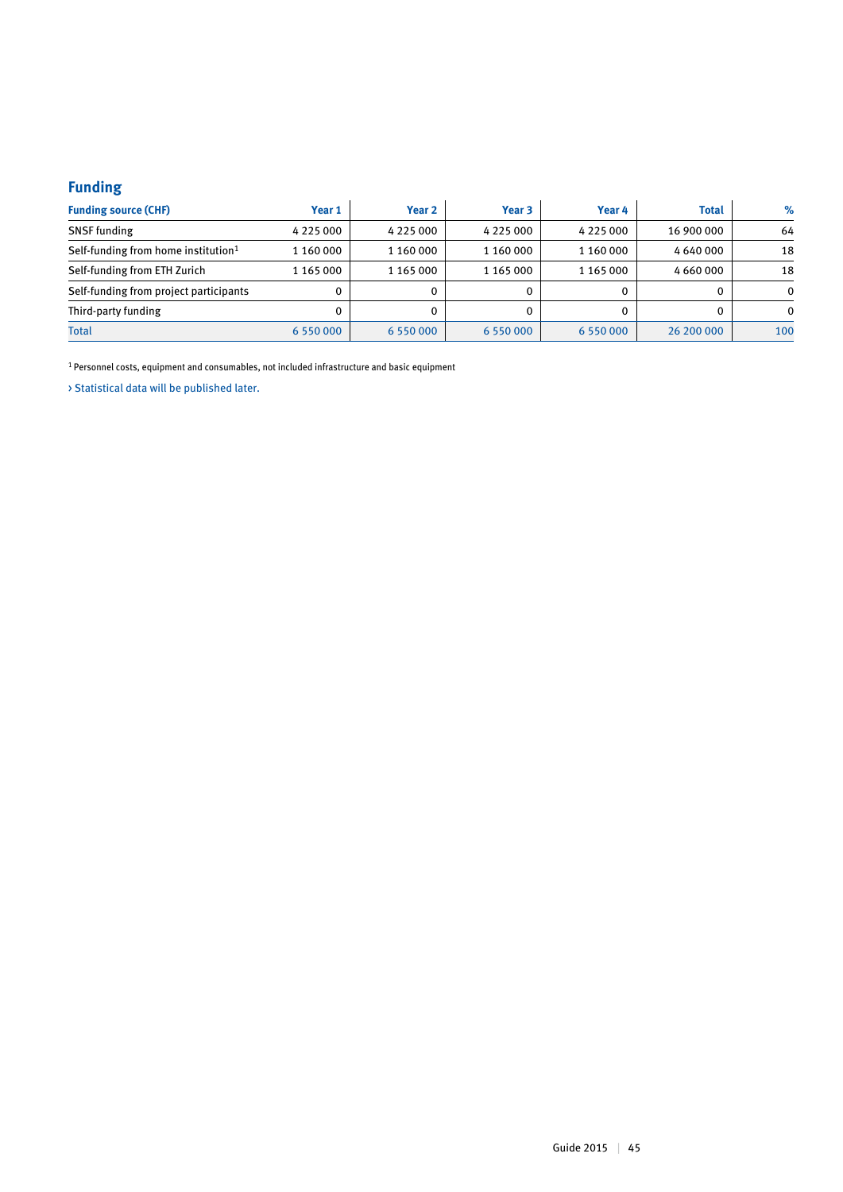## Funding

| Funding source (CHF) | Year 1 | Year 2 | Year 3 | Year 4 | Total | % |
|---|---|---|---|---|---|---|
| SNSF funding | 4 225 000 | 4 225 000 | 4 225 000 | 4 225 000 | 16 900 000 | 64 |
| Self-funding from home institution[1] | 1 160 000 | 1 160 000 | 1 160 000 | 1 160 000 | 4 640 000 | 18 |
| Self-funding from ETH Zurich | 1 165 000 | 1 165 000 | 1 165 000 | 1 165 000 | 4 660 000 | 18 |
| Self-funding from project participants | 0 | 0 | 0 | 0 | 0 | 0 |
| Third-party funding | 0 | 0 | 0 | 0 | 0 | 0 |
| Total | 6 550 000 | 6 550 000 | 6 550 000 | 6 550 000 | 26 200 000 | 100 |

[1] Personnel costs, equipment and consumables, not included infrastructure and basic equipment

› Statistical data will be published later.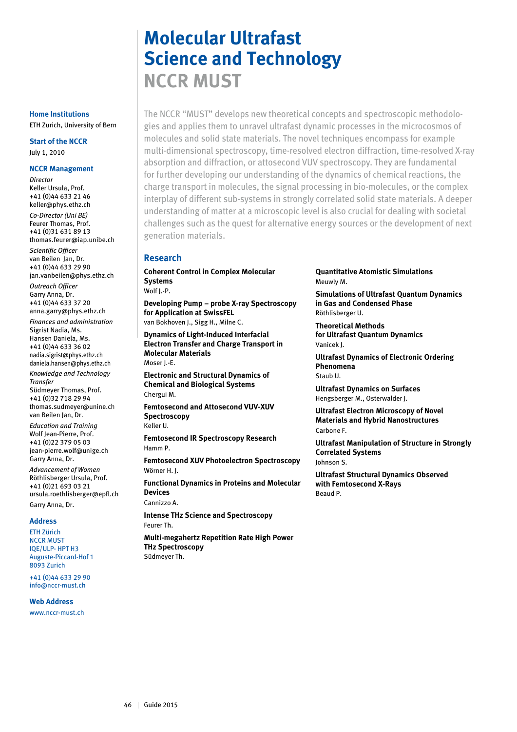# Molecular Ultrafast Science and Technology

## NCCR MUST

**Home Institutions**
ETH Zurich, University of Bern

**Start of the NCCR**
July 1, 2010

**NCCR Management**

*Director*
Keller Ursula, Prof.
+41 (0)44 633 21 46
keller@phys.ethz.ch

*Co-Director (Uni BE)*
Feurer Thomas, Prof.
+41 (0)31 631 89 13
thomas.feurer@iap.unibe.ch

*Scientific Officer*
van Beilen Jan, Dr.
+41 (0)44 633 29 90
jan.vanbeilen@phys.ethz.ch

*Outreach Officer*
Garry Anna, Dr.
+41 (0)44 633 37 20
anna.garry@phys.ethz.ch

*Finances and administration*
Sigrist Nadia, Ms.
Hansen Daniela, Ms.
+41 (0)44 633 36 02
nadia.sigrist@phys.ethz.ch
daniela.hansen@phys.ethz.ch

*Knowledge and Technology Transfer*
Südmeyer Thomas, Prof.
+41 (0)32 718 29 94
thomas.sudmeyer@unine.ch
van Beilen Jan, Dr.

*Education and Training*
Wolf Jean-Pierre, Prof.
+41 (0)22 379 05 03
jean-pierre.wolf@unige.ch
Garry Anna, Dr.

*Advancement of Women*
Röthlisberger Ursula, Prof.
+41 (0)21 693 03 21
ursula.roethlisberger@epfl.ch
Garry Anna, Dr.

**Address**
ETH Zürich
NCCR MUST
IQE/ULP- HPT H3
Auguste-Piccard-Hof 1
8093 Zurich

+41 (0)44 633 29 90
info@nccr-must.ch

**Web Address**
www.nccr-must.ch

The NCCR "MUST" develops new theoretical concepts and spectroscopic methodologies and applies them to unravel ultrafast dynamic processes in the microcosmos of molecules and solid state materials. The novel techniques encompass for example multi-dimensional spectroscopy, time-resolved electron diffraction, time-resolved X-ray absorption and diffraction, or attosecond VUV spectroscopy. They are fundamental for further developing our understanding of the dynamics of chemical reactions, the charge transport in molecules, the signal processing in bio-molecules, or the complex interplay of different sub-systems in strongly correlated solid state materials. A deeper understanding of matter at a microscopic level is also crucial for dealing with societal challenges such as the quest for alternative energy sources or the development of next generation materials.

## Research

**Coherent Control in Complex Molecular Systems**
Wolf J.-P.

**Developing Pump – probe X-ray Spectroscopy for Application at SwissFEL**
van Bokhoven J., Sigg H., Milne C.

**Dynamics of Light-Induced Interfacial Electron Transfer and Charge Transport in Molecular Materials**
Moser J.-E.

**Electronic and Structural Dynamics of Chemical and Biological Systems**
Chergui M.

**Femtosecond and Attosecond VUV-XUV Spectroscopy**
Keller U.

**Femtosecond IR Spectroscopy Research**
Hamm P.

**Femtosecond XUV Photoelectron Spectroscopy**
Wörner H. J.

**Functional Dynamics in Proteins and Molecular Devices**
Cannizzo A.

**Intense THz Science and Spectroscopy**
Feurer Th.

**Multi-megahertz Repetition Rate High Power THz Spectroscopy**
Südmeyer Th.

**Quantitative Atomistic Simulations**
Meuwly M.

**Simulations of Ultrafast Quantum Dynamics in Gas and Condensed Phase**
Röthlisberger U.

**Theoretical Methods for Ultrafast Quantum Dynamics**
Vanicek J.

**Ultrafast Dynamics of Electronic Ordering Phenomena**
Staub U.

**Ultrafast Dynamics on Surfaces**
Hengsberger M., Osterwalder J.

**Ultrafast Electron Microscopy of Novel Materials and Hybrid Nanostructures**
Carbone F.

**Ultrafast Manipulation of Structure in Strongly Correlated Systems**
Johnson S.

**Ultrafast Structural Dynamics Observed with Femtosecond X-Rays**
Beaud P.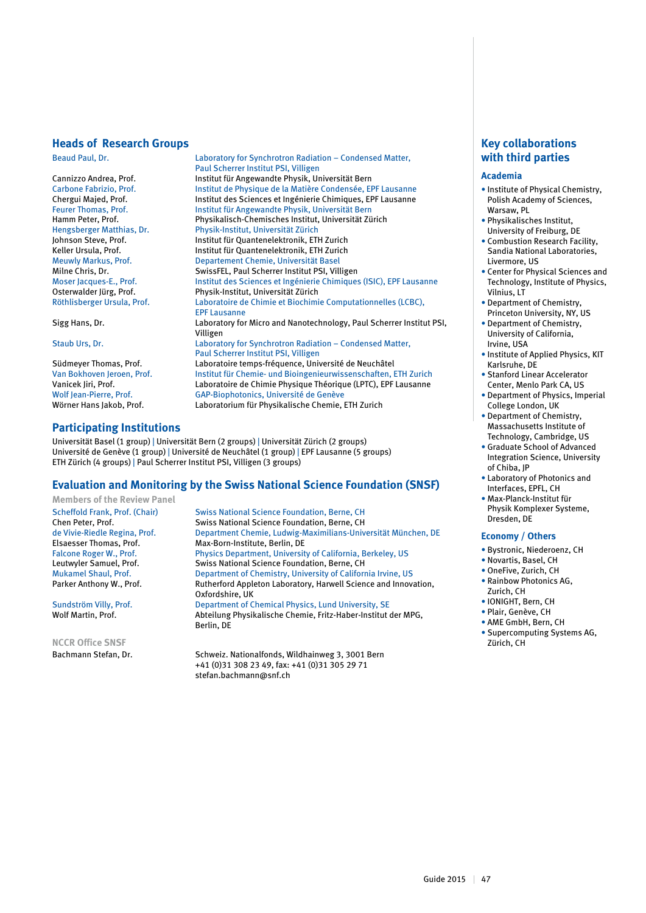## Heads of Research Groups

| | |
|---|---|
| Beaud Paul, Dr. | Laboratory for Synchrotron Radiation – Condensed Matter, Paul Scherrer Institut PSI, Villigen |
| Cannizzo Andrea, Prof. | Institut für Angewandte Physik, Universität Bern |
| Carbone Fabrizio, Prof. | Institut de Physique de la Matière Condensée, EPF Lausanne |
| Chergui Majed, Prof. | Institut des Sciences et Ingénierie Chimiques, EPF Lausanne |
| Feurer Thomas, Prof. | Institut für Angewandte Physik, Universität Bern |
| Hamm Peter, Prof. | Physikalisch-Chemisches Institut, Universität Zürich |
| Hengsberger Matthias, Dr. | Physik-Institut, Universität Zürich |
| Johnson Steve, Prof. | Institut für Quantenelektronik, ETH Zurich |
| Keller Ursula, Prof. | Institut für Quantenelektronik, ETH Zurich |
| Meuwly Markus, Prof. | Departement Chemie, Universität Basel |
| Milne Chris, Dr. | SwissFEL, Paul Scherrer Institut PSI, Villigen |
| Moser Jacques-E., Prof. | Institut des Sciences et Ingénierie Chimiques (ISIC), EPF Lausanne |
| Osterwalder Jürg, Prof. | Physik-Institut, Universität Zürich |
| Röthlisberger Ursula, Prof. | Laboratoire de Chimie et Biochimie Computationnelles (LCBC), EPF Lausanne |
| Sigg Hans, Dr. | Laboratory for Micro and Nanotechnology, Paul Scherrer Institut PSI, Villigen |
| Staub Urs, Dr. | Laboratory for Synchrotron Radiation – Condensed Matter, Paul Scherrer Institut PSI, Villigen |
| Südmeyer Thomas, Prof. | Laboratoire temps-fréquence, Université de Neuchâtel |
| Van Bokhoven Jeroen, Prof. | Institut für Chemie- und Bioingenieurwissenschaften, ETH Zurich |
| Vanicek Jiri, Prof. | Laboratoire de Chimie Physique Théorique (LPTC), EPF Lausanne |
| Wolf Jean-Pierre, Prof. | GAP-Biophotonics, Université de Genève |
| Wörner Hans Jakob, Prof. | Laboratorium für Physikalische Chemie, ETH Zurich |

## Participating Institutions

Universität Basel (1 group) | Universität Bern (2 groups) | Universität Zürich (2 groups)
Université de Genève (1 group) | Université de Neuchâtel (1 group) | EPF Lausanne (5 groups)
ETH Zürich (4 groups) | Paul Scherrer Institut PSI, Villigen (3 groups)

## Evaluation and Monitoring by the Swiss National Science Foundation (SNSF)

### Members of the Review Panel

| | |
|---|---|
| Scheffold Frank, Prof. (Chair) | Swiss National Science Foundation, Berne, CH |
| Chen Peter, Prof. | Swiss National Science Foundation, Berne, CH |
| de Vivie-Riedle Regina, Prof. | Department Chemie, Ludwig-Maximilians-Universität München, DE |
| Elsaesser Thomas, Prof. | Max-Born-Institute, Berlin, DE |
| Falcone Roger W., Prof. | Physics Department, University of California, Berkeley, US |
| Leutwyler Samuel, Prof. | Swiss National Science Foundation, Berne, CH |
| Mukamel Shaul, Prof. | Department of Chemistry, University of California Irvine, US |
| Parker Anthony W., Prof. | Rutherford Appleton Laboratory, Harwell Science and Innovation, Oxfordshire, UK |
| Sundström Villy, Prof. | Department of Chemical Physics, Lund University, SE |
| Wolf Martin, Prof. | Abteilung Physikalische Chemie, Fritz-Haber-Institut der MPG, Berlin, DE |

### NCCR Office SNSF

| | |
|---|---|
| Bachmann Stefan, Dr. | Schweiz. Nationalfonds, Wildhainweg 3, 3001 Bern<br>+41 (0)31 308 23 49, fax: +41 (0)31 305 29 71<br>stefan.bachmann@snf.ch |

## Key collaborations with third parties

### Academia

- Institute of Physical Chemistry, Polish Academy of Sciences, Warsaw, PL
- Physikalisches Institut, University of Freiburg, DE
- Combustion Research Facility, Sandia National Laboratories, Livermore, US
- Center for Physical Sciences and Technology, Institute of Physics, Vilnius, LT
- Department of Chemistry, Princeton University, NY, US
- Department of Chemistry, University of California, Irvine, USA
- Institute of Applied Physics, KIT Karlsruhe, DE
- Stanford Linear Accelerator Center, Menlo Park CA, US
- Department of Physics, Imperial College London, UK
- Department of Chemistry, Massachusetts Institute of Technology, Cambridge, US
- Graduate School of Advanced Integration Science, University of Chiba, JP
- Laboratory of Photonics and Interfaces, EPFL, CH
- Max-Planck-Institut für Physik Komplexer Systeme, Dresden, DE

### Economy / Others

- Bystronic, Niederoenz, CH
- Novartis, Basel, CH
- OneFive, Zurich, CH
- Rainbow Photonics AG, Zurich, CH
- IONIGHT, Bern, CH
- Plair, Genève, CH
- AME GmbH, Bern, CH
- Supercomputing Systems AG, Zürich, CH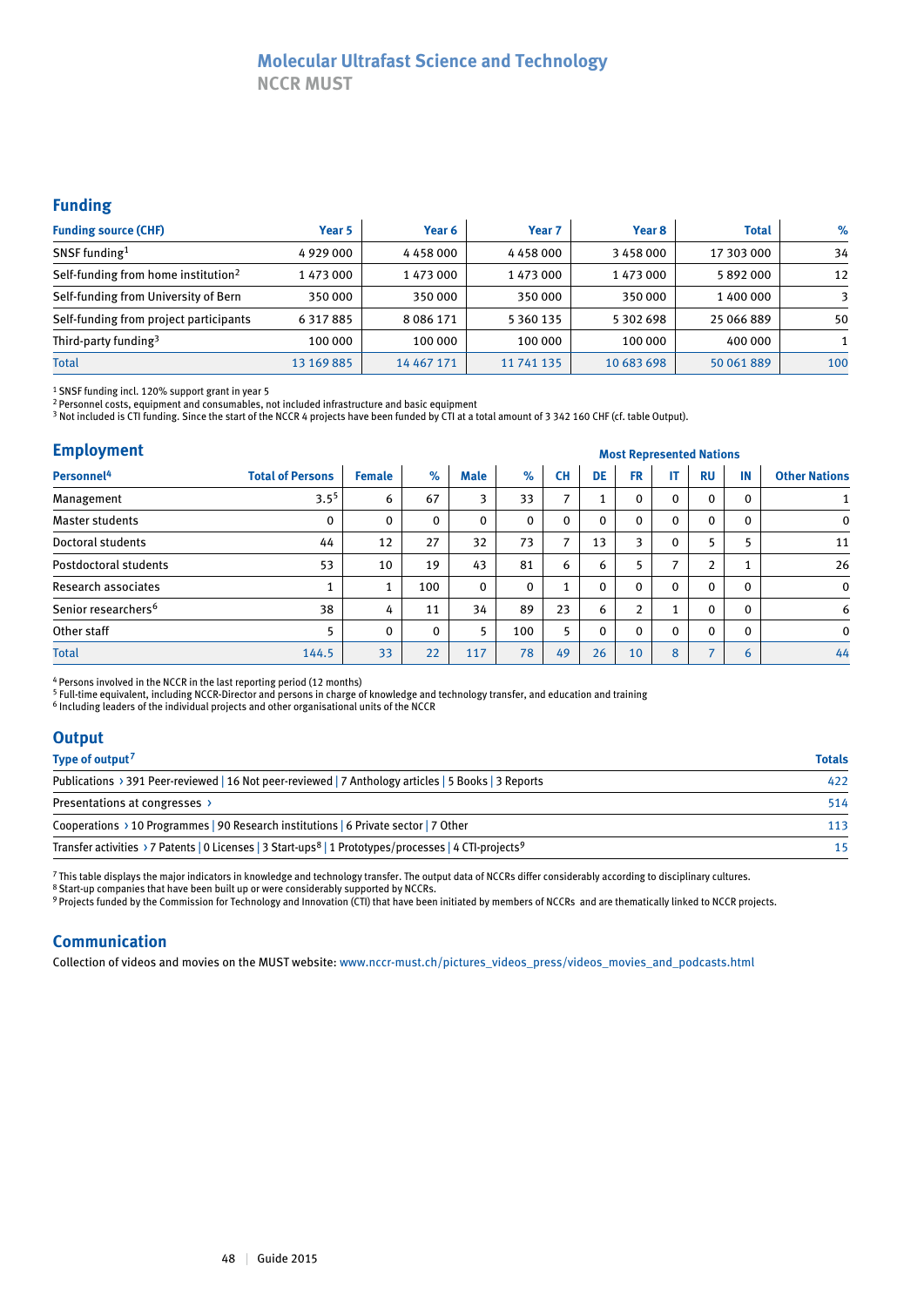# Molecular Ultrafast Science and Technology

## NCCR MUST

## Funding

| Funding source (CHF) | Year 5 | Year 6 | Year 7 | Year 8 | Total | % |
|---|---|---|---|---|---|---|
| SNSF funding[1] | 4 929 000 | 4 458 000 | 4 458 000 | 3 458 000 | 17 303 000 | 34 |
| Self-funding from home institution[2] | 1 473 000 | 1 473 000 | 1 473 000 | 1 473 000 | 5 892 000 | 12 |
| Self-funding from University of Bern | 350 000 | 350 000 | 350 000 | 350 000 | 1 400 000 | 3 |
| Self-funding from project participants | 6 317 885 | 8 086 171 | 5 360 135 | 5 302 698 | 25 066 889 | 50 |
| Third-party funding[3] | 100 000 | 100 000 | 100 000 | 100 000 | 400 000 | 1 |
| Total | 13 169 885 | 14 467 171 | 11 741 135 | 10 683 698 | 50 061 889 | 100 |

[1] SNSF funding incl. 120% support grant in year 5
[2] Personnel costs, equipment and consumables, not included infrastructure and basic equipment
[3] Not included is CTI funding. Since the start of the NCCR 4 projects have been funded by CTI at a total amount of 3 342 160 CHF (cf. table Output).

## Employment

| Personnel[4] | Total of Persons | Female | % | Male | % | Most Represented Nations: CH | DE | FR | IT | RU | IN | Other Nations |
|---|---|---|---|---|---|---|---|---|---|---|---|---|
| Management | 3.5[5] | 6 | 67 | 3 | 33 | 7 | 1 | 0 | 0 | 0 | 0 | 1 |
| Master students | 0 | 0 | 0 | 0 | 0 | 0 | 0 | 0 | 0 | 0 | 0 | 0 |
| Doctoral students | 44 | 12 | 27 | 32 | 73 | 7 | 13 | 3 | 0 | 5 | 5 | 11 |
| Postdoctoral students | 53 | 10 | 19 | 43 | 81 | 6 | 6 | 5 | 7 | 2 | 1 | 26 |
| Research associates | 1 | 1 | 100 | 0 | 0 | 1 | 0 | 0 | 0 | 0 | 0 | 0 |
| Senior researchers[6] | 38 | 4 | 11 | 34 | 89 | 23 | 6 | 2 | 1 | 0 | 0 | 6 |
| Other staff | 5 | 0 | 0 | 5 | 100 | 5 | 0 | 0 | 0 | 0 | 0 | 0 |
| Total | 144.5 | 33 | 22 | 117 | 78 | 49 | 26 | 10 | 8 | 7 | 6 | 44 |

[4] Persons involved in the NCCR in the last reporting period (12 months)
[5] Full-time equivalent, including NCCR-Director and persons in charge of knowledge and technology transfer, and education and training
[6] Including leaders of the individual projects and other organisational units of the NCCR

## Output

| Type of output[7] | Totals |
|---|---|
| Publications › 391 Peer-reviewed \| 16 Not peer-reviewed \| 7 Anthology articles \| 5 Books \| 3 Reports | 422 |
| Presentations at congresses › | 514 |
| Cooperations › 10 Programmes \| 90 Research institutions \| 6 Private sector \| 7 Other | 113 |
| Transfer activities › 7 Patents \| 0 Licenses \| 3 Start-ups[8] \| 1 Prototypes/processes \| 4 CTI-projects[9] | 15 |

[7] This table displays the major indicators in knowledge and technology transfer. The output data of NCCRs differ considerably according to disciplinary cultures.
[8] Start-up companies that have been built up or were considerably supported by NCCRs.
[9] Projects funded by the Commission for Technology and Innovation (CTI) that have been initiated by members of NCCRs and are thematically linked to NCCR projects.

## Communication

Collection of videos and movies on the MUST website: www.nccr-must.ch/pictures_videos_press/videos_movies_and_podcasts.html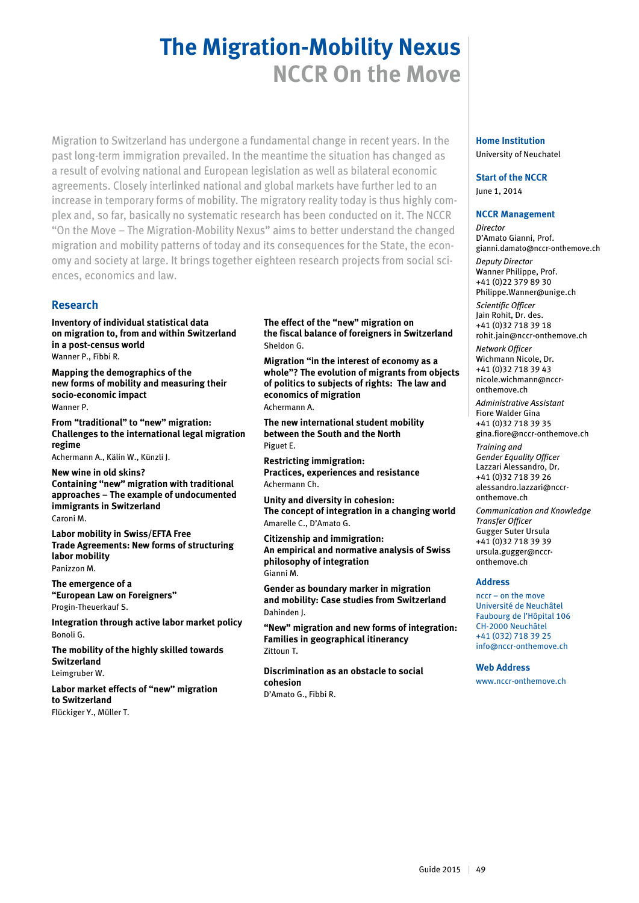# The Migration-Mobility Nexus
## NCCR On the Move

Migration to Switzerland has undergone a fundamental change in recent years. In the past long-term immigration prevailed. In the meantime the situation has changed as a result of evolving national and European legislation as well as bilateral economic agreements. Closely interlinked national and global markets have further led to an increase in temporary forms of mobility. The migratory reality today is thus highly complex and, so far, basically no systematic research has been conducted on it. The NCCR "On the Move – The Migration-Mobility Nexus" aims to better understand the changed migration and mobility patterns of today and its consequences for the State, the economy and society at large. It brings together eighteen research projects from social sciences, economics and law.

## Research

**Inventory of individual statistical data on migration to, from and within Switzerland in a post-census world**
Wanner P., Fibbi R.

**Mapping the demographics of the new forms of mobility and measuring their socio-economic impact**
Wanner P.

**From "traditional" to "new" migration: Challenges to the international legal migration regime**
Achermann A., Kälin W., Künzli J.

**New wine in old skins? Containing "new" migration with traditional approaches – The example of undocumented immigrants in Switzerland**
Caroni M.

**Labor mobility in Swiss/EFTA Free Trade Agreements: New forms of structuring labor mobility**
Panizzon M.

**The emergence of a "European Law on Foreigners"**
Progin-Theuerkauf S.

**Integration through active labor market policy**
Bonoli G.

**The mobility of the highly skilled towards Switzerland**
Leimgruber W.

**Labor market effects of "new" migration to Switzerland**
Flückiger Y., Müller T.

**The effect of the "new" migration on the fiscal balance of foreigners in Switzerland**
Sheldon G.

**Migration "in the interest of economy as a whole"? The evolution of migrants from objects of politics to subjects of rights: The law and economics of migration**
Achermann A.

**The new international student mobility between the South and the North**
Piguet E.

**Restricting immigration: Practices, experiences and resistance**
Achermann Ch.

**Unity and diversity in cohesion: The concept of integration in a changing world**
Amarelle C., D'Amato G.

**Citizenship and immigration: An empirical and normative analysis of Swiss philosophy of integration**
Gianni M.

**Gender as boundary marker in migration and mobility: Case studies from Switzerland**
Dahinden J.

**"New" migration and new forms of integration: Families in geographical itinerancy**
Zittoun T.

**Discrimination as an obstacle to social cohesion**
D'Amato G., Fibbi R.

### Home Institution
University of Neuchatel

### Start of the NCCR
June 1, 2014

### NCCR Management

*Director*
D'Amato Gianni, Prof.
gianni.damato@nccr-onthemove.ch

*Deputy Director*
Wanner Philippe, Prof.
+41 (0)22 379 89 30
Philippe.Wanner@unige.ch

*Scientific Officer*
Jain Rohit, Dr. des.
+41 (0)32 718 39 18
rohit.jain@nccr-onthemove.ch

*Network Officer*
Wichmann Nicole, Dr.
+41 (0)32 718 39 43
nicole.wichmann@nccr-onthemove.ch

*Administrative Assistant*
Fiore Walder Gina
+41 (0)32 718 39 35
gina.fiore@nccr-onthemove.ch

*Training and Gender Equality Officer*
Lazzari Alessandro, Dr.
+41 (0)32 718 39 26
alessandro.lazzari@nccr-onthemove.ch

*Communication and Knowledge Transfer Officer*
Gugger Suter Ursula
+41 (0)32 718 39 39
ursula.gugger@nccr-onthemove.ch

### Address
nccr – on the move
Université de Neuchâtel
Faubourg de l'Hôpital 106
CH-2000 Neuchâtel
+41 (032) 718 39 25
info@nccr-onthemove.ch

### Web Address
www.nccr-onthemove.ch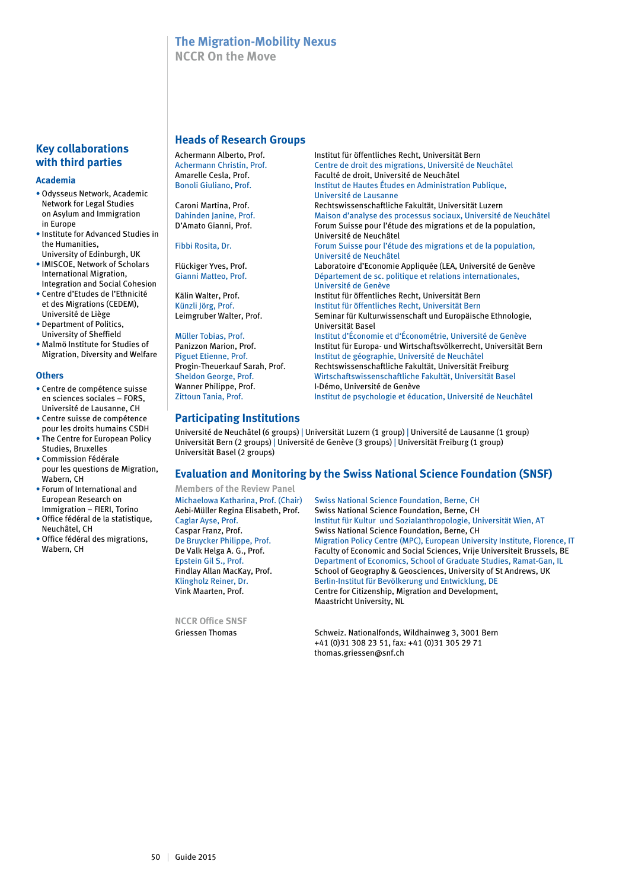# The Migration-Mobility Nexus

NCCR On the Move

## Key collaborations with third parties

### Academia

- Odysseus Network, Academic Network for Legal Studies on Asylum and Immigration in Europe
- Institute for Advanced Studies in the Humanities, University of Edinburgh, UK
- IMISCOE, Network of Scholars International Migration, Integration and Social Cohesion
- Centre d'Etudes de l'Ethnicité et des Migrations (CEDEM), Université de Liège
- Department of Politics, University of Sheffield
- Malmö Institute for Studies of Migration, Diversity and Welfare

### Others

- Centre de compétence suisse en sciences sociales – FORS, Université de Lausanne, CH
- Centre suisse de compétence pour les droits humains CSDH
- The Centre for European Policy Studies, Bruxelles
- Commission Fédérale pour les questions de Migration, Wabern, CH
- Forum of International and European Research on Immigration – FIERI, Torino
- Office fédéral de la statistique, Neuchâtel, CH
- Office fédéral des migrations, Wabern, CH

## Heads of Research Groups

| | |
|---|---|
| Achermann Alberto, Prof. | Institut für öffentliches Recht, Universität Bern |
| Achermann Christin, Prof. | Centre de droit des migrations, Université de Neuchâtel |
| Amarelle Cesla, Prof. | Faculté de droit, Université de Neuchâtel |
| Bonoli Giuliano, Prof. | Institut de Hautes Études en Administration Publique, Université de Lausanne |
| Caroni Martina, Prof. | Rechtswissenschaftliche Fakultät, Universität Luzern |
| Dahinden Janine, Prof. | Maison d'analyse des processus sociaux, Université de Neuchâtel |
| D'Amato Gianni, Prof. | Forum Suisse pour l'étude des migrations et de la population, Université de Neuchâtel |
| Fibbi Rosita, Dr. | Forum Suisse pour l'étude des migrations et de la population, Université de Neuchâtel |
| Flückiger Yves, Prof. | Laboratoire d'Economie Appliquée (LEA, Université de Genève |
| Gianni Matteo, Prof. | Département de sc. politique et relations internationales, Université de Genève |
| Kälin Walter, Prof. | Institut für öffentliches Recht, Universität Bern |
| Künzli Jörg, Prof. | Institut für öffentliches Recht, Universität Bern |
| Leimgruber Walter, Prof. | Seminar für Kulturwissenschaft und Europäische Ethnologie, Universität Basel |
| Müller Tobias, Prof. | Institut d'Économie et d'Économétrie, Université de Genève |
| Panizzon Marion, Prof. | Institut für Europa- und Wirtschaftsvölkerrecht, Universität Bern |
| Piguet Etienne, Prof. | Institut de géographie, Université de Neuchâtel |
| Progin-Theuerkauf Sarah, Prof. | Rechtswissenschaftliche Fakultät, Universität Freiburg |
| Sheldon George, Prof. | Wirtschaftswissenschaftliche Fakultät, Universität Basel |
| Wanner Philippe, Prof. | I-Démo, Université de Genève |
| Zittoun Tania, Prof. | Institut de psychologie et éducation, Université de Neuchâtel |

## Participating Institutions

Université de Neuchâtel (6 groups) | Universität Luzern (1 group) | Université de Lausanne (1 group) Universität Bern (2 groups) | Université de Genève (3 groups) | Universität Freiburg (1 group) Universität Basel (2 groups)

## Evaluation and Monitoring by the Swiss National Science Foundation (SNSF)

### Members of the Review Panel

| | |
|---|---|
| Michaelowa Katharina, Prof. (Chair) | Swiss National Science Foundation, Berne, CH |
| Aebi-Müller Regina Elisabeth, Prof. | Swiss National Science Foundation, Berne, CH |
| Caglar Ayse, Prof. | Institut für Kultur und Sozialanthropologie, Universität Wien, AT |
| Caspar Franz, Prof. | Swiss National Science Foundation, Berne, CH |
| De Bruycker Philippe, Prof. | Migration Policy Centre (MPC), European University Institute, Florence, IT |
| De Valk Helga A. G., Prof. | Faculty of Economic and Social Sciences, Vrije Universiteit Brussels, BE |
| Epstein Gil S., Prof. | Department of Economics, School of Graduate Studies, Ramat-Gan, IL |
| Findlay Allan MacKay, Prof. | School of Geography & Geosciences, University of St Andrews, UK |
| Klingholz Reiner, Dr. | Berlin-Institut für Bevölkerung und Entwicklung, DE |
| Vink Maarten, Prof. | Centre for Citizenship, Migration and Development, Maastricht University, NL |

### NCCR Office SNSF

| | |
|---|---|
| Griessen Thomas | Schweiz. Nationalfonds, Wildhainweg 3, 3001 Bern<br>+41 (0)31 308 23 51, fax: +41 (0)31 305 29 71<br>thomas.griessen@snf.ch |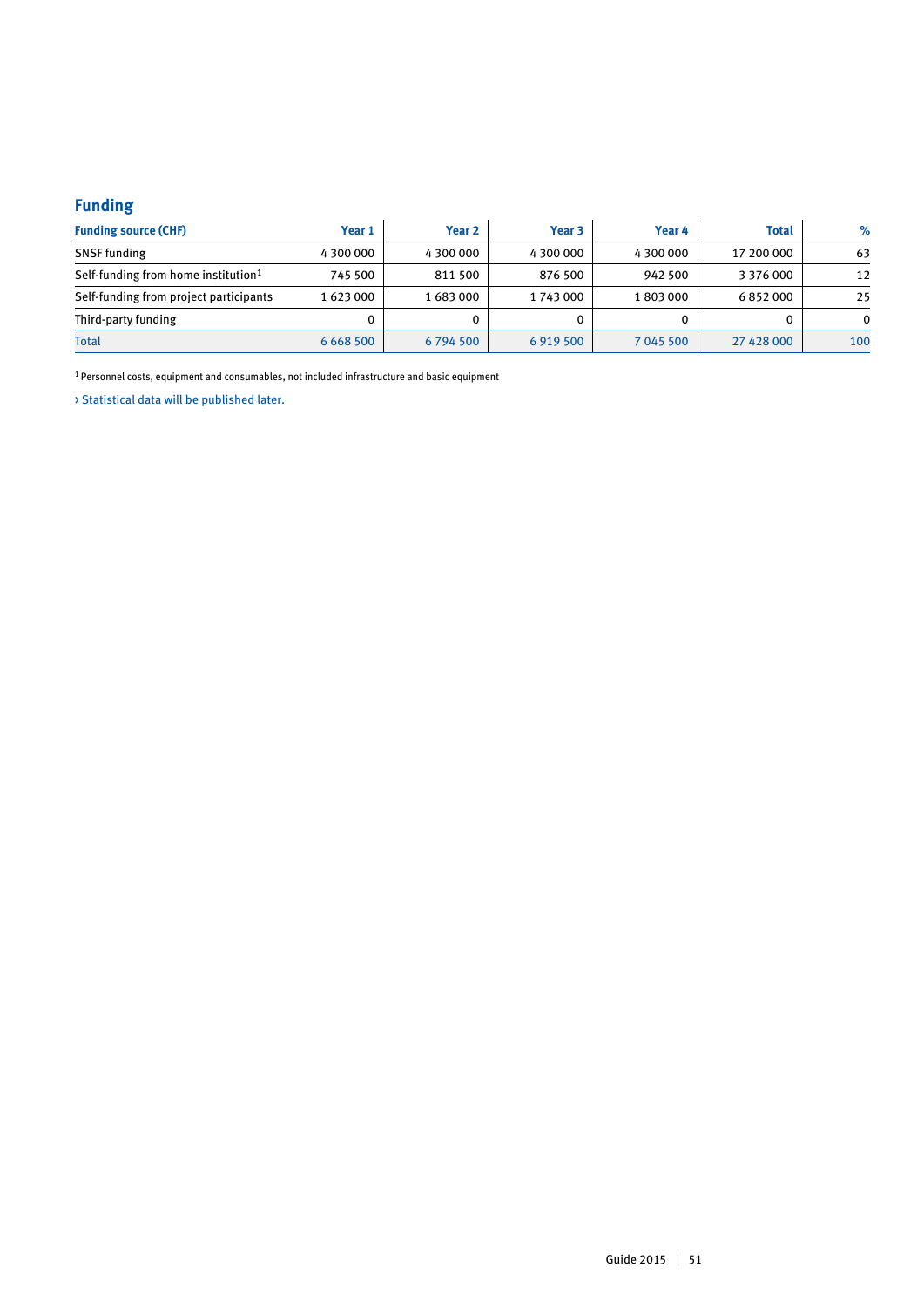## Funding

| Funding source (CHF) | Year 1 | Year 2 | Year 3 | Year 4 | Total | % |
|---|---|---|---|---|---|---|
| SNSF funding | 4 300 000 | 4 300 000 | 4 300 000 | 4 300 000 | 17 200 000 | 63 |
| Self-funding from home institution[1] | 745 500 | 811 500 | 876 500 | 942 500 | 3 376 000 | 12 |
| Self-funding from project participants | 1 623 000 | 1 683 000 | 1 743 000 | 1 803 000 | 6 852 000 | 25 |
| Third-party funding | 0 | 0 | 0 | 0 | 0 | 0 |
| Total | 6 668 500 | 6 794 500 | 6 919 500 | 7 045 500 | 27 428 000 | 100 |

[1] Personnel costs, equipment and consumables, not included infrastructure and basic equipment

› Statistical data will be published later.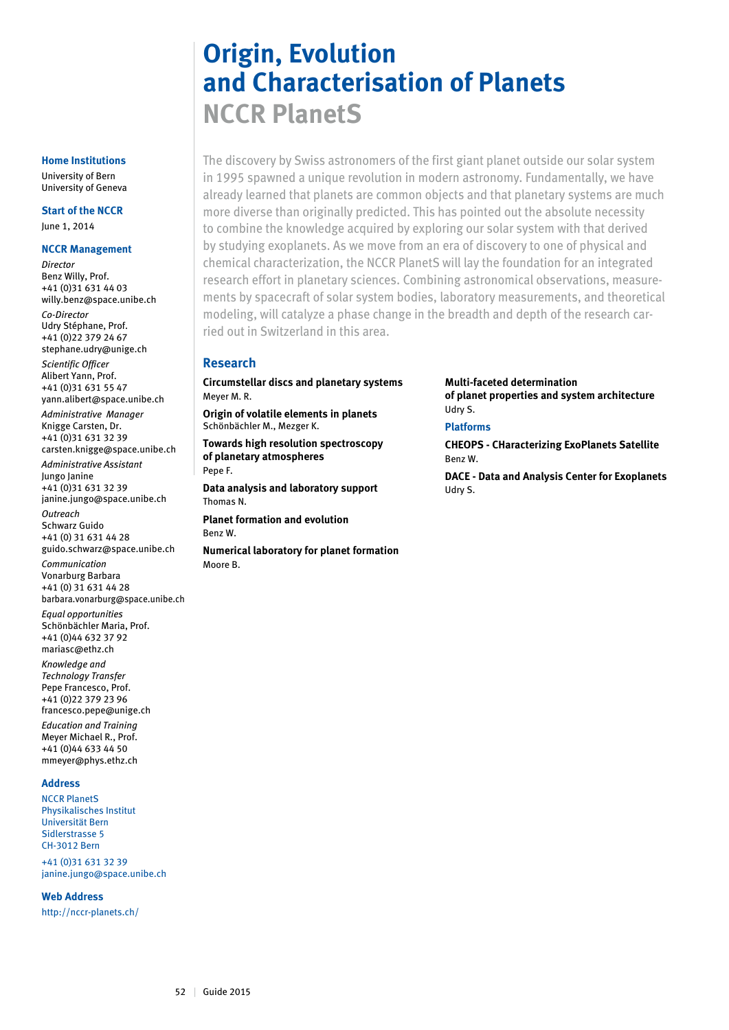# Origin, Evolution and Characterisation of Planets

## NCCR PlanetS

The discovery by Swiss astronomers of the first giant planet outside our solar system in 1995 spawned a unique revolution in modern astronomy. Fundamentally, we have already learned that planets are common objects and that planetary systems are much more diverse than originally predicted. This has pointed out the absolute necessity to combine the knowledge acquired by exploring our solar system with that derived by studying exoplanets. As we move from an era of discovery to one of physical and chemical characterization, the NCCR PlanetS will lay the foundation for an integrated research effort in planetary sciences. Combining astronomical observations, measurements by spacecraft of solar system bodies, laboratory measurements, and theoretical modeling, will catalyze a phase change in the breadth and depth of the research carried out in Switzerland in this area.

### Home Institutions

University of Bern
University of Geneva

### Start of the NCCR

June 1, 2014

### NCCR Management

*Director*
Benz Willy, Prof.
+41 (0)31 631 44 03
willy.benz@space.unibe.ch

*Co-Director*
Udry Stéphane, Prof.
+41 (0)22 379 24 67
stephane.udry@unige.ch

*Scientific Officer*
Alibert Yann, Prof.
+41 (0)31 631 55 47
yann.alibert@space.unibe.ch

*Administrative Manager*
Knigge Carsten, Dr.
+41 (0)31 631 32 39
carsten.knigge@space.unibe.ch

*Administrative Assistant*
Jungo Janine
+41 (0)31 631 32 39
janine.jungo@space.unibe.ch

*Outreach*
Schwarz Guido
+41 (0) 31 631 44 28
guido.schwarz@space.unibe.ch

*Communication*
Vonarburg Barbara
+41 (0) 31 631 44 28
barbara.vonarburg@space.unibe.ch

*Equal opportunities*
Schönbächler Maria, Prof.
+41 (0)44 632 37 92
mariasc@ethz.ch

*Knowledge and Technology Transfer*
Pepe Francesco, Prof.
+41 (0)22 379 23 96
francesco.pepe@unige.ch

*Education and Training*
Meyer Michael R., Prof.
+41 (0)44 633 44 50
mmeyer@phys.ethz.ch

### Address

NCCR PlanetS
Physikalisches Institut
Universität Bern
Sidlerstrasse 5
CH-3012 Bern

+41 (0)31 631 32 39
janine.jungo@space.unibe.ch

### Web Address

http://nccr-planets.ch/

### Research

**Circumstellar discs and planetary systems**
Meyer M. R.

**Origin of volatile elements in planets**
Schönbächler M., Mezger K.

**Towards high resolution spectroscopy of planetary atmospheres**
Pepe F.

**Data analysis and laboratory support**
Thomas N.

**Planet formation and evolution**
Benz W.

**Numerical laboratory for planet formation**
Moore B.

**Multi-faceted determination of planet properties and system architecture**
Udry S.

### Platforms

**CHEOPS - CHaracterizing ExoPlanets Satellite**
Benz W.

**DACE - Data and Analysis Center for Exoplanets**
Udry S.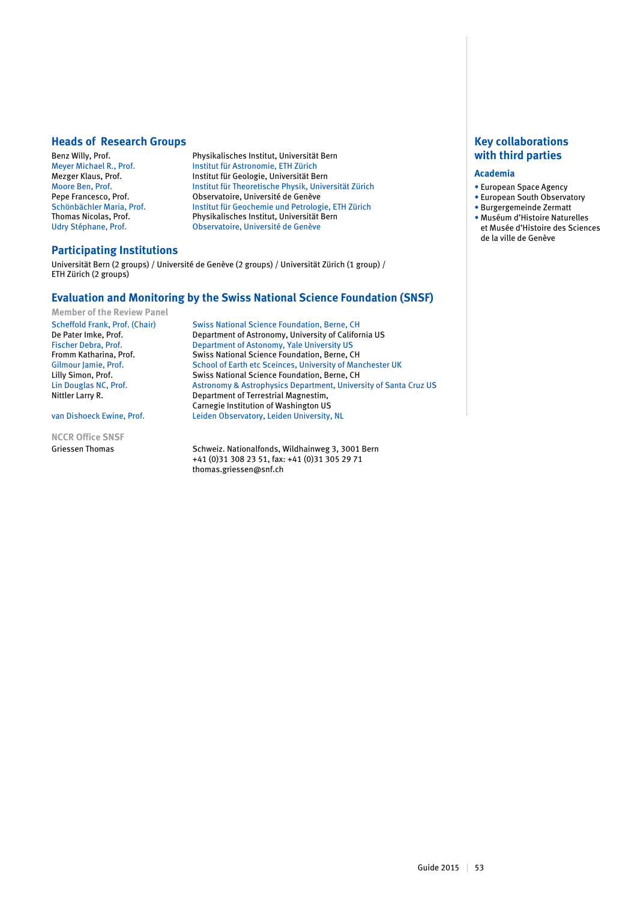## Heads of Research Groups

| | |
|---|---|
| Benz Willy, Prof. | Physikalisches Institut, Universität Bern |
| Meyer Michael R., Prof. | Institut für Astronomie, ETH Zürich |
| Mezger Klaus, Prof. | Institut für Geologie, Universität Bern |
| Moore Ben, Prof. | Institut für Theoretische Physik, Universität Zürich |
| Pepe Francesco, Prof. | Observatoire, Université de Genève |
| Schönbächler Maria, Prof. | Institut für Geochemie und Petrologie, ETH Zürich |
| Thomas Nicolas, Prof. | Physikalisches Institut, Universität Bern |
| Udry Stéphane, Prof. | Observatoire, Université de Genève |

## Participating Institutions

Universität Bern (2 groups) / Université de Genève (2 groups) / Universität Zürich (1 group) / ETH Zürich (2 groups)

## Evaluation and Monitoring by the Swiss National Science Foundation (SNSF)

### Member of the Review Panel

| | |
|---|---|
| Scheffold Frank, Prof. (Chair) | Swiss National Science Foundation, Berne, CH |
| De Pater Imke, Prof. | Department of Astronomy, University of California US |
| Fischer Debra, Prof. | Department of Astonomy, Yale University US |
| Fromm Katharina, Prof. | Swiss National Science Foundation, Berne, CH |
| Gilmour Jamie, Prof. | School of Earth etc Sceinces, University of Manchester UK |
| Lilly Simon, Prof. | Swiss National Science Foundation, Berne, CH |
| Lin Douglas NC, Prof. | Astronomy & Astrophysics Department, University of Santa Cruz US |
| Nittler Larry R. | Department of Terrestrial Magnestim, Carnegie Institution of Washington US |
| van Dishoeck Ewine, Prof. | Leiden Observatory, Leiden University, NL |

### NCCR Office SNSF

| | |
|---|---|
| Griessen Thomas | Schweiz. Nationalfonds, Wildhainweg 3, 3001 Bern<br>+41 (0)31 308 23 51, fax: +41 (0)31 305 29 71<br>thomas.griessen@snf.ch |

## Key collaborations with third parties

### Academia

- European Space Agency
- European South Observatory
- Burgergemeinde Zermatt
- Muséum d'Histoire Naturelles et Musée d'Histoire des Sciences de la ville de Genève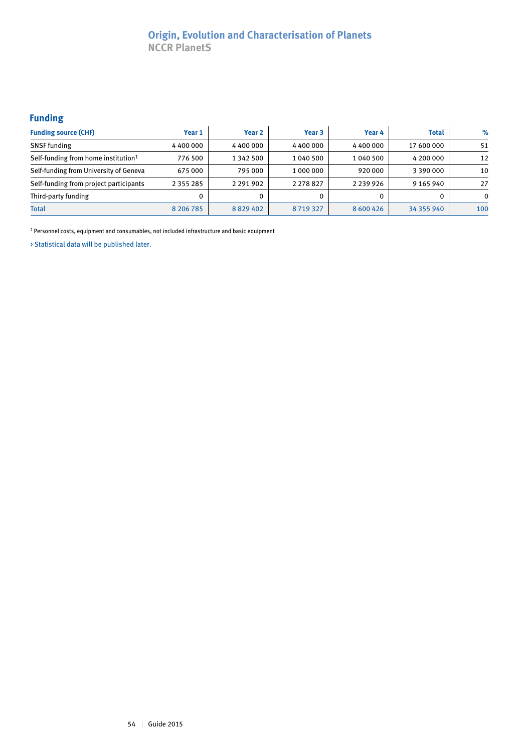# Origin, Evolution and Characterisation of Planets

## NCCR PlanetS

## Funding

| Funding source (CHF) | Year 1 | Year 2 | Year 3 | Year 4 | Total | % |
|---|---|---|---|---|---|---|
| SNSF funding | 4 400 000 | 4 400 000 | 4 400 000 | 4 400 000 | 17 600 000 | 51 |
| Self-funding from home institution[1] | 776 500 | 1 342 500 | 1 040 500 | 1 040 500 | 4 200 000 | 12 |
| Self-funding from University of Geneva | 675 000 | 795 000 | 1 000 000 | 920 000 | 3 390 000 | 10 |
| Self-funding from project participants | 2 355 285 | 2 291 902 | 2 278 827 | 2 239 926 | 9 165 940 | 27 |
| Third-party funding | 0 | 0 | 0 | 0 | 0 | 0 |
| Total | 8 206 785 | 8 829 402 | 8 719 327 | 8 600 426 | 34 355 940 | 100 |

[1] Personnel costs, equipment and consumables, not included infrastructure and basic equipment

› Statistical data will be published later.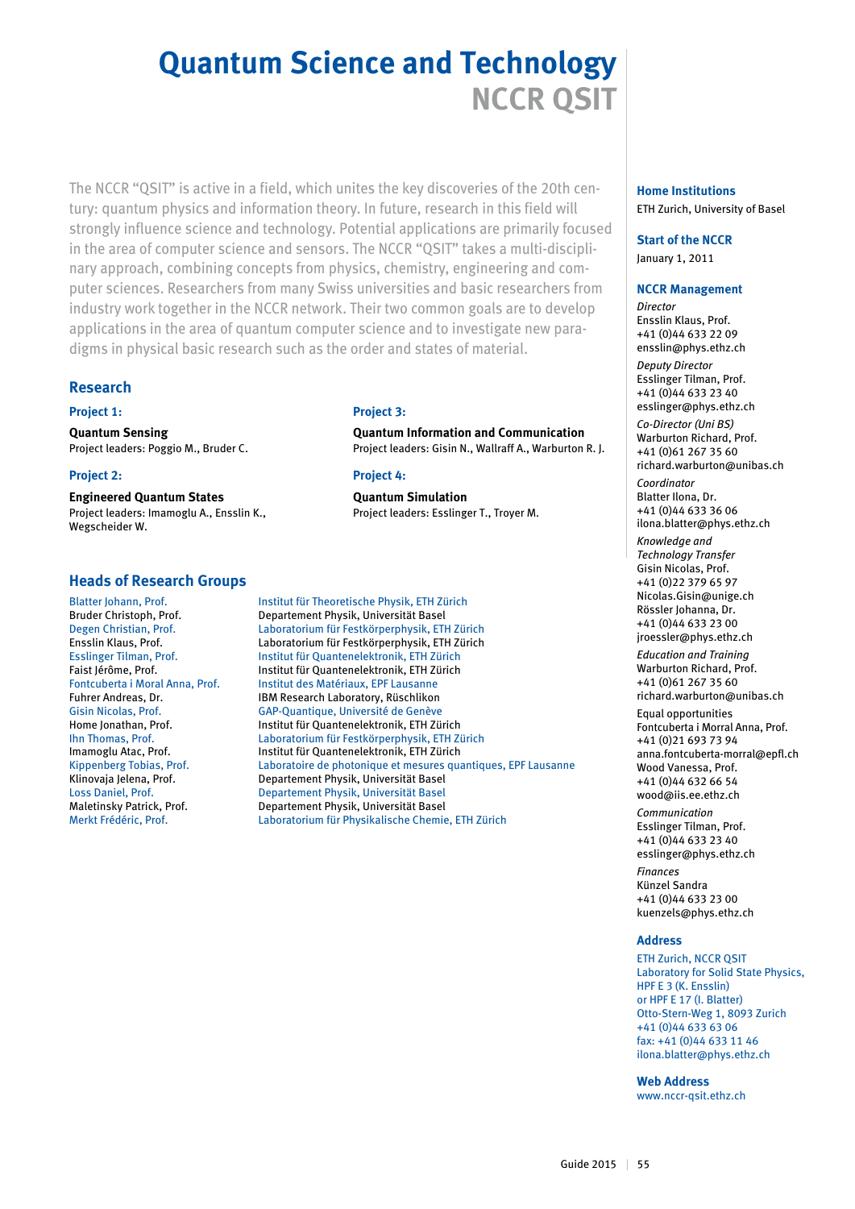# Quantum Science and Technology
## NCCR QSIT

The NCCR "QSIT" is active in a field, which unites the key discoveries of the 20th century: quantum physics and information theory. In future, research in this field will strongly influence science and technology. Potential applications are primarily focused in the area of computer science and sensors. The NCCR "QSIT" takes a multi-disciplinary approach, combining concepts from physics, chemistry, engineering and computer sciences. Researchers from many Swiss universities and basic researchers from industry work together in the NCCR network. Their two common goals are to develop applications in the area of quantum computer science and to investigate new paradigms in physical basic research such as the order and states of material.

### Research

**Project 1:**

**Quantum Sensing**
Project leaders: Poggio M., Bruder C.

**Project 2:**

**Engineered Quantum States**
Project leaders: Imamoglu A., Ensslin K., Wegscheider W.

**Project 3:**

**Quantum Information and Communication**
Project leaders: Gisin N., Wallraff A., Warburton R. J.

**Project 4:**

**Quantum Simulation**
Project leaders: Esslinger T., Troyer M.

### Heads of Research Groups

| Name | Institution |
|---|---|
| Blatter Johann, Prof. | Institut für Theoretische Physik, ETH Zürich |
| Bruder Christoph, Prof. | Departement Physik, Universität Basel |
| Degen Christian, Prof. | Laboratorium für Festkörperphysik, ETH Zürich |
| Ensslin Klaus, Prof. | Laboratorium für Festkörperphysik, ETH Zürich |
| Esslinger Tilman, Prof. | Institut für Quantenelektronik, ETH Zürich |
| Faist Jérôme, Prof. | Institut für Quantenelektronik, ETH Zürich |
| Fontcuberta i Moral Anna, Prof. | Institut des Matériaux, EPF Lausanne |
| Fuhrer Andreas, Dr. | IBM Research Laboratory, Rüschlikon |
| Gisin Nicolas, Prof. | GAP-Quantique, Université de Genève |
| Home Jonathan, Prof. | Institut für Quantenelektronik, ETH Zürich |
| Ihn Thomas, Prof. | Laboratorium für Festkörperphysik, ETH Zürich |
| Imamoglu Atac, Prof. | Institut für Quantenelektronik, ETH Zürich |
| Kippenberg Tobias, Prof. | Laboratoire de photonique et mesures quantiques, EPF Lausanne |
| Klinovaja Jelena, Prof. | Departement Physik, Universität Basel |
| Loss Daniel, Prof. | Departement Physik, Universität Basel |
| Maletinsky Patrick, Prof. | Departement Physik, Universität Basel |
| Merkt Frédéric, Prof. | Laboratorium für Physikalische Chemie, ETH Zürich |

### Home Institutions
ETH Zurich, University of Basel

### Start of the NCCR
January 1, 2011

### NCCR Management

*Director*
Ensslin Klaus, Prof.
+41 (0)44 633 22 09
ensslin@phys.ethz.ch

*Deputy Director*
Esslinger Tilman, Prof.
+41 (0)44 633 23 40
esslinger@phys.ethz.ch

*Co-Director (Uni BS)*
Warburton Richard, Prof.
+41 (0)61 267 35 60
richard.warburton@unibas.ch

*Coordinator*
Blatter Ilona, Dr.
+41 (0)44 633 36 06
ilona.blatter@phys.ethz.ch

*Knowledge and Technology Transfer*
Gisin Nicolas, Prof.
+41 (0)22 379 65 97
Nicolas.Gisin@unige.ch
Rössler Johanna, Dr.
+41 (0)44 633 23 00
jroessler@phys.ethz.ch

*Education and Training*
Warburton Richard, Prof.
+41 (0)61 267 35 60
richard.warburton@unibas.ch

Equal opportunities
Fontcuberta i Morral Anna, Prof.
+41 (0)21 693 73 94
anna.fontcuberta-morral@epfl.ch
Wood Vanessa, Prof.
+41 (0)44 632 66 54
wood@iis.ee.ethz.ch

*Communication*
Esslinger Tilman, Prof.
+41 (0)44 633 23 40
esslinger@phys.ethz.ch

*Finances*
Künzel Sandra
+41 (0)44 633 23 00
kuenzels@phys.ethz.ch

### Address
ETH Zurich, NCCR QSIT
Laboratory for Solid State Physics,
HPF E 3 (K. Ensslin)
or HPF E 17 (I. Blatter)
Otto-Stern-Weg 1, 8093 Zurich
+41 (0)44 633 63 06
fax: +41 (0)44 633 11 46
ilona.blatter@phys.ethz.ch

### Web Address
www.nccr-qsit.ethz.ch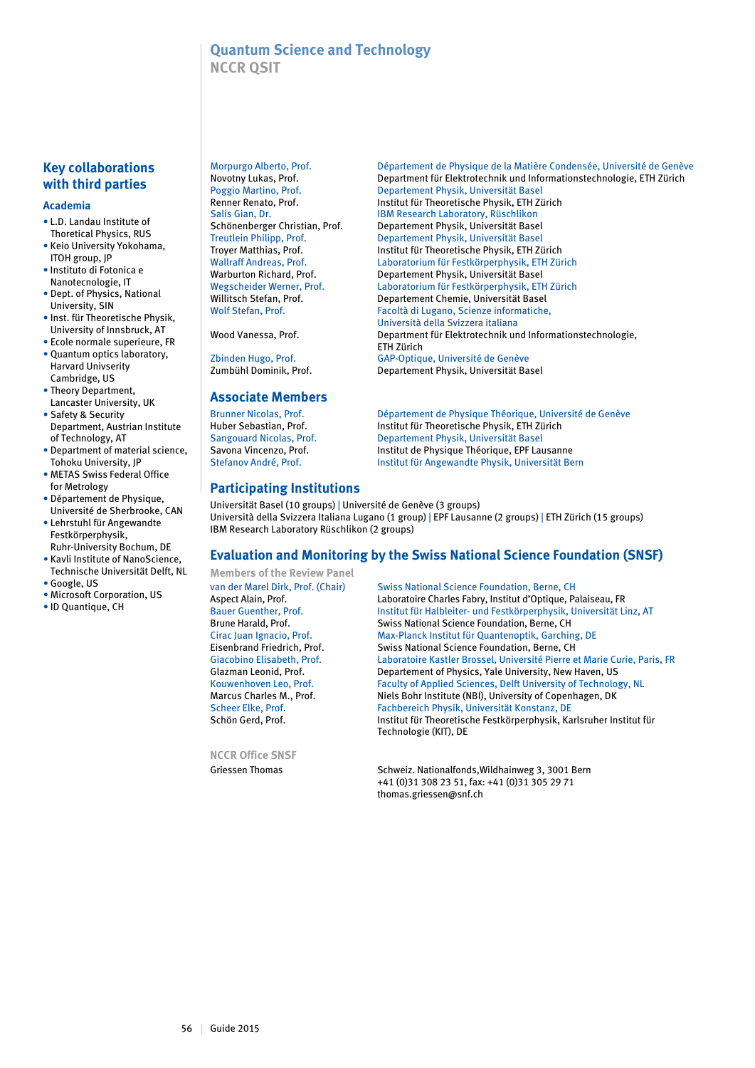# Quantum Science and Technology
## NCCR QSIT

| | |
|---|---|
| Morpurgo Alberto, Prof. | Département de Physique de la Matière Condensée, Université de Genève |
| Novotny Lukas, Prof. | Department für Elektrotechnik und Informationstechnologie, ETH Zürich |
| Poggio Martino, Prof. | Departement Physik, Universität Basel |
| Renner Renato, Prof. | Institut für Theoretische Physik, ETH Zürich |
| Salis Gian, Dr. | IBM Research Laboratory, Rüschlikon |
| Schönenberger Christian, Prof. | Departement Physik, Universität Basel |
| Treutlein Philipp, Prof. | Departement Physik, Universität Basel |
| Troyer Matthias, Prof. | Institut für Theoretische Physik, ETH Zürich |
| Wallraff Andreas, Prof. | Laboratorium für Festkörperphysik, ETH Zürich |
| Warburton Richard, Prof. | Departement Physik, Universität Basel |
| Wegscheider Werner, Prof. | Laboratorium für Festkörperphysik, ETH Zürich |
| Willitsch Stefan, Prof. | Departement Chemie, Universität Basel |
| Wolf Stefan, Prof. | Facoltà di Lugano, Scienze informatiche, Università della Svizzera italiana |
| Wood Vanessa, Prof. | Department für Elektrotechnik und Informationstechnologie, ETH Zürich |
| Zbinden Hugo, Prof. | GAP-Optique, Université de Genève |
| Zumbühl Dominik, Prof. | Departement Physik, Universität Basel |

### Associate Members

| | |
|---|---|
| Brunner Nicolas, Prof. | Département de Physique Théorique, Université de Genève |
| Huber Sebastian, Prof. | Institut für Theoretische Physik, ETH Zürich |
| Sangouard Nicolas, Prof. | Departement Physik, Universität Basel |
| Savona Vincenzo, Prof. | Institut de Physique Théorique, EPF Lausanne |
| Stefanov André, Prof. | Institut für Angewandte Physik, Universität Bern |

### Participating Institutions

Universität Basel (10 groups) | Université de Genève (3 groups)
Università della Svizzera Italiana Lugano (1 group) | EPF Lausanne (2 groups) | ETH Zürich (15 groups)
IBM Research Laboratory Rüschlikon (2 groups)

### Evaluation and Monitoring by the Swiss National Science Foundation (SNSF)

**Members of the Review Panel**

| | |
|---|---|
| van der Marel Dirk, Prof. (Chair) | Swiss National Science Foundation, Berne, CH |
| Aspect Alain, Prof. | Laboratoire Charles Fabry, Institut d'Optique, Palaiseau, FR |
| Bauer Guenther, Prof. | Institut für Halbleiter- und Festkörperphysik, Universität Linz, AT |
| Brune Harald, Prof. | Swiss National Science Foundation, Berne, CH |
| Cirac Juan Ignacio, Prof. | Max-Planck Institut für Quantenoptik, Garching, DE |
| Eisenbrand Friedrich, Prof. | Swiss National Science Foundation, Berne, CH |
| Giacobino Elisabeth, Prof. | Laboratoire Kastler Brossel, Université Pierre et Marie Curie, Paris, FR |
| Glazman Leonid, Prof. | Departement of Physics, Yale University, New Haven, US |
| Kouwenhoven Leo, Prof. | Faculty of Applied Sciences, Delft University of Technology, NL |
| Marcus Charles M., Prof. | Niels Bohr Institute (NBI), University of Copenhagen, DK |
| Scheer Elke, Prof. | Fachbereich Physik, Universität Konstanz, DE |
| Schön Gerd, Prof. | Institut für Theoretische Festkörperphysik, Karlsruher Institut für Technologie (KIT), DE |

**NCCR Office SNSF**

| | |
|---|---|
| Griessen Thomas | Schweiz. Nationalfonds,Wildhainweg 3, 3001 Bern<br>+41 (0)31 308 23 51, fax: +41 (0)31 305 29 71<br>thomas.griessen@snf.ch |

## Key collaborations with third parties

### Academia

- L.D. Landau Institute of Thoretical Physics, RUS
- Keio University Yokohama, ITOH group, JP
- Instituto di Fotonica e Nanotecnologie, IT
- Dept. of Physics, National University, SIN
- Inst. für Theoretische Physik, University of Innsbruck, AT
- Ecole normale superieure, FR
- Quantum optics laboratory, Harvard Univserity Cambridge, US
- Theory Department, Lancaster University, UK
- Safety & Security Department, Austrian Institute of Technology, AT
- Department of material science, Tohoku University, JP
- METAS Swiss Federal Office for Metrology
- Département de Physique, Université de Sherbrooke, CAN
- Lehrstuhl für Angewandte Festkörperphysik, Ruhr-University Bochum, DE
- Kavli Institute of NanoScience, Technische Universität Delft, NL
- Google, US
- Microsoft Corporation, US
- ID Quantique, CH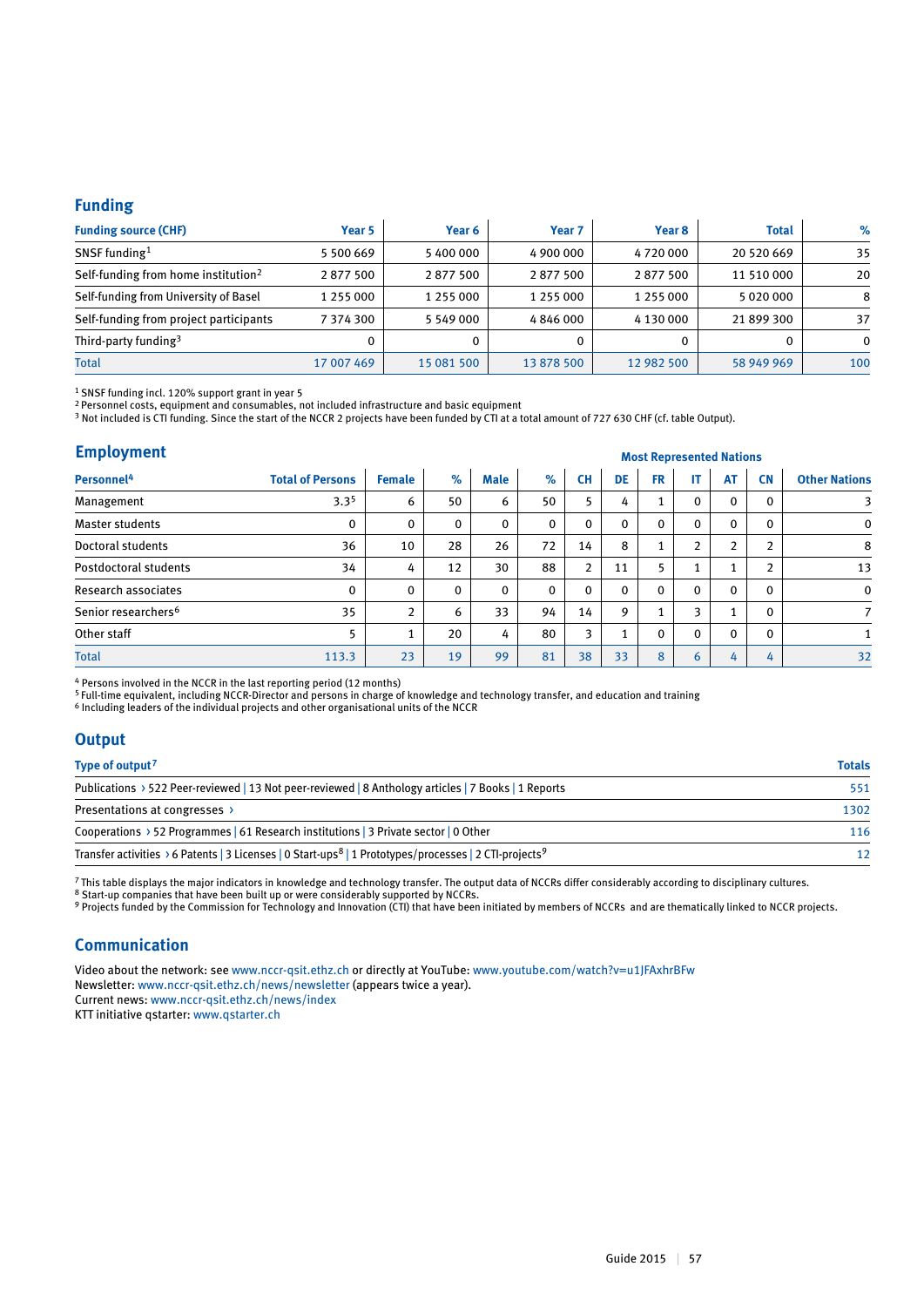## Funding

| Funding source (CHF) | Year 5 | Year 6 | Year 7 | Year 8 | Total | % |
|---|---|---|---|---|---|---|
| SNSF funding[1] | 5 500 669 | 5 400 000 | 4 900 000 | 4 720 000 | 20 520 669 | 35 |
| Self-funding from home institution[2] | 2 877 500 | 2 877 500 | 2 877 500 | 2 877 500 | 11 510 000 | 20 |
| Self-funding from University of Basel | 1 255 000 | 1 255 000 | 1 255 000 | 1 255 000 | 5 020 000 | 8 |
| Self-funding from project participants | 7 374 300 | 5 549 000 | 4 846 000 | 4 130 000 | 21 899 300 | 37 |
| Third-party funding[3] | 0 | 0 | 0 | 0 | 0 | 0 |
| Total | 17 007 469 | 15 081 500 | 13 878 500 | 12 982 500 | 58 949 969 | 100 |

[1] SNSF funding incl. 120% support grant in year 5
[2] Personnel costs, equipment and consumables, not included infrastructure and basic equipment
[3] Not included is CTI funding. Since the start of the NCCR 2 projects have been funded by CTI at a total amount of 727 630 CHF (cf. table Output).

## Employment

| Personnel[4] | Total of Persons | Female | % | Male | % | CH | DE | FR | IT | AT | CN | Other Nations |
|---|---|---|---|---|---|---|---|---|---|---|---|---|
| | | | | | | Most Represented Nations | | | | | | |
| Management | 3.3[5] | 6 | 50 | 6 | 50 | 5 | 4 | 1 | 0 | 0 | 0 | 3 |
| Master students | 0 | 0 | 0 | 0 | 0 | 0 | 0 | 0 | 0 | 0 | 0 | 0 |
| Doctoral students | 36 | 10 | 28 | 26 | 72 | 14 | 8 | 1 | 2 | 2 | 2 | 8 |
| Postdoctoral students | 34 | 4 | 12 | 30 | 88 | 2 | 11 | 5 | 1 | 1 | 2 | 13 |
| Research associates | 0 | 0 | 0 | 0 | 0 | 0 | 0 | 0 | 0 | 0 | 0 | 0 |
| Senior researchers[6] | 35 | 2 | 6 | 33 | 94 | 14 | 9 | 1 | 3 | 1 | 0 | 7 |
| Other staff | 5 | 1 | 20 | 4 | 80 | 3 | 1 | 0 | 0 | 0 | 0 | 1 |
| Total | 113.3 | 23 | 19 | 99 | 81 | 38 | 33 | 8 | 6 | 4 | 4 | 32 |

[4] Persons involved in the NCCR in the last reporting period (12 months)
[5] Full-time equivalent, including NCCR-Director and persons in charge of knowledge and technology transfer, and education and training
[6] Including leaders of the individual projects and other organisational units of the NCCR

## Output

| Type of output[7] | Totals |
|---|---|
| Publications › 522 Peer-reviewed \| 13 Not peer-reviewed \| 8 Anthology articles \| 7 Books \| 1 Reports | 551 |
| Presentations at congresses › | 1302 |
| Cooperations › 52 Programmes \| 61 Research institutions \| 3 Private sector \| 0 Other | 116 |
| Transfer activities › 6 Patents \| 3 Licenses \| 0 Start-ups[8] \| 1 Prototypes/processes \| 2 CTI-projects[9] | 12 |

[7] This table displays the major indicators in knowledge and technology transfer. The output data of NCCRs differ considerably according to disciplinary cultures.
[8] Start-ups that have been built up or were considerably supported by NCCRs.
[9] Projects funded by the Commission for Technology and Innovation (CTI) that have been initiated by members of NCCRs and are thematically linked to NCCR projects.

## Communication

Video about the network: see www.nccr-qsit.ethz.ch or directly at YouTube: www.youtube.com/watch?v=u1JFAxhrBFw
Newsletter: www.nccr-qsit.ethz.ch/news/newsletter (appears twice a year).
Current news: www.nccr-qsit.ethz.ch/news/index
KTT initiative qstarter: www.qstarter.ch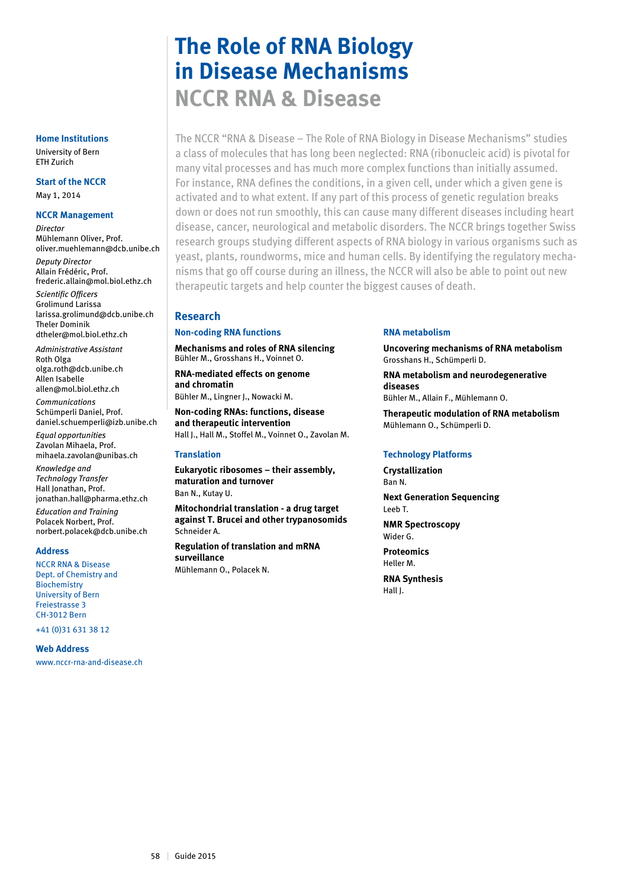# The Role of RNA Biology in Disease Mechanisms

## NCCR RNA & Disease

The NCCR "RNA & Disease – The Role of RNA Biology in Disease Mechanisms" studies a class of molecules that has long been neglected: RNA (ribonucleic acid) is pivotal for many vital processes and has much more complex functions than initially assumed. For instance, RNA defines the conditions, in a given cell, under which a given gene is activated and to what extent. If any part of this process of genetic regulation breaks down or does not run smoothly, this can cause many different diseases including heart disease, cancer, neurological and metabolic disorders. The NCCR brings together Swiss research groups studying different aspects of RNA biology in various organisms such as yeast, plants, roundworms, mice and human cells. By identifying the regulatory mechanisms that go off course during an illness, the NCCR will also be able to point out new therapeutic targets and help counter the biggest causes of death.

### Home Institutions

University of Bern
ETH Zurich

### Start of the NCCR

May 1, 2014

### NCCR Management

*Director*
Mühlemann Oliver, Prof.
oliver.muehlemann@dcb.unibe.ch

*Deputy Director*
Allain Frédéric, Prof.
frederic.allain@mol.biol.ethz.ch

*Scientific Officers*
Grolimund Larissa
larissa.grolimund@dcb.unibe.ch
Theler Dominik
dtheler@mol.biol.ethz.ch

*Administrative Assistant*
Roth Olga
olga.roth@dcb.unibe.ch
Allen Isabelle
allen@mol.biol.ethz.ch

*Communications*
Schümperli Daniel, Prof.
daniel.schuemperli@izb.unibe.ch

*Equal opportunities*
Zavolan Mihaela, Prof.
mihaela.zavolan@unibas.ch

*Knowledge and Technology Transfer*
Hall Jonathan, Prof.
jonathan.hall@pharma.ethz.ch

*Education and Training*
Polacek Norbert, Prof.
norbert.polacek@dcb.unibe.ch

### Address

NCCR RNA & Disease
Dept. of Chemistry and Biochemistry
University of Bern
Freiestrasse 3
CH-3012 Bern

+41 (0)31 631 38 12

### Web Address

www.nccr-rna-and-disease.ch

## Research

### Non-coding RNA functions

**Mechanisms and roles of RNA silencing**
Bühler M., Grosshans H., Voinnet O.

**RNA-mediated effects on genome and chromatin**
Bühler M., Lingner J., Nowacki M.

**Non-coding RNAs: functions, disease and therapeutic intervention**
Hall J., Hall M., Stoffel M., Voinnet O., Zavolan M.

### Translation

**Eukaryotic ribosomes – their assembly, maturation and turnover**
Ban N., Kutay U.

**Mitochondrial translation - a drug target against T. Brucei and other trypanosomids**
Schneider A.

**Regulation of translation and mRNA surveillance**
Mühlemann O., Polacek N.

### RNA metabolism

**Uncovering mechanisms of RNA metabolism**
Grosshans H., Schümperli D.

**RNA metabolism and neurodegenerative diseases**
Bühler M., Allain F., Mühlemann O.

**Therapeutic modulation of RNA metabolism**
Mühlemann O., Schümperli D.

### Technology Platforms

**Crystallization**
Ban N.

**Next Generation Sequencing**
Leeb T.

**NMR Spectroscopy**
Wider G.

**Proteomics**
Heller M.

**RNA Synthesis**
Hall J.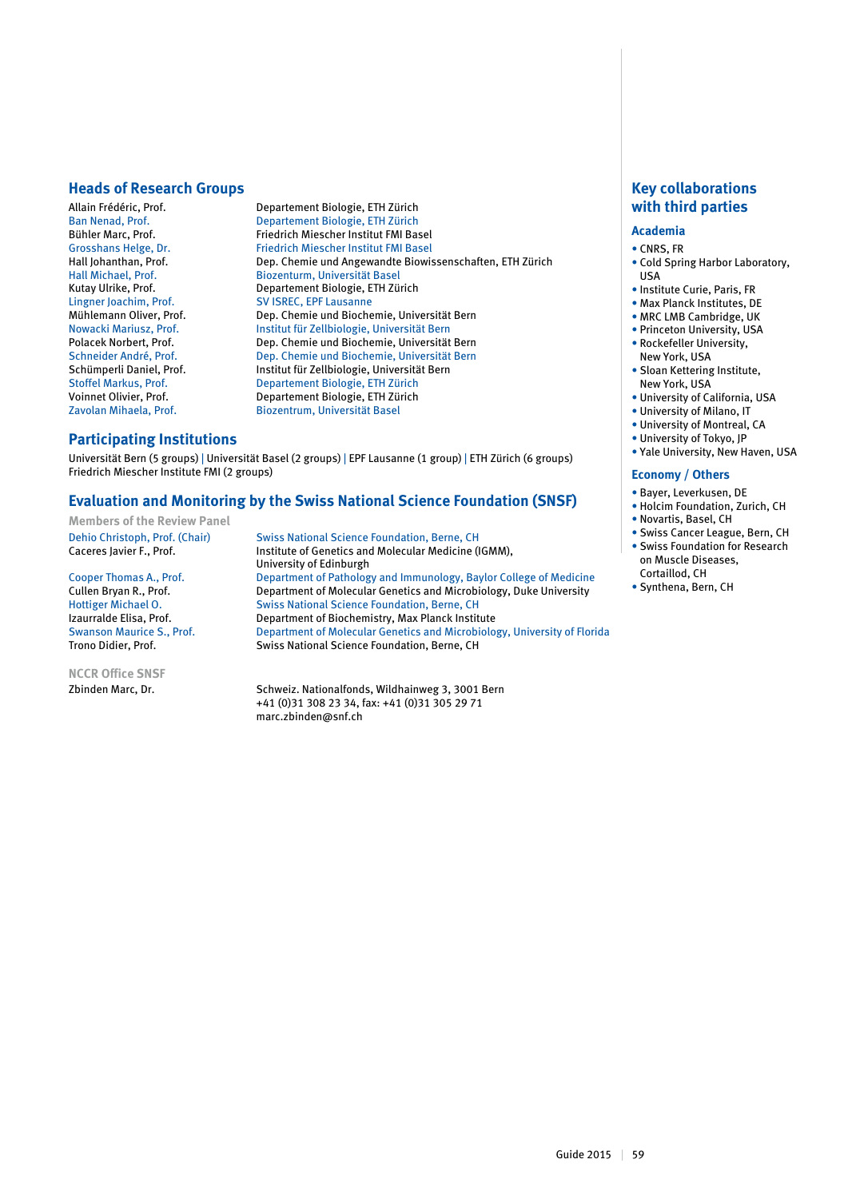## Heads of Research Groups

| | |
|---|---|
| Allain Frédéric, Prof. | Departement Biologie, ETH Zürich |
| Ban Nenad, Prof. | Departement Biologie, ETH Zürich |
| Bühler Marc, Prof. | Friedrich Miescher Institut FMI Basel |
| Grosshans Helge, Dr. | Friedrich Miescher Institut FMI Basel |
| Hall Johanthan, Prof. | Dep. Chemie und Angewandte Biowissenschaften, ETH Zürich |
| Hall Michael, Prof. | Biozenturm, Universität Basel |
| Kutay Ulrike, Prof. | Departement Biologie, ETH Zürich |
| Lingner Joachim, Prof. | SV ISREC, EPF Lausanne |
| Mühlemann Oliver, Prof. | Dep. Chemie und Biochemie, Universität Bern |
| Nowacki Mariusz, Prof. | Institut für Zellbiologie, Universität Bern |
| Polacek Norbert, Prof. | Dep. Chemie und Biochemie, Universität Bern |
| Schneider André, Prof. | Dep. Chemie und Biochemie, Universität Bern |
| Schümperli Daniel, Prof. | Institut für Zellbiologie, Universität Bern |
| Stoffel Markus, Prof. | Departement Biologie, ETH Zürich |
| Voinnet Olivier, Prof. | Departement Biologie, ETH Zürich |
| Zavolan Mihaela, Prof. | Biozentrum, Universität Basel |

## Participating Institutions

Universität Bern (5 groups) | Universität Basel (2 groups) | EPF Lausanne (1 group) | ETH Zürich (6 groups)
Friedrich Miescher Institute FMI (2 groups)

## Evaluation and Monitoring by the Swiss National Science Foundation (SNSF)

### Members of the Review Panel

| | |
|---|---|
| Dehio Christoph, Prof. (Chair) | Swiss National Science Foundation, Berne, CH |
| Caceres Javier F., Prof. | Institute of Genetics and Molecular Medicine (IGMM), University of Edinburgh |
| Cooper Thomas A., Prof. | Department of Pathology and Immunology, Baylor College of Medicine |
| Cullen Bryan R., Prof. | Department of Molecular Genetics and Microbiology, Duke University |
| Hottiger Michael O. | Swiss National Science Foundation, Berne, CH |
| Izaurralde Elisa, Prof. | Department of Biochemistry, Max Planck Institute |
| Swanson Maurice S., Prof. | Department of Molecular Genetics and Microbiology, University of Florida |
| Trono Didier, Prof. | Swiss National Science Foundation, Berne, CH |

### NCCR Office SNSF

| | |
|---|---|
| Zbinden Marc, Dr. | Schweiz. Nationalfonds, Wildhainweg 3, 3001 Bern<br>+41 (0)31 308 23 34, fax: +41 (0)31 305 29 71<br>marc.zbinden@snf.ch |

## Key collaborations with third parties

### Academia

- CNRS, FR
- Cold Spring Harbor Laboratory, USA
- Institute Curie, Paris, FR
- Max Planck Institutes, DE
- MRC LMB Cambridge, UK
- Princeton University, USA
- Rockefeller University, New York, USA
- Sloan Kettering Institute, New York, USA
- University of California, USA
- University of Milano, IT
- University of Montreal, CA
- University of Tokyo, JP
- Yale University, New Haven, USA

### Economy / Others

- Bayer, Leverkusen, DE
- Holcim Foundation, Zurich, CH
- Novartis, Basel, CH
- Swiss Cancer League, Bern, CH
- Swiss Foundation for Research on Muscle Diseases, Cortaillod, CH
- Synthena, Bern, CH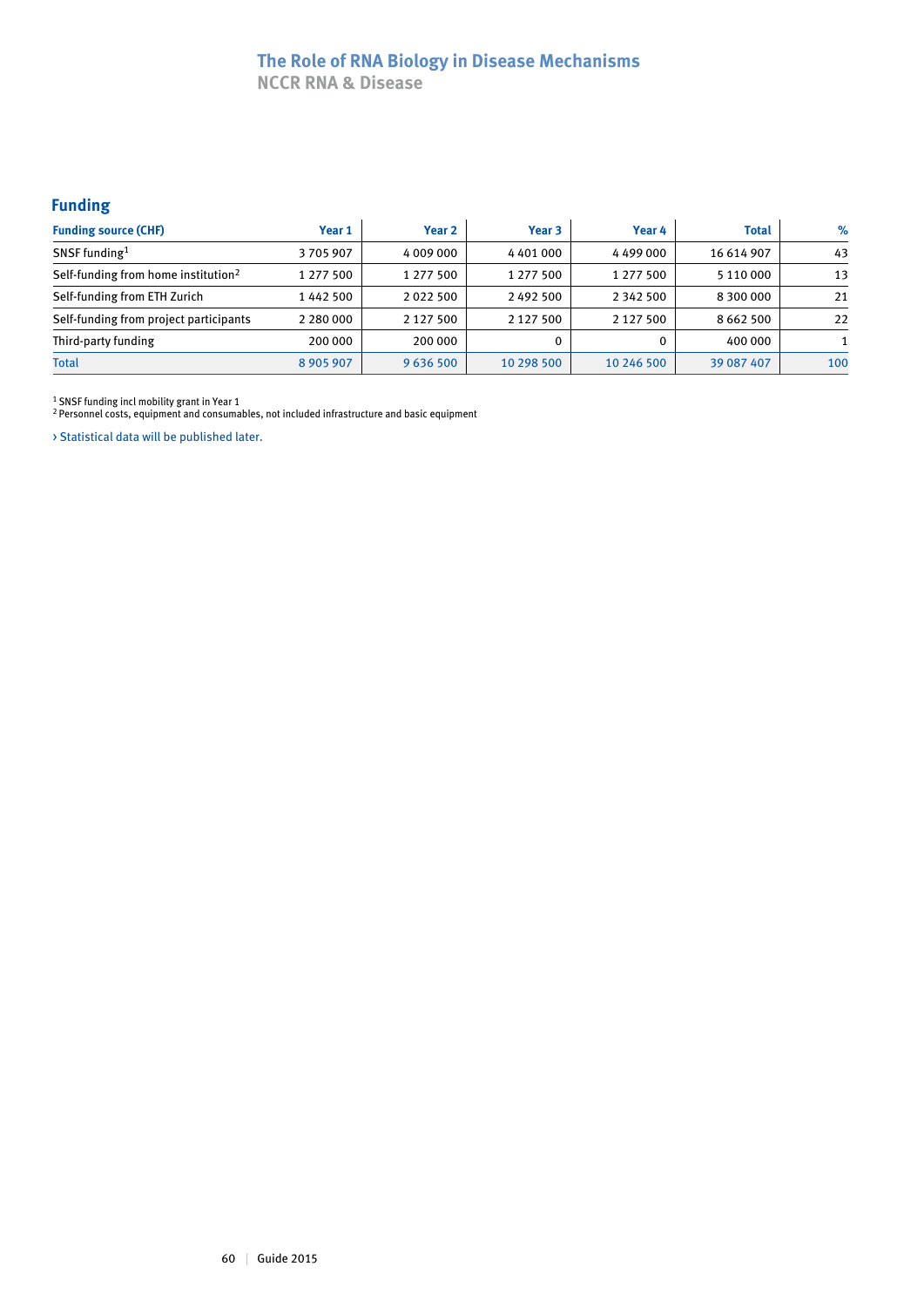# The Role of RNA Biology in Disease Mechanisms

NCCR RNA & Disease

## Funding

| Funding source (CHF) | Year 1 | Year 2 | Year 3 | Year 4 | Total | % |
|---|---|---|---|---|---|---|
| SNSF funding[1] | 3 705 907 | 4 009 000 | 4 401 000 | 4 499 000 | 16 614 907 | 43 |
| Self-funding from home institution[2] | 1 277 500 | 1 277 500 | 1 277 500 | 1 277 500 | 5 110 000 | 13 |
| Self-funding from ETH Zurich | 1 442 500 | 2 022 500 | 2 492 500 | 2 342 500 | 8 300 000 | 21 |
| Self-funding from project participants | 2 280 000 | 2 127 500 | 2 127 500 | 2 127 500 | 8 662 500 | 22 |
| Third-party funding | 200 000 | 200 000 | 0 | 0 | 400 000 | 1 |
| Total | 8 905 907 | 9 636 500 | 10 298 500 | 10 246 500 | 39 087 407 | 100 |

[1] SNSF funding incl mobility grant in Year 1
[2] Personnel costs, equipment and consumables, not included infrastructure and basic equipment

› Statistical data will be published later.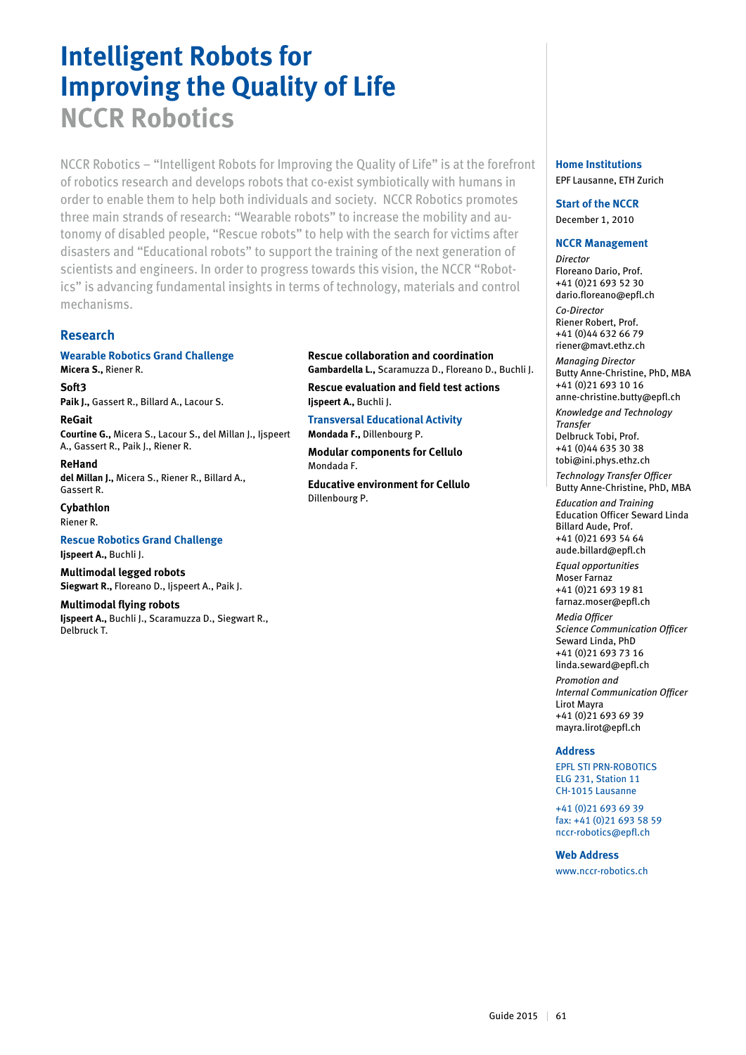# Intelligent Robots for Improving the Quality of Life

## NCCR Robotics

NCCR Robotics – "Intelligent Robots for Improving the Quality of Life" is at the forefront of robotics research and develops robots that co-exist symbiotically with humans in order to enable them to help both individuals and society. NCCR Robotics promotes three main strands of research: "Wearable robots" to increase the mobility and autonomy of disabled people, "Rescue robots" to help with the search for victims after disasters and "Educational robots" to support the training of the next generation of scientists and engineers. In order to progress towards this vision, the NCCR "Robotics" is advancing fundamental insights in terms of technology, materials and control mechanisms.

### Research

#### Wearable Robotics Grand Challenge

**Micera S.,** Riener R.

**Soft3**
**Paik J.,** Gassert R., Billard A., Lacour S.

**ReGait**
**Courtine G.,** Micera S., Lacour S., del Millan J., Ijspeert A., Gassert R., Paik J., Riener R.

**ReHand**
**del Millan J.,** Micera S., Riener R., Billard A., Gassert R.

**Cybathlon**
Riener R.

#### Rescue Robotics Grand Challenge

**Ijspeert A.,** Buchli J.

**Multimodal legged robots**
**Siegwart R.,** Floreano D., Ijspeert A., Paik J.

**Multimodal flying robots**
**Ijspeert A.,** Buchli J., Scaramuzza D., Siegwart R., Delbruck T.

**Rescue collaboration and coordination**
**Gambardella L.,** Scaramuzza D., Floreano D., Buchli J.

**Rescue evaluation and field test actions**
**Ijspeert A.,** Buchli J.

#### Transversal Educational Activity

**Mondada F.,** Dillenbourg P.

**Modular components for Cellulo**
Mondada F.

**Educative environment for Cellulo**
Dillenbourg P.

### Home Institutions

EPF Lausanne, ETH Zurich

### Start of the NCCR

December 1, 2010

### NCCR Management

*Director*
Floreano Dario, Prof.
+41 (0)21 693 52 30
dario.floreano@epfl.ch

*Co-Director*
Riener Robert, Prof.
+41 (0)44 632 66 79
riener@mavt.ethz.ch

*Managing Director*
Butty Anne-Christine, PhD, MBA
+41 (0)21 693 10 16
anne-christine.butty@epfl.ch

*Knowledge and Technology Transfer*
Delbruck Tobi, Prof.
+41 (0)44 635 30 38
tobi@ini.phys.ethz.ch

*Technology Transfer Officer*
Butty Anne-Christine, PhD, MBA

*Education and Training*
Education Officer Seward Linda
Billard Aude, Prof.
+41 (0)21 693 54 64
aude.billard@epfl.ch

*Equal opportunities*
Moser Farnaz
+41 (0)21 693 19 81
farnaz.moser@epfl.ch

*Media Officer*
*Science Communication Officer*
Seward Linda, PhD
+41 (0)21 693 73 16
linda.seward@epfl.ch

*Promotion and*
*Internal Communication Officer*
Lirot Mayra
+41 (0)21 693 69 39
mayra.lirot@epfl.ch

### Address

EPFL STI PRN-ROBOTICS
ELG 231, Station 11
CH-1015 Lausanne

+41 (0)21 693 69 39
fax: +41 (0)21 693 58 59
nccr-robotics@epfl.ch

### Web Address

www.nccr-robotics.ch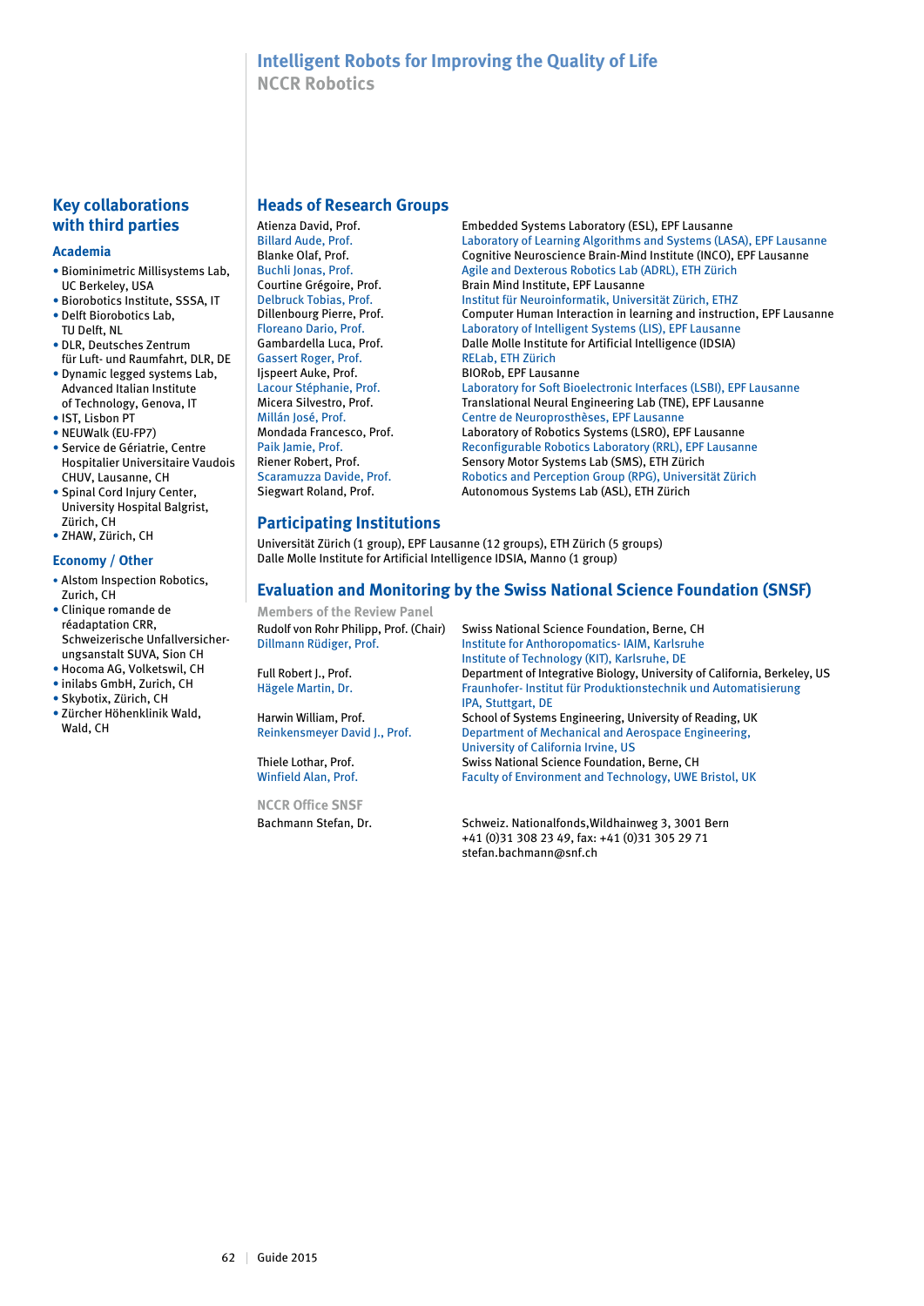## Intelligent Robots for Improving the Quality of Life

### NCCR Robotics

## Heads of Research Groups

| | |
|---|---|
| Atienza David, Prof. | Embedded Systems Laboratory (ESL), EPF Lausanne |
| Billard Aude, Prof. | Laboratory of Learning Algorithms and Systems (LASA), EPF Lausanne |
| Blanke Olaf, Prof. | Cognitive Neuroscience Brain-Mind Institute (INCO), EPF Lausanne |
| Buchli Jonas, Prof. | Agile and Dexterous Robotics Lab (ADRL), ETH Zürich |
| Courtine Grégoire, Prof. | Brain Mind Institute, EPF Lausanne |
| Delbruck Tobias, Prof. | Institut für Neuroinformatik, Universität Zürich, ETHZ |
| Dillenbourg Pierre, Prof. | Computer Human Interaction in learning and instruction, EPF Lausanne |
| Floreano Dario, Prof. | Laboratory of Intelligent Systems (LIS), EPF Lausanne |
| Gambardella Luca, Prof. | Dalle Molle Institute for Artificial Intelligence (IDSIA) |
| Gassert Roger, Prof. | RELab, ETH Zürich |
| Ijspeert Auke, Prof. | BIORob, EPF Lausanne |
| Lacour Stéphanie, Prof. | Laboratory for Soft Bioelectronic Interfaces (LSBI), EPF Lausanne |
| Micera Silvestro, Prof. | Translational Neural Engineering Lab (TNE), EPF Lausanne |
| Millán José, Prof. | Centre de Neuroprosthèses, EPF Lausanne |
| Mondada Francesco, Prof. | Laboratory of Robotics Systems (LSRO), EPF Lausanne |
| Paik Jamie, Prof. | Reconfigurable Robotics Laboratory (RRL), EPF Lausanne |
| Riener Robert, Prof. | Sensory Motor Systems Lab (SMS), ETH Zürich |
| Scaramuzza Davide, Prof. | Robotics and Perception Group (RPG), Universität Zürich |
| Siegwart Roland, Prof. | Autonomous Systems Lab (ASL), ETH Zürich |

## Participating Institutions

Universität Zürich (1 group), EPF Lausanne (12 groups), ETH Zürich (5 groups)
Dalle Molle Institute for Artificial Intelligence IDSIA, Manno (1 group)

## Evaluation and Monitoring by the Swiss National Science Foundation (SNSF)

### Members of the Review Panel

| | |
|---|---|
| Rudolf von Rohr Philipp, Prof. (Chair) | Swiss National Science Foundation, Berne, CH |
| Dillmann Rüdiger, Prof. | Institute for Anthoropomatics- IAIM, Karlsruhe Institute of Technology (KIT), Karlsruhe, DE |
| Full Robert J., Prof. | Department of Integrative Biology, University of California, Berkeley, US |
| Hägele Martin, Dr. | Fraunhofer- Institut für Produktionstechnik und Automatisierung IPA, Stuttgart, DE |
| Harwin William, Prof. | School of Systems Engineering, University of Reading, UK |
| Reinkensmeyer David J., Prof. | Department of Mechanical and Aerospace Engineering, University of California Irvine, US |
| Thiele Lothar, Prof. | Swiss National Science Foundation, Berne, CH |
| Winfield Alan, Prof. | Faculty of Environment and Technology, UWE Bristol, UK |

### NCCR Office SNSF

| | |
|---|---|
| Bachmann Stefan, Dr. | Schweiz. Nationalfonds,Wildhainweg 3, 3001 Bern<br>+41 (0)31 308 23 49, fax: +41 (0)31 305 29 71<br>stefan.bachmann@snf.ch |

## Key collaborations with third parties

### Academia

- Biominimetric Millisystems Lab, UC Berkeley, USA
- Biorobotics Institute, SSSA, IT
- Delft Biorobotics Lab, TU Delft, NL
- DLR, Deutsches Zentrum für Luft- und Raumfahrt, DLR, DE
- Dynamic legged systems Lab, Advanced Italian Institute of Technology, Genova, IT
- IST, Lisbon PT
- NEUWalk (EU-FP7)
- Service de Gériatrie, Centre Hospitalier Universitaire Vaudois CHUV, Lausanne, CH
- Spinal Cord Injury Center, University Hospital Balgrist, Zürich, CH
- ZHAW, Zürich, CH

### Economy / Other

- Alstom Inspection Robotics, Zurich, CH
- Clinique romande de réadaptation CRR, Schweizerische Unfallversicherungsanstalt SUVA, Sion CH
- Hocoma AG, Volketswil, CH
- inilabs GmbH, Zurich, CH
- Skybotix, Zürich, CH
- Zürcher Höhenklinik Wald, Wald, CH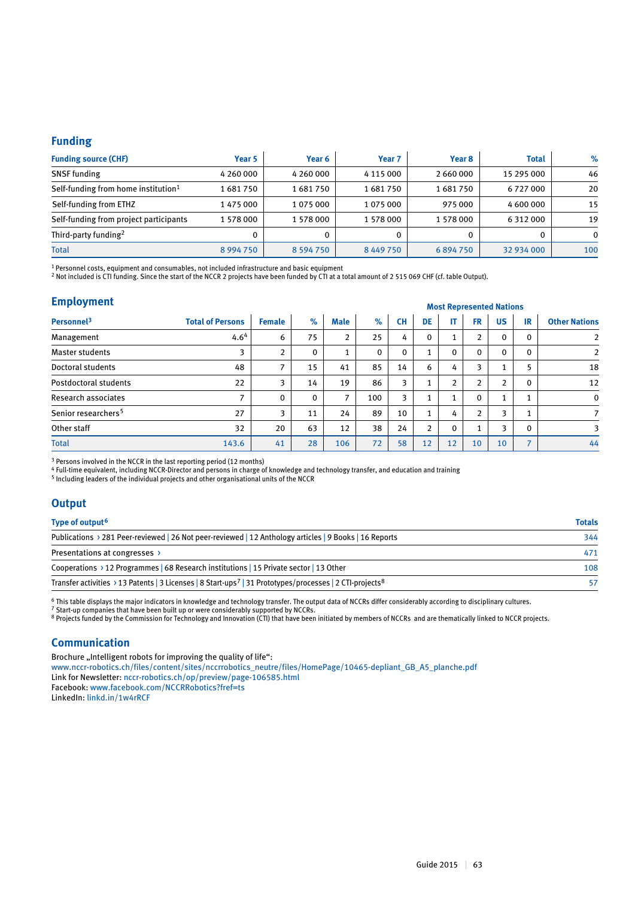## Funding

| Funding source (CHF) | Year 5 | Year 6 | Year 7 | Year 8 | Total | % |
|---|---|---|---|---|---|---|
| SNSF funding | 4 260 000 | 4 260 000 | 4 115 000 | 2 660 000 | 15 295 000 | 46 |
| Self-funding from home institution[1] | 1 681 750 | 1 681 750 | 1 681 750 | 1 681 750 | 6 727 000 | 20 |
| Self-funding from ETHZ | 1 475 000 | 1 075 000 | 1 075 000 | 975 000 | 4 600 000 | 15 |
| Self-funding from project participants | 1 578 000 | 1 578 000 | 1 578 000 | 1 578 000 | 6 312 000 | 19 |
| Third-party funding[2] | 0 | 0 | 0 | 0 | 0 | 0 |
| Total | 8 994 750 | 8 594 750 | 8 449 750 | 6 894 750 | 32 934 000 | 100 |

[1] Personnel costs, equipment and consumables, not included infrastructure and basic equipment
[2] Not included is CTI funding. Since the start of the NCCR 2 projects have been funded by CTI at a total amount of 2 515 069 CHF (cf. table Output).

## Employment

| Personnel[3] | Total of Persons | Female | % | Male | % | Most Represented Nations: CH | DE | IT | FR | US | IR | Other Nations |
|---|---|---|---|---|---|---|---|---|---|---|---|---|
| Management | 4.6[4] | 6 | 75 | 2 | 25 | 4 | 0 | 1 | 2 | 0 | 0 | 2 |
| Master students | 3 | 2 | 0 | 1 | 0 | 0 | 1 | 0 | 0 | 0 | 0 | 2 |
| Doctoral students | 48 | 7 | 15 | 41 | 85 | 14 | 6 | 4 | 3 | 1 | 5 | 18 |
| Postdoctoral students | 22 | 3 | 14 | 19 | 86 | 3 | 1 | 2 | 2 | 2 | 0 | 12 |
| Research associates | 7 | 0 | 0 | 7 | 100 | 3 | 1 | 1 | 0 | 1 | 1 | 0 |
| Senior researchers[5] | 27 | 3 | 11 | 24 | 89 | 10 | 1 | 4 | 2 | 3 | 1 | 7 |
| Other staff | 32 | 20 | 63 | 12 | 38 | 24 | 2 | 0 | 1 | 3 | 0 | 3 |
| Total | 143.6 | 41 | 28 | 106 | 72 | 58 | 12 | 12 | 10 | 10 | 7 | 44 |

[3] Persons involved in the NCCR in the last reporting period (12 months)
[4] Full-time equivalent, including NCCR-Director and persons in charge of knowledge and technology transfer, and education and training
[5] Including leaders of the individual projects and other organisational units of the NCCR

## Output

| Type of output[6] | Totals |
|---|---|
| Publications › 281 Peer-reviewed \| 26 Not peer-reviewed \| 12 Anthology articles \| 9 Books \| 16 Reports | 344 |
| Presentations at congresses › | 471 |
| Cooperations › 12 Programmes \| 68 Research institutions \| 15 Private sector \| 13 Other | 108 |
| Transfer activities › 13 Patents \| 3 Licenses \| 8 Start-ups[7] \| 31 Prototypes/processes \| 2 CTI-projects[8] | 57 |

[6] This table displays the major indicators in knowledge and technology transfer. The output data of NCCRs differ considerably according to disciplinary cultures.
[7] Start-up companies that have been built up or were considerably supported by NCCRs.
[8] Projects funded by the Commission for Technology and Innovation (CTI) that have been initiated by members of NCCRs and are thematically linked to NCCR projects.

## Communication

Brochure „Intelligent robots for improving the quality of life":
www.nccr-robotics.ch/files/content/sites/nccrrobotics_neutre/files/HomePage/10465-depliant_GB_A5_planche.pdf
Link for Newsletter: nccr-robotics.ch/op/preview/page-106585.html
Facebook: www.facebook.com/NCCRRobotics?fref=ts
LinkedIn: linkd.in/1w4rRCF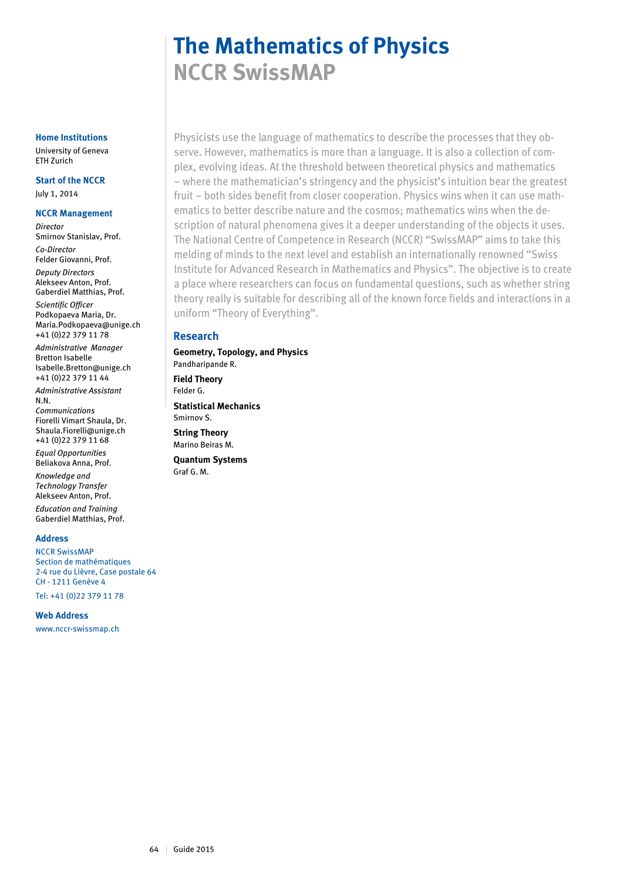# The Mathematics of Physics

## NCCR SwissMAP

Physicists use the language of mathematics to describe the processes that they observe. However, mathematics is more than a language. It is also a collection of complex, evolving ideas. At the threshold between theoretical physics and mathematics – where the mathematician's stringency and the physicist's intuition bear the greatest fruit – both sides benefit from closer cooperation. Physics wins when it can use mathematics to better describe nature and the cosmos; mathematics wins when the description of natural phenomena gives it a deeper understanding of the objects it uses. The National Centre of Competence in Research (NCCR) "SwissMAP" aims to take this melding of minds to the next level and establish an internationally renowned "Swiss Institute for Advanced Research in Mathematics and Physics". The objective is to create a place where researchers can focus on fundamental questions, such as whether string theory really is suitable for describing all of the known force fields and interactions in a uniform "Theory of Everything".

### Research

**Geometry, Topology, and Physics**
Pandharipande R.

**Field Theory**
Felder G.

**Statistical Mechanics**
Smirnov S.

**String Theory**
Marino Beiras M.

**Quantum Systems**
Graf G. M.

### Home Institutions

University of Geneva
ETH Zurich

### Start of the NCCR

July 1, 2014

### NCCR Management

*Director*
Smirnov Stanislav, Prof.

*Co-Director*
Felder Giovanni, Prof.

*Deputy Directors*
Alekseev Anton, Prof.
Gaberdiel Matthias, Prof.

*Scientific Officer*
Podkopaeva Maria, Dr.
Maria.Podkopaeva@unige.ch
+41 (0)22 379 11 78

*Administrative Manager*
Bretton Isabelle
Isabelle.Bretton@unige.ch
+41 (0)22 379 11 44

*Administrative Assistant*
N.N.

*Communications*
Fiorelli Vimart Shaula, Dr.
Shaula.Fiorelli@unige.ch
+41 (0)22 379 11 68

*Equal Opportunities*
Beliakova Anna, Prof.

*Knowledge and Technology Transfer*
Alekseev Anton, Prof.

*Education and Training*
Gaberdiel Matthias, Prof.

### Address

NCCR SwissMAP
Section de mathématiques
2-4 rue du Lièvre, Case postale 64
CH - 1211 Genève 4

Tel: +41 (0)22 379 11 78

### Web Address

www.nccr-swissmap.ch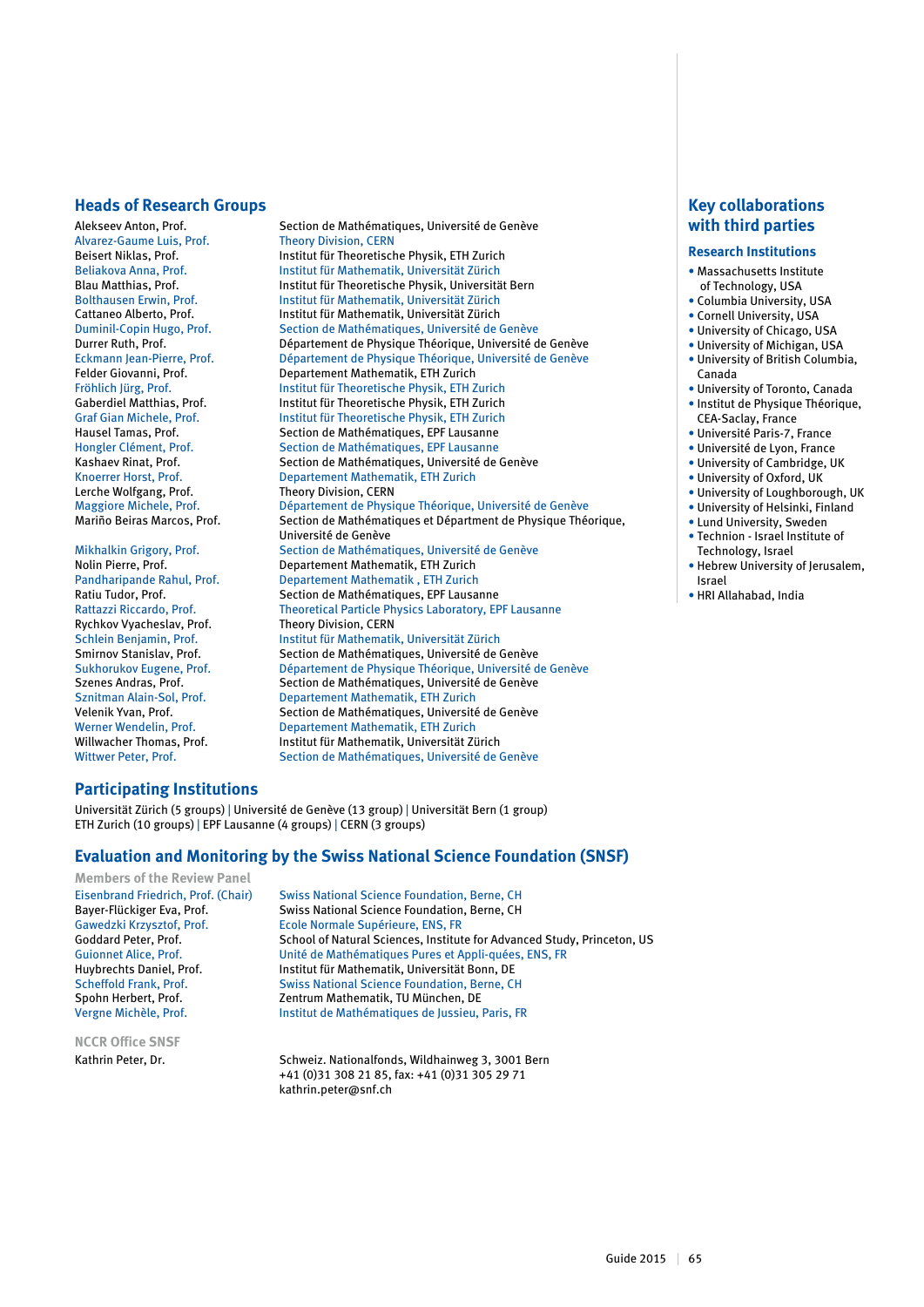## Heads of Research Groups

| | |
|---|---|
| Alekseev Anton, Prof. | Section de Mathématiques, Université de Genève |
| Alvarez-Gaume Luis, Prof. | Theory Division, CERN |
| Beisert Niklas, Prof. | Institut für Theoretische Physik, ETH Zurich |
| Beliakova Anna, Prof. | Institut für Mathematik, Universität Zürich |
| Blau Matthias, Prof. | Institut für Theoretische Physik, Universität Bern |
| Bolthausen Erwin, Prof. | Institut für Mathematik, Universität Zürich |
| Cattaneo Alberto, Prof. | Institut für Mathematik, Universität Zürich |
| Duminil-Copin Hugo, Prof. | Section de Mathématiques, Université de Genève |
| Durrer Ruth, Prof. | Département de Physique Théorique, Université de Genève |
| Eckmann Jean-Pierre, Prof. | Département de Physique Théorique, Université de Genève |
| Felder Giovanni, Prof. | Departement Mathematik, ETH Zurich |
| Fröhlich Jürg, Prof. | Institut für Theoretische Physik, ETH Zurich |
| Gaberdiel Matthias, Prof. | Institut für Theoretische Physik, ETH Zurich |
| Graf Gian Michele, Prof. | Institut für Theoretische Physik, ETH Zurich |
| Hausel Tamas, Prof. | Section de Mathématiques, EPF Lausanne |
| Hongler Clément, Prof. | Section de Mathématiques, EPF Lausanne |
| Kashaev Rinat, Prof. | Section de Mathématiques, Université de Genève |
| Knoerrer Horst, Prof. | Departement Mathematik, ETH Zurich |
| Lerche Wolfgang, Prof. | Theory Division, CERN |
| Maggiore Michele, Prof. | Département de Physique Théorique, Université de Genève |
| Mariño Beiras Marcos, Prof. | Section de Mathématiques et Département de Physique Théorique, Université de Genève |
| Mikhalkin Grigory, Prof. | Section de Mathématiques, Université de Genève |
| Nolin Pierre, Prof. | Departement Mathematik, ETH Zurich |
| Pandharipande Rahul, Prof. | Departement Mathematik , ETH Zurich |
| Ratiu Tudor, Prof. | Section de Mathématiques, EPF Lausanne |
| Rattazzi Riccardo, Prof. | Theoretical Particle Physics Laboratory, EPF Lausanne |
| Rychkov Vyacheslav, Prof. | Theory Division, CERN |
| Schlein Benjamin, Prof. | Institut für Mathematik, Universität Zürich |
| Smirnov Stanislav, Prof. | Section de Mathématiques, Université de Genève |
| Sukhorukov Eugene, Prof. | Département de Physique Théorique, Université de Genève |
| Szenes Andras, Prof. | Section de Mathématiques, Université de Genève |
| Sznitman Alain-Sol, Prof. | Departement Mathematik, ETH Zurich |
| Velenik Yvan, Prof. | Section de Mathématiques, Université de Genève |
| Werner Wendelin, Prof. | Departement Mathematik, ETH Zurich |
| Willwacher Thomas, Prof. | Institut für Mathematik, Universität Zürich |
| Wittwer Peter, Prof. | Section de Mathématiques, Université de Genève |

## Participating Institutions

Universität Zürich (5 groups) | Université de Genève (13 group) | Universität Bern (1 group)
ETH Zurich (10 groups) | EPF Lausanne (4 groups) | CERN (3 groups)

## Evaluation and Monitoring by the Swiss National Science Foundation (SNSF)

### Members of the Review Panel

| | |
|---|---|
| Eisenbrand Friedrich, Prof. (Chair) | Swiss National Science Foundation, Berne, CH |
| Bayer-Flückiger Eva, Prof. | Swiss National Science Foundation, Berne, CH |
| Gawedzki Krzysztof, Prof. | Ecole Normale Supérieure, ENS, FR |
| Goddard Peter, Prof. | School of Natural Sciences, Institute for Advanced Study, Princeton, US |
| Guionnet Alice, Prof. | Unité de Mathématiques Pures et Appli-quées, ENS, FR |
| Huybrechts Daniel, Prof. | Institut für Mathematik, Universität Bonn, DE |
| Scheffold Frank, Prof. | Swiss National Science Foundation, Berne, CH |
| Spohn Herbert, Prof. | Zentrum Mathematik, TU München, DE |
| Vergne Michèle, Prof. | Institut de Mathématiques de Jussieu, Paris, FR |

### NCCR Office SNSF

Kathrin Peter, Dr.
Schweiz. Nationalfonds, Wildhainweg 3, 3001 Bern
+41 (0)31 308 21 85, fax: +41 (0)31 305 29 71
kathrin.peter@snf.ch

## Key collaborations with third parties

### Research Institutions

- Massachusetts Institute of Technology, USA
- Columbia University, USA
- Cornell University, USA
- University of Chicago, USA
- University of Michigan, USA
- University of British Columbia, Canada
- University of Toronto, Canada
- Institut de Physique Théorique, CEA-Saclay, France
- Université Paris-7, France
- Université de Lyon, France
- University of Cambridge, UK
- University of Oxford, UK
- University of Loughborough, UK
- University of Helsinki, Finland
- Lund University, Sweden
- Technion - Israel Institute of Technology, Israel
- Hebrew University of Jerusalem, Israel
- HRI Allahabad, India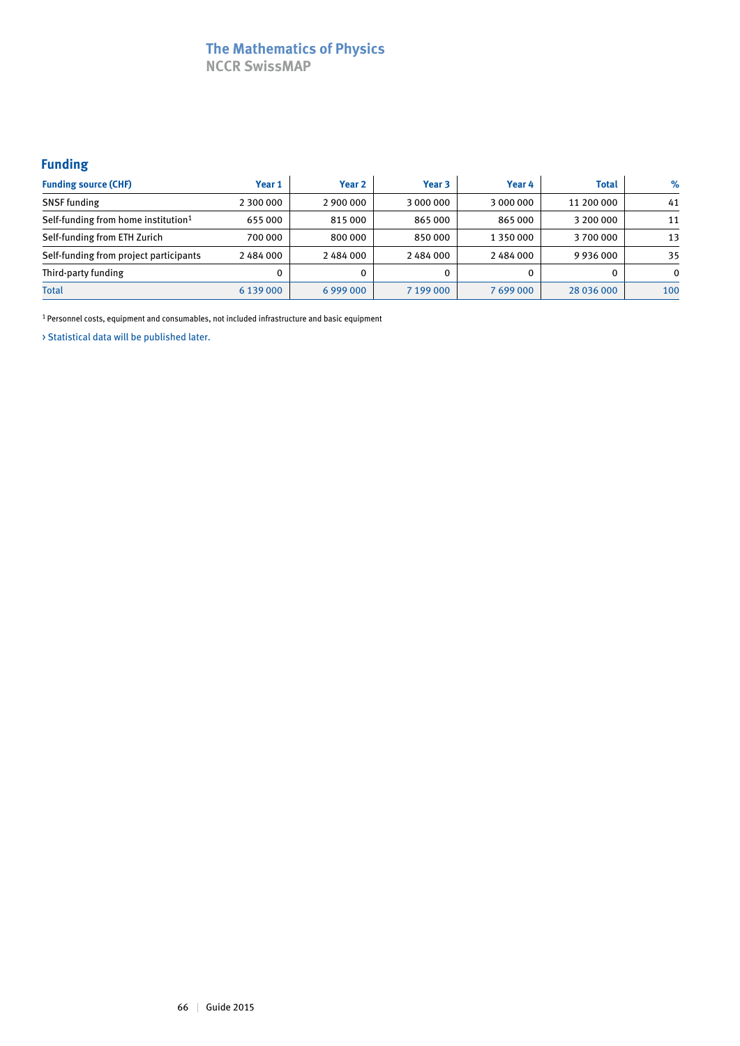# The Mathematics of Physics
## NCCR SwissMAP

### Funding

| Funding source (CHF) | Year 1 | Year 2 | Year 3 | Year 4 | Total | % |
|---|---|---|---|---|---|---|
| SNSF funding | 2 300 000 | 2 900 000 | 3 000 000 | 3 000 000 | 11 200 000 | 41 |
| Self-funding from home institution[1] | 655 000 | 815 000 | 865 000 | 865 000 | 3 200 000 | 11 |
| Self-funding from ETH Zurich | 700 000 | 800 000 | 850 000 | 1 350 000 | 3 700 000 | 13 |
| Self-funding from project participants | 2 484 000 | 2 484 000 | 2 484 000 | 2 484 000 | 9 936 000 | 35 |
| Third-party funding | 0 | 0 | 0 | 0 | 0 | 0 |
| Total | 6 139 000 | 6 999 000 | 7 199 000 | 7 699 000 | 28 036 000 | 100 |

[1] Personnel costs, equipment and consumables, not included infrastructure and basic equipment

› Statistical data will be published later.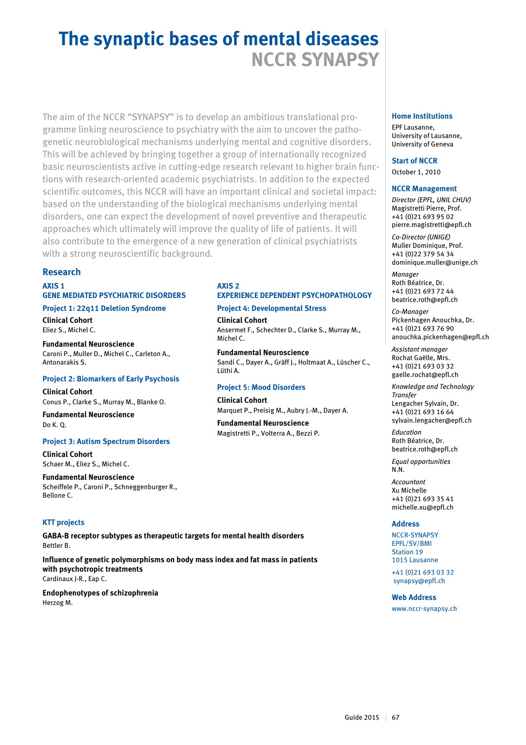# The synaptic bases of mental diseases
## NCCR SYNAPSY

The aim of the NCCR "SYNAPSY" is to develop an ambitious translational programme linking neuroscience to psychiatry with the aim to uncover the pathogenetic neurobiological mechanisms underlying mental and cognitive disorders. This will be achieved by bringing together a group of internationally recognized basic neuroscientists active in cutting-edge research relevant to higher brain functions with research-oriented academic psychiatrists. In addition to the expected scientific outcomes, this NCCR will have an important clinical and societal impact: based on the understanding of the biological mechanisms underlying mental disorders, one can expect the development of novel preventive and therapeutic approaches which ultimately will improve the quality of life of patients. It will also contribute to the emergence of a new generation of clinical psychiatrists with a strong neuroscientific background.

## Research

### AXIS 1
### GENE MEDIATED PSYCHIATRIC DISORDERS

#### Project 1: 22q11 Deletion Syndrome

**Clinical Cohort**
Eliez S., Michel C.

**Fundamental Neuroscience**
Caroni P., Muller D., Michel C., Carleton A., Antonarakis S.

#### Project 2: Biomarkers of Early Psychosis

**Clinical Cohort**
Conus P., Clarke S., Murray M., Blanke O.

**Fundamental Neuroscience**
Do K. Q.

#### Project 3: Autism Spectrum Disorders

**Clinical Cohort**
Schaer M., Eliez S., Michel C.

**Fundamental Neuroscience**
Scheiffele P., Caroni P., Schneggenburger R., Bellone C.

### AXIS 2
### EXPERIENCE DEPENDENT PSYCHOPATHOLOGY

#### Project 4: Developmental Stress

**Clinical Cohort**
Ansermet F., Schechter D., Clarke S., Murray M., Michel C.

**Fundamental Neuroscience**
Sandi C., Dayer A., Gräff J., Holtmaat A., Lüscher C., Lüthi A.

#### Project 5: Mood Disorders

**Clinical Cohort**
Marquet P., Preisig M., Aubry J.-M., Dayer A.

**Fundamental Neuroscience**
Magistretti P., Volterra A., Bezzi P.

### KTT projects

**GABA-B receptor subtypes as therapeutic targets for mental health disorders**
Bettler B.

**Influence of genetic polymorphisms on body mass index and fat mass in patients with psychotropic treatments**
Cardinaux J-R., Eap C.

**Endophenotypes of schizophrenia**
Herzog M.

### Home Institutions

EPF Lausanne,
University of Lausanne,
University of Geneva

### Start of NCCR

October 1, 2010

### NCCR Management

*Director (EPFL, UNIL CHUV)*
Magistretti Pierre, Prof.
+41 (0)21 693 95 02
pierre.magistretti@epfl.ch

*Co-Director (UNIGE)*
Muller Dominique, Prof.
+41 (0)22 379 54 34
dominique.muller@unige.ch

*Manager*
Roth Béatrice, Dr.
+41 (0)21 693 72 44
beatrice.roth@epfl.ch

*Co-Manager*
Pickenhagen Anouchka, Dr.
+41 (0)21 693 76 90
anouchka.pickenhagen@epfl.ch

*Assistant manager*
Rochat Gaëlle, Mrs.
+41 (0)21 693 03 32
gaelle.rochat@epfl.ch

*Knowledge and Technology Transfer*
Lengacher Sylvain, Dr.
+41 (0)21 693 16 64
sylvain.lengacher@epfl.ch

*Education*
Roth Béatrice, Dr.
beatrice.roth@epfl.ch

*Equal opportunities*
N.N.

*Accountant*
Xu Michelle
+41 (0)21 693 35 41
michelle.xu@epfl.ch

### Address

NCCR-SYNAPSY
EPFL/SV/BMI
Station 19
1015 Lausanne

+41 (0)21 693 03 32
synapsy@epfl.ch

### Web Address

www.nccr-synapsy.ch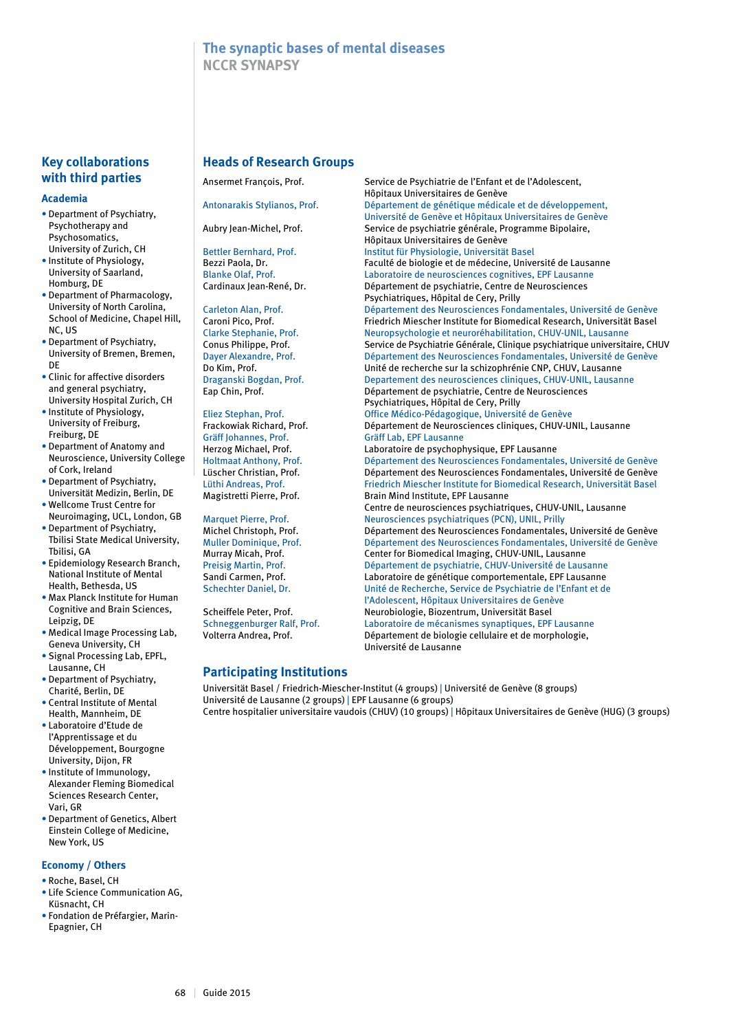# The synaptic bases of mental diseases
## NCCR SYNAPSY

## Key collaborations with third parties

### Academia

- Department of Psychiatry, Psychotherapy and Psychosomatics, University of Zurich, CH
- Institute of Physiology, University of Saarland, Homburg, DE
- Department of Pharmacology, University of North Carolina, School of Medicine, Chapel Hill, NC, US
- Department of Psychiatry, University of Bremen, Bremen, DE
- Clinic for affective disorders and general psychiatry, University Hospital Zurich, CH
- Institute of Physiology, University of Freiburg, Freiburg, DE
- Department of Anatomy and Neuroscience, University College of Cork, Ireland
- Department of Psychiatry, Universität Medizin, Berlin, DE
- Wellcome Trust Centre for Neuroimaging, UCL, London, GB
- Department of Psychiatry, Tbilisi State Medical University, Tbilisi, GA
- Epidemiology Research Branch, National Institute of Mental Health, Bethesda, US
- Max Planck Institute for Human Cognitive and Brain Sciences, Leipzig, DE
- Medical Image Processing Lab, Geneva University, CH
- Signal Processing Lab, EPFL, Lausanne, CH
- Department of Psychiatry, Charité, Berlin, DE
- Central Institute of Mental Health, Mannheim, DE
- Laboratoire d'Etude de l'Apprentissage et du Développement, Bourgogne University, Dijon, FR
- Institute of Immunology, Alexander Fleming Biomedical Sciences Research Center, Vari, GR
- Department of Genetics, Albert Einstein College of Medicine, New York, US

### Economy / Others

- Roche, Basel, CH
- Life Science Communication AG, Küsnacht, CH
- Fondation de Préfargier, Marin-Epagnier, CH

## Heads of Research Groups

| Name | Affiliation |
|---|---|
| Ansermet François, Prof. | Service de Psychiatrie de l'Enfant et de l'Adolescent, Hôpitaux Universitaires de Genève |
| Antonarakis Stylianos, Prof. | Département de génétique médicale et de développement, Université de Genève et Hôpitaux Universitaires de Genève |
| Aubry Jean-Michel, Prof. | Service de psychiatrie générale, Programme Bipolaire, Hôpitaux Universitaires de Genève |
| Bettler Bernhard, Prof. | Institut für Physiologie, Universität Basel |
| Bezzi Paola, Dr. | Faculté de biologie et de médecine, Université de Lausanne |
| Blanke Olaf, Prof. | Laboratoire de neurosciences cognitives, EPF Lausanne |
| Cardinaux Jean-René, Dr. | Département de psychiatrie, Centre de Neurosciences Psychiatriques, Hôpital de Cery, Prilly |
| Carleton Alan, Prof. | Département des Neurosciences Fondamentales, Université de Genève |
| Caroni Pico, Prof. | Friedrich Miescher Institute for Biomedical Research, Universität Basel |
| Clarke Stephanie, Prof. | Neuropsychologie et neuroréhabilitation, CHUV-UNIL, Lausanne |
| Conus Philippe, Prof. | Service de Psychiatrie Générale, Clinique psychiatrique universitaire, CHUV |
| Dayer Alexandre, Prof. | Département des Neurosciences Fondamentales, Université de Genève |
| Do Kim, Prof. | Unité de recherche sur la schizophrénie CNP, CHUV, Lausanne |
| Draganski Bogdan, Prof. | Departement des neurosciences cliniques, CHUV-UNIL, Lausanne |
| Eap Chin, Prof. | Département de psychiatrie, Centre de Neurosciences Psychiatriques, Hôpital de Cery, Prilly |
| Eliez Stephan, Prof. | Office Médico-Pédagogique, Université de Genève |
| Frackowiak Richard, Prof. | Département de Neurosciences cliniques, CHUV-UNIL, Lausanne |
| Gräff Johannes, Prof. | Gräff Lab, EPF Lausanne |
| Herzog Michael, Prof. | Laboratoire de psychophysique, EPF Lausanne |
| Holtmaat Anthony, Prof. | Département des Neurosciences Fondamentales, Université de Genève |
| Lüscher Christian, Prof. | Département des Neurosciences Fondamentales, Université de Genève |
| Lüthi Andreas, Prof. | Friedrich Miescher Institute for Biomedical Research, Universität Basel |
| Magistretti Pierre, Prof. | Brain Mind Institute, EPF Lausanne<br>Centre de neurosciences psychiatriques, CHUV-UNIL, Lausanne |
| Marquet Pierre, Prof. | Neurosciences psychiatriques (PCN), UNIL, Prilly |
| Michel Christoph, Prof. | Département des Neurosciences Fondamentales, Université de Genève |
| Muller Dominique, Prof. | Département des Neurosciences Fondamentales, Université de Genève |
| Murray Micah, Prof. | Center for Biomedical Imaging, CHUV-UNIL, Lausanne |
| Preisig Martin, Prof. | Département de psychiatrie, CHUV-Université de Lausanne |
| Sandi Carmen, Prof. | Laboratoire de génétique comportementale, EPF Lausanne |
| Schechter Daniel, Dr. | Unité de Recherche, Service de Psychiatrie de l'Enfant et de l'Adolescent, Hôpitaux Universitaires de Genève |
| Scheiffele Peter, Prof. | Neurobiologie, Biozentrum, Universität Basel |
| Schneggenburger Ralf, Prof. | Laboratoire de mécanismes synaptiques, EPF Lausanne |
| Volterra Andrea, Prof. | Département de biologie cellulaire et de morphologie, Université de Lausanne |

## Participating Institutions

Universität Basel / Friedrich-Miescher-Institut (4 groups) | Université de Genève (8 groups)
Université de Lausanne (2 groups) | EPF Lausanne (6 groups)
Centre hospitalier universitaire vaudois (CHUV) (10 groups) | Hôpitaux Universitaires de Genève (HUG) (3 groups)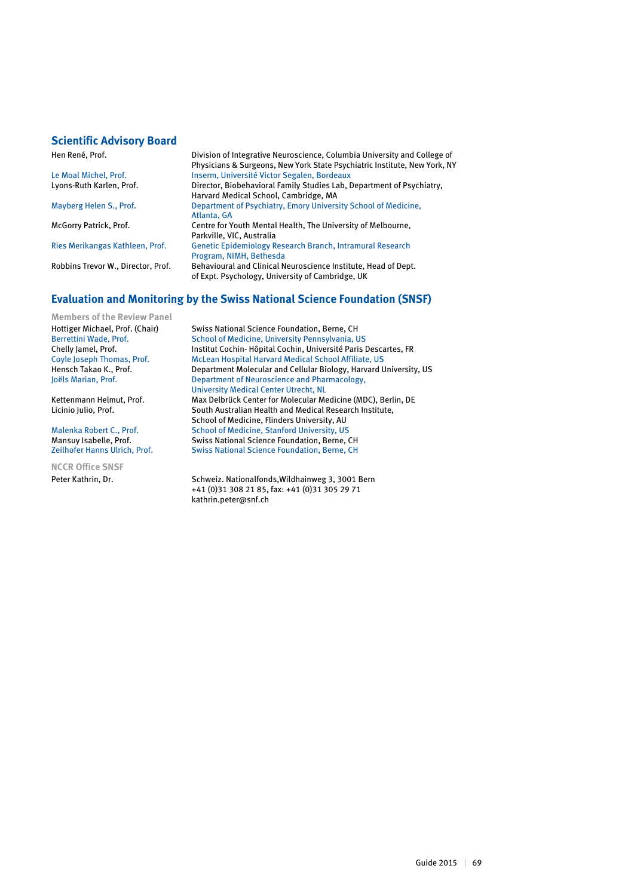## Scientific Advisory Board

| | |
|---|---|
| Hen René, Prof. | Division of Integrative Neuroscience, Columbia University and College of Physicians & Surgeons, New York State Psychiatric Institute, New York, NY |
| Le Moal Michel, Prof. | Inserm, Université Victor Segalen, Bordeaux |
| Lyons-Ruth Karlen, Prof. | Director, Biobehavioral Family Studies Lab, Department of Psychiatry, Harvard Medical School, Cambridge, MA |
| Mayberg Helen S., Prof. | Department of Psychiatry, Emory University School of Medicine, Atlanta, GA |
| McGorry Patrick, Prof. | Centre for Youth Mental Health, The University of Melbourne, Parkville, VIC, Australia |
| Ries Merikangas Kathleen, Prof. | Genetic Epidemiology Research Branch, Intramural Research Program, NIMH, Bethesda |
| Robbins Trevor W., Director, Prof. | Behavioural and Clinical Neuroscience Institute, Head of Dept. of Expt. Psychology, University of Cambridge, UK |

## Evaluation and Monitoring by the Swiss National Science Foundation (SNSF)

### Members of the Review Panel

| | |
|---|---|
| Hottiger Michael, Prof. (Chair) | Swiss National Science Foundation, Berne, CH |
| Berrettini Wade, Prof. | School of Medicine, University Pennsylvania, US |
| Chelly Jamel, Prof. | Institut Cochin- Hôpital Cochin, Université Paris Descartes, FR |
| Coyle Joseph Thomas, Prof. | McLean Hospital Harvard Medical School Affiliate, US |
| Hensch Takao K., Prof. | Department Molecular and Cellular Biology, Harvard University, US |
| Joëls Marian, Prof. | Department of Neuroscience and Pharmacology, University Medical Center Utrecht, NL |
| Kettenmann Helmut, Prof. | Max Delbrück Center for Molecular Medicine (MDC), Berlin, DE |
| Licinio Julio, Prof. | South Australian Health and Medical Research Institute, School of Medicine, Flinders University, AU |
| Malenka Robert C., Prof. | School of Medicine, Stanford University, US |
| Mansuy Isabelle, Prof. | Swiss National Science Foundation, Berne, CH |
| Zeilhofer Hanns Ulrich, Prof. | Swiss National Science Foundation, Berne, CH |

### NCCR Office SNSF

| | |
|---|---|
| Peter Kathrin, Dr. | Schweiz. Nationalfonds,Wildhainweg 3, 3001 Bern<br>+41 (0)31 308 21 85, fax: +41 (0)31 305 29 71<br>kathrin.peter@snf.ch |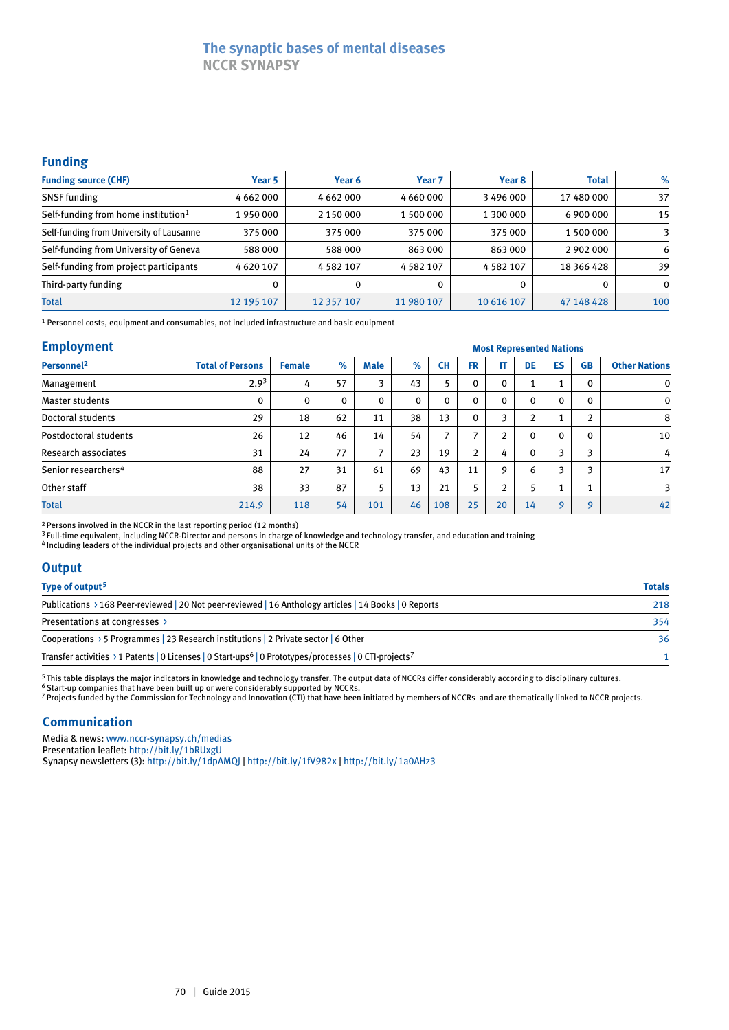# The synaptic bases of mental diseases
## NCCR SYNAPSY

## Funding

| Funding source (CHF) | Year 5 | Year 6 | Year 7 | Year 8 | Total | % |
|---|---|---|---|---|---|---|
| SNSF funding | 4 662 000 | 4 662 000 | 4 660 000 | 3 496 000 | 17 480 000 | 37 |
| Self-funding from home institution[1] | 1 950 000 | 2 150 000 | 1 500 000 | 1 300 000 | 6 900 000 | 15 |
| Self-funding from University of Lausanne | 375 000 | 375 000 | 375 000 | 375 000 | 1 500 000 | 3 |
| Self-funding from University of Geneva | 588 000 | 588 000 | 863 000 | 863 000 | 2 902 000 | 6 |
| Self-funding from project participants | 4 620 107 | 4 582 107 | 4 582 107 | 4 582 107 | 18 366 428 | 39 |
| Third-party funding | 0 | 0 | 0 | 0 | 0 | 0 |
| Total | 12 195 107 | 12 357 107 | 11 980 107 | 10 616 107 | 47 148 428 | 100 |

[1] Personnel costs, equipment and consumables, not included infrastructure and basic equipment

## Employment

| Personnel[2] | Total of Persons | Female | % | Male | % | Most Represented Nations: CH | FR | IT | DE | ES | GB | Other Nations |
|---|---|---|---|---|---|---|---|---|---|---|---|---|
| Management | 2.9[3] | 4 | 57 | 3 | 43 | 5 | 0 | 0 | 1 | 1 | 0 | 0 |
| Master students | 0 | 0 | 0 | 0 | 0 | 0 | 0 | 0 | 0 | 0 | 0 | 0 |
| Doctoral students | 29 | 18 | 62 | 11 | 38 | 13 | 0 | 3 | 2 | 1 | 2 | 8 |
| Postdoctoral students | 26 | 12 | 46 | 14 | 54 | 7 | 7 | 2 | 0 | 0 | 0 | 10 |
| Research associates | 31 | 24 | 77 | 7 | 23 | 19 | 2 | 4 | 0 | 3 | 3 | 4 |
| Senior researchers[4] | 88 | 27 | 31 | 61 | 69 | 43 | 11 | 9 | 6 | 3 | 3 | 17 |
| Other staff | 38 | 33 | 87 | 5 | 13 | 21 | 5 | 2 | 5 | 1 | 1 | 3 |
| Total | 214.9 | 118 | 54 | 101 | 46 | 108 | 25 | 20 | 14 | 9 | 9 | 42 |

[2] Persons involved in the NCCR in the last reporting period (12 months)
[3] Full-time equivalent, including NCCR-Director and persons in charge of knowledge and technology transfer, and education and training
[4] Including leaders of the individual projects and other organisational units of the NCCR

## Output

| Type of output[5] | Totals |
|---|---|
| Publications › 168 Peer-reviewed \| 20 Not peer-reviewed \| 16 Anthology articles \| 14 Books \| 0 Reports | 218 |
| Presentations at congresses › | 354 |
| Cooperations › 5 Programmes \| 23 Research institutions \| 2 Private sector \| 6 Other | 36 |
| Transfer activities › 1 Patents \| 0 Licenses \| 0 Start-ups[6] \| 0 Prototypes/processes \| 0 CTI-projects[7] | 1 |

[5] This table displays the major indicators in knowledge and technology transfer. The output data of NCCRs differ considerably according to disciplinary cultures.
[6] Start-up companies that have been built up or were considerably supported by NCCRs.
[7] Projects funded by the Commission for Technology and Innovation (CTI) that have been initiated by members of NCCRs and are thematically linked to NCCR projects.

## Communication

Media & news: www.nccr-synapsy.ch/medias
Presentation leaflet: http://bit.ly/1bRUxgU
Synapsy newsletters (3): http://bit.ly/1dpAMQJ | http://bit.ly/1fV982x | http://bit.ly/1a0AHz3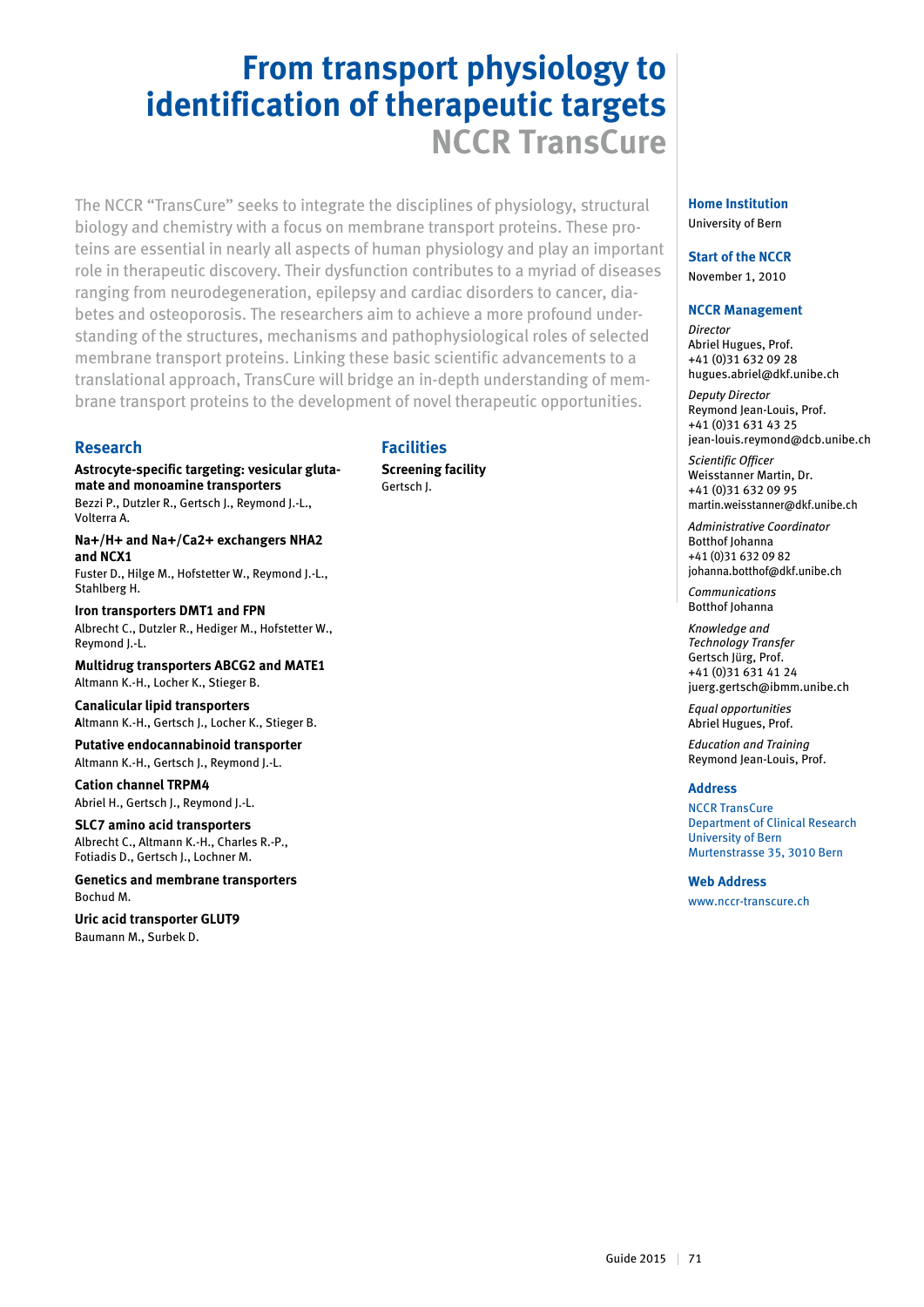# From transport physiology to identification of therapeutic targets

## NCCR TransCure

The NCCR "TransCure" seeks to integrate the disciplines of physiology, structural biology and chemistry with a focus on membrane transport proteins. These proteins are essential in nearly all aspects of human physiology and play an important role in therapeutic discovery. Their dysfunction contributes to a myriad of diseases ranging from neurodegeneration, epilepsy and cardiac disorders to cancer, diabetes and osteoporosis. The researchers aim to achieve a more profound understanding of the structures, mechanisms and pathophysiological roles of selected membrane transport proteins. Linking these basic scientific advancements to a translational approach, TransCure will bridge an in-depth understanding of membrane transport proteins to the development of novel therapeutic opportunities.

### Research

**Astrocyte-specific targeting: vesicular glutamate and monoamine transporters**
Bezzi P., Dutzler R., Gertsch J., Reymond J.-L., Volterra A.

**Na+/H+ and Na+/Ca2+ exchangers NHA2 and NCX1**
Fuster D., Hilge M., Hofstetter W., Reymond J.-L., Stahlberg H.

**Iron transporters DMT1 and FPN**
Albrecht C., Dutzler R., Hediger M., Hofstetter W., Reymond J.-L.

**Multidrug transporters ABCG2 and MATE1**
Altmann K.-H., Locher K., Stieger B.

**Canalicular lipid transporters**
Altmann K.-H., Gertsch J., Locher K., Stieger B.

**Putative endocannabinoid transporter**
Altmann K.-H., Gertsch J., Reymond J.-L.

**Cation channel TRPM4**
Abriel H., Gertsch J., Reymond J.-L.

**SLC7 amino acid transporters**
Albrecht C., Altmann K.-H., Charles R.-P., Fotiadis D., Gertsch J., Lochner M.

**Genetics and membrane transporters**
Bochud M.

**Uric acid transporter GLUT9**
Baumann M., Surbek D.

### Facilities

**Screening facility**
Gertsch J.

### Home Institution

University of Bern

### Start of the NCCR

November 1, 2010

### NCCR Management

*Director*
Abriel Hugues, Prof.
+41 (0)31 632 09 28
hugues.abriel@dkf.unibe.ch

*Deputy Director*
Reymond Jean-Louis, Prof.
+41 (0)31 631 43 25
jean-louis.reymond@dcb.unibe.ch

*Scientific Officer*
Weisstanner Martin, Dr.
+41 (0)31 632 09 95
martin.weisstanner@dkf.unibe.ch

*Administrative Coordinator*
Botthof Johanna
+41 (0)31 632 09 82
johanna.botthof@dkf.unibe.ch

*Communications*
Botthof Johanna

*Knowledge and Technology Transfer*
Gertsch Jürg, Prof.
+41 (0)31 631 41 24
juerg.gertsch@ibmm.unibe.ch

*Equal opportunities*
Abriel Hugues, Prof.

*Education and Training*
Reymond Jean-Louis, Prof.

### Address

NCCR TransCure
Department of Clinical Research
University of Bern
Murtenstrasse 35, 3010 Bern

### Web Address

www.nccr-transcure.ch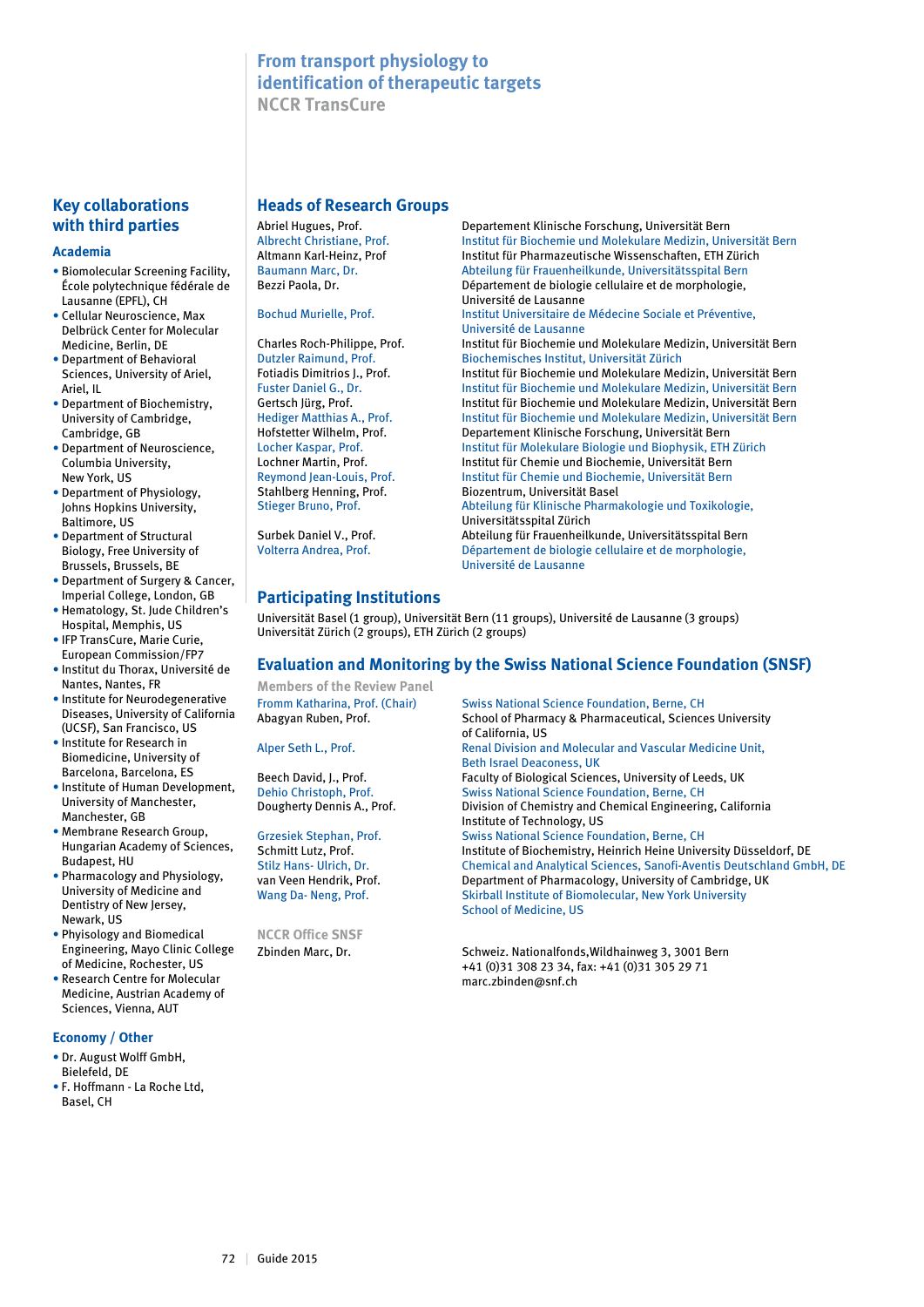# From transport physiology to identification of therapeutic targets

## NCCR TransCure

## Heads of Research Groups

| | |
|---|---|
| Abriel Hugues, Prof. | Departement Klinische Forschung, Universität Bern |
| Albrecht Christiane, Prof. | Institut für Biochemie und Molekulare Medizin, Universität Bern |
| Altmann Karl-Heinz, Prof | Institut für Pharmazeutische Wissenschaften, ETH Zürich |
| Baumann Marc, Dr. | Abteilung für Frauenheilkunde, Universitätsspital Bern |
| Bezzi Paola, Dr. | Département de biologie cellulaire et de morphologie, Université de Lausanne |
| Bochud Murielle, Prof. | Institut Universitaire de Médecine Sociale et Préventive, Université de Lausanne |
| Charles Roch-Philippe, Prof. | Institut für Biochemie und Molekulare Medizin, Universität Bern |
| Dutzler Raimund, Prof. | Biochemisches Institut, Universität Zürich |
| Fotiadis Dimitrios J., Prof. | Institut für Biochemie und Molekulare Medizin, Universität Bern |
| Fuster Daniel G., Dr. | Institut für Biochemie und Molekulare Medizin, Universität Bern |
| Gertsch Jürg, Prof. | Institut für Biochemie und Molekulare Medizin, Universität Bern |
| Hediger Matthias A., Prof. | Institut für Biochemie und Molekulare Medizin, Universität Bern |
| Hofstetter Wilhelm, Prof. | Departement Klinische Forschung, Universität Bern |
| Locher Kaspar, Prof. | Institut für Molekulare Biologie und Biophysik, ETH Zürich |
| Lochner Martin, Prof. | Institut für Chemie und Biochemie, Universität Bern |
| Reymond Jean-Louis, Prof. | Institut für Chemie und Biochemie, Universität Bern |
| Stahlberg Henning, Prof. | Biozentrum, Universität Basel |
| Stieger Bruno, Prof. | Abteilung für Klinische Pharmakologie und Toxikologie, Universitätsspital Zürich |
| Surbek Daniel V., Prof. | Abteilung für Frauenheilkunde, Universitätsspital Bern |
| Volterra Andrea, Prof. | Département de biologie cellulaire et de morphologie, Université de Lausanne |

## Participating Institutions

Universität Basel (1 group), Universität Bern (11 groups), Université de Lausanne (3 groups) Universität Zürich (2 groups), ETH Zürich (2 groups)

## Evaluation and Monitoring by the Swiss National Science Foundation (SNSF)

### Members of the Review Panel

| | |
|---|---|
| Fromm Katharina, Prof. (Chair) | Swiss National Science Foundation, Berne, CH |
| Abagyan Ruben, Prof. | School of Pharmacy & Pharmaceutical, Sciences University of California, US |
| Alper Seth L., Prof. | Renal Division and Molecular and Vascular Medicine Unit, Beth Israel Deaconess, UK |
| Beech David, J., Prof. | Faculty of Biological Sciences, University of Leeds, UK |
| Dehio Christoph, Prof. | Swiss National Science Foundation, Berne, CH |
| Dougherty Dennis A., Prof. | Division of Chemistry and Chemical Engineering, California Institute of Technology, US |
| Grzesiek Stephan, Prof. | Swiss National Science Foundation, Berne, CH |
| Schmitt Lutz, Prof. | Institute of Biochemistry, Heinrich Heine University Düsseldorf, DE |
| Stilz Hans- Ulrich, Dr. | Chemical and Analytical Sciences, Sanofi-Aventis Deutschland GmbH, DE |
| van Veen Hendrik, Prof. | Department of Pharmacology, University of Cambridge, UK |
| Wang Da- Neng, Prof. | Skirball Institute of Biomolecular, New York University School of Medicine, US |

### NCCR Office SNSF

Zbinden Marc, Dr.

Schweiz. Nationalfonds,Wildhainweg 3, 3001 Bern
+41 (0)31 308 23 34, fax: +41 (0)31 305 29 71
marc.zbinden@snf.ch

## Key collaborations with third parties

### Academia

- Biomolecular Screening Facility, École polytechnique fédérale de Lausanne (EPFL), CH
- Cellular Neuroscience, Max Delbrück Center for Molecular Medicine, Berlin, DE
- Department of Behavioral Sciences, University of Ariel, Ariel, IL
- Department of Biochemistry, University of Cambridge, Cambridge, GB
- Department of Neuroscience, Columbia University, New York, US
- Department of Physiology, Johns Hopkins University, Baltimore, US
- Department of Structural Biology, Free University of Brussels, Brussels, BE
- Department of Surgery & Cancer, Imperial College, London, GB
- Hematology, St. Jude Children's Hospital, Memphis, US
- IFP TransCure, Marie Curie, European Commission/FP7
- Institut du Thorax, Université de Nantes, Nantes, FR
- Institute for Neurodegenerative Diseases, University of California (UCSF), San Francisco, US
- Institute for Research in Biomedicine, University of Barcelona, Barcelona, ES
- Institute of Human Development, University of Manchester, Manchester, GB
- Membrane Research Group, Hungarian Academy of Sciences, Budapest, HU
- Pharmacology and Physiology, University of Medicine and Dentistry of New Jersey, Newark, US
- Physiology and Biomedical Engineering, Mayo Clinic College of Medicine, Rochester, US
- Research Centre for Molecular Medicine, Austrian Academy of Sciences, Vienna, AUT

### Economy / Other

- Dr. August Wolff GmbH, Bielefeld, DE
- F. Hoffmann - La Roche Ltd, Basel, CH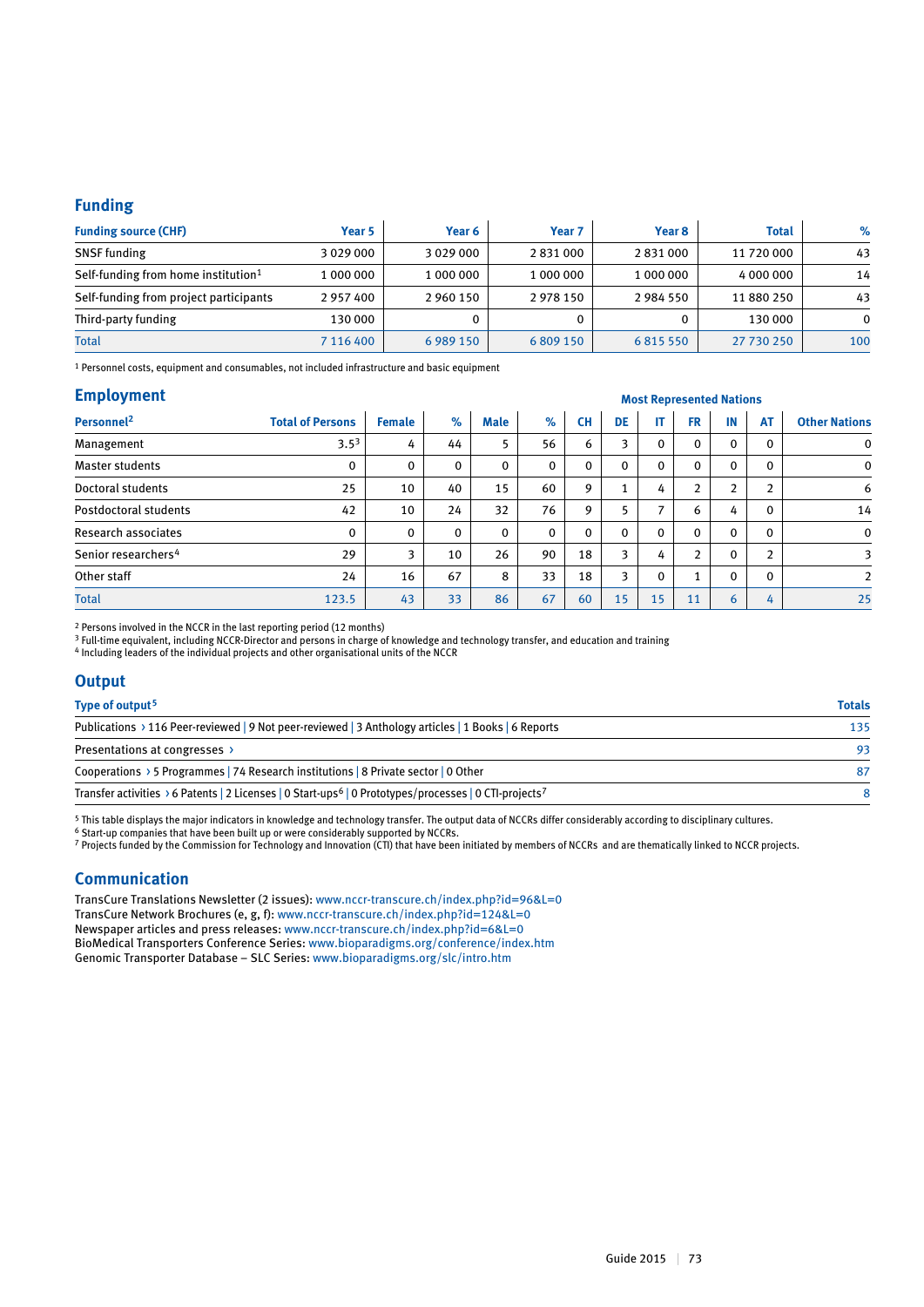## Funding

| Funding source (CHF) | Year 5 | Year 6 | Year 7 | Year 8 | Total | % |
|---|---|---|---|---|---|---|
| SNSF funding | 3 029 000 | 3 029 000 | 2 831 000 | 2 831 000 | 11 720 000 | 43 |
| Self-funding from home institution[1] | 1 000 000 | 1 000 000 | 1 000 000 | 1 000 000 | 4 000 000 | 14 |
| Self-funding from project participants | 2 957 400 | 2 960 150 | 2 978 150 | 2 984 550 | 11 880 250 | 43 |
| Third-party funding | 130 000 | 0 | 0 | 0 | 130 000 | 0 |
| Total | 7 116 400 | 6 989 150 | 6 809 150 | 6 815 550 | 27 730 250 | 100 |

[1] Personnel costs, equipment and consumables, not included infrastructure and basic equipment

## Employment

| Personnel[2] | Total of Persons | Female | % | Male | % | Most Represented Nations | | | | | | |
|---|---|---|---|---|---|---|---|---|---|---|---|---|
| | | | | | | CH | DE | IT | FR | IN | AT | Other Nations |
| Management | 3.5[3] | 4 | 44 | 5 | 56 | 6 | 3 | 0 | 0 | 0 | 0 | 0 |
| Master students | 0 | 0 | 0 | 0 | 0 | 0 | 0 | 0 | 0 | 0 | 0 | 0 |
| Doctoral students | 25 | 10 | 40 | 15 | 60 | 9 | 1 | 4 | 2 | 2 | 2 | 6 |
| Postdoctoral students | 42 | 10 | 24 | 32 | 76 | 9 | 5 | 7 | 6 | 4 | 0 | 14 |
| Research associates | 0 | 0 | 0 | 0 | 0 | 0 | 0 | 0 | 0 | 0 | 0 | 0 |
| Senior researchers[4] | 29 | 3 | 10 | 26 | 90 | 18 | 3 | 4 | 2 | 0 | 2 | 3 |
| Other staff | 24 | 16 | 67 | 8 | 33 | 18 | 3 | 0 | 1 | 0 | 0 | 2 |
| Total | 123.5 | 43 | 33 | 86 | 67 | 60 | 15 | 15 | 11 | 6 | 4 | 25 |

[2] Persons involved in the NCCR in the last reporting period (12 months)
[3] Full-time equivalent, including NCCR-Director and persons in charge of knowledge and technology transfer, and education and training
[4] Including leaders of the individual projects and other organisational units of the NCCR

## Output

| Type of output[5] | Totals |
|---|---|
| Publications › 116 Peer-reviewed \| 9 Not peer-reviewed \| 3 Anthology articles \| 1 Books \| 6 Reports | 135 |
| Presentations at congresses › | 93 |
| Cooperations › 5 Programmes \| 74 Research institutions \| 8 Private sector \| 0 Other | 87 |
| Transfer activities › 6 Patents \| 2 Licenses \| 0 Start-ups[6] \| 0 Prototypes/processes \| 0 CTI-projects[7] | 8 |

[5] This table displays the major indicators in knowledge and technology transfer. The output data of NCCRs differ considerably according to disciplinary cultures.
[6] Start-up companies that have been built up or were considerably supported by NCCRs.
[7] Projects funded by the Commission for Technology and Innovation (CTI) that have been initiated by members of NCCRs and are thematically linked to NCCR projects.

## Communication

TransCure Translations Newsletter (2 issues): www.nccr-transcure.ch/index.php?id=96&L=0
TransCure Network Brochures (e, g, f): www.nccr-transcure.ch/index.php?id=124&L=0
Newspaper articles and press releases: www.nccr-transcure.ch/index.php?id=6&L=0
BioMedical Transporters Conference Series: www.bioparadigms.org/conference/index.htm
Genomic Transporter Database – SLC Series: www.bioparadigms.org/slc/intro.htm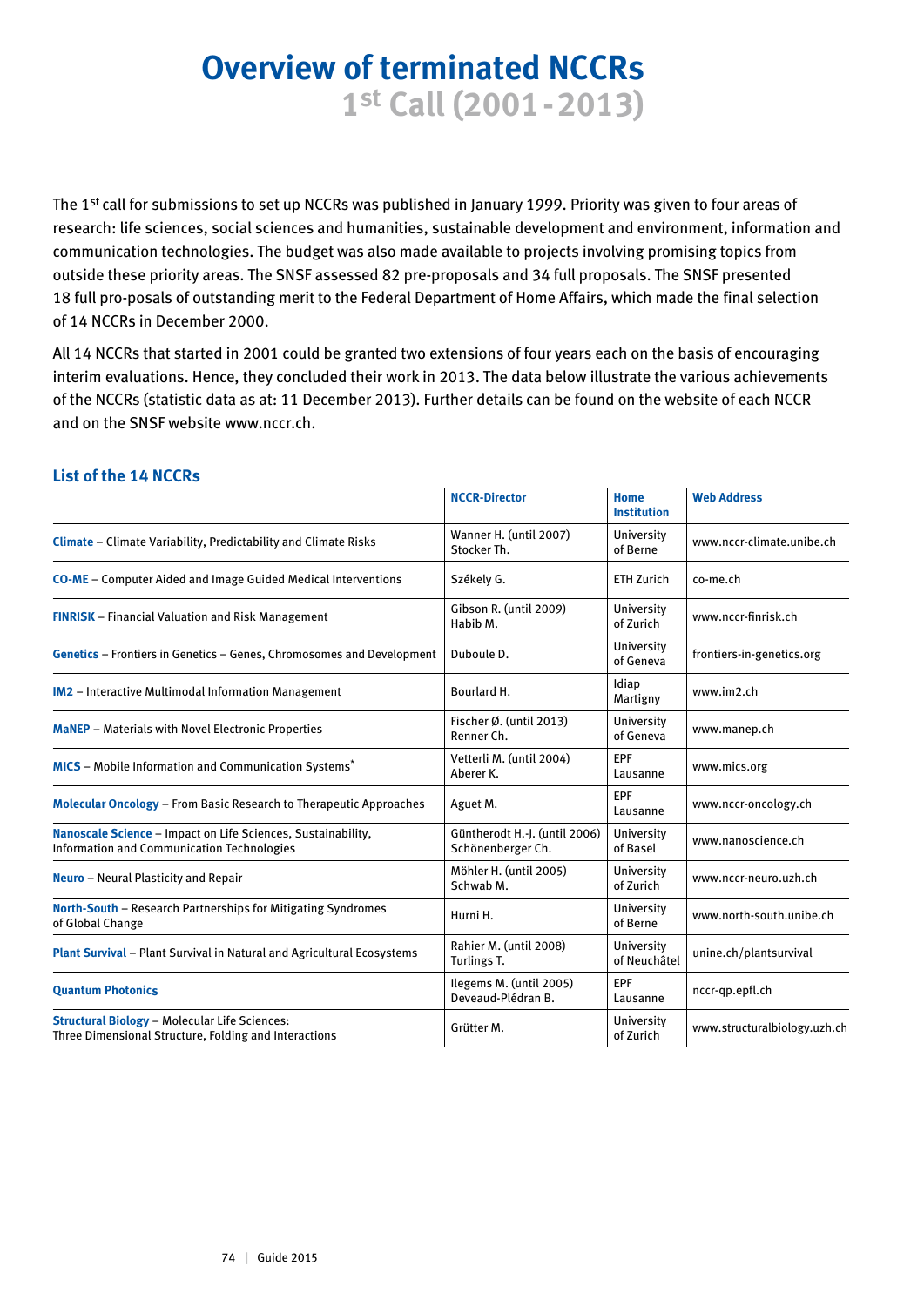# Overview of terminated NCCRs

## 1st Call (2001 - 2013)

The 1st call for submissions to set up NCCRs was published in January 1999. Priority was given to four areas of research: life sciences, social sciences and humanities, sustainable development and environment, information and communication technologies. The budget was also made available to projects involving promising topics from outside these priority areas. The SNSF assessed 82 pre-proposals and 34 full proposals. The SNSF presented 18 full pro-posals of outstanding merit to the Federal Department of Home Affairs, which made the final selection of 14 NCCRs in December 2000.

All 14 NCCRs that started in 2001 could be granted two extensions of four years each on the basis of encouraging interim evaluations. Hence, they concluded their work in 2013. The data below illustrate the various achievements of the NCCRs (statistic data as at: 11 December 2013). Further details can be found on the website of each NCCR and on the SNSF website www.nccr.ch.

### List of the 14 NCCRs

| | NCCR-Director | Home Institution | Web Address |
|---|---|---|---|
| **Climate** – Climate Variability, Predictability and Climate Risks | Wanner H. (until 2007) Stocker Th. | University of Berne | www.nccr-climate.unibe.ch |
| **CO-ME** – Computer Aided and Image Guided Medical Interventions | Székely G. | ETH Zurich | co-me.ch |
| **FINRISK** – Financial Valuation and Risk Management | Gibson R. (until 2009) Habib M. | University of Zurich | www.nccr-finrisk.ch |
| **Genetics** – Frontiers in Genetics – Genes, Chromosomes and Development | Duboule D. | University of Geneva | frontiers-in-genetics.org |
| **IM2** – Interactive Multimodal Information Management | Bourlard H. | Idiap Martigny | www.im2.ch |
| **MaNEP** – Materials with Novel Electronic Properties | Fischer Ø. (until 2013) Renner Ch. | University of Geneva | www.manep.ch |
| **MICS** – Mobile Information and Communication Systems* | Vetterli M. (until 2004) Aberer K. | EPF Lausanne | www.mics.org |
| **Molecular Oncology** – From Basic Research to Therapeutic Approaches | Aguet M. | EPF Lausanne | www.nccr-oncology.ch |
| **Nanoscale Science** – Impact on Life Sciences, Sustainability, Information and Communication Technologies | Güntherodt H.-J. (until 2006) Schönenberger Ch. | University of Basel | www.nanoscience.ch |
| **Neuro** – Neural Plasticity and Repair | Möhler H. (until 2005) Schwab M. | University of Zurich | www.nccr-neuro.uzh.ch |
| **North-South** – Research Partnerships for Mitigating Syndromes of Global Change | Hurni H. | University of Berne | www.north-south.unibe.ch |
| **Plant Survival** – Plant Survival in Natural and Agricultural Ecosystems | Rahier M. (until 2008) Turlings T. | University of Neuchâtel | unine.ch/plantsurvival |
| **Quantum Photonics** | Ilegems M. (until 2005) Deveaud-Plédran B. | EPF Lausanne | nccr-qp.epfl.ch |
| **Structural Biology** – Molecular Life Sciences: Three Dimensional Structure, Folding and Interactions | Grütter M. | University of Zurich | www.structuralbiology.uzh.ch |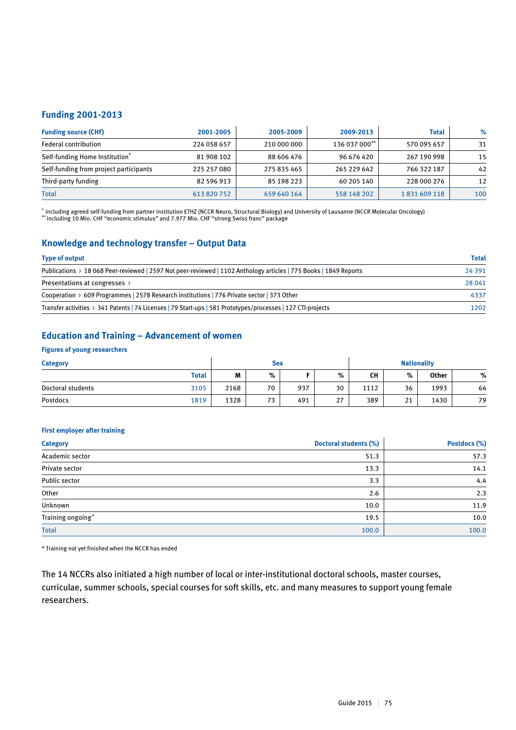## Funding 2001-2013

| Funding source (CHF) | 2001-2005 | 2005-2009 | 2009-2013 | Total | % |
|---|---|---|---|---|---|
| Federal contribution | 224 058 657 | 210 000 000 | 136 037 000** | 570 095 657 | 31 |
| Self-funding Home Institution* | 81 908 102 | 88 606 476 | 96 676 420 | 267 190 998 | 15 |
| Self-funding from project participants | 225 257 080 | 275 835 465 | 265 229 642 | 766 322 187 | 42 |
| Third-party funding | 82 596 913 | 85 198 223 | 60 205 140 | 228 000 276 | 12 |
| Total | 613 820 752 | 659 640 164 | 558 148 202 | 1 831 609 118 | 100 |

* including agreed self-funding from partner institution ETHZ (NCCR Neuro, Structural Biology) and University of Lausanne (NCCR Molecular Oncology)
** including 10 Mio. CHF "economic stimulus" and 7.977 Mio. CHF "strong Swiss franc" package

## Knowledge and technology transfer – Output Data

| Type of output | Total |
|---|---|
| Publications › 18 068 Peer-reviewed \| 2597 Not peer-reviewed \| 1102 Anthology articles \| 775 Books \| 1849 Reports | 24 391 |
| Presentations at congresses › | 28 041 |
| Cooperation › 609 Programmes \| 2578 Research institutions \| 776 Private sector \| 373 Other | 4337 |
| Transfer activities › 341 Patents \| 74 Licenses \| 79 Start-ups \| 581 Prototypes/processes \| 127 CTI-projects | 1202 |

## Education and Training – Advancement of women

### Figures of young researchers

| Category | | Sex | | | | Nationality | | | |
|---|---|---|---|---|---|---|---|---|---|
| | Total | M | % | F | % | CH | % | Other | % |
| Doctoral students | 3105 | 2168 | 70 | 937 | 30 | 1112 | 36 | 1993 | 64 |
| Postdocs | 1819 | 1328 | 73 | 491 | 27 | 389 | 21 | 1430 | 79 |

### First employer after training

| Category | Doctoral students (%) | Postdocs (%) |
|---|---|---|
| Academic sector | 51.3 | 57.3 |
| Private sector | 13.3 | 14.1 |
| Public sector | 3.3 | 4.4 |
| Other | 2.6 | 2.3 |
| Unknown | 10.0 | 11.9 |
| Training ongoing* | 19.5 | 10.0 |
| Total | 100.0 | 100.0 |

* Training not yet finished when the NCCR has ended

The 14 NCCRs also initiated a high number of local or inter-institutional doctoral schools, master courses, curriculae, summer schools, special courses for soft skills, etc. and many measures to support young female researchers.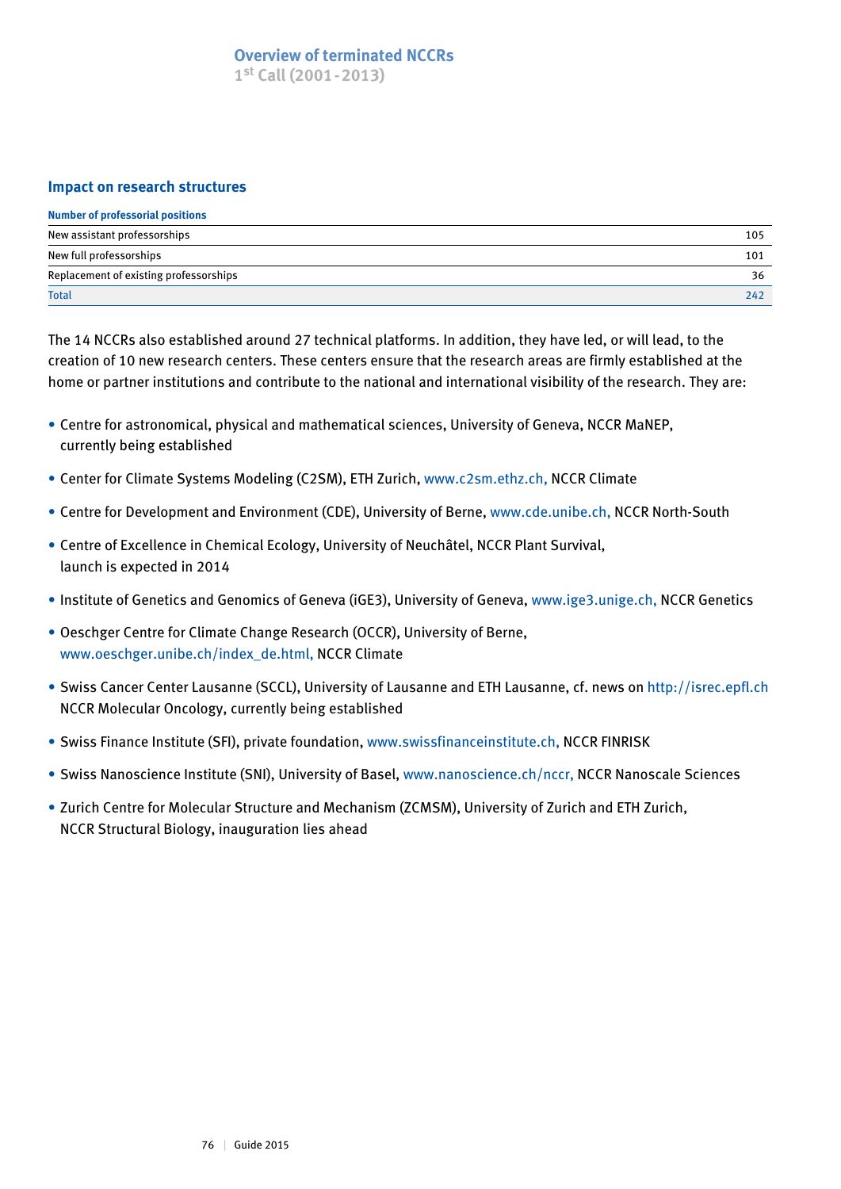Overview of terminated NCCRs
1st Call (2001-2013)

## Impact on research structures

| Number of professorial positions | |
|---|---|
| New assistant professorships | 105 |
| New full professorships | 101 |
| Replacement of existing professorships | 36 |
| Total | 242 |

The 14 NCCRs also established around 27 technical platforms. In addition, they have led, or will lead, to the creation of 10 new research centers. These centers ensure that the research areas are firmly established at the home or partner institutions and contribute to the national and international visibility of the research. They are:

- Centre for astronomical, physical and mathematical sciences, University of Geneva, NCCR MaNEP, currently being established
- Center for Climate Systems Modeling (C2SM), ETH Zurich, www.c2sm.ethz.ch, NCCR Climate
- Centre for Development and Environment (CDE), University of Berne, www.cde.unibe.ch, NCCR North-South
- Centre of Excellence in Chemical Ecology, University of Neuchâtel, NCCR Plant Survival, launch is expected in 2014
- Institute of Genetics and Genomics of Geneva (iGE3), University of Geneva, www.ige3.unige.ch, NCCR Genetics
- Oeschger Centre for Climate Change Research (OCCR), University of Berne, www.oeschger.unibe.ch/index_de.html, NCCR Climate
- Swiss Cancer Center Lausanne (SCCL), University of Lausanne and ETH Lausanne, cf. news on http://isrec.epfl.ch NCCR Molecular Oncology, currently being established
- Swiss Finance Institute (SFI), private foundation, www.swissfinanceinstitute.ch, NCCR FINRISK
- Swiss Nanoscience Institute (SNI), University of Basel, www.nanoscience.ch/nccr, NCCR Nanoscale Sciences
- Zurich Centre for Molecular Structure and Mechanism (ZCMSM), University of Zurich and ETH Zurich, NCCR Structural Biology, inauguration lies ahead